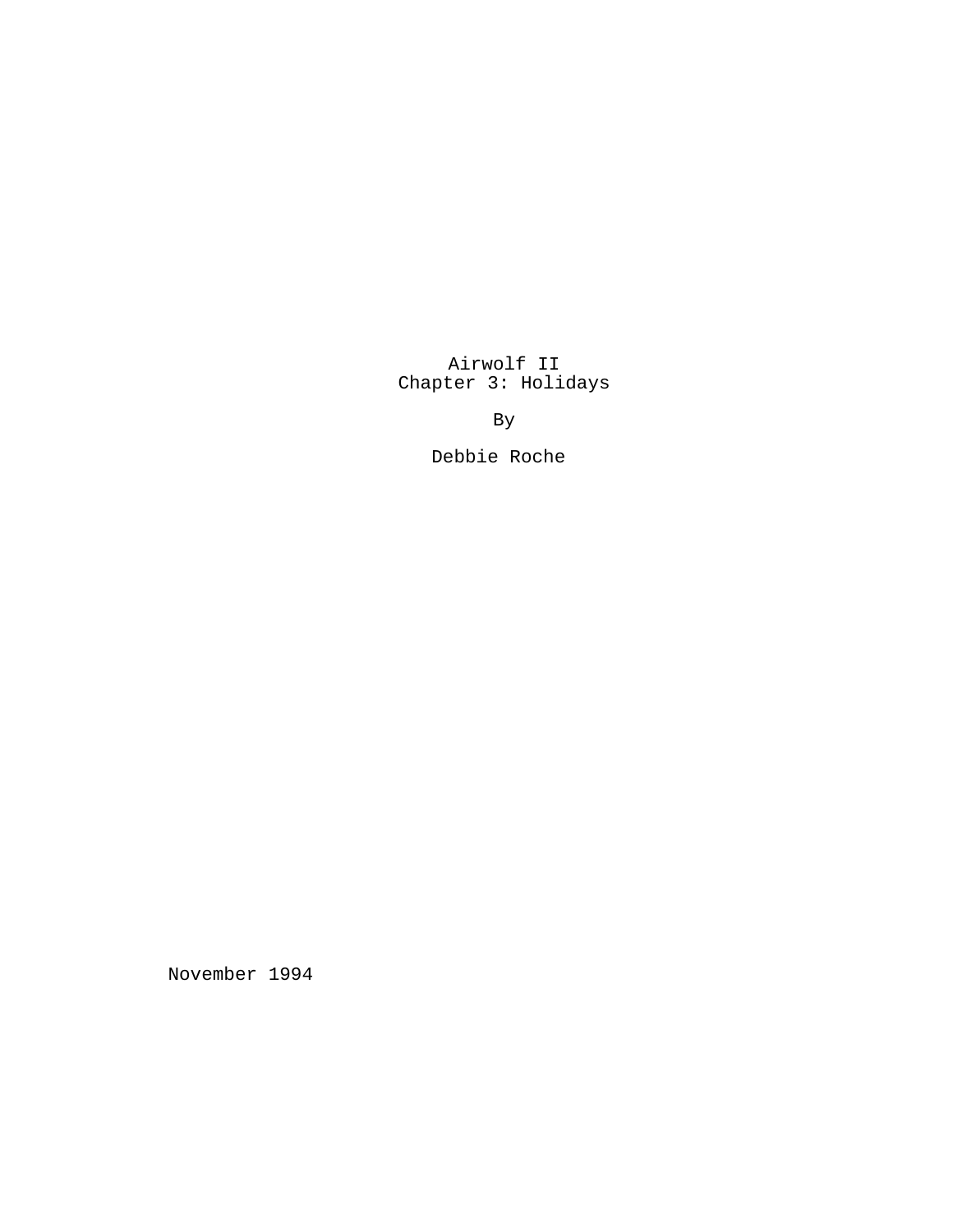# Airwolf II
## Chapter 3: Holidays

By

Debbie Roche

November 1994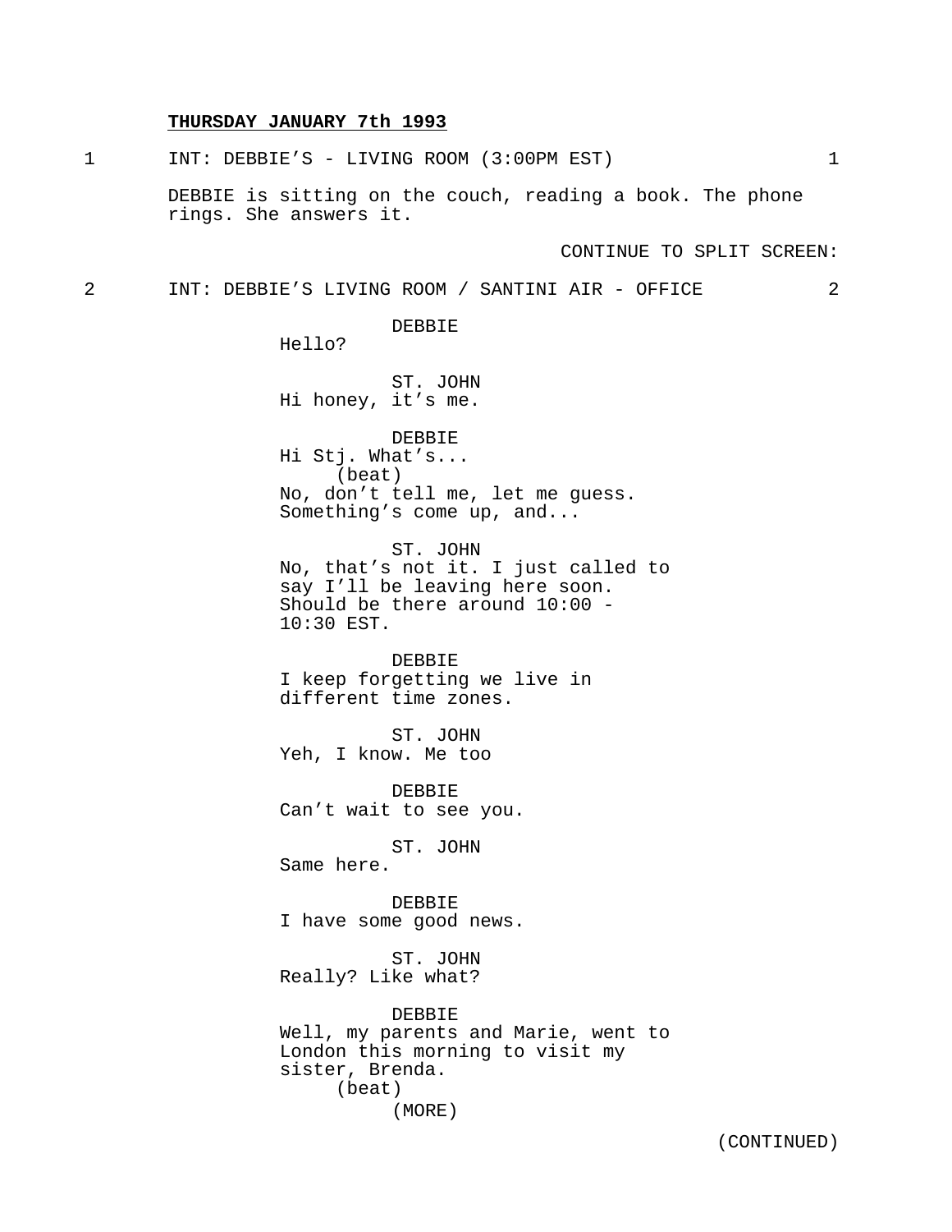**THUSDAY JANUARY 7th 1993**

1 INT: DEBBIE'S - LIVING ROOM (3:00PM EST) 1

DEBBIE is sitting on the couch, reading a book. The phone rings. She answers it.

CONTINUE TO SPLIT SCREEN:

2 INT: DEBBIE'S LIVING ROOM / SANTINI AIR - OFFICE 2

DEBBIE
Hello?

ST. JOHN
Hi honey, it's me.

DEBBIE
Hi Stj. What's...
(beat)
No, don't tell me, let me guess. Something's come up, and...

ST. JOHN
No, that's not it. I just called to say I'll be leaving here soon. Should be there around 10:00 - 10:30 EST.

DEBBIE
I keep forgetting we live in different time zones.

ST. JOHN
Yeh, I know. Me too

DEBBIE
Can't wait to see you.

ST. JOHN
Same here.

DEBBIE
I have some good news.

ST. JOHN
Really? Like what?

DEBBIE
Well, my parents and Marie, went to London this morning to visit my sister, Brenda.
(beat)
(MORE)

(CONTINUED)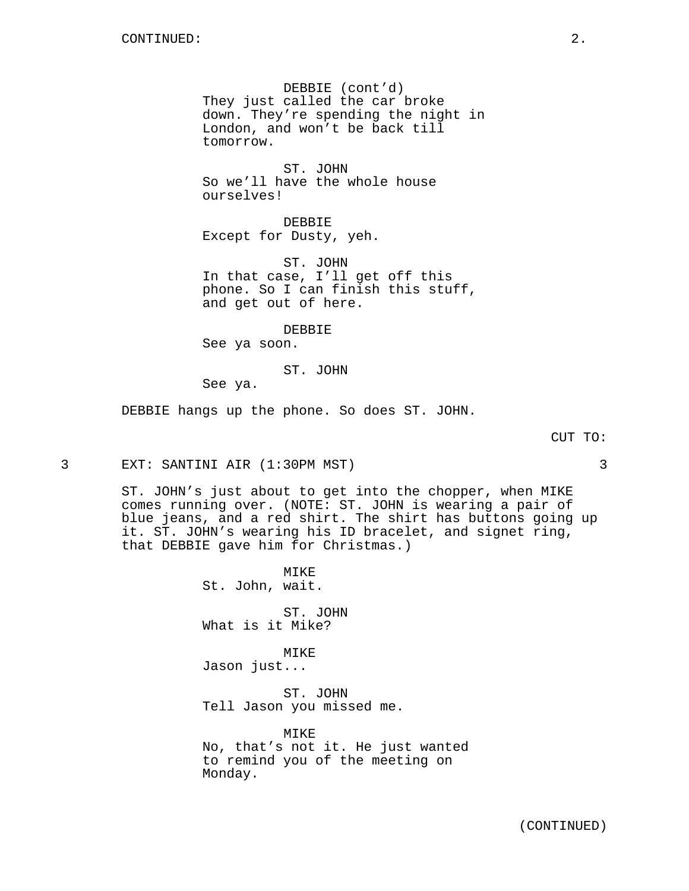CONTINUED:

DEBBIE (cont'd)
They just called the car broke down. They're spending the night in London, and won't be back till tomorrow.

ST. JOHN
So we'll have the whole house ourselves!

DEBBIE
Except for Dusty, yeh.

ST. JOHN
In that case, I'll get off this phone. So I can finish this stuff, and get out of here.

DEBBIE
See ya soon.

ST. JOHN
See ya.

DEBBIE hangs up the phone. So does ST. JOHN.

CUT TO:

3 EXT: SANTINI AIR (1:30PM MST) 3

ST. JOHN's just about to get into the chopper, when MIKE comes running over. (NOTE: ST. JOHN is wearing a pair of blue jeans, and a red shirt. The shirt has buttons going up it. ST. JOHN's wearing his ID bracelet, and signet ring, that DEBBIE gave him for Christmas.)

MIKE
St. John, wait.

ST. JOHN
What is it Mike?

MIKE
Jason just...

ST. JOHN
Tell Jason you missed me.

MIKE
No, that's not it. He just wanted to remind you of the meeting on Monday.

(CONTINUED)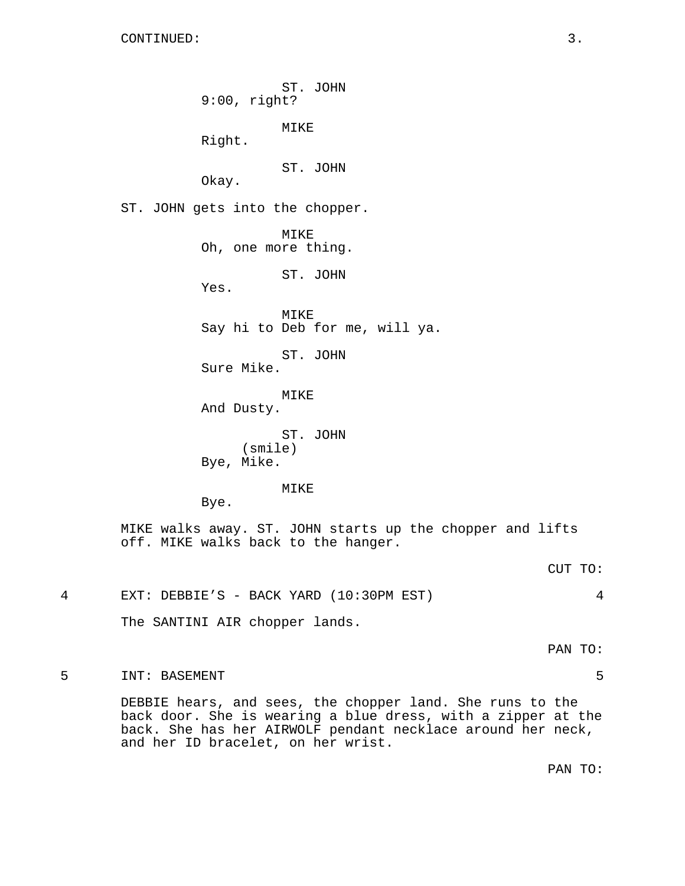ST. JOHN
9:00, right?

MIKE
Right.

ST. JOHN
Okay.

ST. JOHN gets into the chopper.

MIKE
Oh, one more thing.

ST. JOHN
Yes.

MIKE
Say hi to Deb for me, will ya.

ST. JOHN
Sure Mike.

MIKE
And Dusty.

ST. JOHN
(smile)
Bye, Mike.

MIKE
Bye.

MIKE walks away. ST. JOHN starts up the chopper and lifts off. MIKE walks back to the hanger.

CUT TO:

4 EXT: DEBBIE'S - BACK YARD (10:30PM EST) 4

The SANTINI AIR chopper lands.

PAN TO:

5 INT: BASEMENT 5

DEBBIE hears, and sees, the chopper land. She runs to the back door. She is wearing a blue dress, with a zipper at the back. She has her AIRWOLF pendant necklace around her neck, and her ID bracelet, on her wrist.

PAN TO: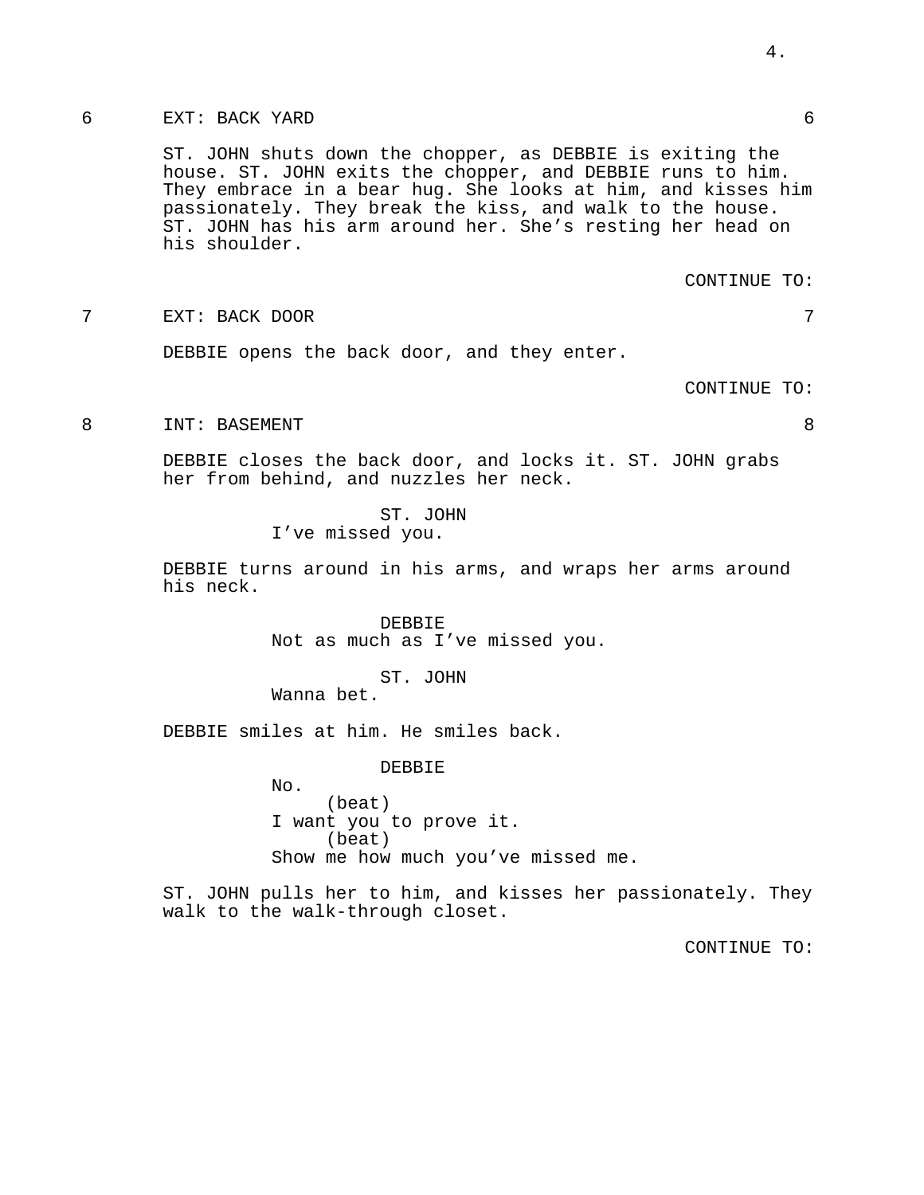6 EXT: BACK YARD 6

ST. JOHN shuts down the chopper, as DEBBIE is exiting the house. ST. JOHN exits the chopper, and DEBBIE runs to him. They embrace in a bear hug. She looks at him, and kisses him passionately. They break the kiss, and walk to the house. ST. JOHN has his arm around her. She's resting her head on his shoulder.

CONTINUE TO:

7 EXT: BACK DOOR 7

DEBBIE opens the back door, and they enter.

CONTINUE TO:

8 INT: BASEMENT 8

DEBBIE closes the back door, and locks it. ST. JOHN grabs her from behind, and nuzzles her neck.

ST. JOHN
I've missed you.

DEBBIE turns around in his arms, and wraps her arms around his neck.

DEBBIE
Not as much as I've missed you.

ST. JOHN
Wanna bet.

DEBBIE smiles at him. He smiles back.

DEBBIE
No.
(beat)
I want you to prove it.
(beat)
Show me how much you've missed me.

ST. JOHN pulls her to him, and kisses her passionately. They walk to the walk-through closet.

CONTINUE TO: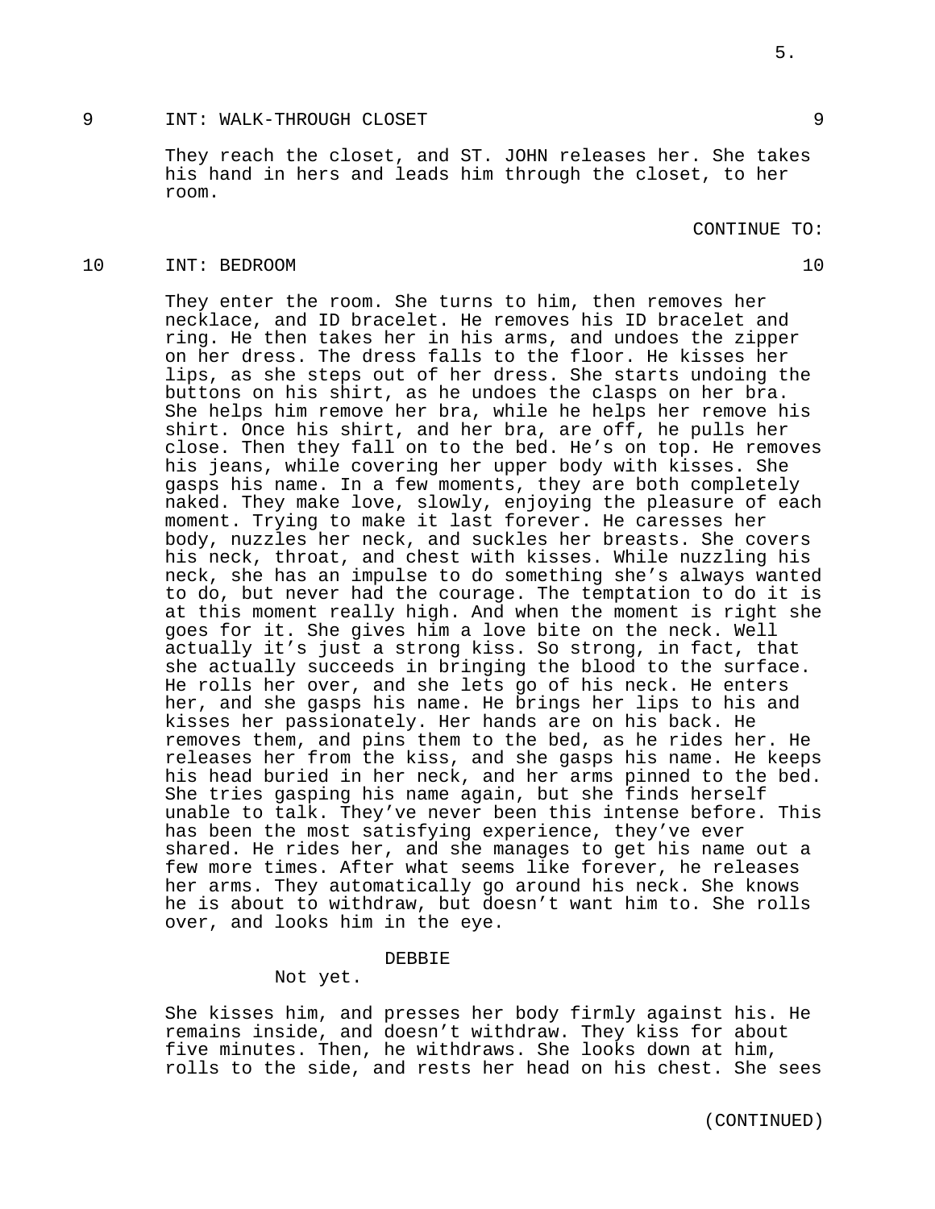9 INT: WALK-THROUGH CLOSET 9

They reach the closet, and ST. JOHN releases her. She takes his hand in hers and leads him through the closet, to her room.

CONTINUE TO:

10 INT: BEDROOM 10

They enter the room. She turns to him, then removes her necklace, and ID bracelet. He removes his ID bracelet and ring. He then takes her in his arms, and undoes the zipper on her dress. The dress falls to the floor. He kisses her lips, as she steps out of her dress. She starts undoing the buttons on his shirt, as he undoes the clasps on her bra. She helps him remove her bra, while he helps her remove his shirt. Once his shirt, and her bra, are off, he pulls her close. Then they fall on to the bed. He's on top. He removes his jeans, while covering her upper body with kisses. She gasps his name. In a few moments, they are both completely naked. They make love, slowly, enjoying the pleasure of each moment. Trying to make it last forever. He caresses her body, nuzzles her neck, and suckles her breasts. She covers his neck, throat, and chest with kisses. While nuzzling his neck, she has an impulse to do something she's always wanted to do, but never had the courage. The temptation to do it is at this moment really high. And when the moment is right she goes for it. She gives him a love bite on the neck. Well actually it's just a strong kiss. So strong, in fact, that she actually succeeds in bringing the blood to the surface. He rolls her over, and she lets go of his neck. He enters her, and she gasps his name. He brings her lips to his and kisses her passionately. Her hands are on his back. He removes them, and pins them to the bed, as he rides her. He releases her from the kiss, and she gasps his name. He keeps his head buried in her neck, and her arms pinned to the bed. She tries gasping his name again, but she finds herself unable to talk. They've never been this intense before. This has been the most satisfying experience, they've ever shared. He rides her, and she manages to get his name out a few more times. After what seems like forever, he releases her arms. They automatically go around his neck. She knows he is about to withdraw, but doesn't want him to. She rolls over, and looks him in the eye.

DEBBIE

Not yet.

She kisses him, and presses her body firmly against his. He remains inside, and doesn't withdraw. They kiss for about five minutes. Then, he withdraws. She looks down at him, rolls to the side, and rests her head on his chest. She sees

(CONTINUED)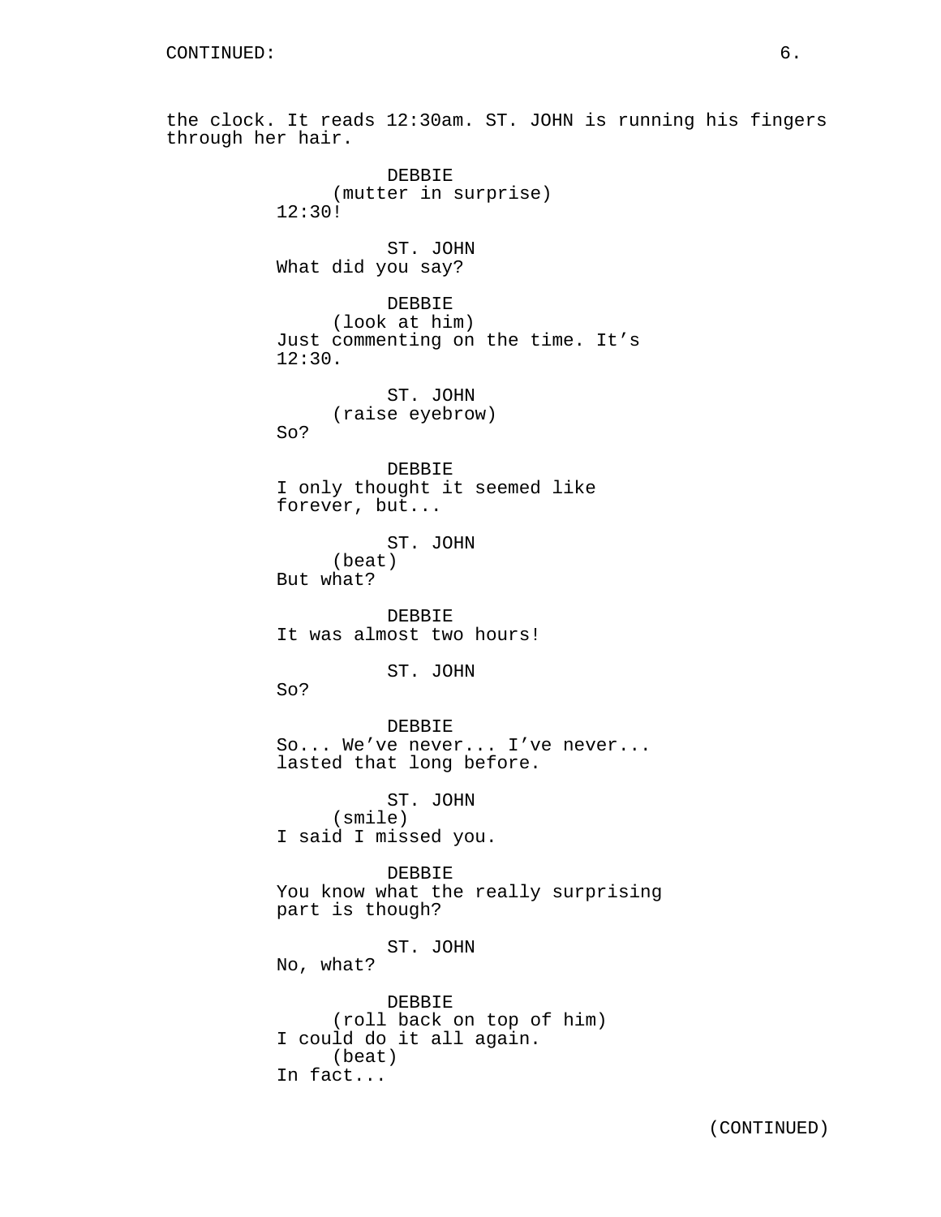the clock. It reads 12:30am. ST. JOHN is running his fingers through her hair.

DEBBIE
(mutter in surprise)
12:30!

ST. JOHN
What did you say?

DEBBIE
(look at him)
Just commenting on the time. It's 12:30.

ST. JOHN
(raise eyebrow)
So?

DEBBIE
I only thought it seemed like forever, but...

ST. JOHN
(beat)
But what?

DEBBIE
It was almost two hours!

ST. JOHN
So?

DEBBIE
So... We've never... I've never... lasted that long before.

ST. JOHN
(smile)
I said I missed you.

DEBBIE
You know what the really surprising part is though?

ST. JOHN
No, what?

DEBBIE
(roll back on top of him)
I could do it all again.
(beat)
In fact...

(CONTINUED)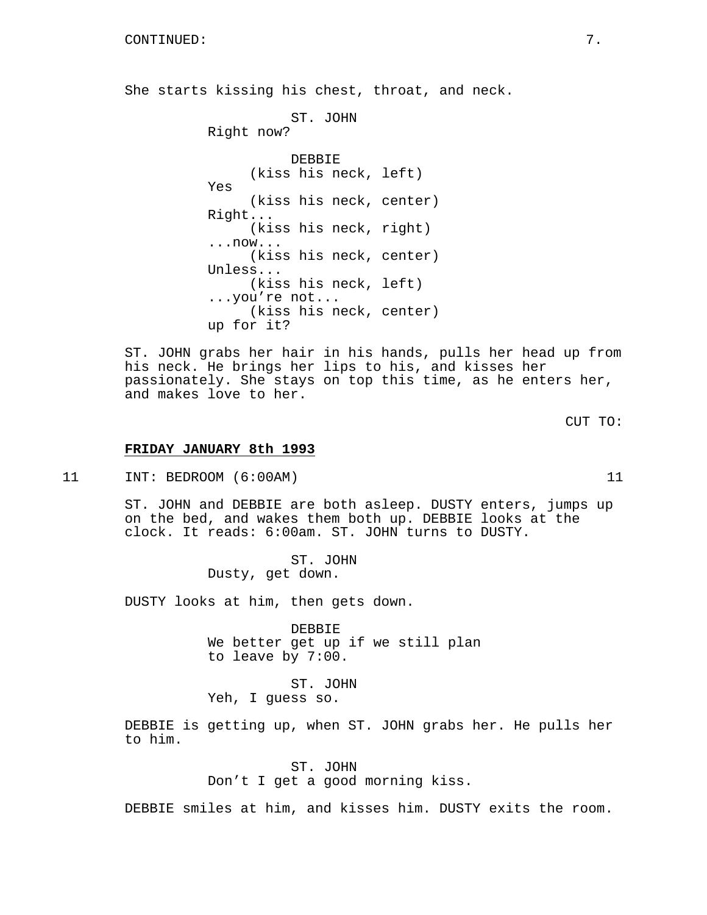CONTINUED:

She starts kissing his chest, throat, and neck.

ST. JOHN
Right now?

DEBBIE
(kiss his neck, left)
Yes
(kiss his neck, center)
Right...
(kiss his neck, right)
...now...
(kiss his neck, center)
Unless...
(kiss his neck, left)
...you're not...
(kiss his neck, center)
up for it?

ST. JOHN grabs her hair in his hands, pulls her head up from his neck. He brings her lips to his, and kisses her passionately. She stays on top this time, as he enters her, and makes love to her.

CUT TO:

**FRIDAY JANUARY 8th 1993**

11 INT: BEDROOM (6:00AM) 11

ST. JOHN and DEBBIE are both asleep. DUSTY enters, jumps up on the bed, and wakes them both up. DEBBIE looks at the clock. It reads: 6:00am. ST. JOHN turns to DUSTY.

ST. JOHN
Dusty, get down.

DUSTY looks at him, then gets down.

DEBBIE
We better get up if we still plan to leave by 7:00.

ST. JOHN
Yeh, I guess so.

DEBBIE is getting up, when ST. JOHN grabs her. He pulls her to him.

ST. JOHN
Don't I get a good morning kiss.

DEBBIE smiles at him, and kisses him. DUSTY exits the room.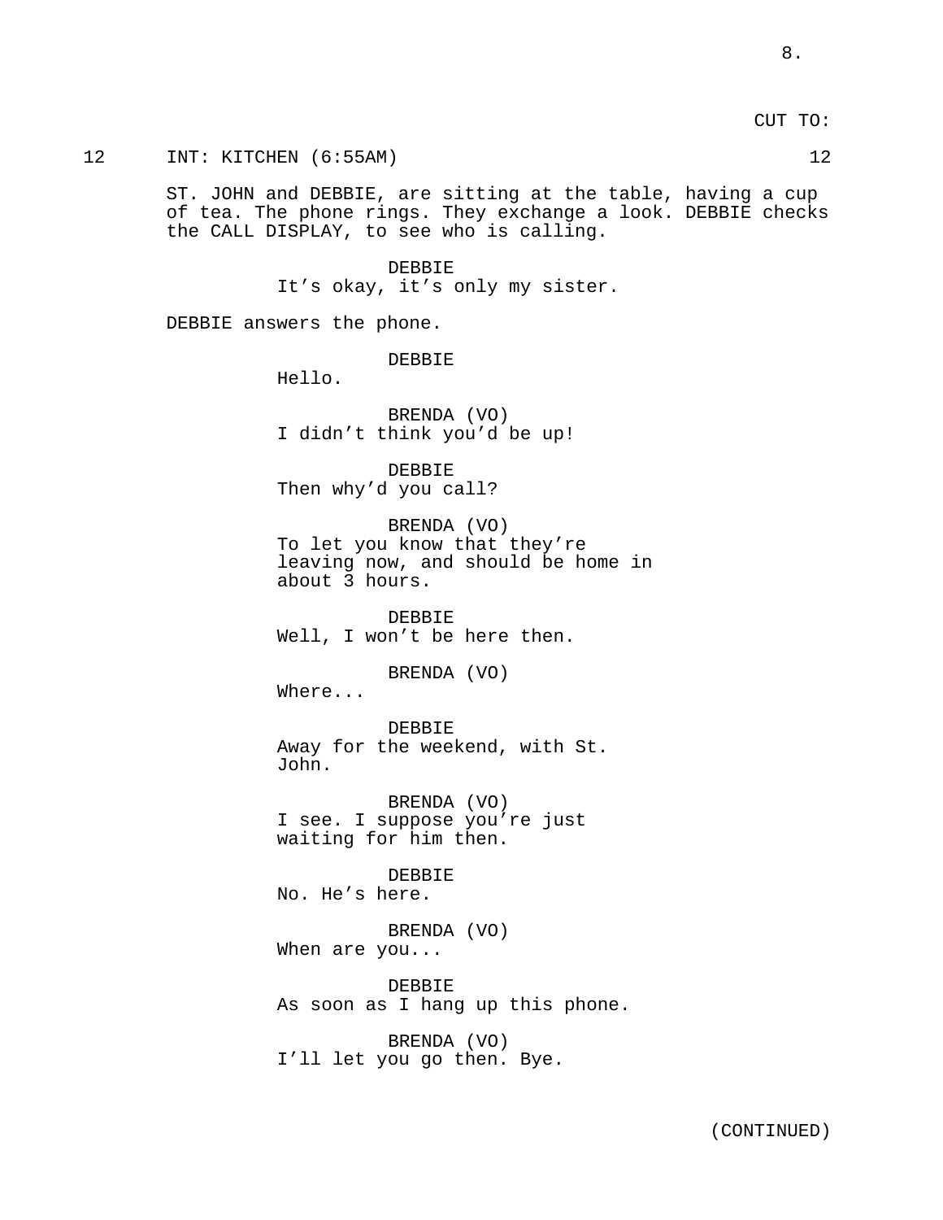CUT TO:

12 INT: KITCHEN (6:55AM) 12

ST. JOHN and DEBBIE, are sitting at the table, having a cup of tea. The phone rings. They exchange a look. DEBBIE checks the CALL DISPLAY, to see who is calling.

DEBBIE
It's okay, it's only my sister.

DEBBIE answers the phone.

DEBBIE
Hello.

BRENDA (VO)
I didn't think you'd be up!

DEBBIE
Then why'd you call?

BRENDA (VO)
To let you know that they're leaving now, and should be home in about 3 hours.

DEBBIE
Well, I won't be here then.

BRENDA (VO)
Where...

DEBBIE
Away for the weekend, with St. John.

BRENDA (VO)
I see. I suppose you're just waiting for him then.

DEBBIE
No. He's here.

BRENDA (VO)
When are you...

DEBBIE
As soon as I hang up this phone.

BRENDA (VO)
I'll let you go then. Bye.

(CONTINUED)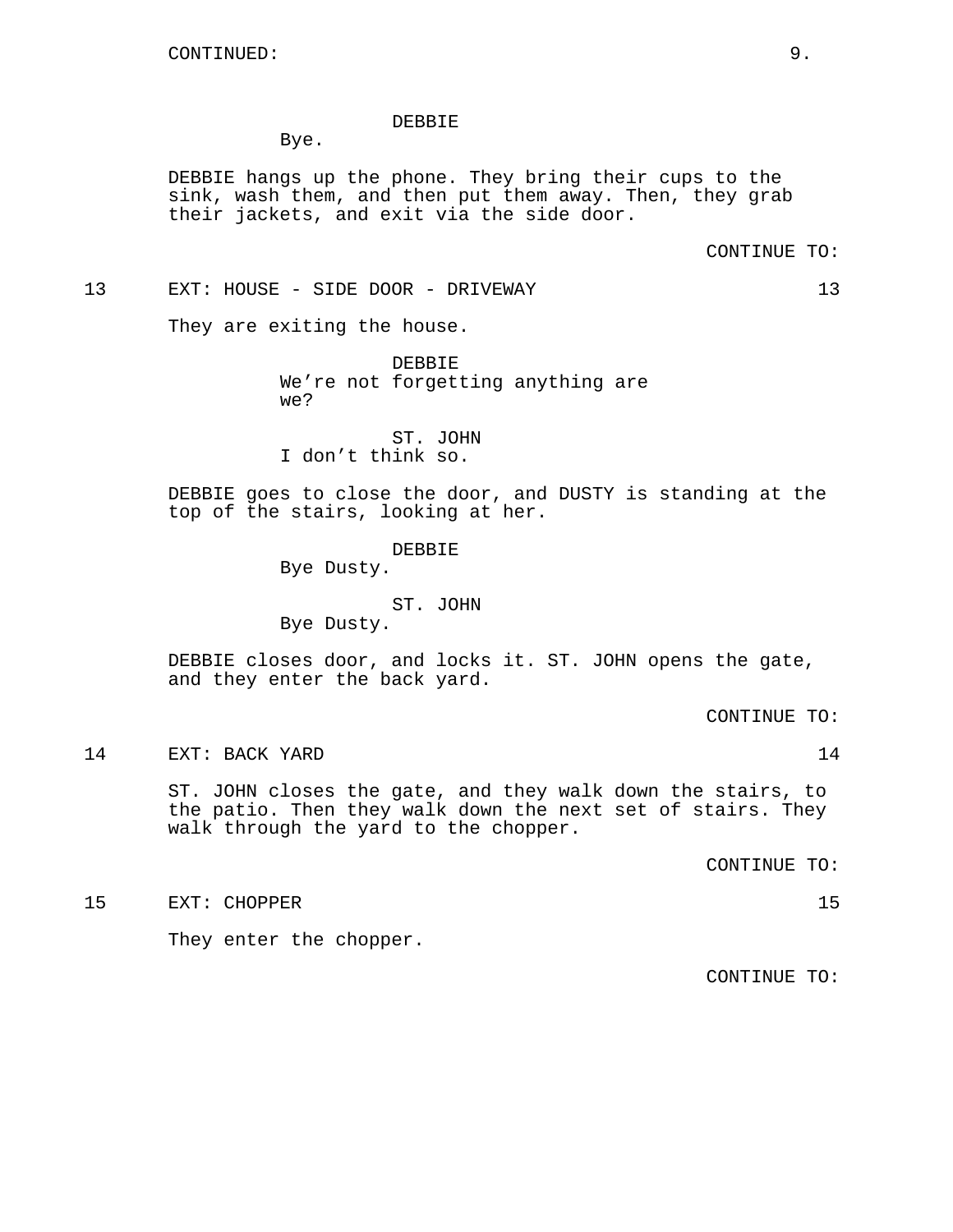CONTINUED:

DEBBIE
Bye.

DEBBIE hangs up the phone. They bring their cups to the sink, wash them, and then put them away. Then, they grab their jackets, and exit via the side door.

CONTINUE TO:

13 EXT: HOUSE - SIDE DOOR - DRIVEWAY 13

They are exiting the house.

DEBBIE
We’re not forgetting anything are we?

ST. JOHN
I don’t think so.

DEBBIE goes to close the door, and DUSTY is standing at the top of the stairs, looking at her.

DEBBIE
Bye Dusty.

ST. JOHN
Bye Dusty.

DEBBIE closes door, and locks it. ST. JOHN opens the gate, and they enter the back yard.

CONTINUE TO:

14 EXT: BACK YARD 14

ST. JOHN closes the gate, and they walk down the stairs, to the patio. Then they walk down the next set of stairs. They walk through the yard to the chopper.

CONTINUE TO:

15 EXT: CHOPPER 15

They enter the chopper.

CONTINUE TO: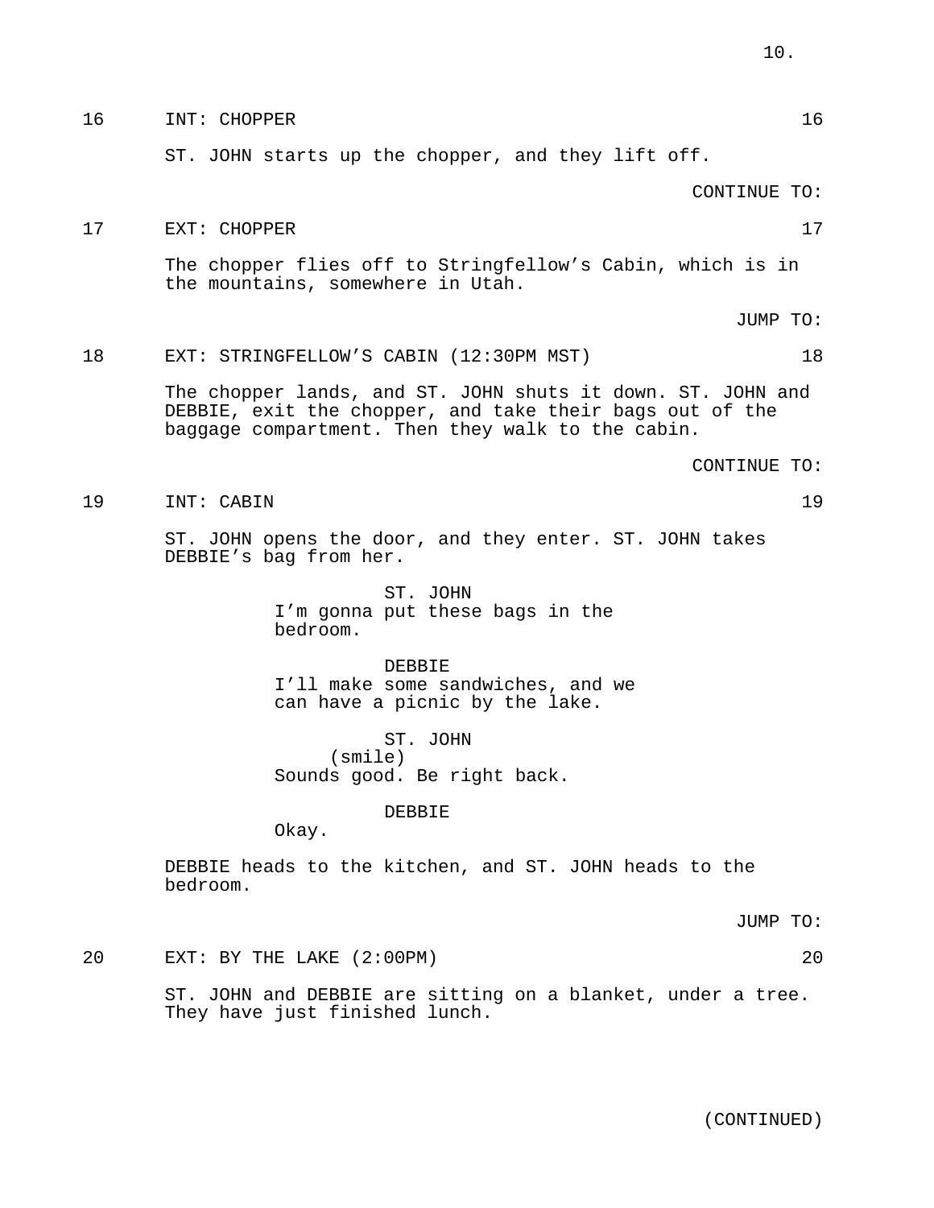16 INT: CHOPPER 16

ST. JOHN starts up the chopper, and they lift off.

CONTINUE TO:

17 EXT: CHOPPER 17

The chopper flies off to Stringfellow's Cabin, which is in the mountains, somewhere in Utah.

JUMP TO:

18 EXT: STRINGFELLOW'S CABIN (12:30PM MST) 18

The chopper lands, and ST. JOHN shuts it down. ST. JOHN and DEBBIE, exit the chopper, and take their bags out of the baggage compartment. Then they walk to the cabin.

CONTINUE TO:

19 INT: CABIN 19

ST. JOHN opens the door, and they enter. ST. JOHN takes DEBBIE's bag from her.

ST. JOHN
I'm gonna put these bags in the bedroom.

DEBBIE
I'll make some sandwiches, and we can have a picnic by the lake.

ST. JOHN
(smile)
Sounds good. Be right back.

DEBBIE
Okay.

DEBBIE heads to the kitchen, and ST. JOHN heads to the bedroom.

JUMP TO:

20 EXT: BY THE LAKE (2:00PM) 20

ST. JOHN and DEBBIE are sitting on a blanket, under a tree. They have just finished lunch.

(CONTINUED)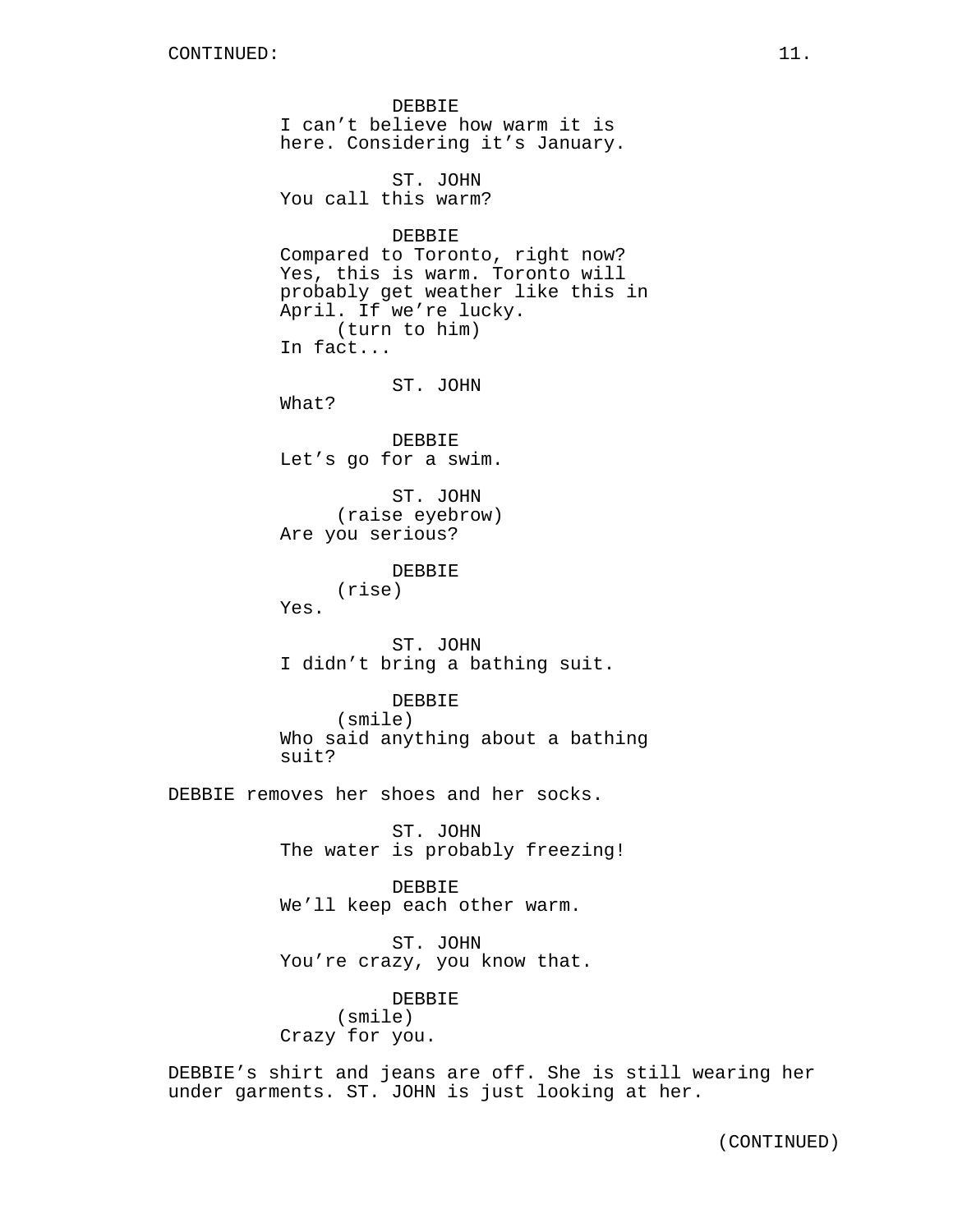DEBBIE
I can't believe how warm it is here. Considering it's January.

ST. JOHN
You call this warm?

DEBBIE
Compared to Toronto, right now? Yes, this is warm. Toronto will probably get weather like this in April. If we're lucky.
(turn to him)
In fact...

ST. JOHN
What?

DEBBIE
Let's go for a swim.

ST. JOHN
(raise eyebrow)
Are you serious?

DEBBIE
(rise)
Yes.

ST. JOHN
I didn't bring a bathing suit.

DEBBIE
(smile)
Who said anything about a bathing suit?

DEBBIE removes her shoes and her socks.

ST. JOHN
The water is probably freezing!

DEBBIE
We'll keep each other warm.

ST. JOHN
You're crazy, you know that.

DEBBIE
(smile)
Crazy for you.

DEBBIE's shirt and jeans are off. She is still wearing her under garments. ST. JOHN is just looking at her.

(CONTINUED)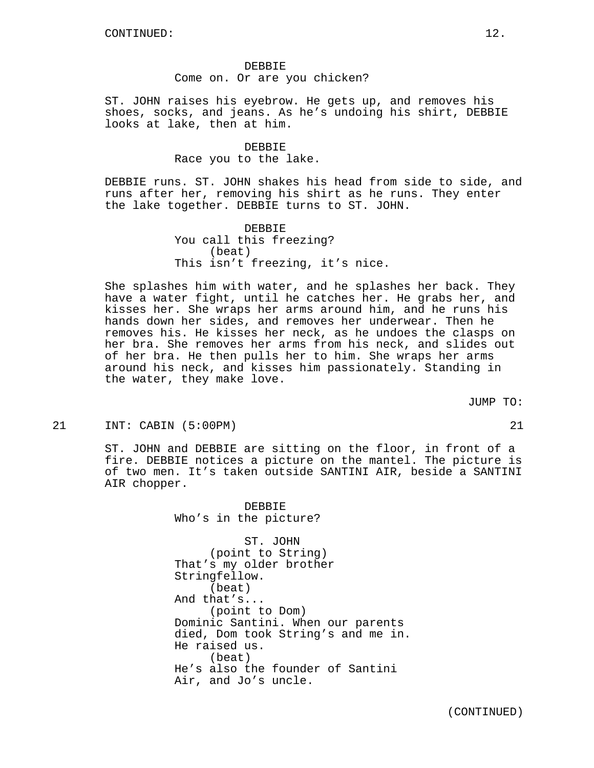DEBBIE
Come on. Or are you chicken?

ST. JOHN raises his eyebrow. He gets up, and removes his shoes, socks, and jeans. As he's undoing his shirt, DEBBIE looks at lake, then at him.

DEBBIE
Race you to the lake.

DEBBIE runs. ST. JOHN shakes his head from side to side, and runs after her, removing his shirt as he runs. They enter the lake together. DEBBIE turns to ST. JOHN.

DEBBIE
You call this freezing?
(beat)
This isn't freezing, it's nice.

She splashes him with water, and he splashes her back. They have a water fight, until he catches her. He grabs her, and kisses her. She wraps her arms around him, and he runs his hands down her sides, and removes her underwear. Then he removes his. He kisses her neck, as he undoes the clasps on her bra. She removes her arms from his neck, and slides out of her bra. He then pulls her to him. She wraps her arms around his neck, and kisses him passionately. Standing in the water, they make love.

JUMP TO:

21 INT: CABIN (5:00PM) 21

ST. JOHN and DEBBIE are sitting on the floor, in front of a fire. DEBBIE notices a picture on the mantel. The picture is of two men. It's taken outside SANTINI AIR, beside a SANTINI AIR chopper.

DEBBIE
Who's in the picture?

ST. JOHN
(point to String)
That's my older brother Stringfellow.
(beat)
And that's...
(point to Dom)
Dominic Santini. When our parents died, Dom took String's and me in. He raised us.
(beat)
He's also the founder of Santini Air, and Jo's uncle.

(CONTINUED)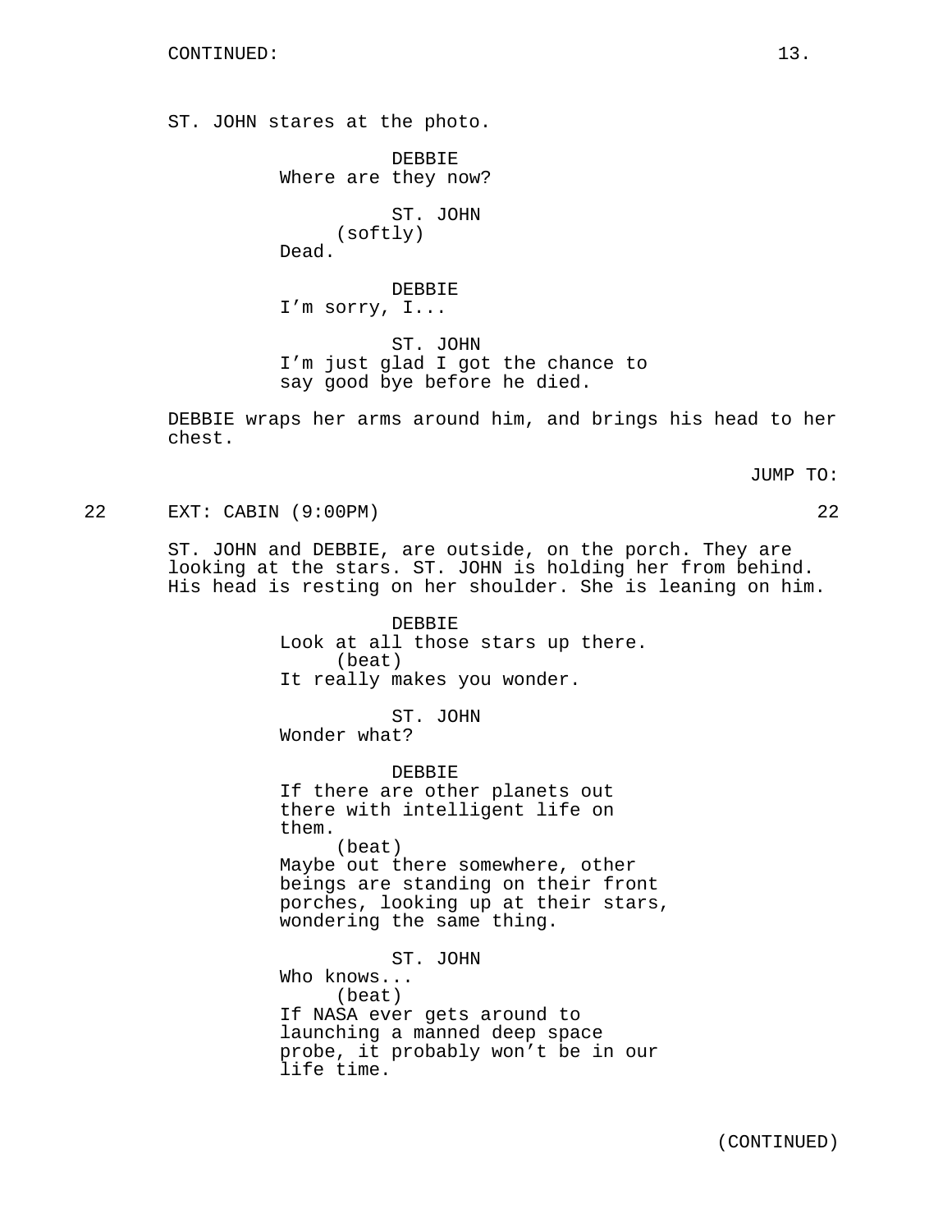CONTINUED:

ST. JOHN stares at the photo.

DEBBIE
Where are they now?

ST. JOHN
(softly)
Dead.

DEBBIE
I'm sorry, I...

ST. JOHN
I'm just glad I got the chance to say good bye before he died.

DEBBIE wraps her arms around him, and brings his head to her chest.

JUMP TO:

22 EXT: CABIN (9:00PM) 22

ST. JOHN and DEBBIE, are outside, on the porch. They are looking at the stars. ST. JOHN is holding her from behind. His head is resting on her shoulder. She is leaning on him.

DEBBIE
Look at all those stars up there.
(beat)
It really makes you wonder.

ST. JOHN
Wonder what?

DEBBIE
If there are other planets out there with intelligent life on them.
(beat)
Maybe out there somewhere, other beings are standing on their front porches, looking up at their stars, wondering the same thing.

ST. JOHN
Who knows...
(beat)
If NASA ever gets around to launching a manned deep space probe, it probably won't be in our life time.

(CONTINUED)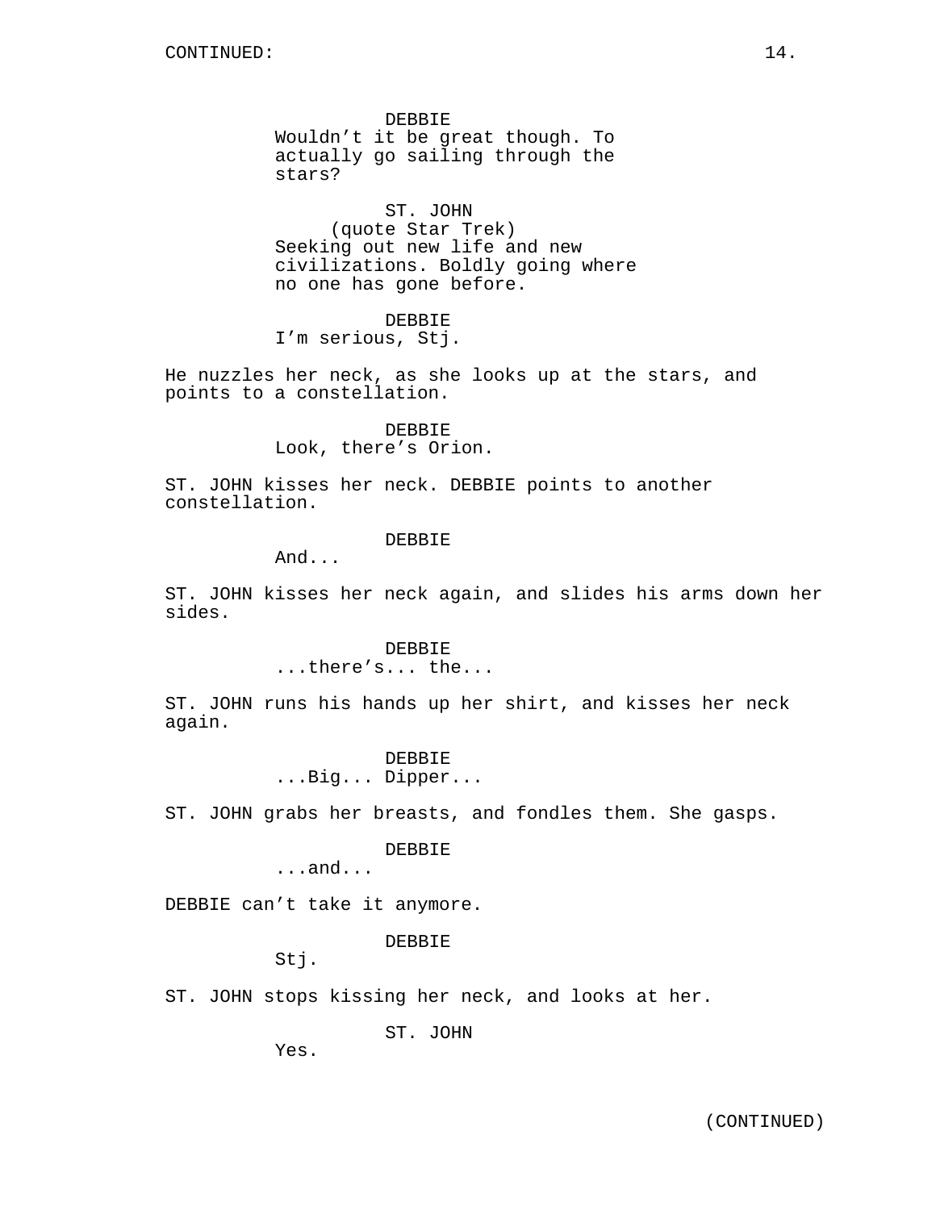DEBBIE
Wouldn't it be great though. To actually go sailing through the stars?

ST. JOHN
(quote Star Trek)
Seeking out new life and new civilizations. Boldly going where no one has gone before.

DEBBIE
I'm serious, Stj.

He nuzzles her neck, as she looks up at the stars, and points to a constellation.

DEBBIE
Look, there's Orion.

ST. JOHN kisses her neck. DEBBIE points to another constellation.

DEBBIE
And...

ST. JOHN kisses her neck again, and slides his arms down her sides.

DEBBIE
...there's... the...

ST. JOHN runs his hands up her shirt, and kisses her neck again.

DEBBIE
...Big... Dipper...

ST. JOHN grabs her breasts, and fondles them. She gasps.

DEBBIE
...and...

DEBBIE can't take it anymore.

DEBBIE
Stj.

ST. JOHN stops kissing her neck, and looks at her.

ST. JOHN
Yes.

(CONTINUED)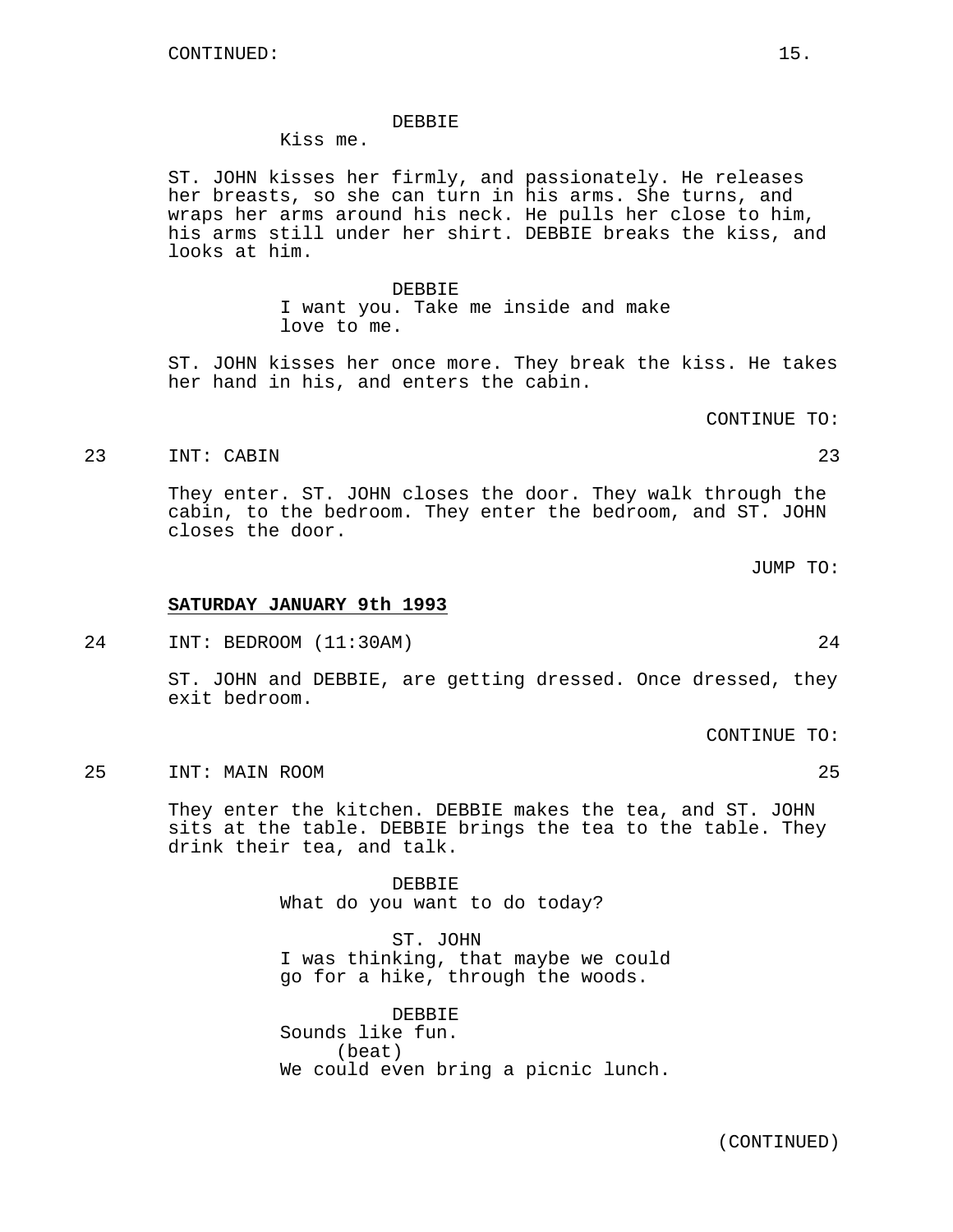CONTINUED:

DEBBIE
Kiss me.

ST. JOHN kisses her firmly, and passionately. He releases her breasts, so she can turn in his arms. She turns, and wraps her arms around his neck. He pulls her close to him, his arms still under her shirt. DEBBIE breaks the kiss, and looks at him.

DEBBIE
I want you. Take me inside and make love to me.

ST. JOHN kisses her once more. They break the kiss. He takes her hand in his, and enters the cabin.

CONTINUE TO:

23 INT: CABIN 23

They enter. ST. JOHN closes the door. They walk through the cabin, to the bedroom. They enter the bedroom, and ST. JOHN closes the door.

JUMP TO:

**SATURDAY JANUARY 9th 1993**

24 INT: BEDROOM (11:30AM) 24

ST. JOHN and DEBBIE, are getting dressed. Once dressed, they exit bedroom.

CONTINUE TO:

25 INT: MAIN ROOM 25

They enter the kitchen. DEBBIE makes the tea, and ST. JOHN sits at the table. DEBBIE brings the tea to the table. They drink their tea, and talk.

DEBBIE
What do you want to do today?

ST. JOHN
I was thinking, that maybe we could go for a hike, through the woods.

DEBBIE
Sounds like fun.
(beat)
We could even bring a picnic lunch.

(CONTINUED)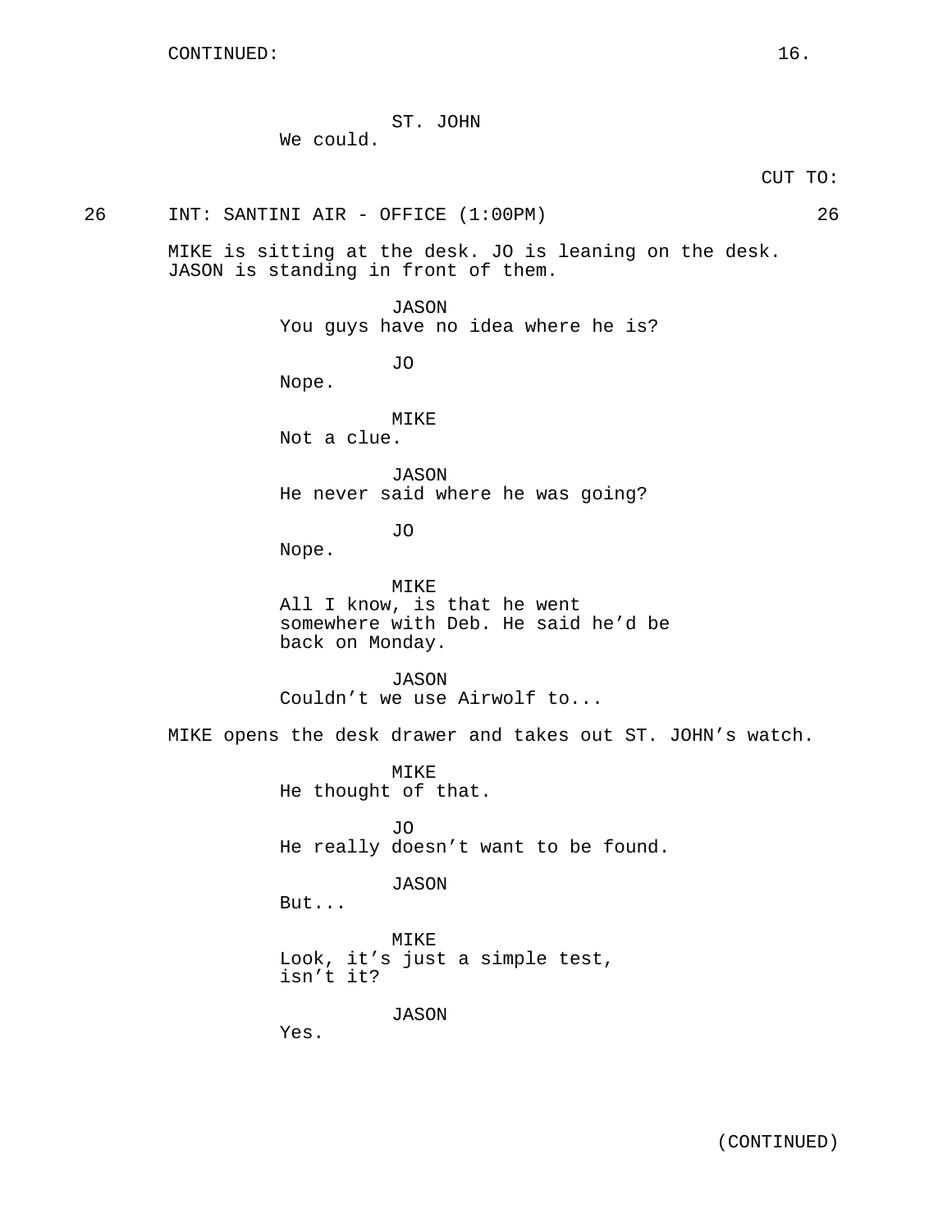CONTINUED:

ST. JOHN
We could.

CUT TO:

26 INT: SANTINI AIR - OFFICE (1:00PM) 26

MIKE is sitting at the desk. JO is leaning on the desk. JASON is standing in front of them.

JASON
You guys have no idea where he is?

JO
Nope.

MIKE
Not a clue.

JASON
He never said where he was going?

JO
Nope.

MIKE
All I know, is that he went somewhere with Deb. He said he'd be back on Monday.

JASON
Couldn't we use Airwolf to...

MIKE opens the desk drawer and takes out ST. JOHN's watch.

MIKE
He thought of that.

JO
He really doesn't want to be found.

JASON
But...

MIKE
Look, it's just a simple test, isn't it?

JASON
Yes.

(CONTINUED)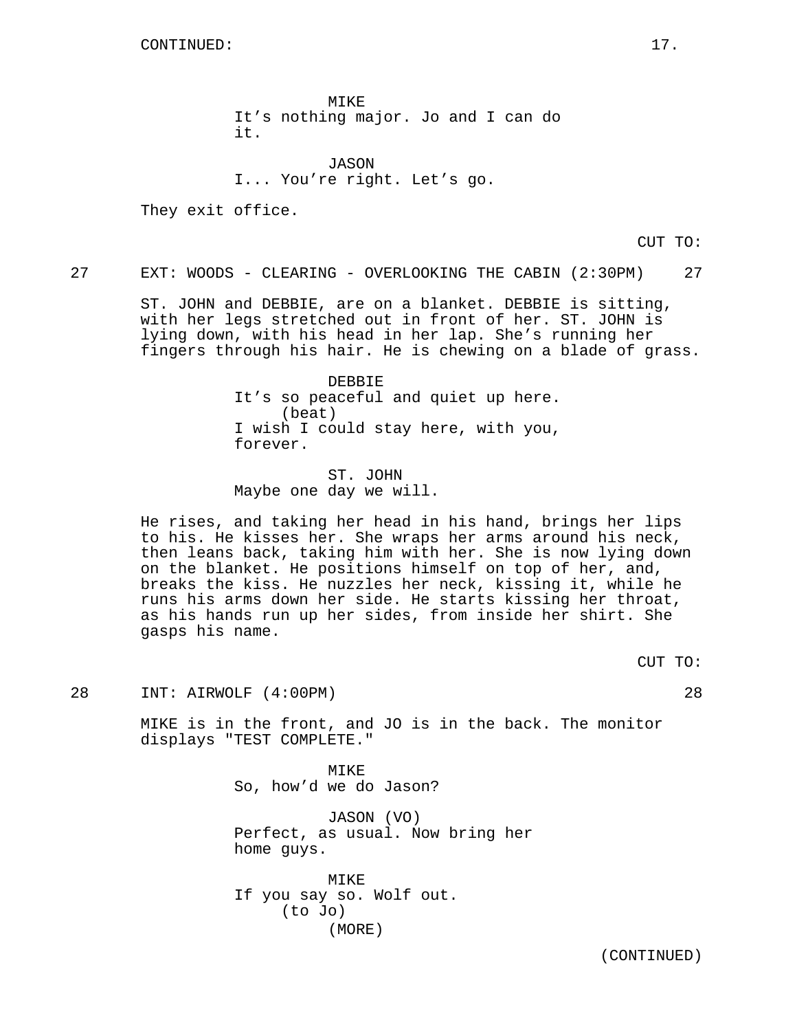CONTINUED:

MIKE
It's nothing major. Jo and I can do it.

JASON
I... You're right. Let's go.

They exit office.

CUT TO:

27 EXT: WOODS - CLEARING - OVERLOOKING THE CABIN (2:30PM) 27

ST. JOHN and DEBBIE, are on a blanket. DEBBIE is sitting, with her legs stretched out in front of her. ST. JOHN is lying down, with his head in her lap. She's running her fingers through his hair. He is chewing on a blade of grass.

DEBBIE
It's so peaceful and quiet up here.
(beat)
I wish I could stay here, with you, forever.

ST. JOHN
Maybe one day we will.

He rises, and taking her head in his hand, brings her lips to his. He kisses her. She wraps her arms around his neck, then leans back, taking him with her. She is now lying down on the blanket. He positions himself on top of her, and, breaks the kiss. He nuzzles her neck, kissing it, while he runs his arms down her side. He starts kissing her throat, as his hands run up her sides, from inside her shirt. She gasps his name.

CUT TO:

28 INT: AIRWOLF (4:00PM) 28

MIKE is in the front, and JO is in the back. The monitor displays "TEST COMPLETE."

MIKE
So, how'd we do Jason?

JASON (VO)
Perfect, as usual. Now bring her home guys.

MIKE
If you say so. Wolf out.
(to Jo)
(MORE)

(CONTINUED)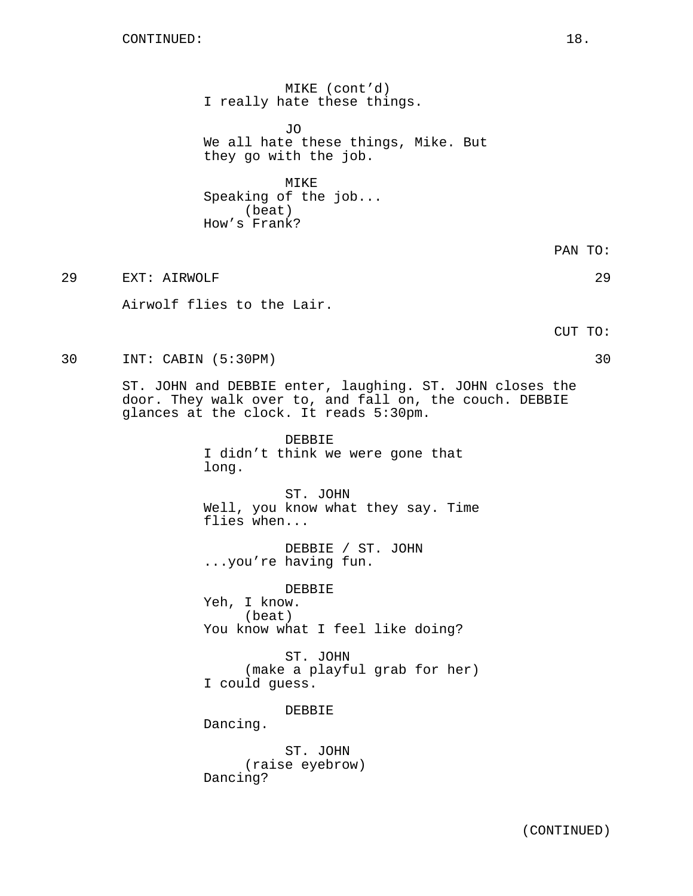MIKE (cont'd)
I really hate these things.

JO
We all hate these things, Mike. But they go with the job.

MIKE
Speaking of the job...
(beat)
How's Frank?

PAN TO:

29 EXT: AIRWOLF 29

Airwolf flies to the Lair.

CUT TO:

30 INT: CABIN (5:30PM) 30

ST. JOHN and DEBBIE enter, laughing. ST. JOHN closes the door. They walk over to, and fall on, the couch. DEBBIE glances at the clock. It reads 5:30pm.

DEBBIE
I didn't think we were gone that long.

ST. JOHN
Well, you know what they say. Time flies when...

DEBBIE / ST. JOHN
...you're having fun.

DEBBIE
Yeh, I know.
(beat)
You know what I feel like doing?

ST. JOHN
(make a playful grab for her)
I could guess.

DEBBIE
Dancing.

ST. JOHN
(raise eyebrow)
Dancing?

(CONTINUED)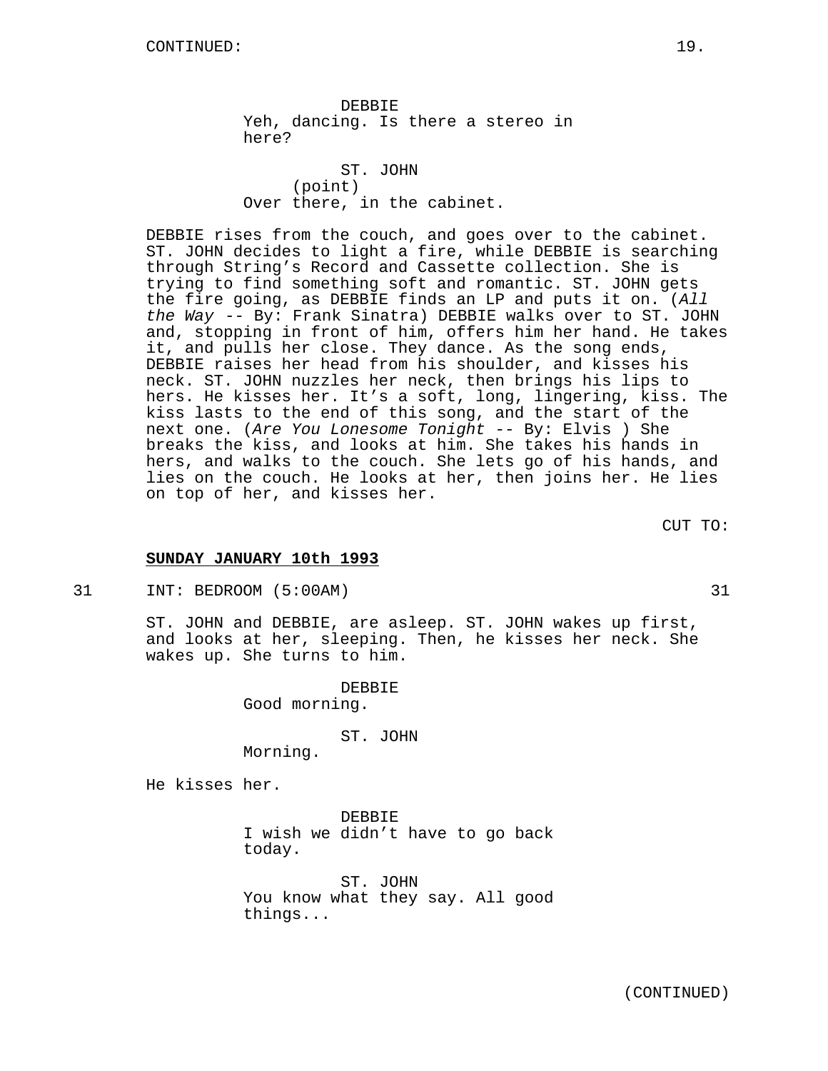CONTINUED:

DEBBIE
Yeh, dancing. Is there a stereo in here?

ST. JOHN
(point)
Over there, in the cabinet.

DEBBIE rises from the couch, and goes over to the cabinet. ST. JOHN decides to light a fire, while DEBBIE is searching through String's Record and Cassette collection. She is trying to find something soft and romantic. ST. JOHN gets the fire going, as DEBBIE finds an LP and puts it on. (*All the Way* -- By: Frank Sinatra) DEBBIE walks over to ST. JOHN and, stopping in front of him, offers him her hand. He takes it, and pulls her close. They dance. As the song ends, DEBBIE raises her head from his shoulder, and kisses his neck. ST. JOHN nuzzles her neck, then brings his lips to hers. He kisses her. It's a soft, long, lingering, kiss. The kiss lasts to the end of this song, and the start of the next one. (*Are You Lonesome Tonight* -- By: Elvis ) She breaks the kiss, and looks at him. She takes his hands in hers, and walks to the couch. She lets go of his hands, and lies on the couch. He looks at her, then joins her. He lies on top of her, and kisses her.

CUT TO:

**SUNDAY JANUARY 10th 1993**

31 INT: BEDROOM (5:00AM) 31

ST. JOHN and DEBBIE, are asleep. ST. JOHN wakes up first, and looks at her, sleeping. Then, he kisses her neck. She wakes up. She turns to him.

DEBBIE
Good morning.

ST. JOHN
Morning.

He kisses her.

DEBBIE
I wish we didn't have to go back today.

ST. JOHN
You know what they say. All good things...

(CONTINUED)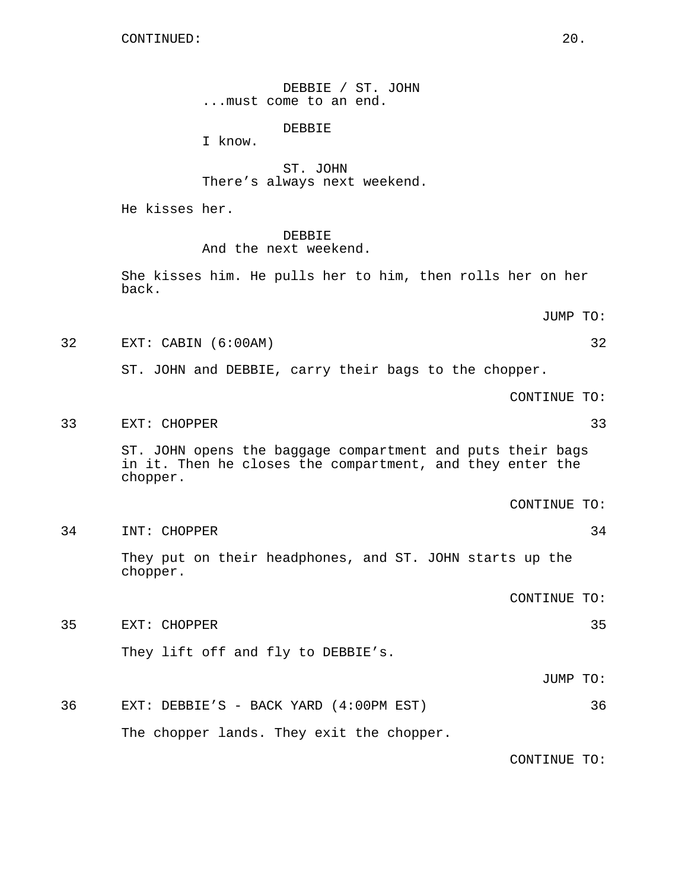CONTINUED:

DEBBIE / ST. JOHN
...must come to an end.

DEBBIE
I know.

ST. JOHN
There's always next weekend.

He kisses her.

DEBBIE
And the next weekend.

She kisses him. He pulls her to him, then rolls her on her back.

JUMP TO:

32 EXT: CABIN (6:00AM) 32

ST. JOHN and DEBBIE, carry their bags to the chopper.

CONTINUE TO:

33 EXT: CHOPPER 33

ST. JOHN opens the baggage compartment and puts their bags in it. Then he closes the compartment, and they enter the chopper.

CONTINUE TO:

34 INT: CHOPPER 34

They put on their headphones, and ST. JOHN starts up the chopper.

CONTINUE TO:

35 EXT: CHOPPER 35

They lift off and fly to DEBBIE's.

JUMP TO:

36 EXT: DEBBIE'S - BACK YARD (4:00PM EST) 36

The chopper lands. They exit the chopper.

CONTINUE TO: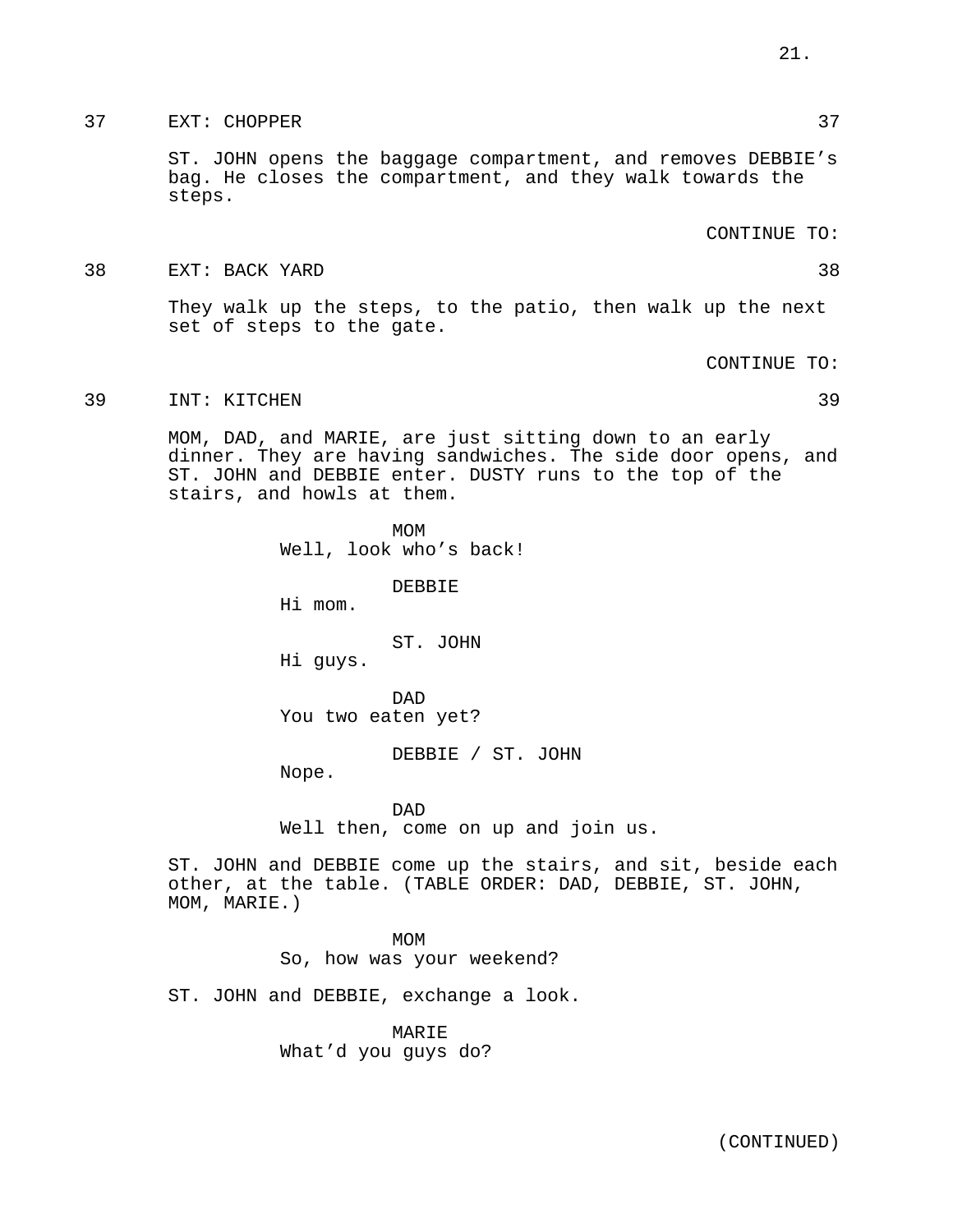37 EXT: CHOPPER 37

ST. JOHN opens the baggage compartment, and removes DEBBIE's bag. He closes the compartment, and they walk towards the steps.

CONTINUE TO:

38 EXT: BACK YARD 38

They walk up the steps, to the patio, then walk up the next set of steps to the gate.

CONTINUE TO:

39 INT: KITCHEN 39

MOM, DAD, and MARIE, are just sitting down to an early dinner. They are having sandwiches. The side door opens, and ST. JOHN and DEBBIE enter. DUSTY runs to the top of the stairs, and howls at them.

MOM
Well, look who's back!

DEBBIE
Hi mom.

ST. JOHN
Hi guys.

DAD
You two eaten yet?

DEBBIE / ST. JOHN
Nope.

DAD
Well then, come on up and join us.

ST. JOHN and DEBBIE come up the stairs, and sit, beside each other, at the table. (TABLE ORDER: DAD, DEBBIE, ST. JOHN, MOM, MARIE.)

MOM
So, how was your weekend?

ST. JOHN and DEBBIE, exchange a look.

MARIE
What'd you guys do?

(CONTINUED)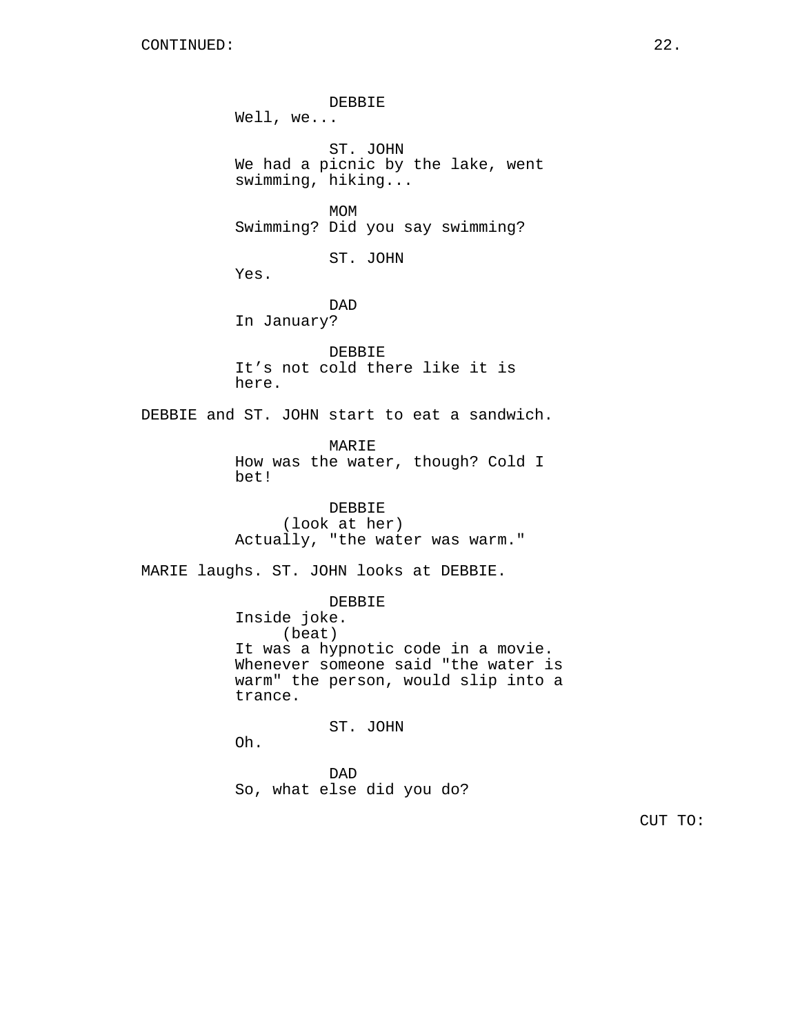CONTINUED:

DEBBIE
Well, we...

ST. JOHN
We had a picnic by the lake, went swimming, hiking...

MOM
Swimming? Did you say swimming?

ST. JOHN
Yes.

DAD
In January?

DEBBIE
It’s not cold there like it is here.

DEBBIE and ST. JOHN start to eat a sandwich.

MARIE
How was the water, though? Cold I bet!

DEBBIE
(look at her)
Actually, "the water was warm."

MARIE laughs. ST. JOHN looks at DEBBIE.

DEBBIE
Inside joke.
(beat)
It was a hypnotic code in a movie. Whenever someone said "the water is warm" the person, would slip into a trance.

ST. JOHN
Oh.

DAD
So, what else did you do?

CUT TO: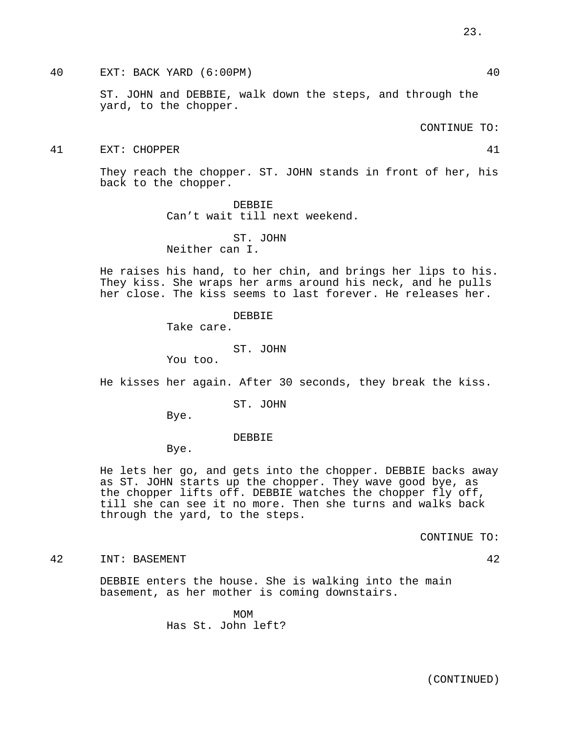40 EXT: BACK YARD (6:00PM) 40

ST. JOHN and DEBBIE, walk down the steps, and through the yard, to the chopper.

CONTINUE TO:

41 EXT: CHOPPER 41

They reach the chopper. ST. JOHN stands in front of her, his back to the chopper.

DEBBIE
Can’t wait till next weekend.

ST. JOHN
Neither can I.

He raises his hand, to her chin, and brings her lips to his. They kiss. She wraps her arms around his neck, and he pulls her close. The kiss seems to last forever. He releases her.

DEBBIE
Take care.

ST. JOHN
You too.

He kisses her again. After 30 seconds, they break the kiss.

ST. JOHN
Bye.

DEBBIE
Bye.

He lets her go, and gets into the chopper. DEBBIE backs away as ST. JOHN starts up the chopper. They wave good bye, as the chopper lifts off. DEBBIE watches the chopper fly off, till she can see it no more. Then she turns and walks back through the yard, to the steps.

CONTINUE TO:

42 INT: BASEMENT 42

DEBBIE enters the house. She is walking into the main basement, as her mother is coming downstairs.

MOM
Has St. John left?

(CONTINUED)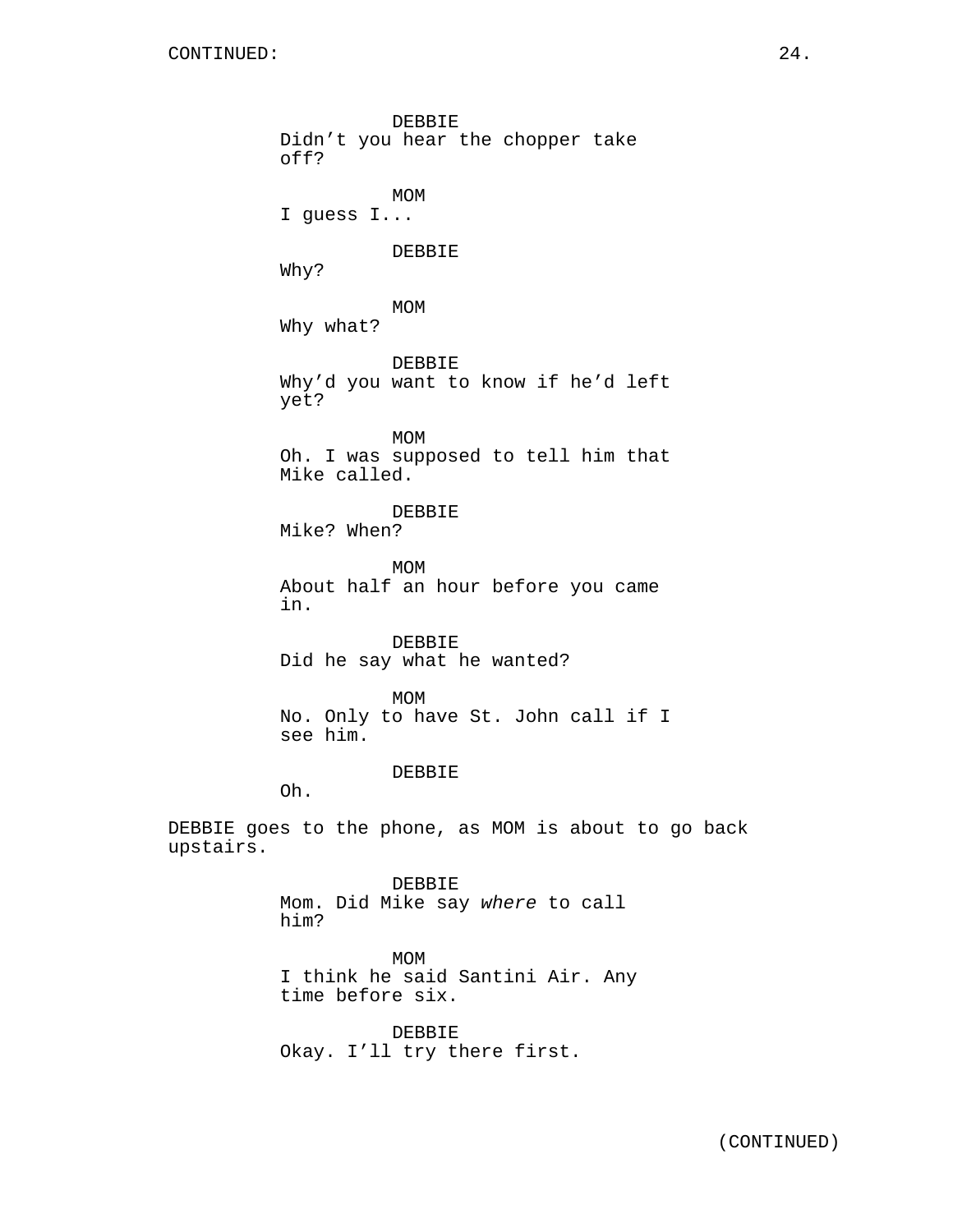DEBBIE
Didn't you hear the chopper take off?

MOM
I guess I...

DEBBIE
Why?

MOM
Why what?

DEBBIE
Why'd you want to know if he'd left yet?

MOM
Oh. I was supposed to tell him that Mike called.

DEBBIE
Mike? When?

MOM
About half an hour before you came in.

DEBBIE
Did he say what he wanted?

MOM
No. Only to have St. John call if I see him.

DEBBIE
Oh.

DEBBIE goes to the phone, as MOM is about to go back upstairs.

DEBBIE
Mom. Did Mike say *where* to call him?

MOM
I think he said Santini Air. Any time before six.

DEBBIE
Okay. I'll try there first.

(CONTINUED)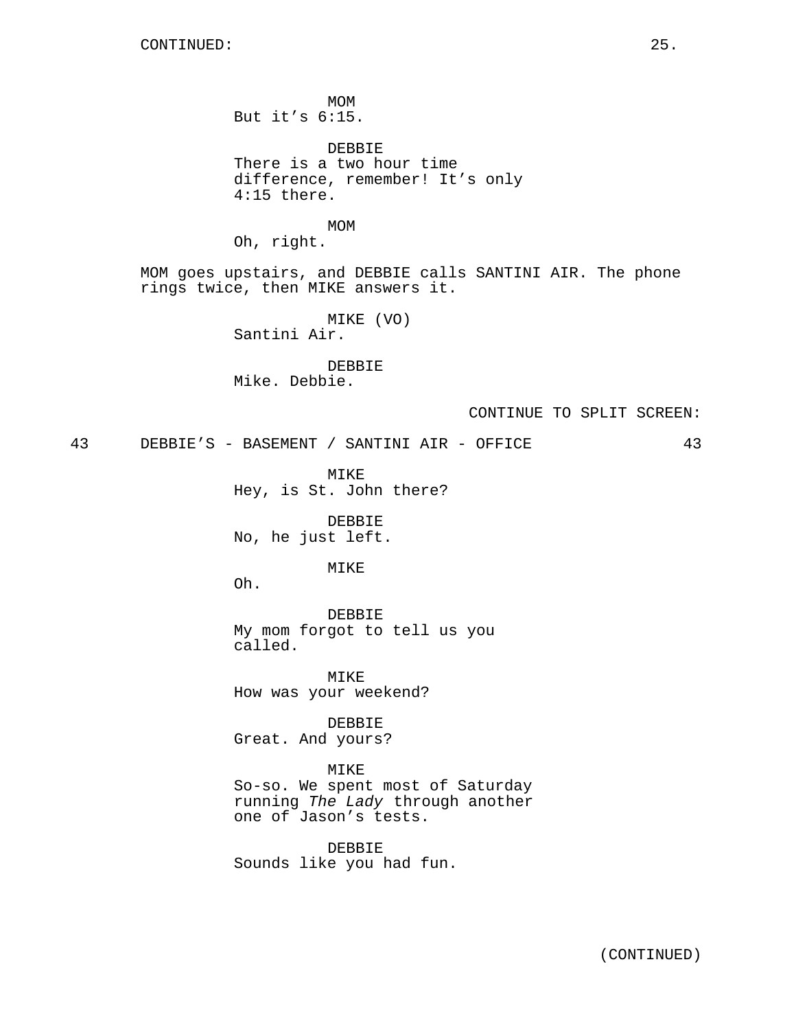CONTINUED:

MOM
But it’s 6:15.

DEBBIE
There is a two hour time difference, remember! It’s only 4:15 there.

MOM
Oh, right.

MOM goes upstairs, and DEBBIE calls SANTINI AIR. The phone rings twice, then MIKE answers it.

MIKE (VO)
Santini Air.

DEBBIE
Mike. Debbie.

CONTINUE TO SPLIT SCREEN:

43 DEBBIE’S - BASEMENT / SANTINI AIR - OFFICE 43

MIKE
Hey, is St. John there?

DEBBIE
No, he just left.

MIKE
Oh.

DEBBIE
My mom forgot to tell us you called.

MIKE
How was your weekend?

DEBBIE
Great. And yours?

MIKE
So-so. We spent most of Saturday running *The Lady* through another one of Jason’s tests.

DEBBIE
Sounds like you had fun.

(CONTINUED)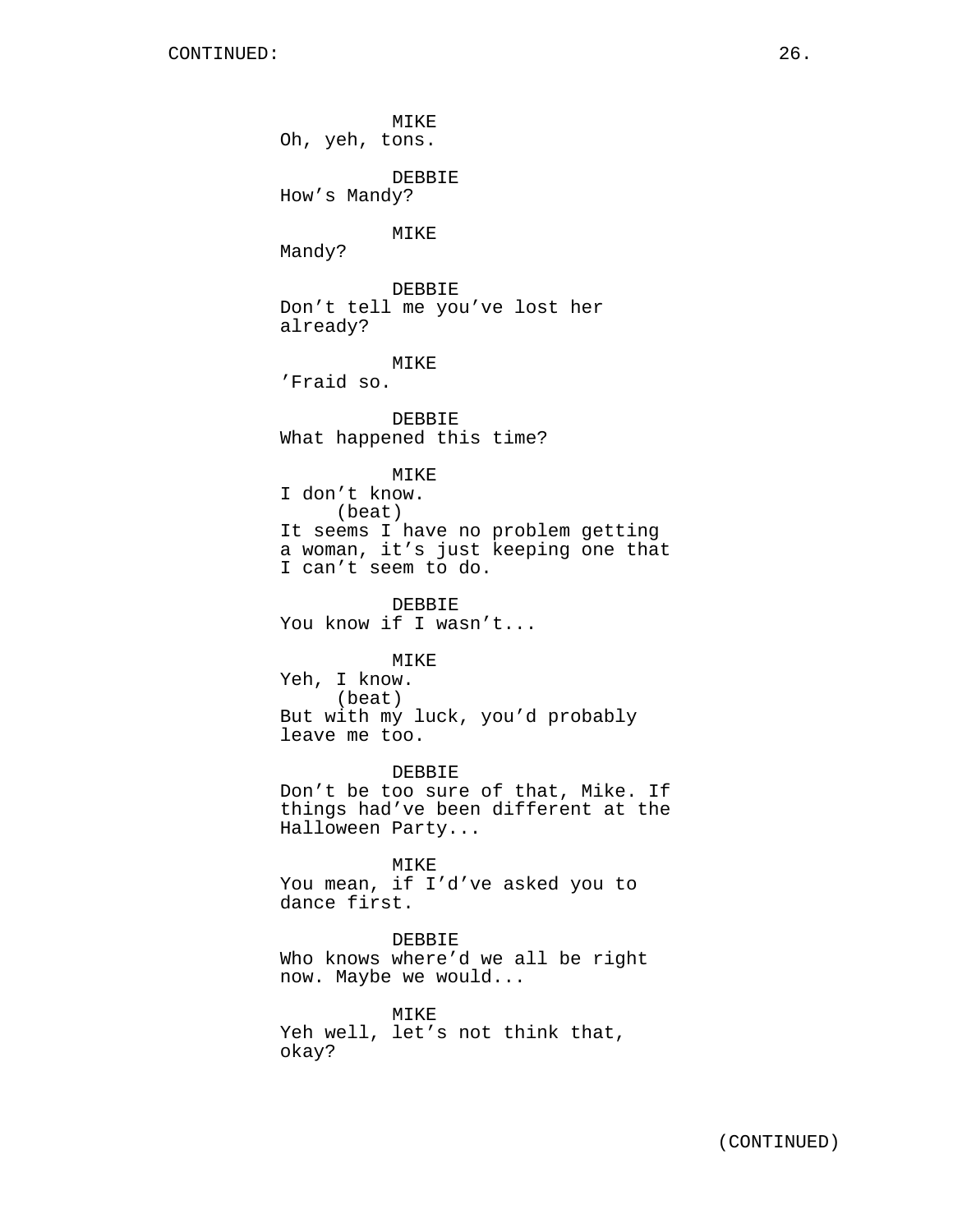MIKE
Oh, yeh, tons.

DEBBIE
How’s Mandy?

MIKE
Mandy?

DEBBIE
Don’t tell me you’ve lost her already?

MIKE
’Fraid so.

DEBBIE
What happened this time?

MIKE
I don’t know.
(beat)
It seems I have no problem getting a woman, it’s just keeping one that I can’t seem to do.

DEBBIE
You know if I wasn’t...

MIKE
Yeh, I know.
(beat)
But with my luck, you’d probably leave me too.

DEBBIE
Don’t be too sure of that, Mike. If things had’ve been different at the Halloween Party...

MIKE
You mean, if I’d’ve asked you to dance first.

DEBBIE
Who knows where’d we all be right now. Maybe we would...

MIKE
Yeh well, let’s not think that, okay?

(CONTINUED)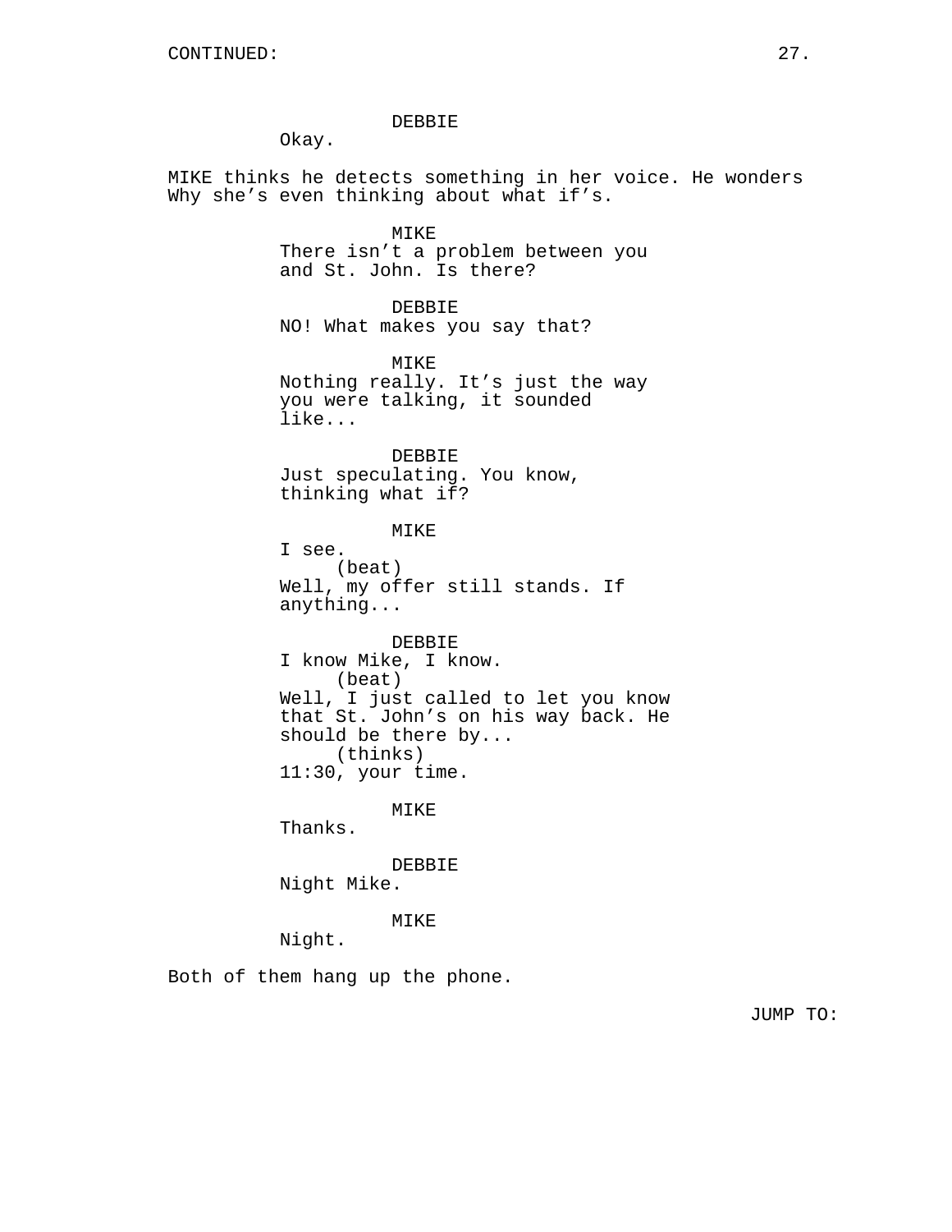CONTINUED:

DEBBIE
Okay.

MIKE thinks he detects something in her voice. He wonders Why she's even thinking about what if's.

MIKE
There isn't a problem between you and St. John. Is there?

DEBBIE
NO! What makes you say that?

MIKE
Nothing really. It's just the way you were talking, it sounded like...

DEBBIE
Just speculating. You know, thinking what if?

MIKE
I see.
(beat)
Well, my offer still stands. If anything...

DEBBIE
I know Mike, I know.
(beat)
Well, I just called to let you know that St. John's on his way back. He should be there by...
(thinks)
11:30, your time.

MIKE
Thanks.

DEBBIE
Night Mike.

MIKE
Night.

Both of them hang up the phone.

JUMP TO: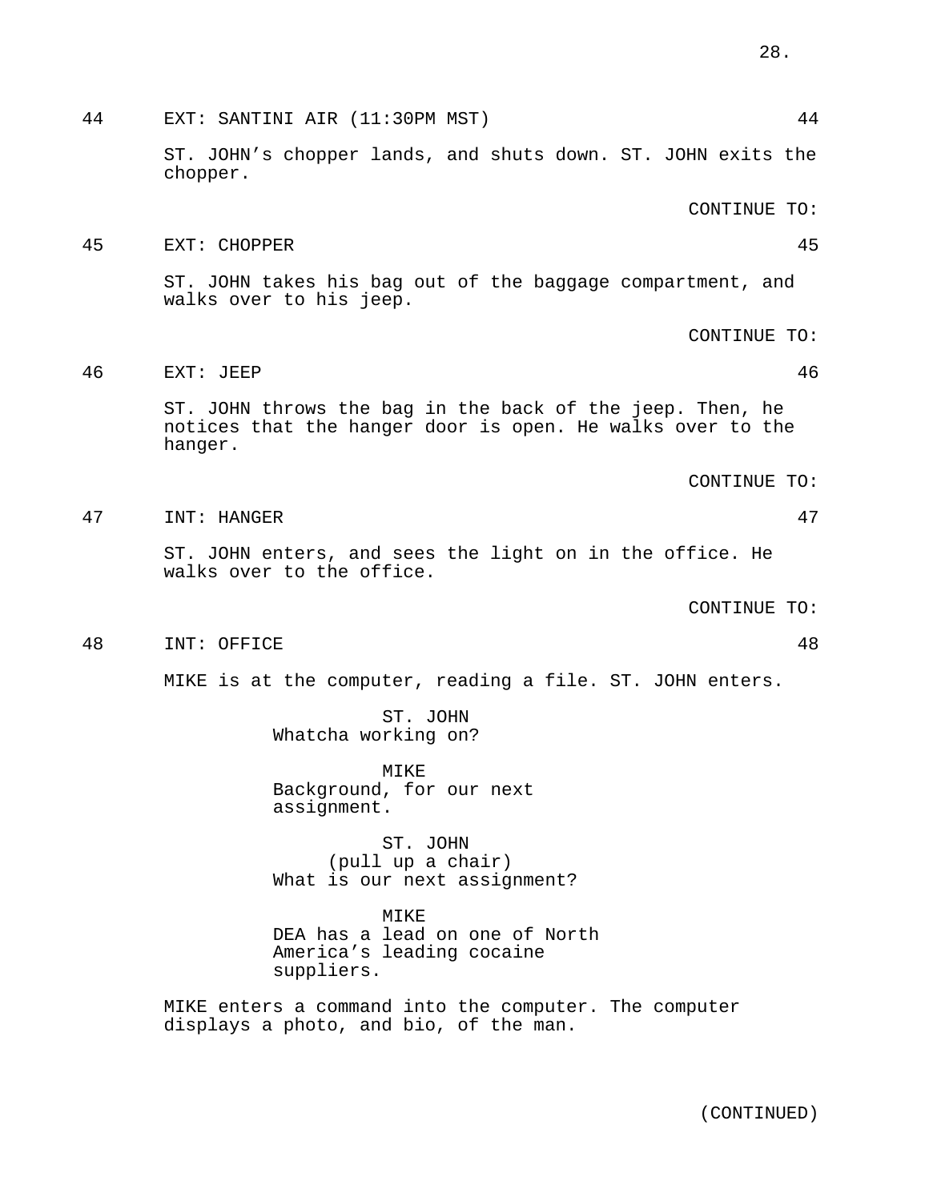44 EXT: SANTINI AIR (11:30PM MST) 44

ST. JOHN's chopper lands, and shuts down. ST. JOHN exits the chopper.

CONTINUE TO:

45 EXT: CHOPPER 45

ST. JOHN takes his bag out of the baggage compartment, and walks over to his jeep.

CONTINUE TO:

46 EXT: JEEP 46

ST. JOHN throws the bag in the back of the jeep. Then, he notices that the hanger door is open. He walks over to the hanger.

CONTINUE TO:

47 INT: HANGER 47

ST. JOHN enters, and sees the light on in the office. He walks over to the office.

CONTINUE TO:

48 INT: OFFICE 48

MIKE is at the computer, reading a file. ST. JOHN enters.

ST. JOHN
Whatcha working on?

MIKE
Background, for our next assignment.

ST. JOHN
(pull up a chair)
What is our next assignment?

MIKE
DEA has a lead on one of North America's leading cocaine suppliers.

MIKE enters a command into the computer. The computer displays a photo, and bio, of the man.

(CONTINUED)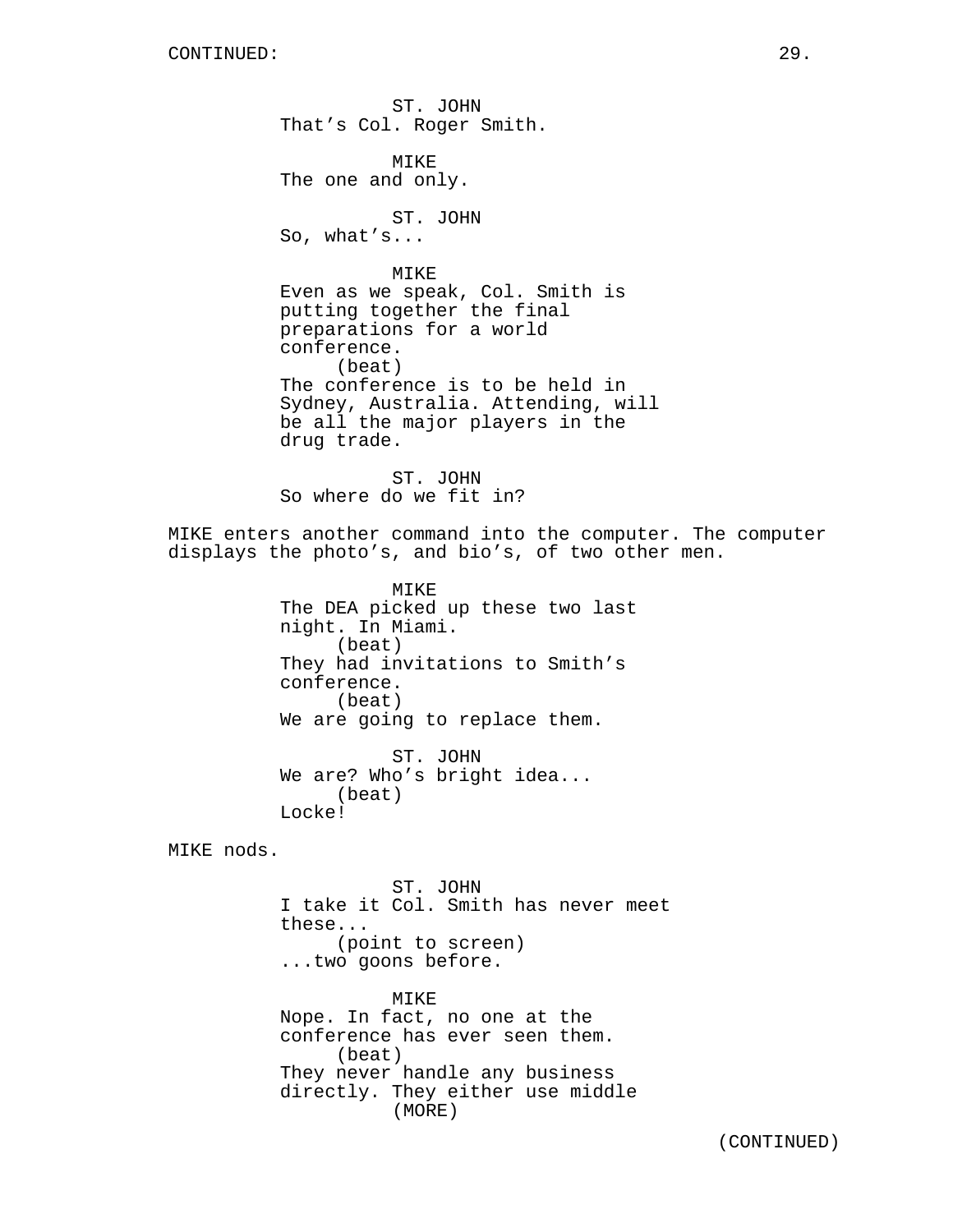CONTINUED:

ST. JOHN
That's Col. Roger Smith.

MIKE
The one and only.

ST. JOHN
So, what's...

MIKE
Even as we speak, Col. Smith is putting together the final preparations for a world conference.
(beat)
The conference is to be held in Sydney, Australia. Attending, will be all the major players in the drug trade.

ST. JOHN
So where do we fit in?

MIKE enters another command into the computer. The computer displays the photo's, and bio's, of two other men.

MIKE
The DEA picked up these two last night. In Miami.
(beat)
They had invitations to Smith's conference.
(beat)
We are going to replace them.

ST. JOHN
We are? Who's bright idea...
(beat)
Locke!

MIKE nods.

ST. JOHN
I take it Col. Smith has never meet these...
(point to screen)
...two goons before.

MIKE
Nope. In fact, no one at the conference has ever seen them.
(beat)
They never handle any business directly. They either use middle
(MORE)

(CONTINUED)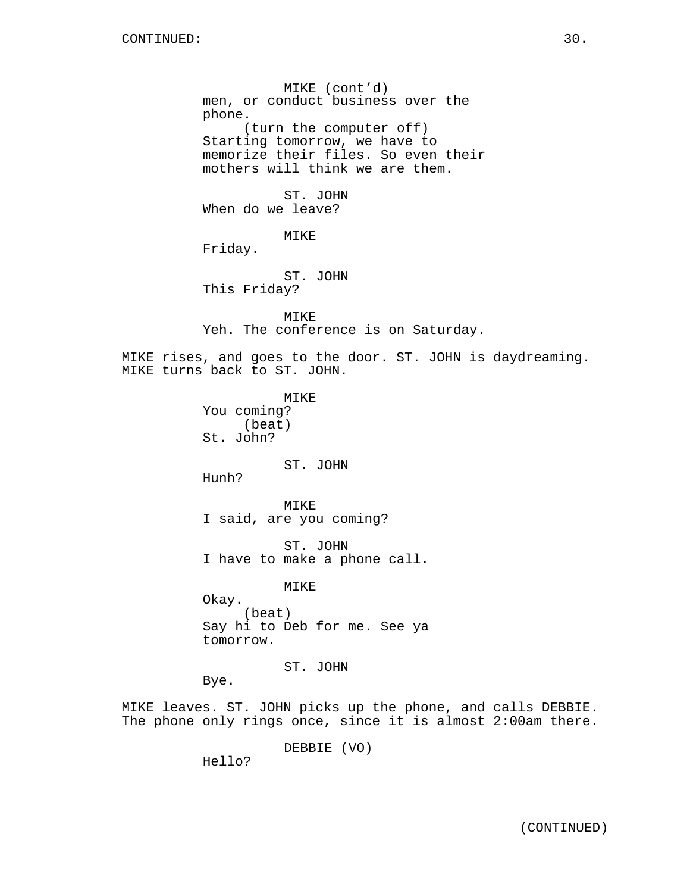MIKE (cont'd)
men, or conduct business over the phone.
(turn the computer off)
Starting tomorrow, we have to memorize their files. So even their mothers will think we are them.

ST. JOHN
When do we leave?

MIKE
Friday.

ST. JOHN
This Friday?

MIKE
Yeh. The conference is on Saturday.

MIKE rises, and goes to the door. ST. JOHN is daydreaming. MIKE turns back to ST. JOHN.

MIKE
You coming?
(beat)
St. John?

ST. JOHN
Hunh?

MIKE
I said, are you coming?

ST. JOHN
I have to make a phone call.

MIKE
Okay.
(beat)
Say hi to Deb for me. See ya tomorrow.

ST. JOHN
Bye.

MIKE leaves. ST. JOHN picks up the phone, and calls DEBBIE. The phone only rings once, since it is almost 2:00am there.

DEBBIE (VO)
Hello?

(CONTINUED)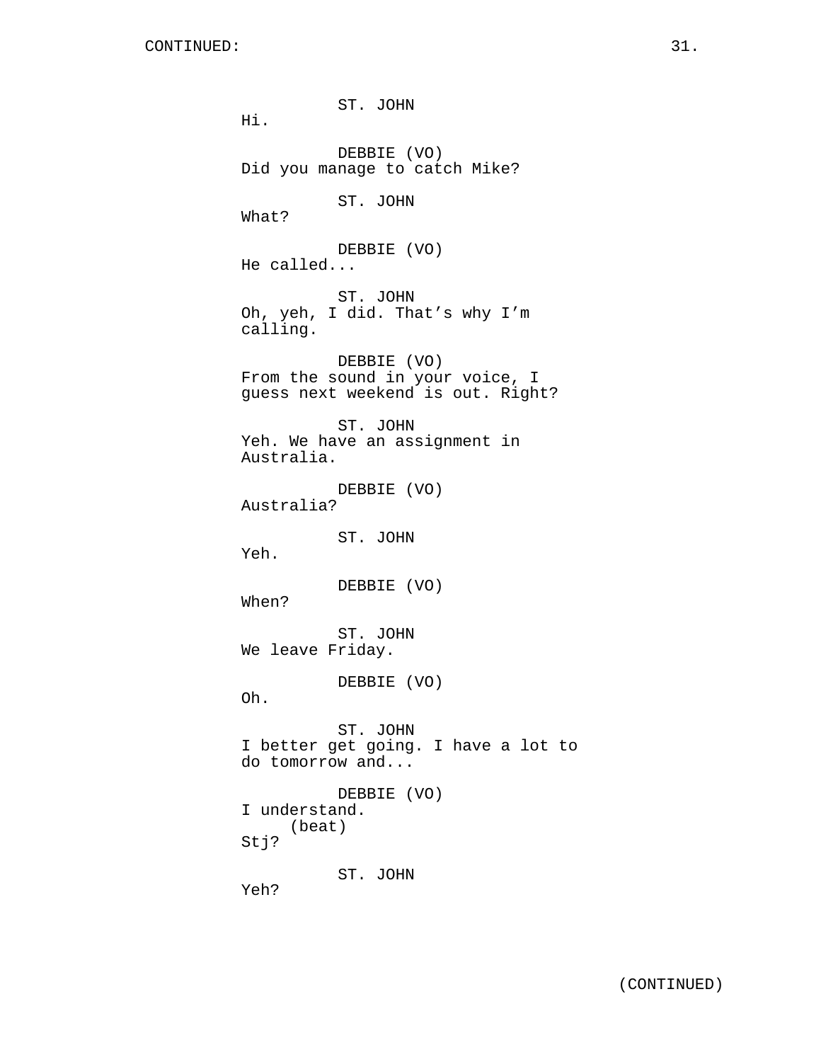ST. JOHN
Hi.

DEBBIE (VO)
Did you manage to catch Mike?

ST. JOHN
What?

DEBBIE (VO)
He called...

ST. JOHN
Oh, yeh, I did. That’s why I’m calling.

DEBBIE (VO)
From the sound in your voice, I guess next weekend is out. Right?

ST. JOHN
Yeh. We have an assignment in Australia.

DEBBIE (VO)
Australia?

ST. JOHN
Yeh.

DEBBIE (VO)
When?

ST. JOHN
We leave Friday.

DEBBIE (VO)
Oh.

ST. JOHN
I better get going. I have a lot to do tomorrow and...

DEBBIE (VO)
I understand.
(beat)
Stj?

ST. JOHN
Yeh?

(CONTINUED)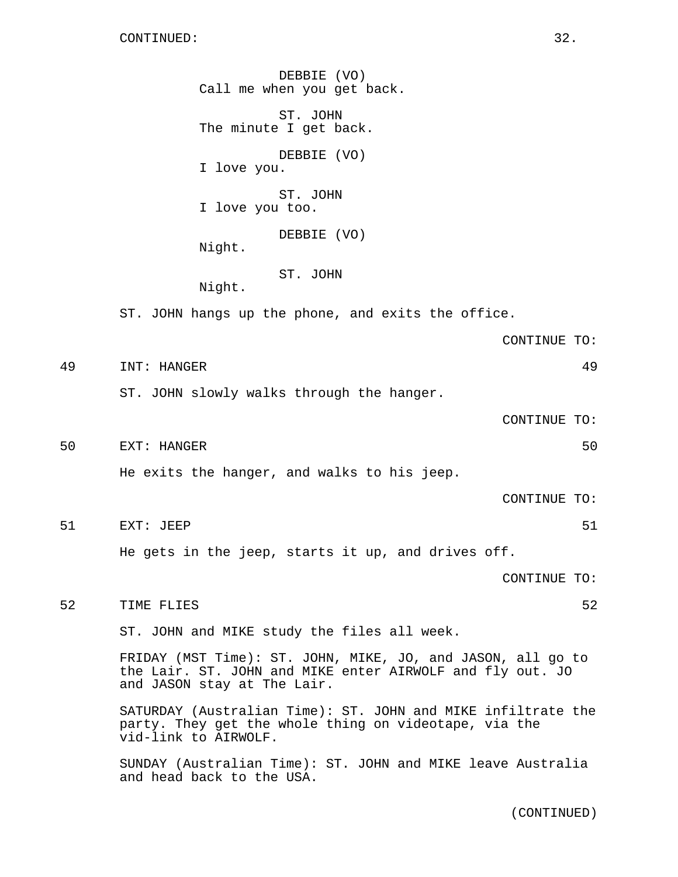CONTINUED:

DEBBIE (VO)
Call me when you get back.

ST. JOHN
The minute I get back.

DEBBIE (VO)
I love you.

ST. JOHN
I love you too.

DEBBIE (VO)
Night.

ST. JOHN
Night.

ST. JOHN hangs up the phone, and exits the office.

CONTINUE TO:

49 INT: HANGER 49

ST. JOHN slowly walks through the hanger.

CONTINUE TO:

50 EXT: HANGER 50

He exits the hanger, and walks to his jeep.

CONTINUE TO:

51 EXT: JEEP 51

He gets in the jeep, starts it up, and drives off.

CONTINUE TO:

52 TIME FLIES 52

ST. JOHN and MIKE study the files all week.

FRIDAY (MST Time): ST. JOHN, MIKE, JO, and JASON, all go to the Lair. ST. JOHN and MIKE enter AIRWOLF and fly out. JO and JASON stay at The Lair.

SATURDAY (Australian Time): ST. JOHN and MIKE infiltrate the party. They get the whole thing on videotape, via the vid-link to AIRWOLF.

SUNDAY (Australian Time): ST. JOHN and MIKE leave Australia and head back to the USA.

(CONTINUED)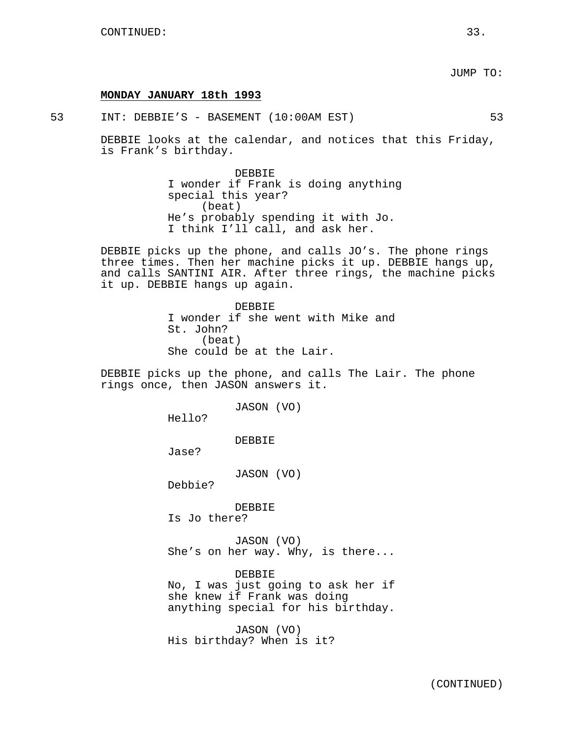JUMP TO:

**MONDAY JANUARY 18th 1993**

53 INT: DEBBIE'S - BASEMENT (10:00AM EST) 53

DEBBIE looks at the calendar, and notices that this Friday, is Frank's birthday.

DEBBIE
I wonder if Frank is doing anything special this year?
(beat)
He's probably spending it with Jo. I think I'll call, and ask her.

DEBBIE picks up the phone, and calls JO's. The phone rings three times. Then her machine picks it up. DEBBIE hangs up, and calls SANTINI AIR. After three rings, the machine picks it up. DEBBIE hangs up again.

DEBBIE
I wonder if she went with Mike and St. John?
(beat)
She could be at the Lair.

DEBBIE picks up the phone, and calls The Lair. The phone rings once, then JASON answers it.

JASON (VO)
Hello?

DEBBIE
Jase?

JASON (VO)
Debbie?

DEBBIE
Is Jo there?

JASON (VO)
She's on her way. Why, is there...

DEBBIE
No, I was just going to ask her if she knew if Frank was doing anything special for his birthday.

JASON (VO)
His birthday? When is it?

(CONTINUED)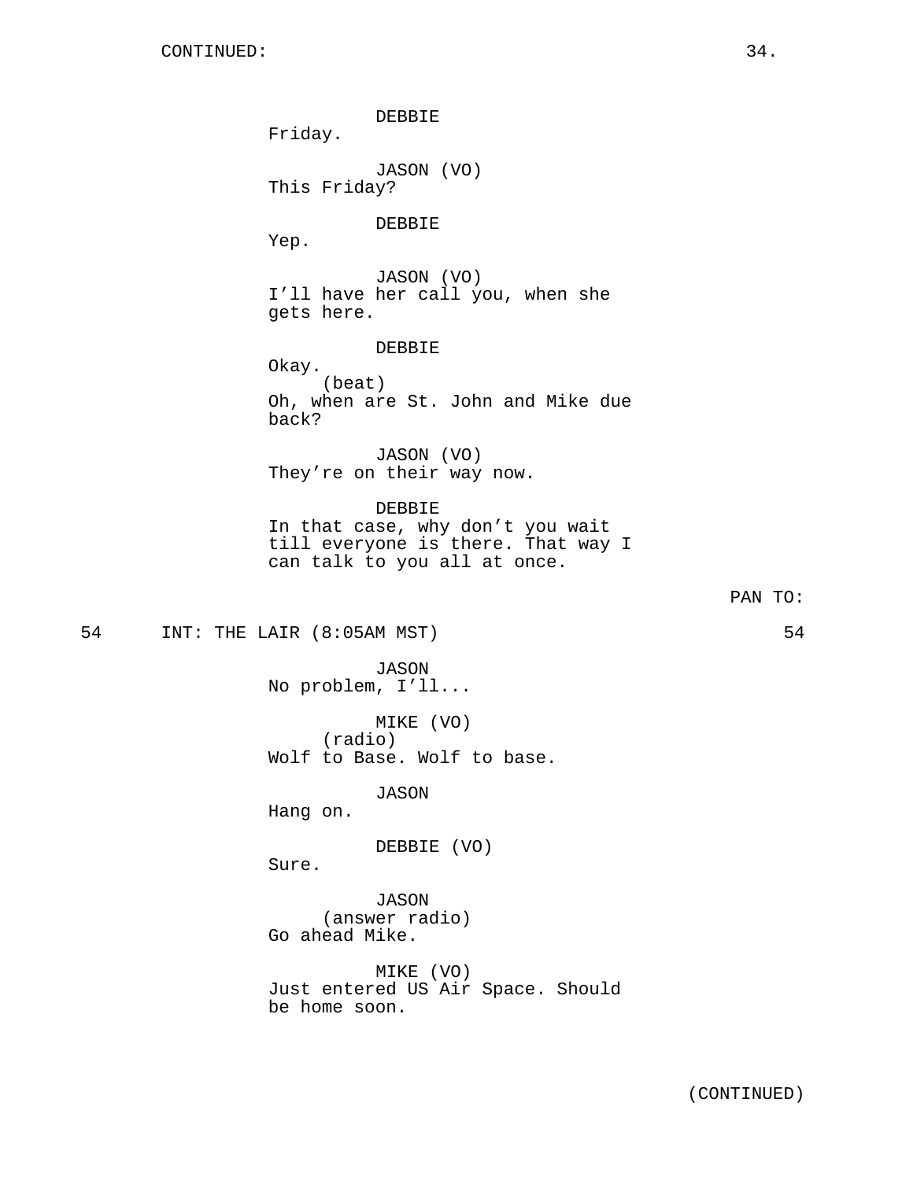DEBBIE
Friday.

JASON (VO)
This Friday?

DEBBIE
Yep.

JASON (VO)
I'll have her call you, when she gets here.

DEBBIE
Okay.
(beat)
Oh, when are St. John and Mike due back?

JASON (VO)
They're on their way now.

DEBBIE
In that case, why don't you wait till everyone is there. That way I can talk to you all at once.

PAN TO:

54 INT: THE LAIR (8:05AM MST) 54

JASON
No problem, I'll...

MIKE (VO)
(radio)
Wolf to Base. Wolf to base.

JASON
Hang on.

DEBBIE (VO)
Sure.

JASON
(answer radio)
Go ahead Mike.

MIKE (VO)
Just entered US Air Space. Should be home soon.

(CONTINUED)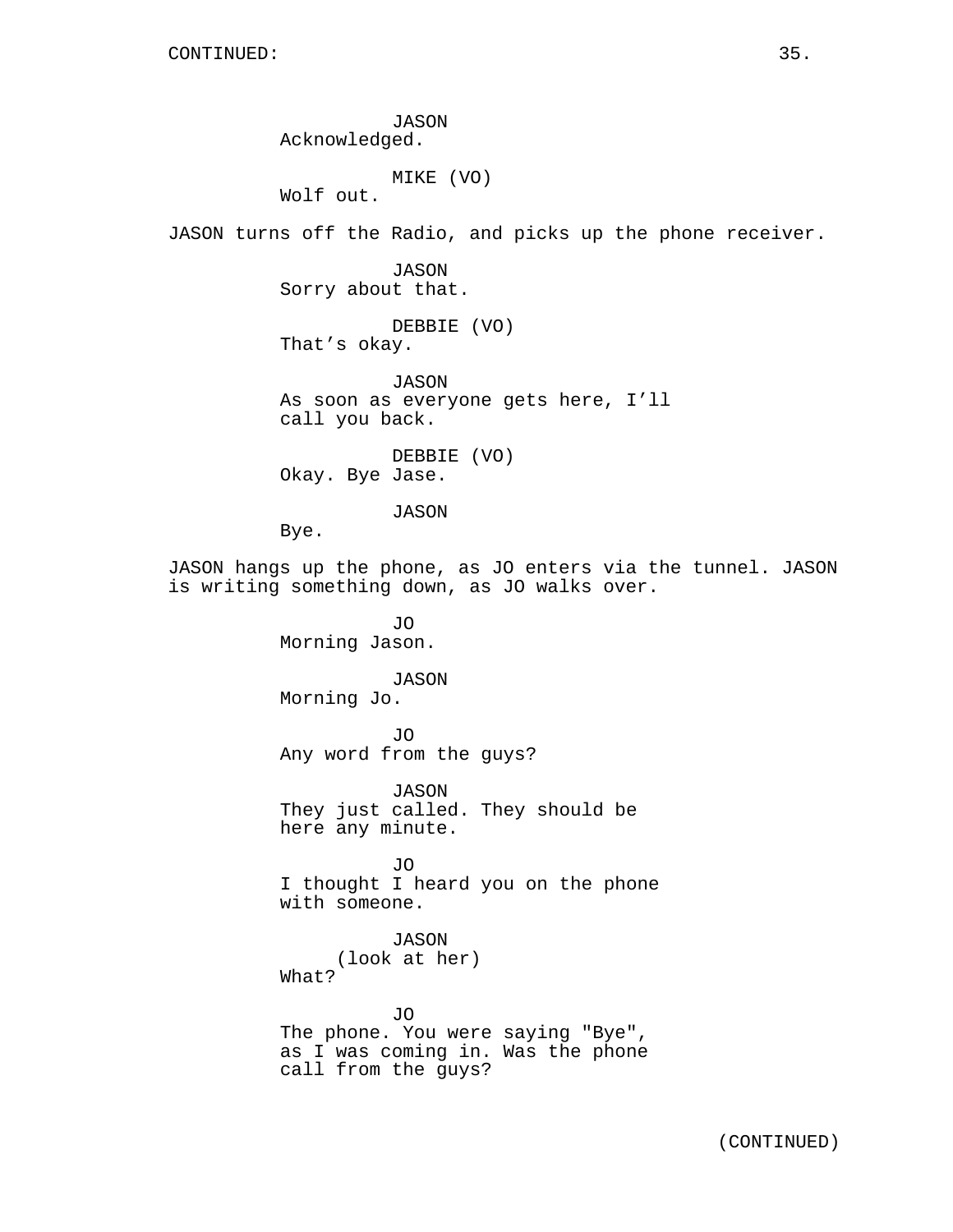CONTINUED:

JASON
Acknowledged.

MIKE (VO)
Wolf out.

JASON turns off the Radio, and picks up the phone receiver.

JASON
Sorry about that.

DEBBIE (VO)
That’s okay.

JASON
As soon as everyone gets here, I’ll call you back.

DEBBIE (VO)
Okay. Bye Jase.

JASON
Bye.

JASON hangs up the phone, as JO enters via the tunnel. JASON is writing something down, as JO walks over.

JO
Morning Jason.

JASON
Morning Jo.

JO
Any word from the guys?

JASON
They just called. They should be here any minute.

JO
I thought I heard you on the phone with someone.

JASON
(look at her)
What?

JO
The phone. You were saying "Bye", as I was coming in. Was the phone call from the guys?

(CONTINUED)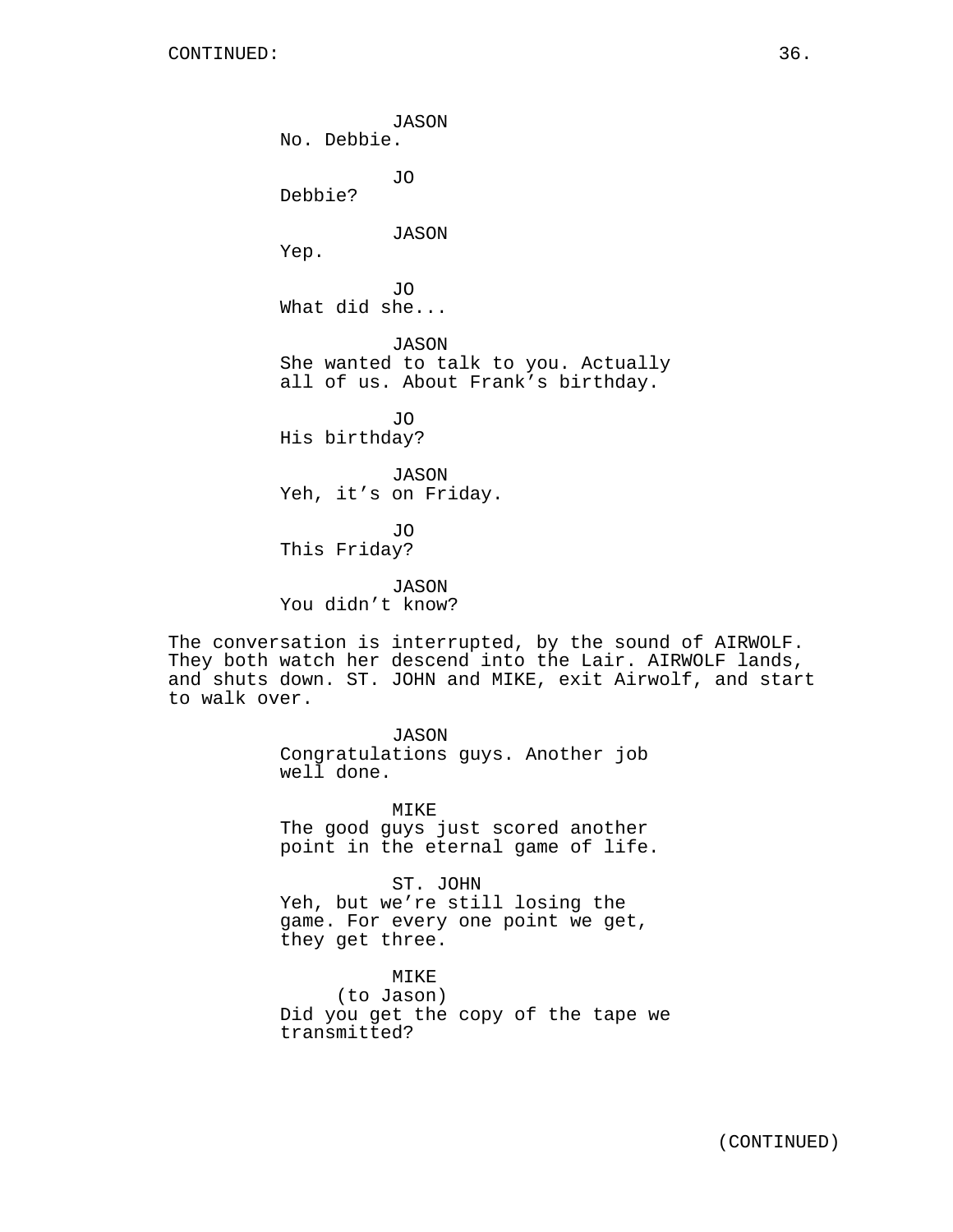JASON
No. Debbie.

JO
Debbie?

JASON
Yep.

JO
What did she...

JASON
She wanted to talk to you. Actually all of us. About Frank's birthday.

JO
His birthday?

JASON
Yeh, it's on Friday.

JO
This Friday?

JASON
You didn't know?

The conversation is interrupted, by the sound of AIRWOLF. They both watch her descend into the Lair. AIRWOLF lands, and shuts down. ST. JOHN and MIKE, exit Airwolf, and start to walk over.

JASON
Congratulations guys. Another job well done.

MIKE
The good guys just scored another point in the eternal game of life.

ST. JOHN
Yeh, but we're still losing the game. For every one point we get, they get three.

MIKE
(to Jason)
Did you get the copy of the tape we transmitted?

(CONTINUED)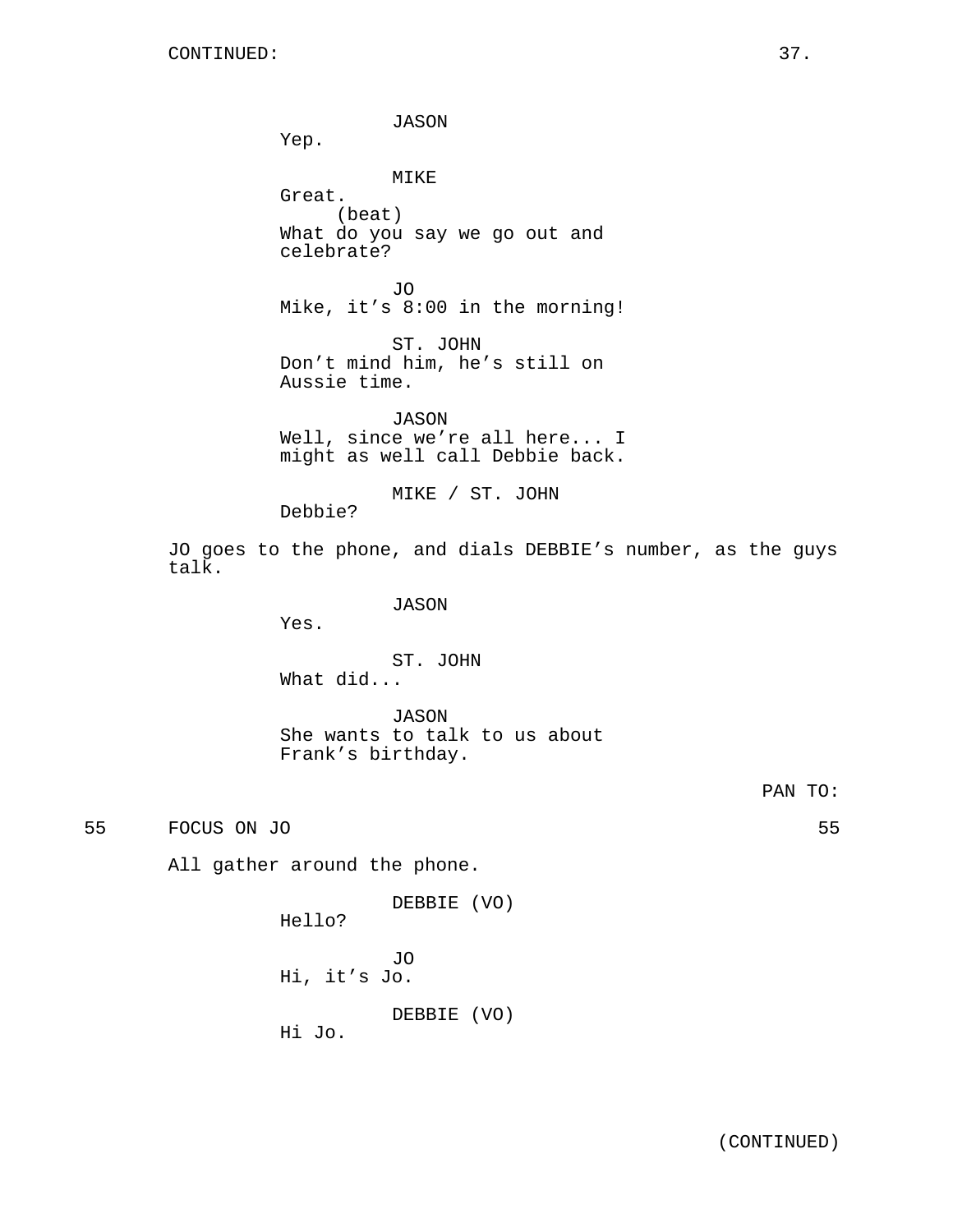CONTINUED:

JASON
Yep.

MIKE
Great.
(beat)
What do you say we go out and celebrate?

JO
Mike, it's 8:00 in the morning!

ST. JOHN
Don't mind him, he's still on Aussie time.

JASON
Well, since we're all here... I might as well call Debbie back.

MIKE / ST. JOHN
Debbie?

JO goes to the phone, and dials DEBBIE's number, as the guys talk.

JASON
Yes.

ST. JOHN
What did...

JASON
She wants to talk to us about Frank's birthday.

PAN TO:

55 FOCUS ON JO 55

All gather around the phone.

DEBBIE (VO)
Hello?

JO
Hi, it's Jo.

DEBBIE (VO)
Hi Jo.

(CONTINUED)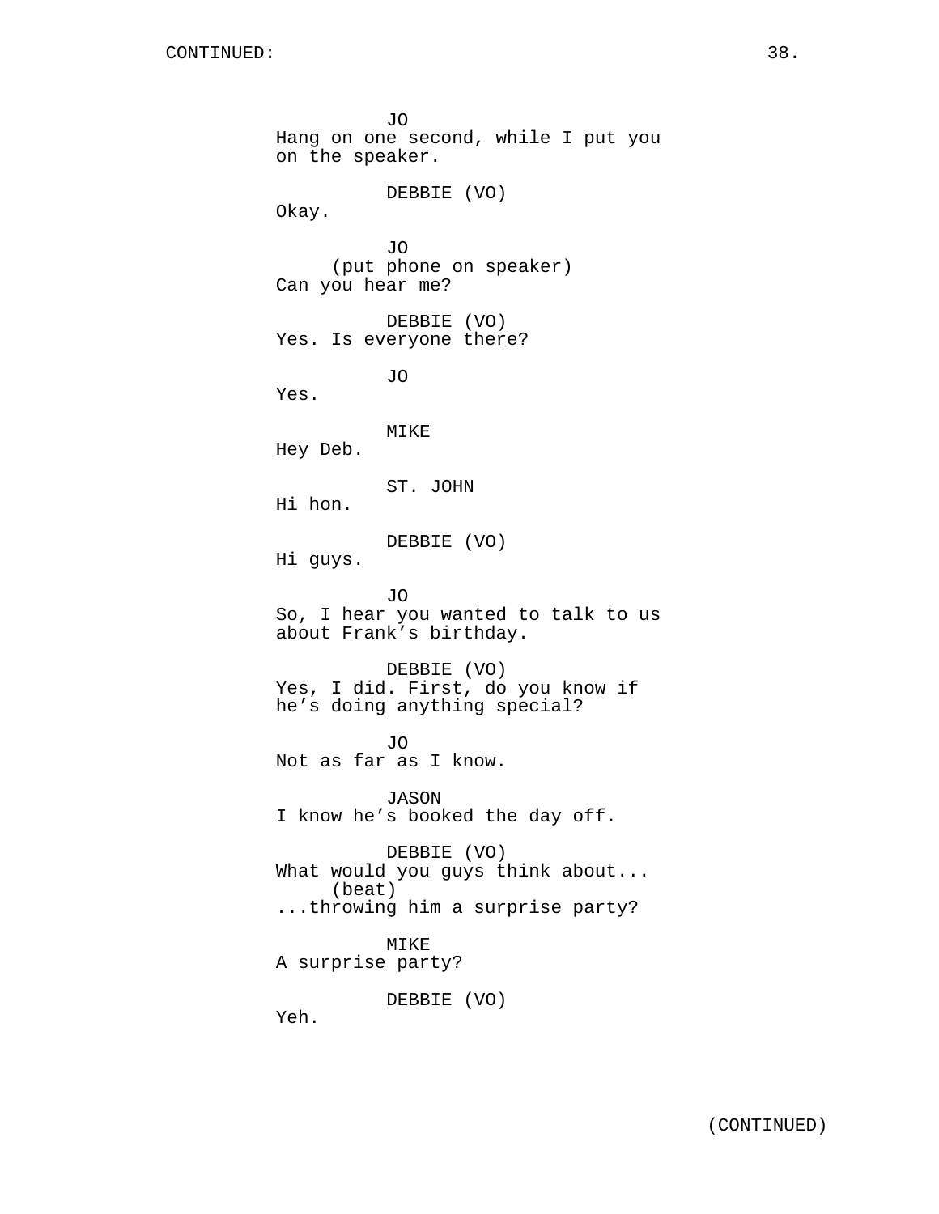CONTINUED:

JO
Hang on one second, while I put you on the speaker.

DEBBIE (VO)
Okay.

JO
(put phone on speaker)
Can you hear me?

DEBBIE (VO)
Yes. Is everyone there?

JO
Yes.

MIKE
Hey Deb.

ST. JOHN
Hi hon.

DEBBIE (VO)
Hi guys.

JO
So, I hear you wanted to talk to us about Frank's birthday.

DEBBIE (VO)
Yes, I did. First, do you know if he's doing anything special?

JO
Not as far as I know.

JASON
I know he's booked the day off.

DEBBIE (VO)
What would you guys think about...
(beat)
...throwing him a surprise party?

MIKE
A surprise party?

DEBBIE (VO)
Yeh.

(CONTINUED)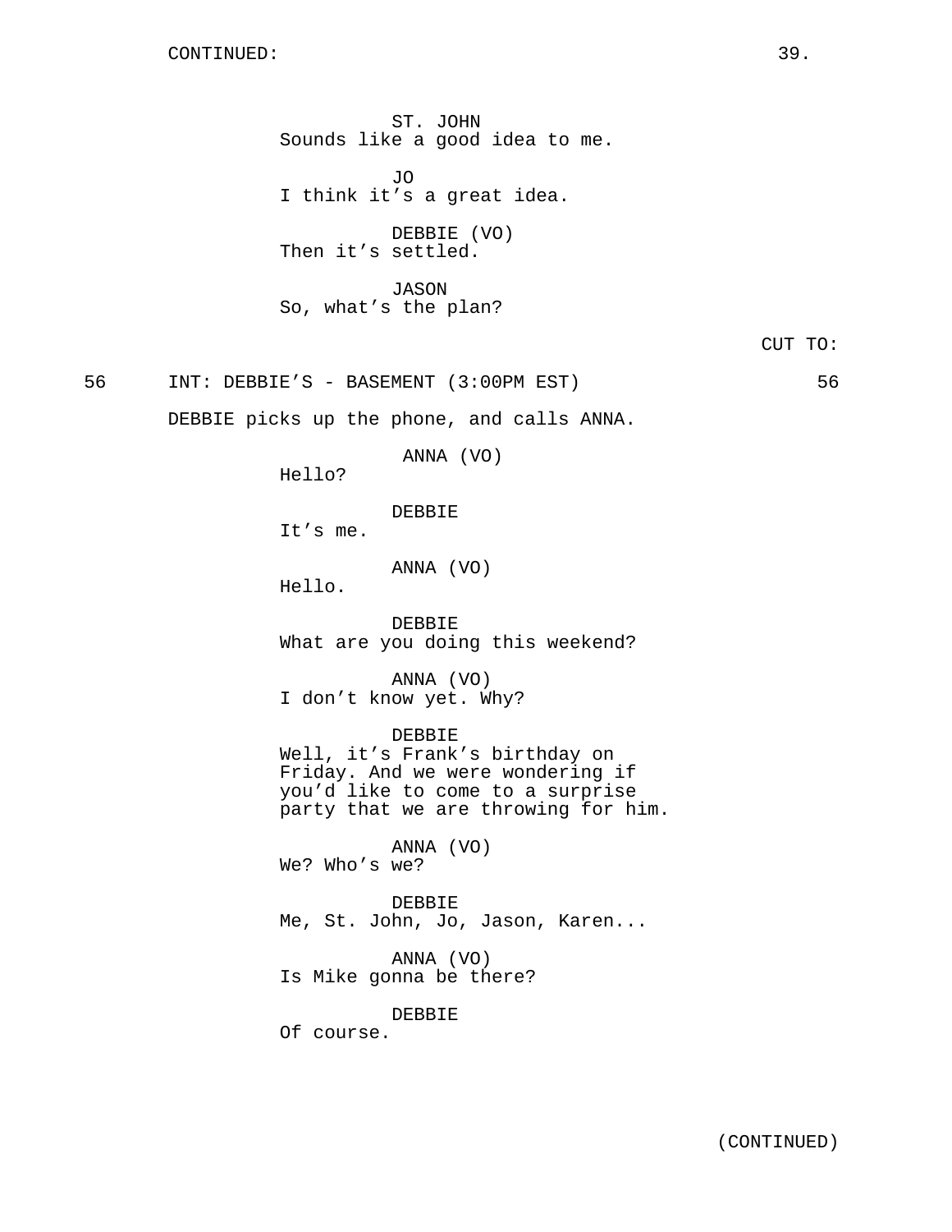CONTINUED:

ST. JOHN
Sounds like a good idea to me.

JO
I think it’s a great idea.

DEBBIE (VO)
Then it’s settled.

JASON
So, what’s the plan?

CUT TO:

56 INT: DEBBIE’S - BASEMENT (3:00PM EST) 56

DEBBIE picks up the phone, and calls ANNA.

ANNA (VO)
Hello?

DEBBIE
It’s me.

ANNA (VO)
Hello.

DEBBIE
What are you doing this weekend?

ANNA (VO)
I don’t know yet. Why?

DEBBIE
Well, it’s Frank’s birthday on Friday. And we were wondering if you’d like to come to a surprise party that we are throwing for him.

ANNA (VO)
We? Who’s we?

DEBBIE
Me, St. John, Jo, Jason, Karen...

ANNA (VO)
Is Mike gonna be there?

DEBBIE
Of course.

(CONTINUED)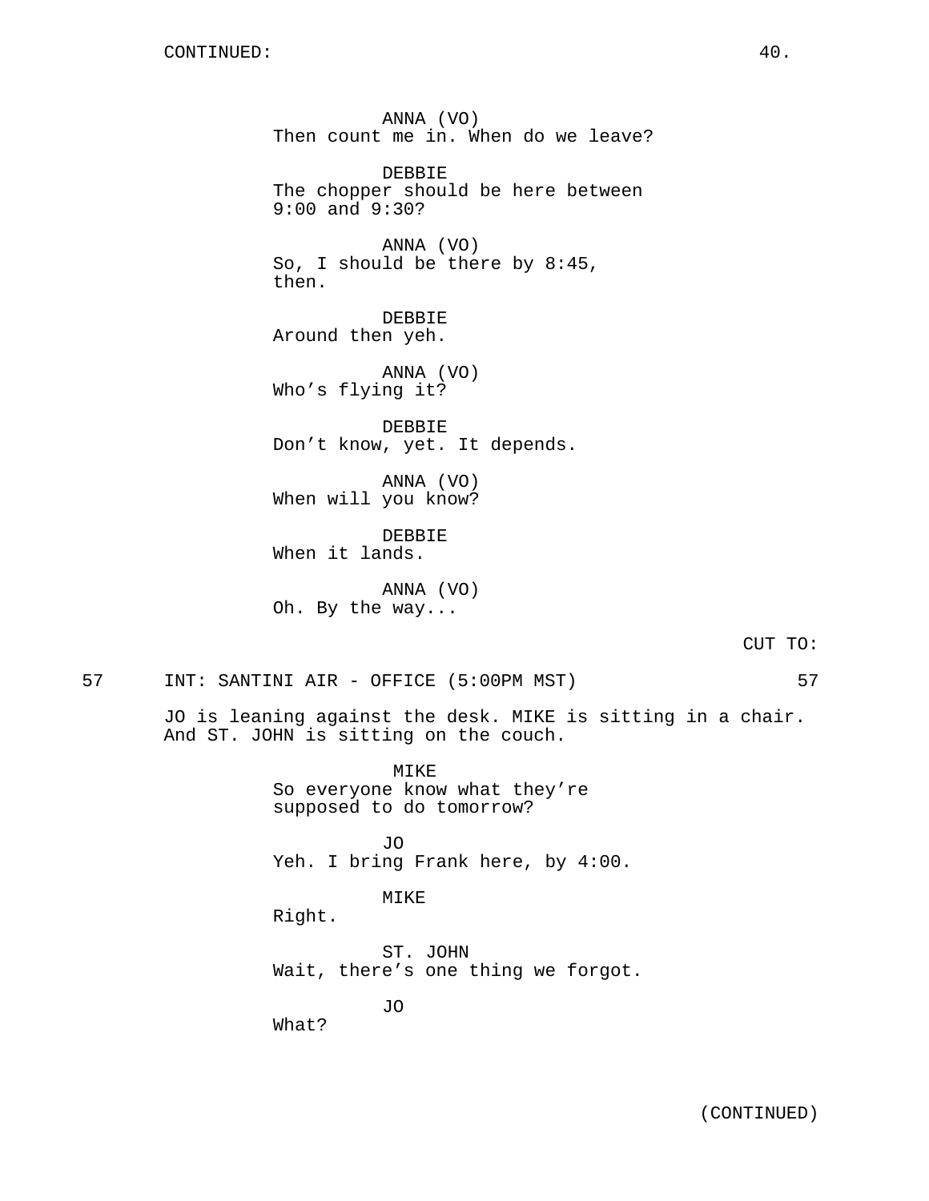ANNA (VO)
Then count me in. When do we leave?

DEBBIE
The chopper should be here between 9:00 and 9:30?

ANNA (VO)
So, I should be there by 8:45, then.

DEBBIE
Around then yeh.

ANNA (VO)
Who's flying it?

DEBBIE
Don't know, yet. It depends.

ANNA (VO)
When will you know?

DEBBIE
When it lands.

ANNA (VO)
Oh. By the way...

CUT TO:

57 INT: SANTINI AIR - OFFICE (5:00PM MST) 57

JO is leaning against the desk. MIKE is sitting in a chair. And ST. JOHN is sitting on the couch.

MIKE
So everyone know what they're supposed to do tomorrow?

JO
Yeh. I bring Frank here, by 4:00.

MIKE
Right.

ST. JOHN
Wait, there's one thing we forgot.

JO
What?

(CONTINUED)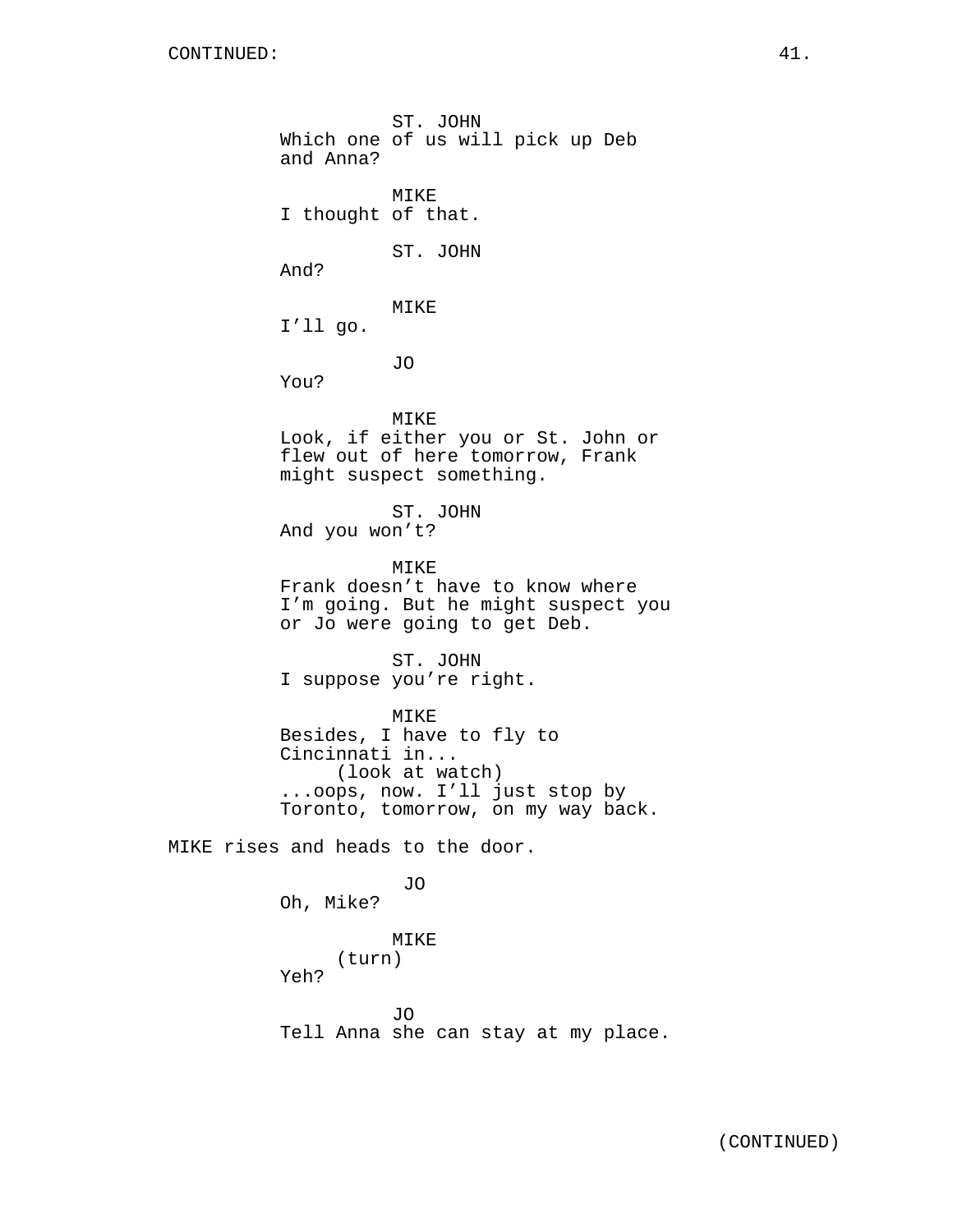CONTINUED:

ST. JOHN
Which one of us will pick up Deb and Anna?

MIKE
I thought of that.

ST. JOHN
And?

MIKE
I'll go.

JO
You?

MIKE
Look, if either you or St. John or flew out of here tomorrow, Frank might suspect something.

ST. JOHN
And you won't?

MIKE
Frank doesn't have to know where I'm going. But he might suspect you or Jo were going to get Deb.

ST. JOHN
I suppose you're right.

MIKE
Besides, I have to fly to Cincinnati in...
(look at watch)
...oops, now. I'll just stop by Toronto, tomorrow, on my way back.

MIKE rises and heads to the door.

JO
Oh, Mike?

MIKE
(turn)
Yeh?

JO
Tell Anna she can stay at my place.

(CONTINUED)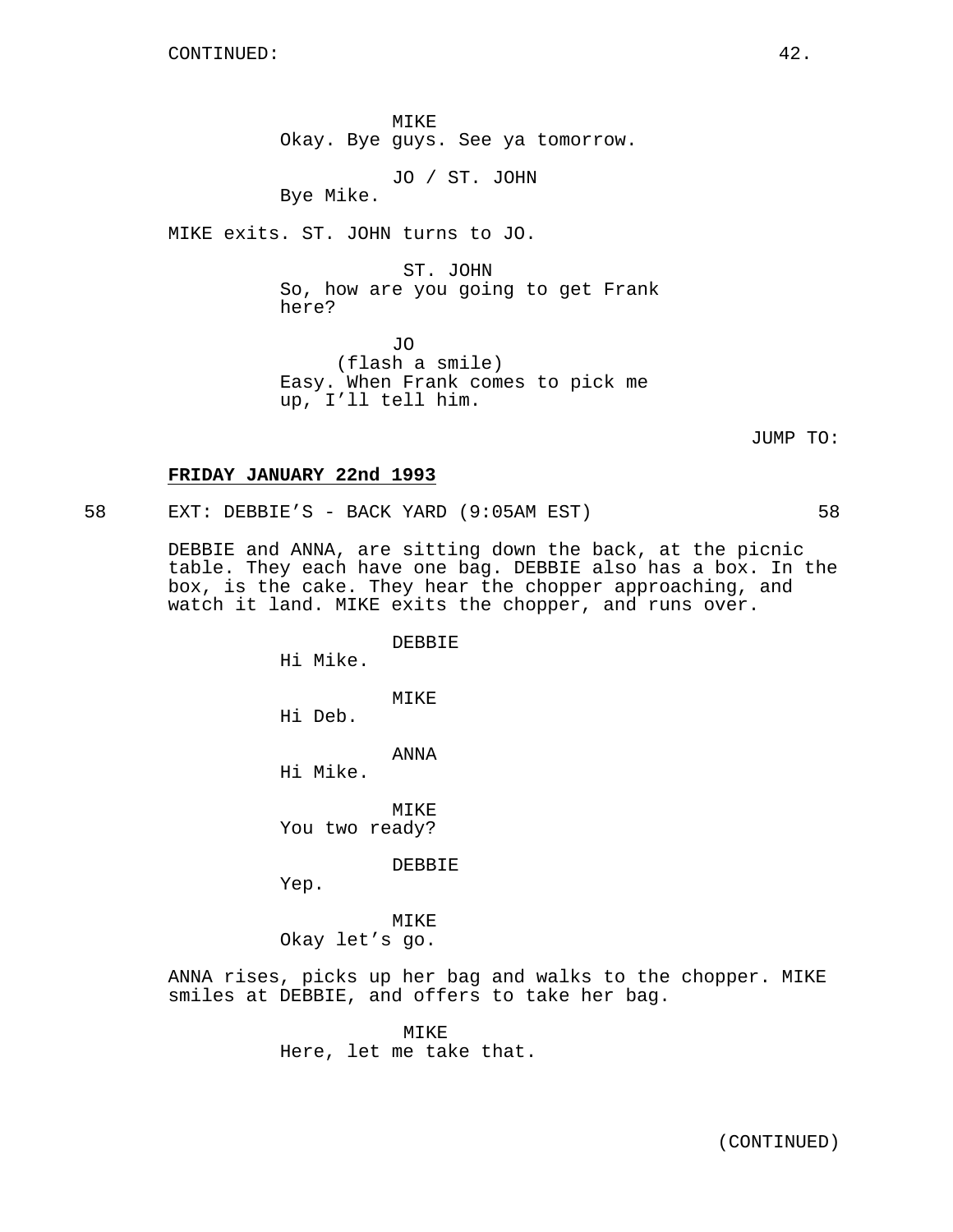CONTINUED:

MIKE
Okay. Bye guys. See ya tomorrow.

JO / ST. JOHN
Bye Mike.

MIKE exits. ST. JOHN turns to JO.

ST. JOHN
So, how are you going to get Frank here?

JO
(flash a smile)
Easy. When Frank comes to pick me up, I'll tell him.

JUMP TO:

**FRIDAY JANUARY 22nd 1993**

58 EXT: DEBBIE'S - BACK YARD (9:05AM EST) 58

DEBBIE and ANNA, are sitting down the back, at the picnic table. They each have one bag. DEBBIE also has a box. In the box, is the cake. They hear the chopper approaching, and watch it land. MIKE exits the chopper, and runs over.

DEBBIE
Hi Mike.

MIKE
Hi Deb.

ANNA
Hi Mike.

MIKE
You two ready?

DEBBIE
Yep.

MIKE
Okay let's go.

ANNA rises, picks up her bag and walks to the chopper. MIKE smiles at DEBBIE, and offers to take her bag.

MIKE
Here, let me take that.

(CONTINUED)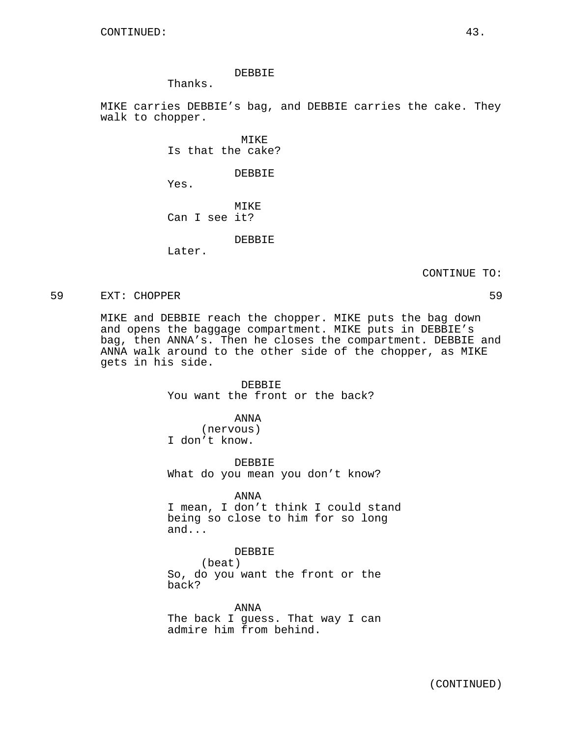DEBBIE
Thanks.

MIKE carries DEBBIE’s bag, and DEBBIE carries the cake. They walk to chopper.

MIKE
Is that the cake?

DEBBIE
Yes.

MIKE
Can I see it?

DEBBIE
Later.

CONTINUE TO:

59 EXT: CHOPPER 59

MIKE and DEBBIE reach the chopper. MIKE puts the bag down and opens the baggage compartment. MIKE puts in DEBBIE’s bag, then ANNA’s. Then he closes the compartment. DEBBIE and ANNA walk around to the other side of the chopper, as MIKE gets in his side.

DEBBIE
You want the front or the back?

ANNA
(nervous)
I don’t know.

DEBBIE
What do you mean you don’t know?

ANNA
I mean, I don’t think I could stand being so close to him for so long and...

DEBBIE
(beat)
So, do you want the front or the back?

ANNA
The back I guess. That way I can admire him from behind.

(CONTINUED)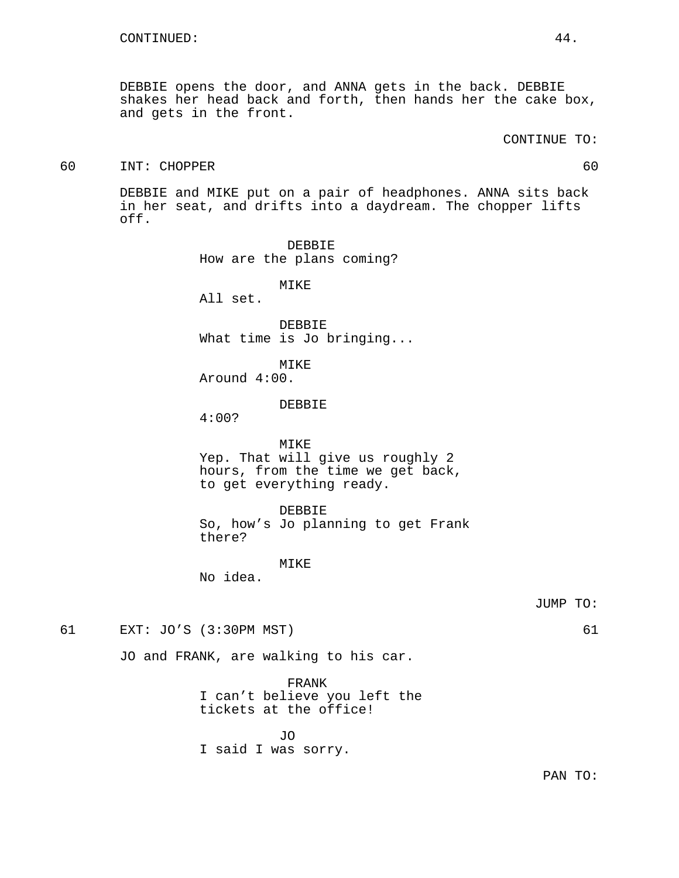CONTINUED:

DEBBIE opens the door, and ANNA gets in the back. DEBBIE shakes her head back and forth, then hands her the cake box, and gets in the front.

CONTINUE TO:

60 INT: CHOPPER 60

DEBBIE and MIKE put on a pair of headphones. ANNA sits back in her seat, and drifts into a daydream. The chopper lifts off.

DEBBIE
How are the plans coming?

MIKE
All set.

DEBBIE
What time is Jo bringing...

MIKE
Around 4:00.

DEBBIE
4:00?

MIKE
Yep. That will give us roughly 2 hours, from the time we get back, to get everything ready.

DEBBIE
So, how's Jo planning to get Frank there?

MIKE
No idea.

JUMP TO:

61 EXT: JO'S (3:30PM MST) 61

JO and FRANK, are walking to his car.

FRANK
I can't believe you left the tickets at the office!

JO
I said I was sorry.

PAN TO: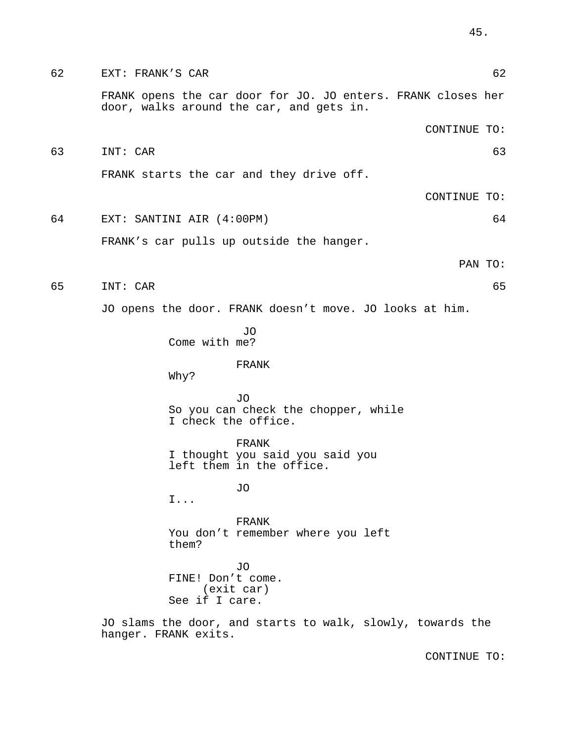62 EXT: FRANK'S CAR 62

FRANK opens the car door for JO. JO enters. FRANK closes her door, walks around the car, and gets in.

CONTINUE TO:

63 INT: CAR 63

FRANK starts the car and they drive off.

CONTINUE TO:

64 EXT: SANTINI AIR (4:00PM) 64

FRANK's car pulls up outside the hanger.

PAN TO:

65 INT: CAR 65

JO opens the door. FRANK doesn't move. JO looks at him.

JO
Come with me?

FRANK
Why?

JO
So you can check the chopper, while I check the office.

FRANK
I thought you said you said you left them in the office.

JO
I...

FRANK
You don't remember where you left them?

JO
FINE! Don't come.
(exit car)
See if I care.

JO slams the door, and starts to walk, slowly, towards the hanger. FRANK exits.

CONTINUE TO: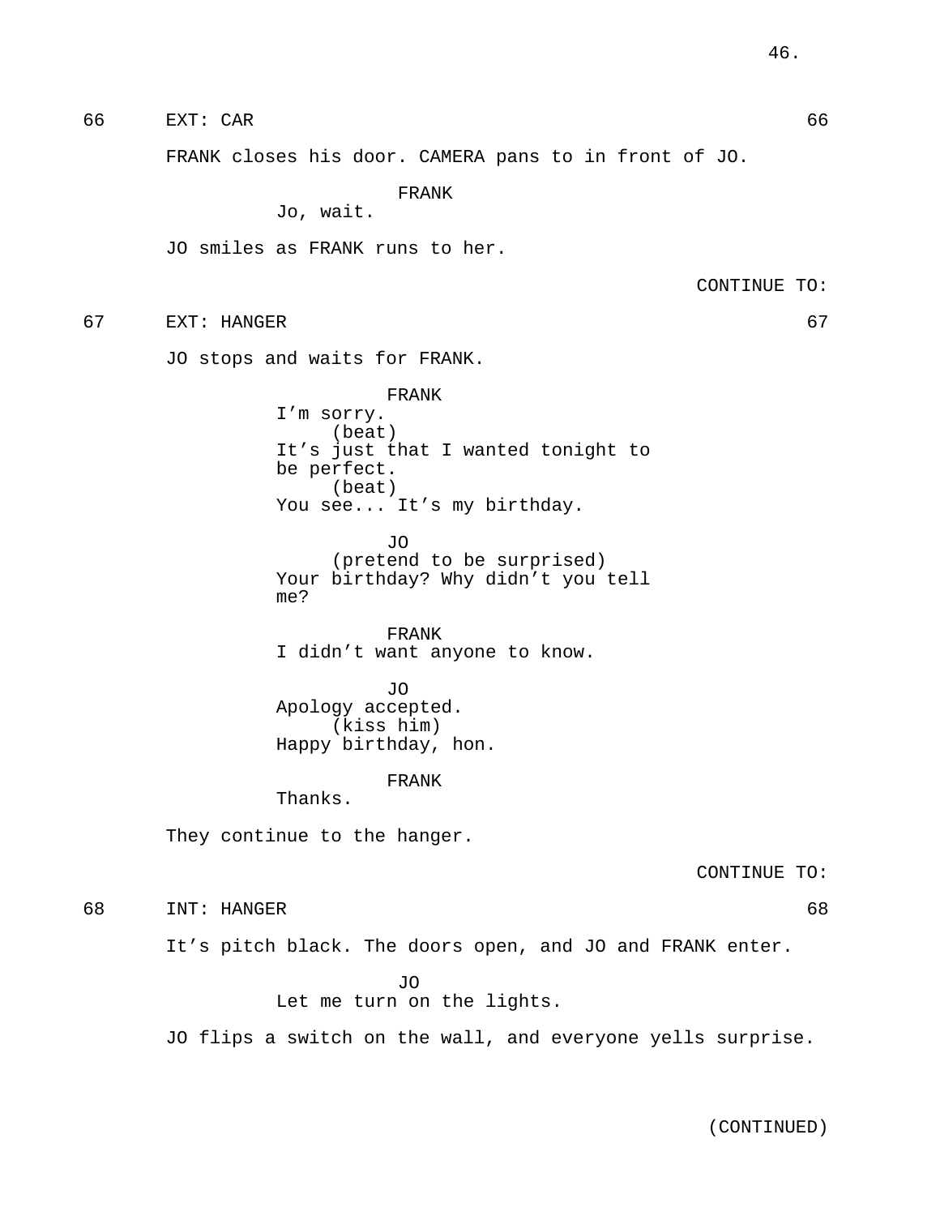66 EXT: CAR 66

FRANK closes his door. CAMERA pans to in front of JO.

FRANK
Jo, wait.

JO smiles as FRANK runs to her.

CONTINUE TO:

67 EXT: HANGER 67

JO stops and waits for FRANK.

FRANK
I'm sorry.
(beat)
It's just that I wanted tonight to be perfect.
(beat)
You see... It's my birthday.

JO
(pretend to be surprised)
Your birthday? Why didn't you tell me?

FRANK
I didn't want anyone to know.

JO
Apology accepted.
(kiss him)
Happy birthday, hon.

FRANK
Thanks.

They continue to the hanger.

CONTINUE TO:

68 INT: HANGER 68

It's pitch black. The doors open, and JO and FRANK enter.

JO
Let me turn on the lights.

JO flips a switch on the wall, and everyone yells surprise.

(CONTINUED)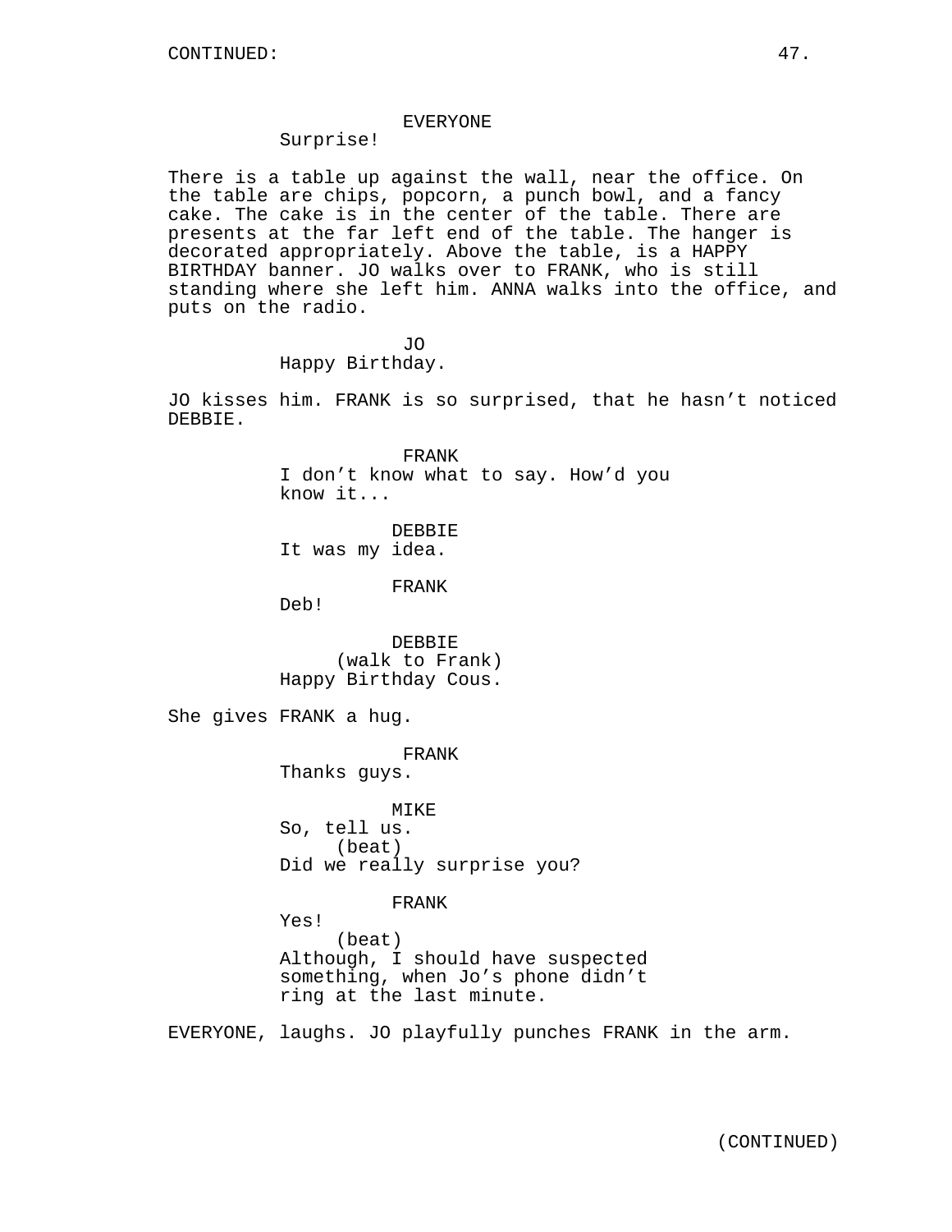EVERYONE
Surprise!

There is a table up against the wall, near the office. On the table are chips, popcorn, a punch bowl, and a fancy cake. The cake is in the center of the table. There are presents at the far left end of the table. The hanger is decorated appropriately. Above the table, is a HAPPY BIRTHDAY banner. JO walks over to FRANK, who is still standing where she left him. ANNA walks into the office, and puts on the radio.

JO
Happy Birthday.

JO kisses him. FRANK is so surprised, that he hasn't noticed DEBBIE.

FRANK
I don't know what to say. How'd you know it...

DEBBIE
It was my idea.

FRANK
Deb!

DEBBIE
(walk to Frank)
Happy Birthday Cous.

She gives FRANK a hug.

FRANK
Thanks guys.

MIKE
So, tell us.
(beat)
Did we really surprise you?

FRANK
Yes!
(beat)
Although, I should have suspected something, when Jo's phone didn't ring at the last minute.

EVERYONE, laughs. JO playfully punches FRANK in the arm.

(CONTINUED)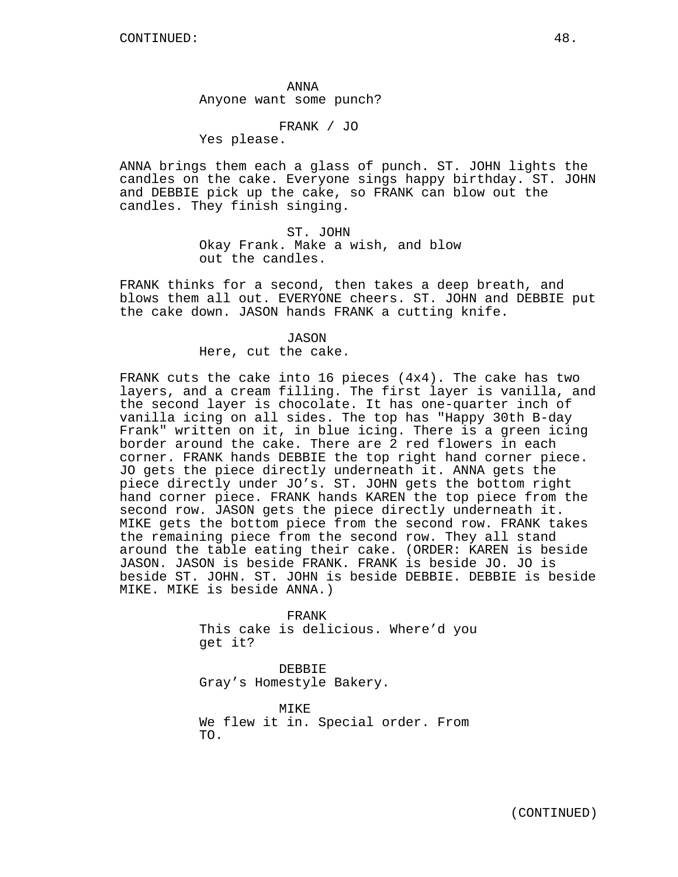CONTINUED:

ANNA
Anyone want some punch?

FRANK / JO
Yes please.

ANNA brings them each a glass of punch. ST. JOHN lights the candles on the cake. Everyone sings happy birthday. ST. JOHN and DEBBIE pick up the cake, so FRANK can blow out the candles. They finish singing.

ST. JOHN
Okay Frank. Make a wish, and blow out the candles.

FRANK thinks for a second, then takes a deep breath, and blows them all out. EVERYONE cheers. ST. JOHN and DEBBIE put the cake down. JASON hands FRANK a cutting knife.

JASON
Here, cut the cake.

FRANK cuts the cake into 16 pieces (4x4). The cake has two layers, and a cream filling. The first layer is vanilla, and the second layer is chocolate. It has one-quarter inch of vanilla icing on all sides. The top has "Happy 30th B-day Frank" written on it, in blue icing. There is a green icing border around the cake. There are 2 red flowers in each corner. FRANK hands DEBBIE the top right hand corner piece. JO gets the piece directly underneath it. ANNA gets the piece directly under JO's. ST. JOHN gets the bottom right hand corner piece. FRANK hands KAREN the top piece from the second row. JASON gets the piece directly underneath it. MIKE gets the bottom piece from the second row. FRANK takes the remaining piece from the second row. They all stand around the table eating their cake. (ORDER: KAREN is beside JASON. JASON is beside FRANK. FRANK is beside JO. JO is beside ST. JOHN. ST. JOHN is beside DEBBIE. DEBBIE is beside MIKE. MIKE is beside ANNA.)

FRANK
This cake is delicious. Where'd you get it?

DEBBIE
Gray's Homestyle Bakery.

MIKE
We flew it in. Special order. From TO.

(CONTINUED)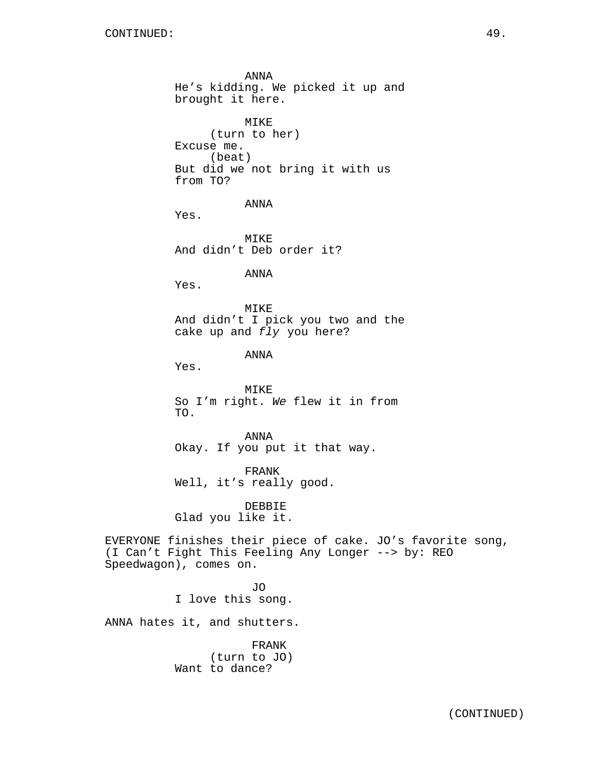CONTINUED:

ANNA
He’s kidding. We picked it up and brought it here.

MIKE
(turn to her)
Excuse me.
(beat)
But did we not bring it with us from TO?

ANNA
Yes.

MIKE
And didn’t Deb order it?

ANNA
Yes.

MIKE
And didn’t I pick you two and the cake up and *fly* you here?

ANNA
Yes.

MIKE
So I’m right. *We* flew it in from TO.

ANNA
Okay. If you put it that way.

FRANK
Well, it’s really good.

DEBBIE
Glad you like it.

EVERYONE finishes their piece of cake. JO’s favorite song, (I Can’t Fight This Feeling Any Longer --> by: REO Speedwagon), comes on.

JO
I love this song.

ANNA hates it, and shutters.

FRANK
(turn to JO)
Want to dance?

(CONTINUED)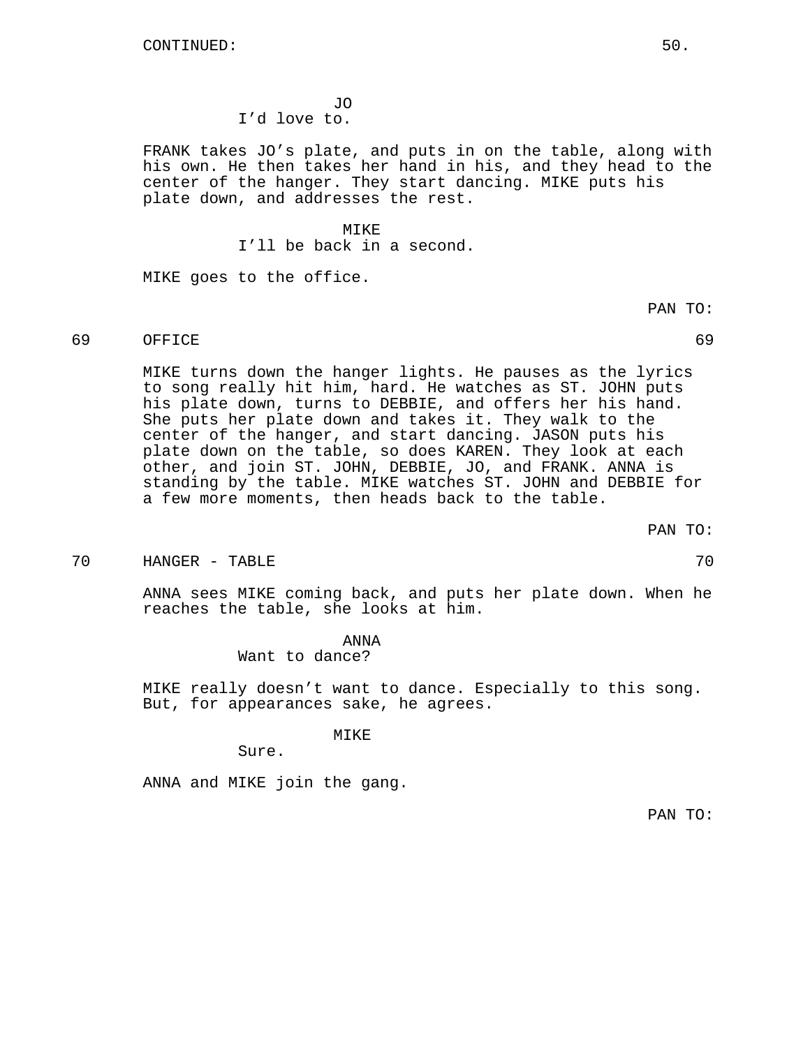CONTINUED:

JO
I'd love to.

FRANK takes JO's plate, and puts in on the table, along with his own. He then takes her hand in his, and they head to the center of the hanger. They start dancing. MIKE puts his plate down, and addresses the rest.

MIKE
I'll be back in a second.

MIKE goes to the office.

PAN TO:

69 OFFICE 69

MIKE turns down the hanger lights. He pauses as the lyrics to song really hit him, hard. He watches as ST. JOHN puts his plate down, turns to DEBBIE, and offers her his hand. She puts her plate down and takes it. They walk to the center of the hanger, and start dancing. JASON puts his plate down on the table, so does KAREN. They look at each other, and join ST. JOHN, DEBBIE, JO, and FRANK. ANNA is standing by the table. MIKE watches ST. JOHN and DEBBIE for a few more moments, then heads back to the table.

PAN TO:

70 HANGER - TABLE 70

ANNA sees MIKE coming back, and puts her plate down. When he reaches the table, she looks at him.

ANNA
Want to dance?

MIKE really doesn't want to dance. Especially to this song. But, for appearances sake, he agrees.

MIKE
Sure.

ANNA and MIKE join the gang.

PAN TO: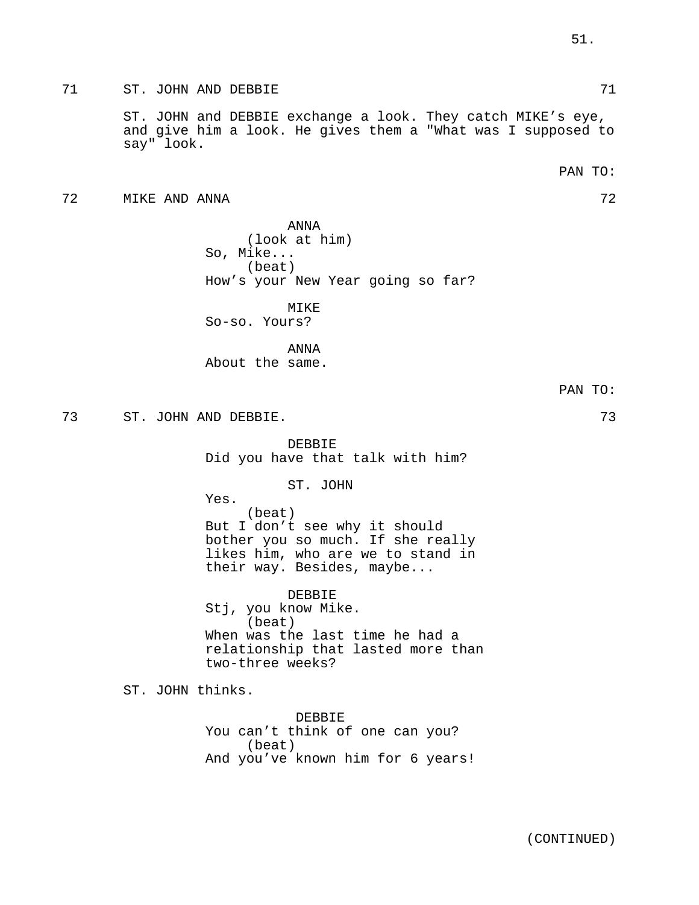71 ST. JOHN AND DEBBIE 71

ST. JOHN and DEBBIE exchange a look. They catch MIKE's eye, and give him a look. He gives them a "What was I supposed to say" look.

PAN TO:

72 MIKE AND ANNA 72

ANNA
(look at him)
So, Mike...
(beat)
How's your New Year going so far?

MIKE
So-so. Yours?

ANNA
About the same.

PAN TO:

73 ST. JOHN AND DEBBIE. 73

DEBBIE
Did you have that talk with him?

ST. JOHN
Yes.
(beat)
But I don't see why it should bother you so much. If she really likes him, who are we to stand in their way. Besides, maybe...

DEBBIE
Stj, you know Mike.
(beat)
When was the last time he had a relationship that lasted more than two-three weeks?

ST. JOHN thinks.

DEBBIE
You can't think of one can you?
(beat)
And you've known him for 6 years!

(CONTINUED)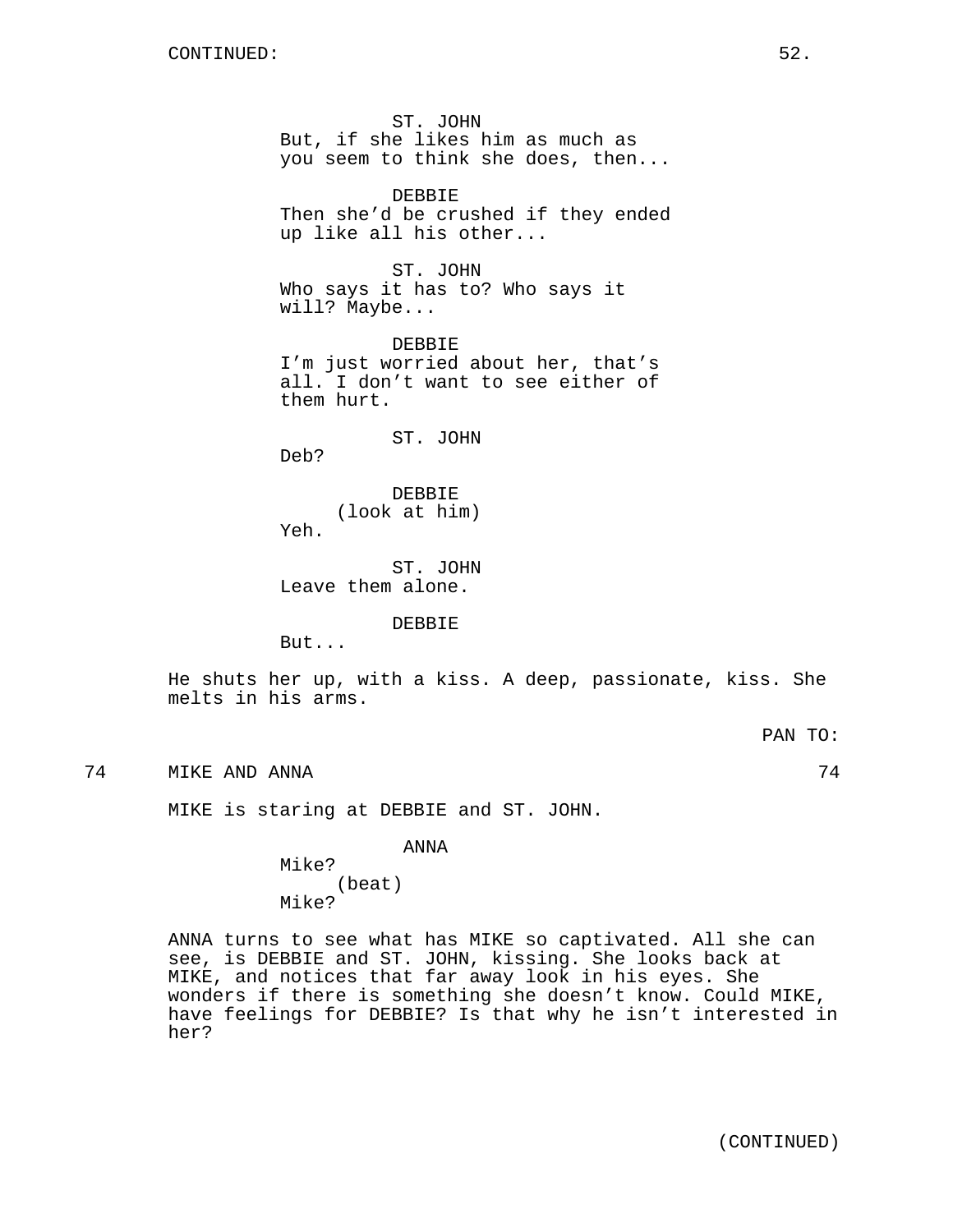ST. JOHN
But, if she likes him as much as you seem to think she does, then...

DEBBIE
Then she'd be crushed if they ended up like all his other...

ST. JOHN
Who says it has to? Who says it will? Maybe...

DEBBIE
I'm just worried about her, that's all. I don't want to see either of them hurt.

ST. JOHN
Deb?

DEBBIE
(look at him)
Yeh.

ST. JOHN
Leave them alone.

DEBBIE
But...

He shuts her up, with a kiss. A deep, passionate, kiss. She melts in his arms.

PAN TO:

74 MIKE AND ANNA 74

MIKE is staring at DEBBIE and ST. JOHN.

ANNA
Mike?
(beat)
Mike?

ANNA turns to see what has MIKE so captivated. All she can see, is DEBBIE and ST. JOHN, kissing. She looks back at MIKE, and notices that far away look in his eyes. She wonders if there is something she doesn't know. Could MIKE, have feelings for DEBBIE? Is that why he isn't interested in her?

(CONTINUED)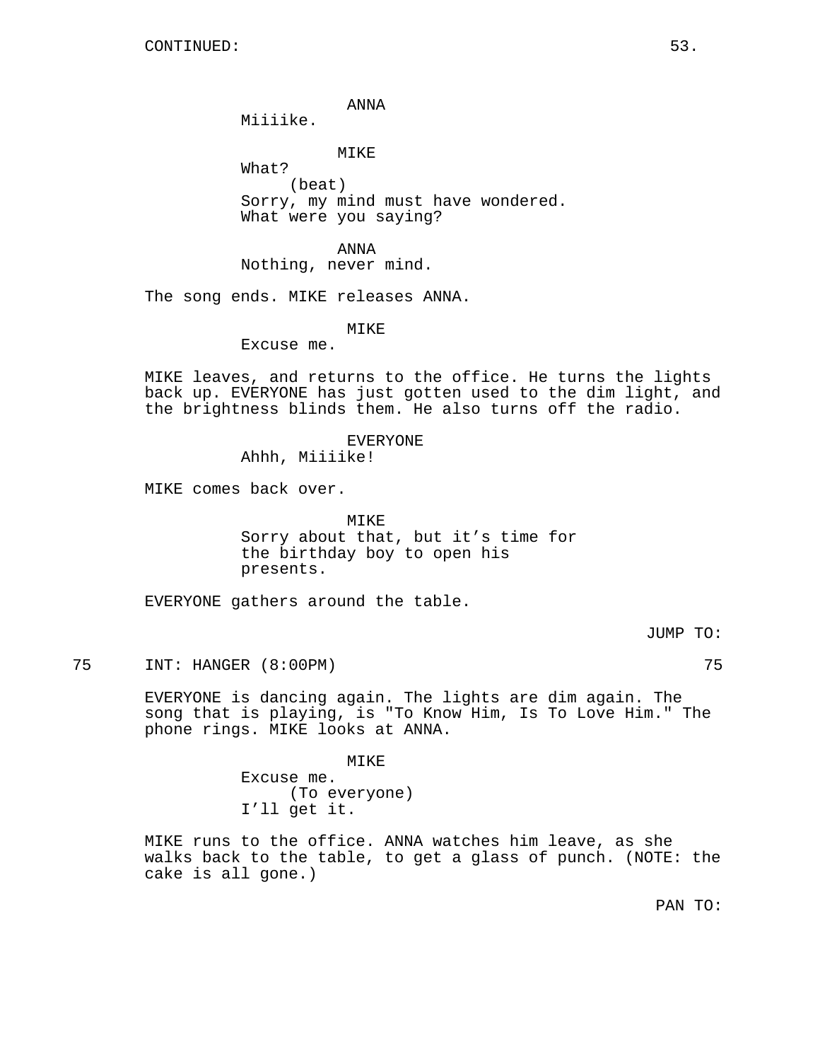CONTINUED:

ANNA
Miiiike.

MIKE
What?
(beat)
Sorry, my mind must have wondered. What were you saying?

ANNA
Nothing, never mind.

The song ends. MIKE releases ANNA.

MIKE
Excuse me.

MIKE leaves, and returns to the office. He turns the lights back up. EVERYONE has just gotten used to the dim light, and the brightness blinds them. He also turns off the radio.

EVERYONE
Ahhh, Miiiike!

MIKE comes back over.

MIKE
Sorry about that, but it's time for the birthday boy to open his presents.

EVERYONE gathers around the table.

JUMP TO:

75 INT: HANGER (8:00PM) 75

EVERYONE is dancing again. The lights are dim again. The song that is playing, is "To Know Him, Is To Love Him." The phone rings. MIKE looks at ANNA.

MIKE
Excuse me.
(To everyone)
I'll get it.

MIKE runs to the office. ANNA watches him leave, as she walks back to the table, to get a glass of punch. (NOTE: the cake is all gone.)

PAN TO: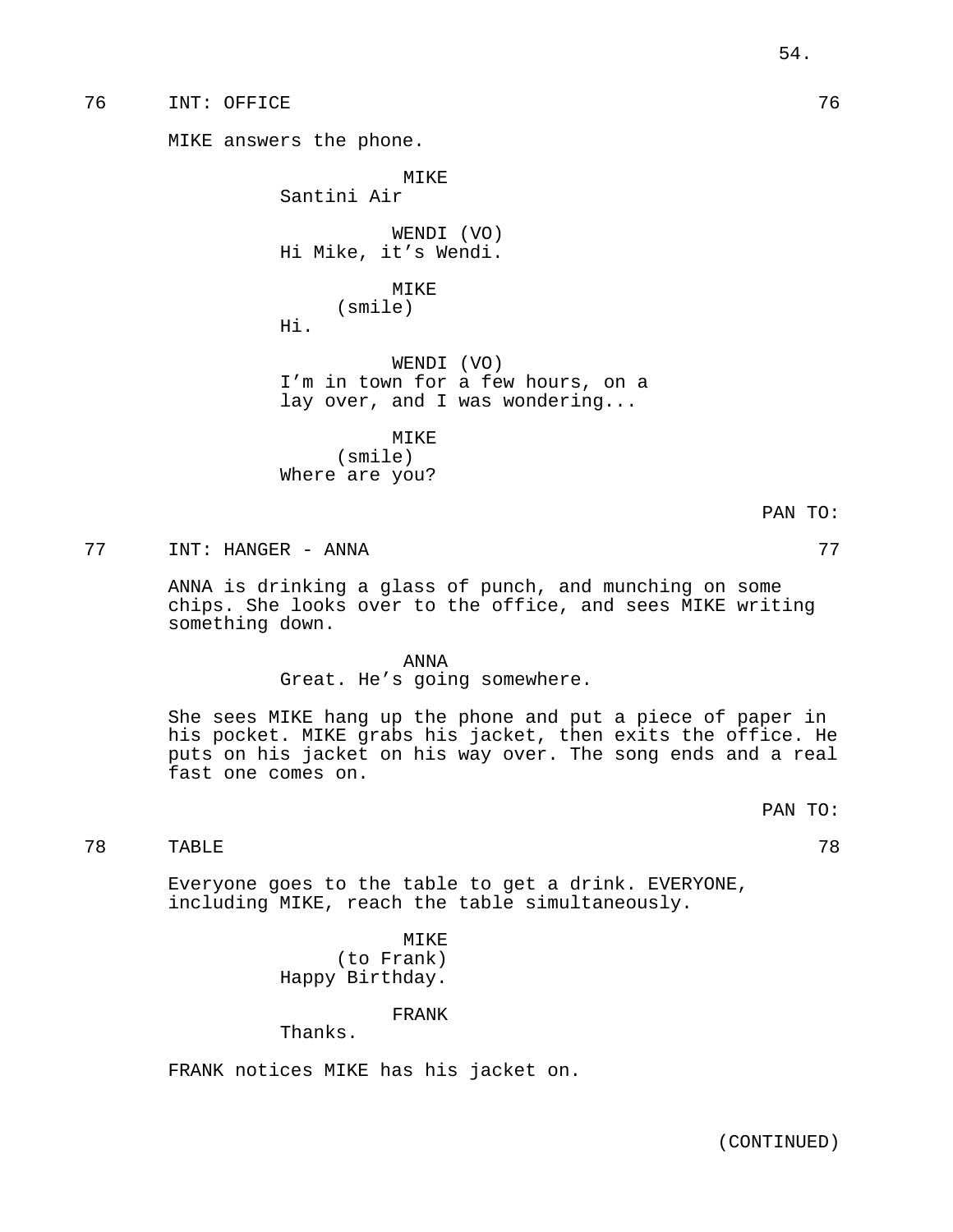76 INT: OFFICE 76

MIKE answers the phone.

MIKE
Santini Air

WENDI (VO)
Hi Mike, it’s Wendi.

MIKE
(smile)
Hi.

WENDI (VO)
I’m in town for a few hours, on a
lay over, and I was wondering...

MIKE
(smile)
Where are you?

PAN TO:

77 INT: HANGER - ANNA 77

ANNA is drinking a glass of punch, and munching on some chips. She looks over to the office, and sees MIKE writing something down.

ANNA
Great. He’s going somewhere.

She sees MIKE hang up the phone and put a piece of paper in his pocket. MIKE grabs his jacket, then exits the office. He puts on his jacket on his way over. The song ends and a real fast one comes on.

PAN TO:

78 TABLE 78

Everyone goes to the table to get a drink. EVERYONE, including MIKE, reach the table simultaneously.

MIKE
(to Frank)
Happy Birthday.

FRANK
Thanks.

FRANK notices MIKE has his jacket on.

(CONTINUED)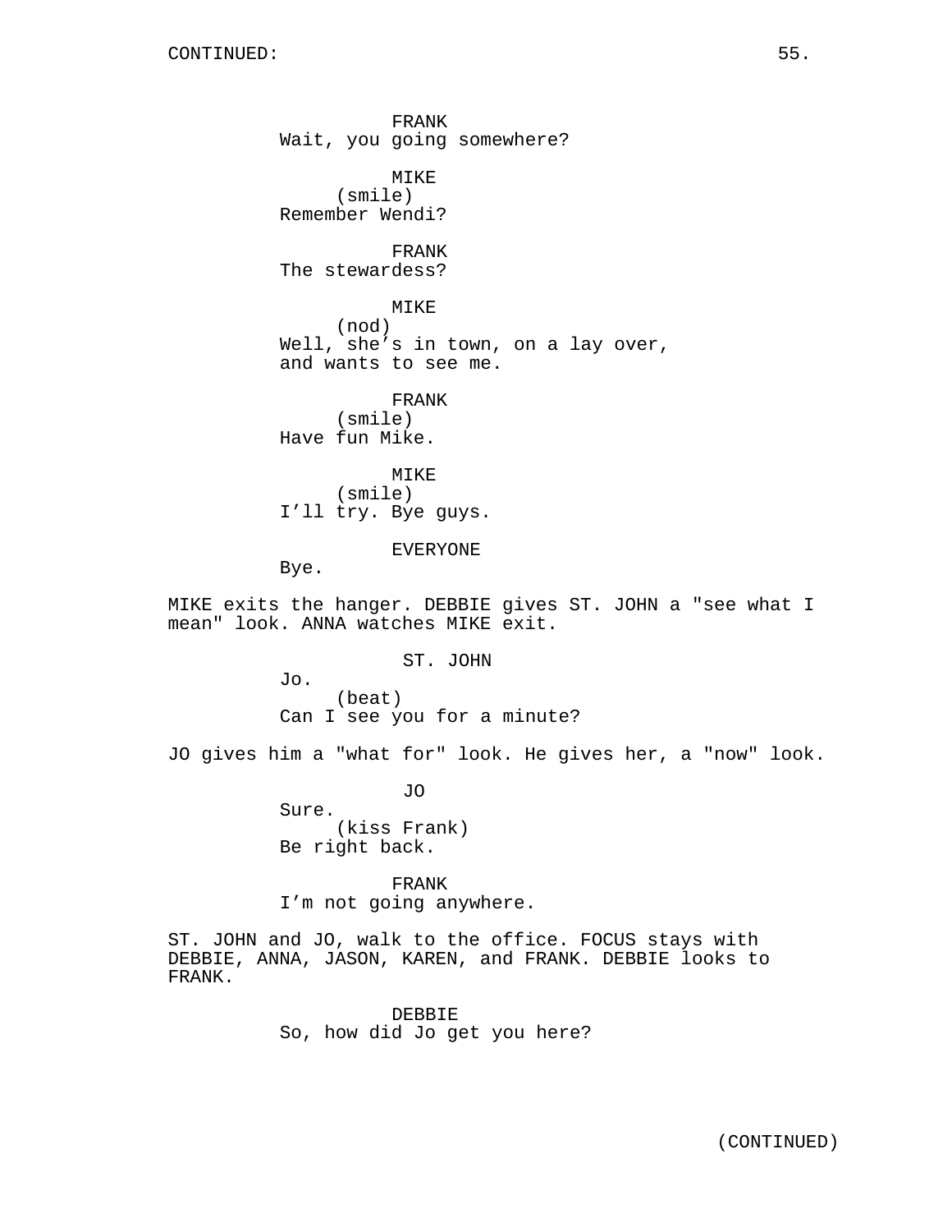CONTINUED:

FRANK
Wait, you going somewhere?

MIKE
(smile)
Remember Wendi?

FRANK
The stewardess?

MIKE
(nod)
Well, she’s in town, on a lay over, and wants to see me.

FRANK
(smile)
Have fun Mike.

MIKE
(smile)
I’ll try. Bye guys.

EVERYONE
Bye.

MIKE exits the hanger. DEBBIE gives ST. JOHN a "see what I mean" look. ANNA watches MIKE exit.

ST. JOHN
Jo.
(beat)
Can I see you for a minute?

JO gives him a "what for" look. He gives her, a "now" look.

JO
Sure.
(kiss Frank)
Be right back.

FRANK
I’m not going anywhere.

ST. JOHN and JO, walk to the office. FOCUS stays with DEBBIE, ANNA, JASON, KAREN, and FRANK. DEBBIE looks to FRANK.

DEBBIE
So, how did Jo get you here?

(CONTINUED)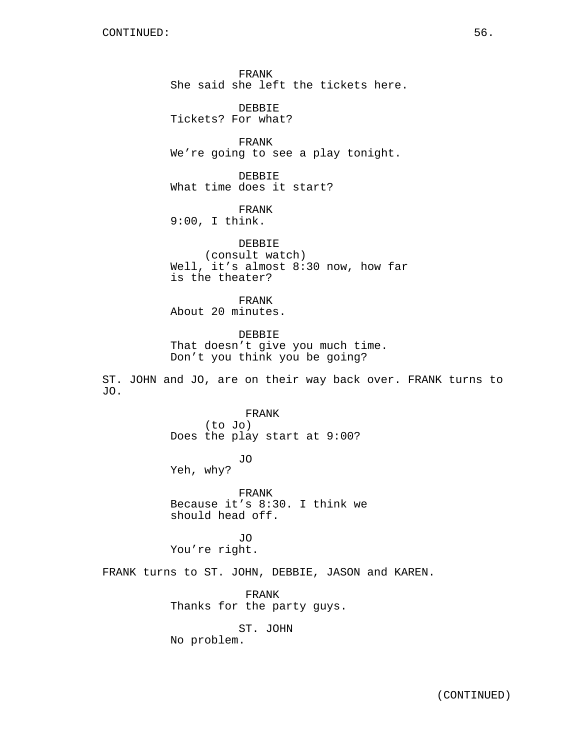FRANK
She said she left the tickets here.

DEBBIE
Tickets? For what?

FRANK
We're going to see a play tonight.

DEBBIE
What time does it start?

FRANK
9:00, I think.

DEBBIE
(consult watch)
Well, it's almost 8:30 now, how far is the theater?

FRANK
About 20 minutes.

DEBBIE
That doesn't give you much time. Don't you think you be going?

ST. JOHN and JO, are on their way back over. FRANK turns to JO.

FRANK
(to Jo)
Does the play start at 9:00?

JO
Yeh, why?

FRANK
Because it's 8:30. I think we should head off.

JO
You're right.

FRANK turns to ST. JOHN, DEBBIE, JASON and KAREN.

FRANK
Thanks for the party guys.

ST. JOHN
No problem.

(CONTINUED)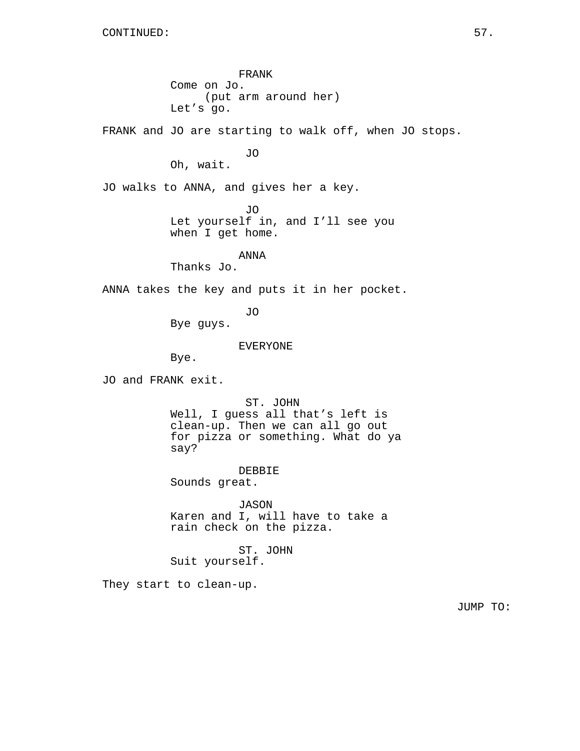FRANK
Come on Jo.
(put arm around her)
Let's go.

FRANK and JO are starting to walk off, when JO stops.

JO
Oh, wait.

JO walks to ANNA, and gives her a key.

JO
Let yourself in, and I'll see you when I get home.

ANNA
Thanks Jo.

ANNA takes the key and puts it in her pocket.

JO
Bye guys.

EVERYONE
Bye.

JO and FRANK exit.

ST. JOHN
Well, I guess all that's left is clean-up. Then we can all go out for pizza or something. What do ya say?

DEBBIE
Sounds great.

JASON
Karen and I, will have to take a rain check on the pizza.

ST. JOHN
Suit yourself.

They start to clean-up.

JUMP TO: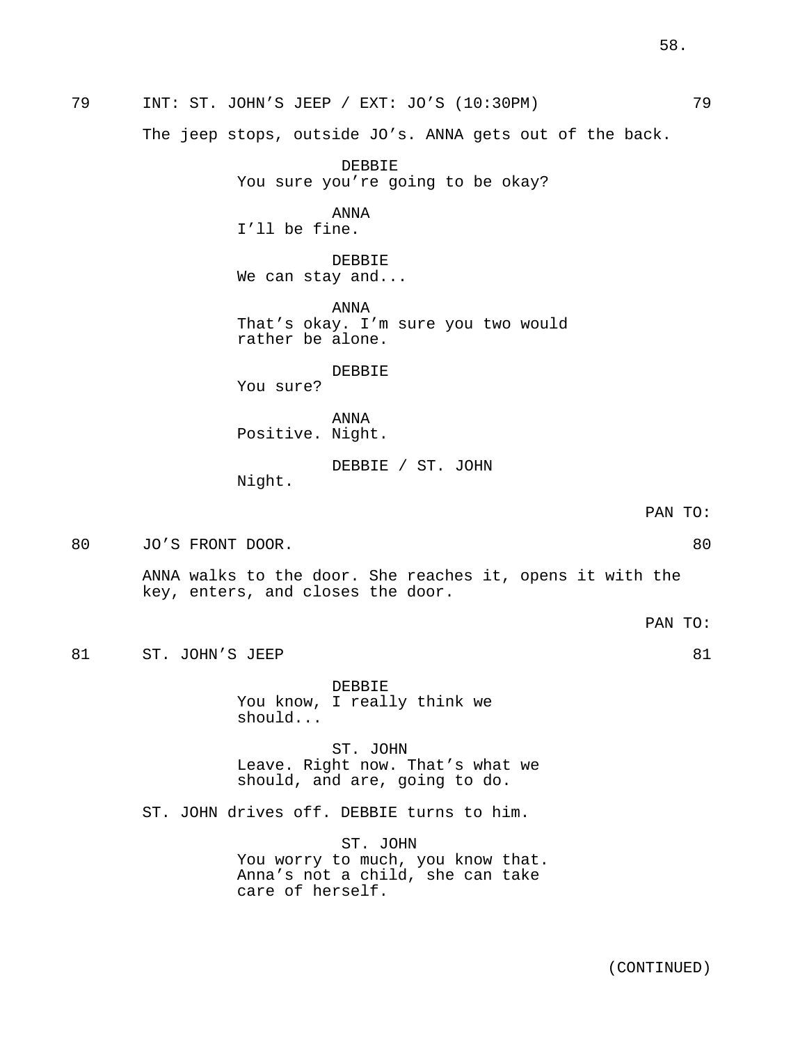79 INT: ST. JOHN'S JEEP / EXT: JO'S (10:30PM) 79

The jeep stops, outside JO's. ANNA gets out of the back.

DEBBIE
You sure you're going to be okay?

ANNA
I'll be fine.

DEBBIE
We can stay and...

ANNA
That's okay. I'm sure you two would rather be alone.

DEBBIE
You sure?

ANNA
Positive. Night.

DEBBIE / ST. JOHN
Night.

PAN TO:

80 JO'S FRONT DOOR. 80

ANNA walks to the door. She reaches it, opens it with the key, enters, and closes the door.

PAN TO:

81 ST. JOHN'S JEEP 81

DEBBIE
You know, I really think we should...

ST. JOHN
Leave. Right now. That's what we should, and are, going to do.

ST. JOHN drives off. DEBBIE turns to him.

ST. JOHN
You worry to much, you know that. Anna's not a child, she can take care of herself.

(CONTINUED)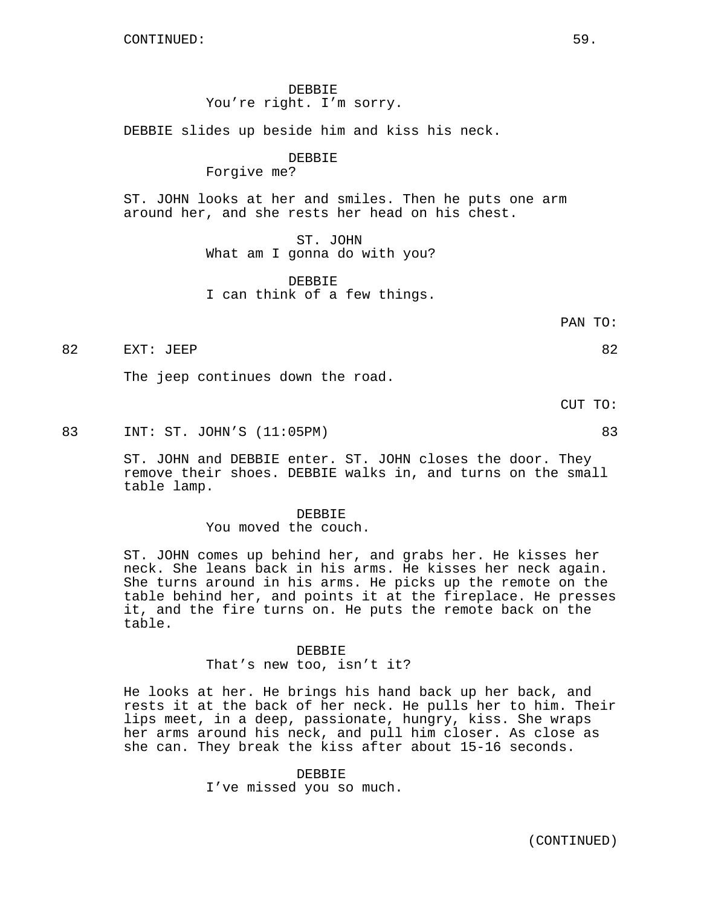DEBBIE
You're right. I'm sorry.

DEBBIE slides up beside him and kiss his neck.

DEBBIE
Forgive me?

ST. JOHN looks at her and smiles. Then he puts one arm around her, and she rests her head on his chest.

ST. JOHN
What am I gonna do with you?

DEBBIE
I can think of a few things.

PAN TO:

82 EXT: JEEP 82

The jeep continues down the road.

CUT TO:

83 INT: ST. JOHN'S (11:05PM) 83

ST. JOHN and DEBBIE enter. ST. JOHN closes the door. They remove their shoes. DEBBIE walks in, and turns on the small table lamp.

DEBBIE
You moved the couch.

ST. JOHN comes up behind her, and grabs her. He kisses her neck. She leans back in his arms. He kisses her neck again. She turns around in his arms. He picks up the remote on the table behind her, and points it at the fireplace. He presses it, and the fire turns on. He puts the remote back on the table.

DEBBIE
That's new too, isn't it?

He looks at her. He brings his hand back up her back, and rests it at the back of her neck. He pulls her to him. Their lips meet, in a deep, passionate, hungry, kiss. She wraps her arms around his neck, and pull him closer. As close as she can. They break the kiss after about 15-16 seconds.

DEBBIE
I've missed you so much.

(CONTINUED)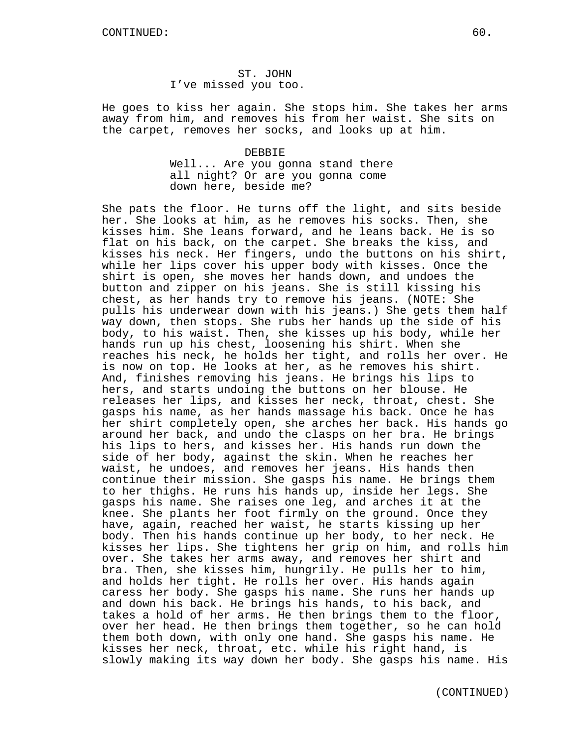CONTINUED:

ST. JOHN
I've missed you too.

He goes to kiss her again. She stops him. She takes her arms away from him, and removes his from her waist. She sits on the carpet, removes her socks, and looks up at him.

DEBBIE
Well... Are you gonna stand there all night? Or are you gonna come down here, beside me?

She pats the floor. He turns off the light, and sits beside her. She looks at him, as he removes his socks. Then, she kisses him. She leans forward, and he leans back. He is so flat on his back, on the carpet. She breaks the kiss, and kisses his neck. Her fingers, undo the buttons on his shirt, while her lips cover his upper body with kisses. Once the shirt is open, she moves her hands down, and undoes the button and zipper on his jeans. She is still kissing his chest, as her hands try to remove his jeans. (NOTE: She pulls his underwear down with his jeans.) She gets them half way down, then stops. She rubs her hands up the side of his body, to his waist. Then, she kisses up his body, while her hands run up his chest, loosening his shirt. When she reaches his neck, he holds her tight, and rolls her over. He is now on top. He looks at her, as he removes his shirt. And, finishes removing his jeans. He brings his lips to hers, and starts undoing the buttons on her blouse. He releases her lips, and kisses her neck, throat, chest. She gasps his name, as her hands massage his back. Once he has her shirt completely open, she arches her back. His hands go around her back, and undo the clasps on her bra. He brings his lips to hers, and kisses her. His hands run down the side of her body, against the skin. When he reaches her waist, he undoes, and removes her jeans. His hands then continue their mission. She gasps his name. He brings them to her thighs. He runs his hands up, inside her legs. She gasps his name. She raises one leg, and arches it at the knee. She plants her foot firmly on the ground. Once they have, again, reached her waist, he starts kissing up her body. Then his hands continue up her body, to her neck. He kisses her lips. She tightens her grip on him, and rolls him over. She takes her arms away, and removes her shirt and bra. Then, she kisses him, hungrily. He pulls her to him, and holds her tight. He rolls her over. His hands again caress her body. She gasps his name. She runs her hands up and down his back. He brings his hands, to his back, and takes a hold of her arms. He then brings them to the floor, over her head. He then brings them together, so he can hold them both down, with only one hand. She gasps his name. He kisses her neck, throat, etc. while his right hand, is slowly making its way down her body. She gasps his name. His

(CONTINUED)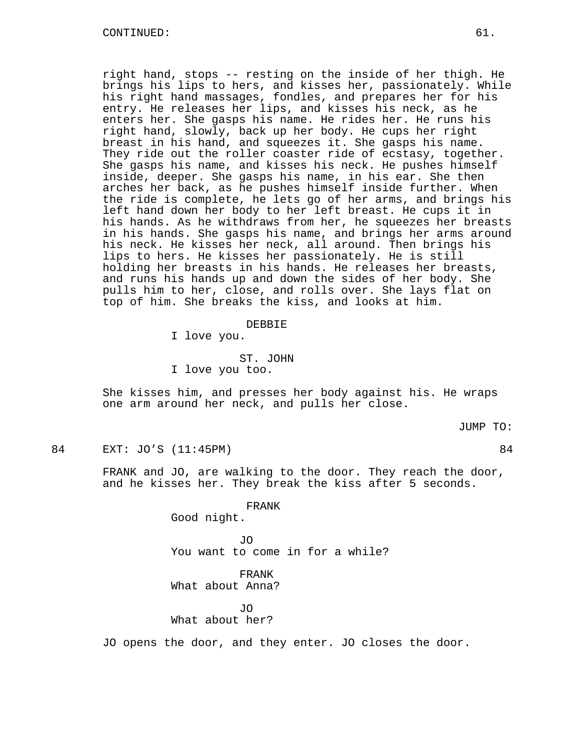right hand, stops -- resting on the inside of her thigh. He brings his lips to hers, and kisses her, passionately. While his right hand massages, fondles, and prepares her for his entry. He releases her lips, and kisses his neck, as he enters her. She gasps his name. He rides her. He runs his right hand, slowly, back up her body. He cups her right breast in his hand, and squeezes it. She gasps his name. They ride out the roller coaster ride of ecstasy, together. She gasps his name, and kisses his neck. He pushes himself inside, deeper. She gasps his name, in his ear. She then arches her back, as he pushes himself inside further. When the ride is complete, he lets go of her arms, and brings his left hand down her body to her left breast. He cups it in his hands. As he withdraws from her, he squeezes her breasts in his hands. She gasps his name, and brings her arms around his neck. He kisses her neck, all around. Then brings his lips to hers. He kisses her passionately. He is still holding her breasts in his hands. He releases her breasts, and runs his hands up and down the sides of her body. She pulls him to her, close, and rolls over. She lays flat on top of him. She breaks the kiss, and looks at him.

DEBBIE
I love you.

ST. JOHN
I love you too.

She kisses him, and presses her body against his. He wraps one arm around her neck, and pulls her close.

JUMP TO:

84 EXT: JO'S (11:45PM) 84

FRANK and JO, are walking to the door. They reach the door, and he kisses her. They break the kiss after 5 seconds.

FRANK
Good night.

JO
You want to come in for a while?

FRANK
What about Anna?

JO
What about her?

JO opens the door, and they enter. JO closes the door.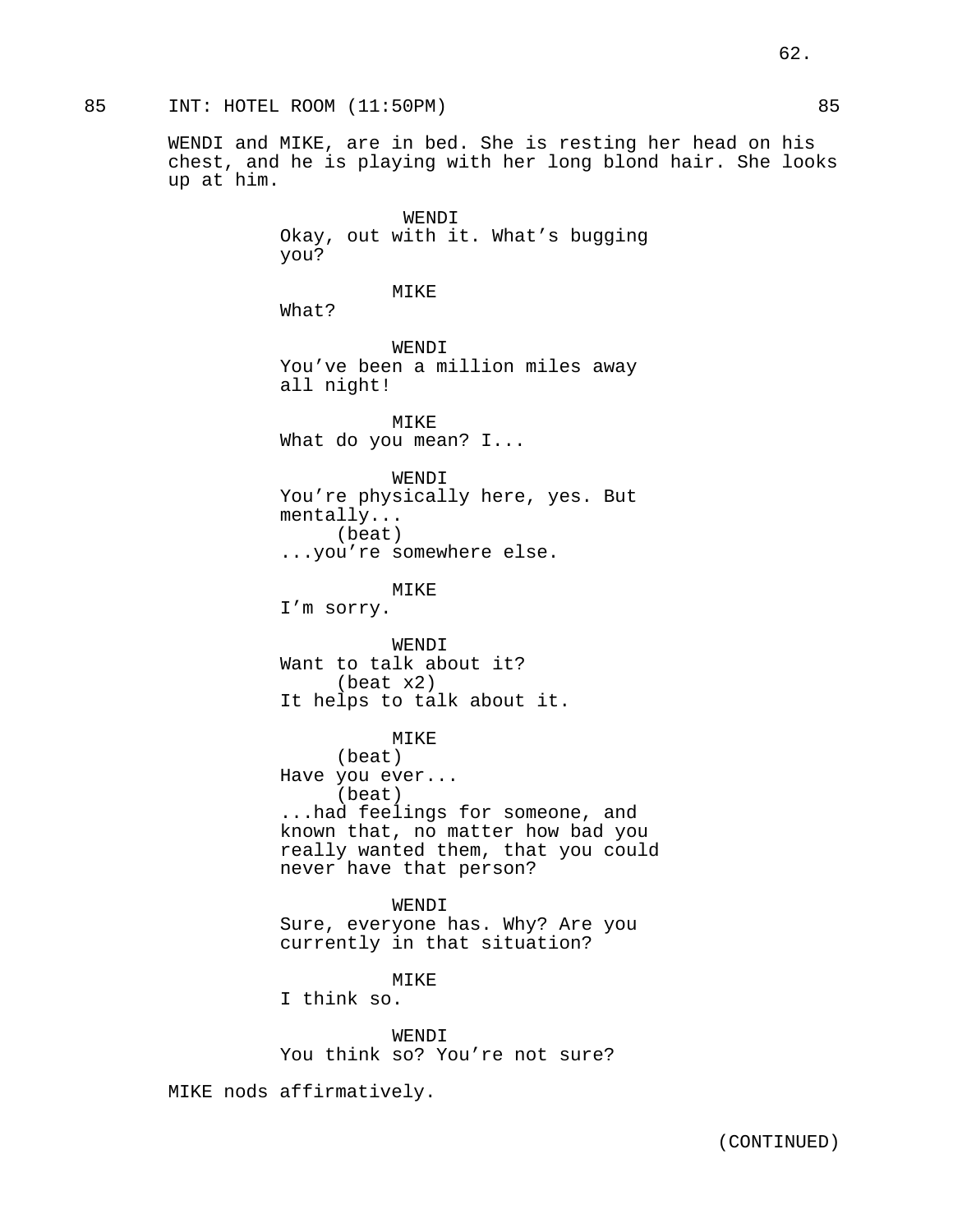85 INT: HOTEL ROOM (11:50PM) 85

WENDI and MIKE, are in bed. She is resting her head on his chest, and he is playing with her long blond hair. She looks up at him.

WENDI
Okay, out with it. What's bugging you?

MIKE
What?

WENDI
You've been a million miles away all night!

MIKE
What do you mean? I...

WENDI
You're physically here, yes. But mentally...
(beat)
...you're somewhere else.

MIKE
I'm sorry.

WENDI
Want to talk about it?
(beat x2)
It helps to talk about it.

MIKE
(beat)
Have you ever...
(beat)
...had feelings for someone, and known that, no matter how bad you really wanted them, that you could never have that person?

WENDI
Sure, everyone has. Why? Are you currently in that situation?

MIKE
I think so.

WENDI
You think so? You're not sure?

MIKE nods affirmatively.

(CONTINUED)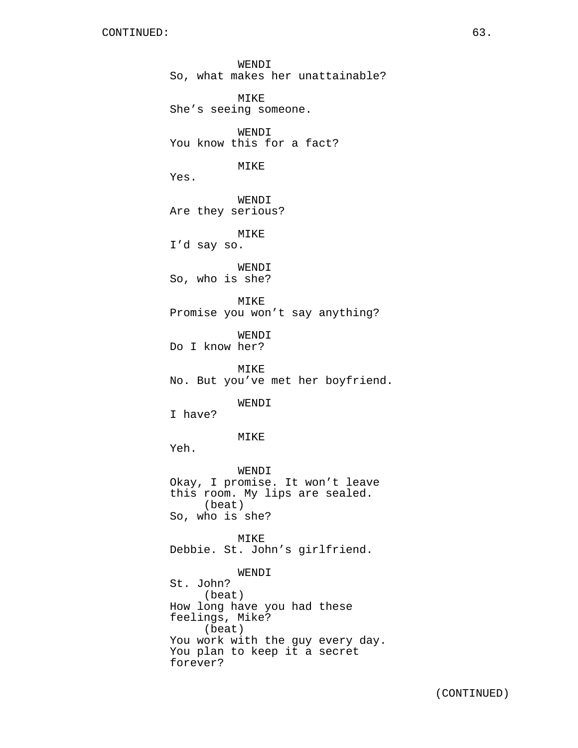WENDI
So, what makes her unattainable?

MIKE
She's seeing someone.

WENDI
You know this for a fact?

MIKE
Yes.

WENDI
Are they serious?

MIKE
I'd say so.

WENDI
So, who is she?

MIKE
Promise you won't say anything?

WENDI
Do I know her?

MIKE
No. But you've met her boyfriend.

WENDI
I have?

MIKE
Yeh.

WENDI
Okay, I promise. It won't leave this room. My lips are sealed.
(beat)
So, who is she?

MIKE
Debbie. St. John's girlfriend.

WENDI
St. John?
(beat)
How long have you had these feelings, Mike?
(beat)
You work with the guy every day. You plan to keep it a secret forever?

(CONTINUED)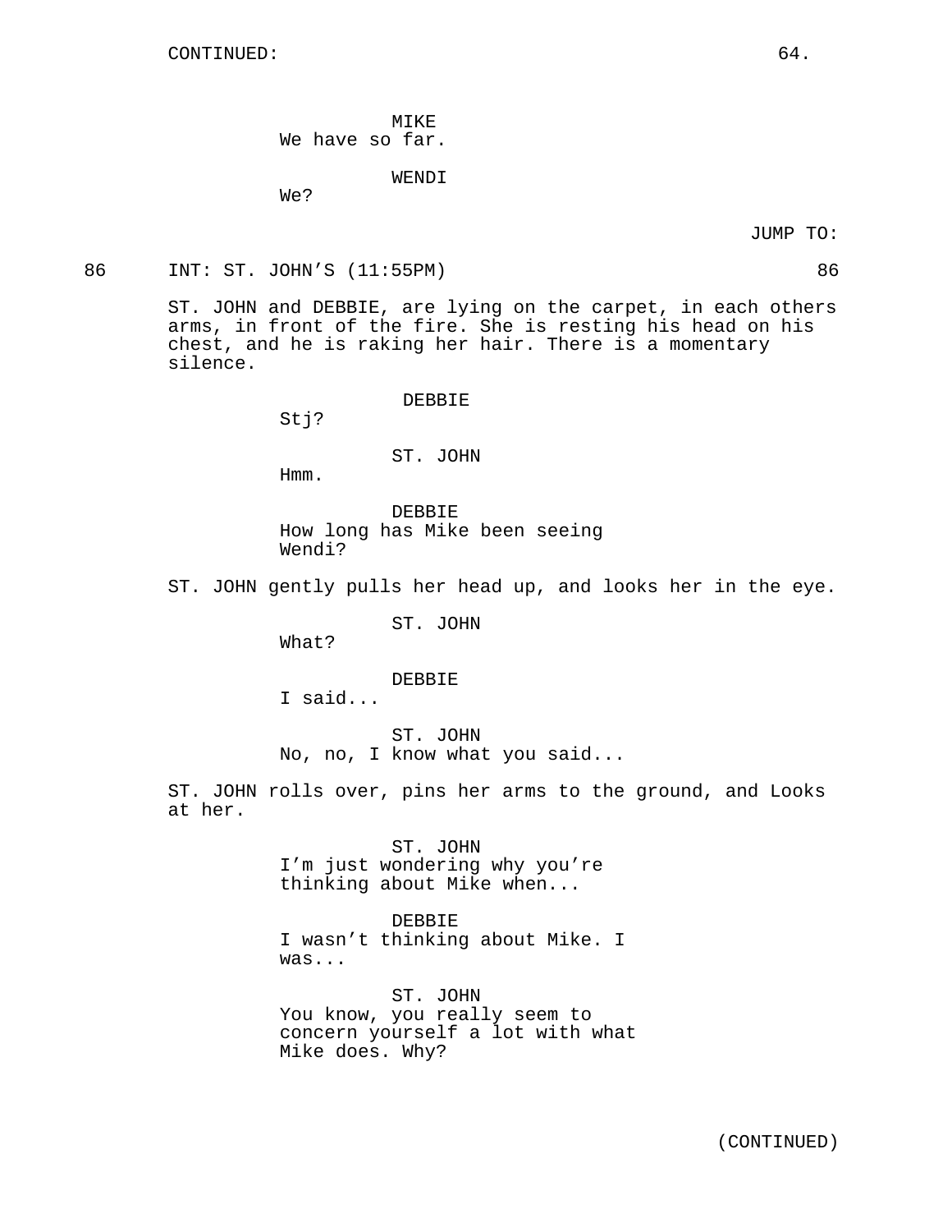MIKE
We have so far.

WENDI
We?

JUMP TO:

86 INT: ST. JOHN'S (11:55PM) 86

ST. JOHN and DEBBIE, are lying on the carpet, in each others arms, in front of the fire. She is resting his head on his chest, and he is raking her hair. There is a momentary silence.

DEBBIE
Stj?

ST. JOHN
Hmm.

DEBBIE
How long has Mike been seeing Wendi?

ST. JOHN gently pulls her head up, and looks her in the eye.

ST. JOHN
What?

DEBBIE
I said...

ST. JOHN
No, no, I know what you said...

ST. JOHN rolls over, pins her arms to the ground, and Looks at her.

ST. JOHN
I'm just wondering why you're thinking about Mike when...

DEBBIE
I wasn't thinking about Mike. I was...

ST. JOHN
You know, you really seem to concern yourself a lot with what Mike does. Why?

(CONTINUED)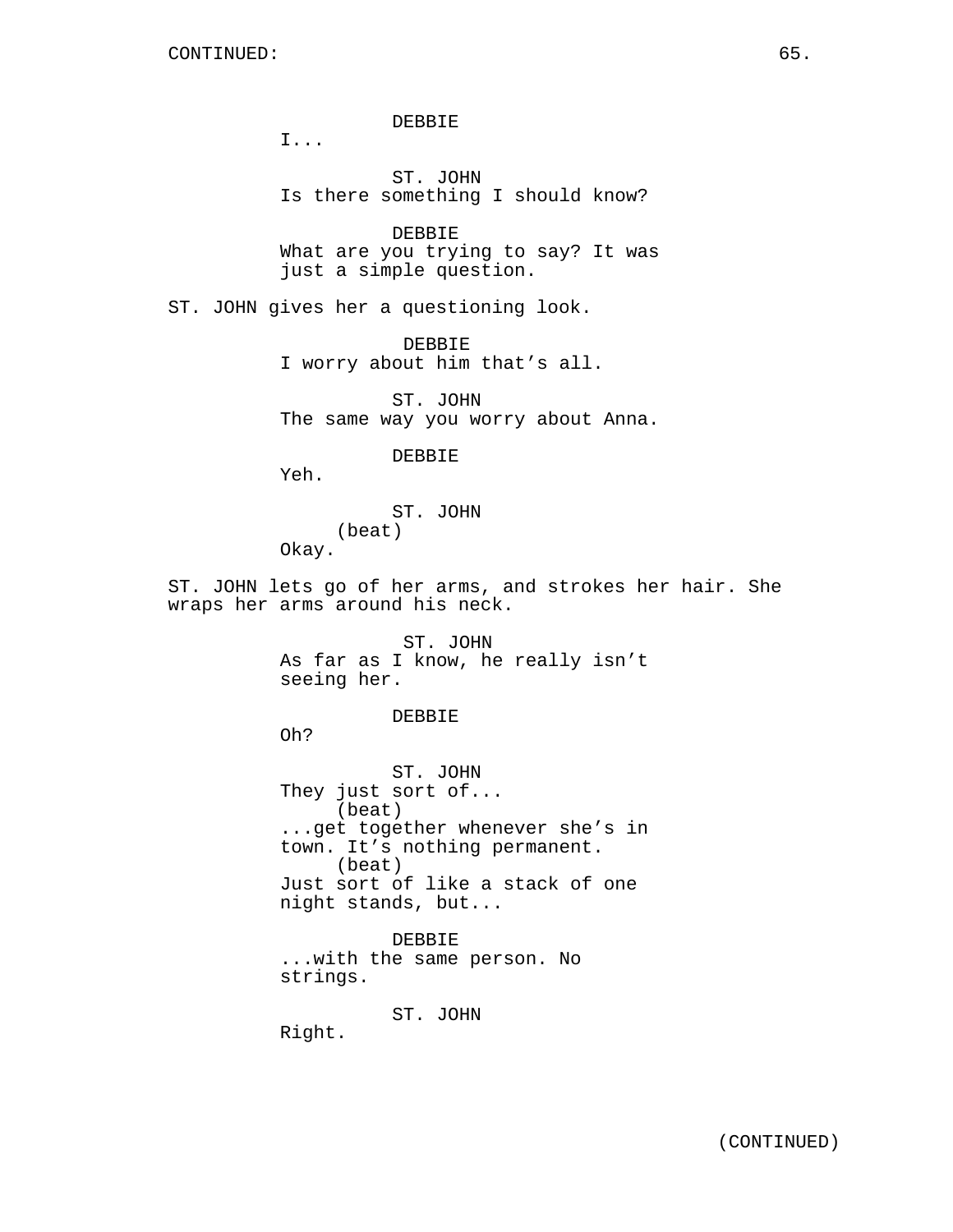DEBBIE
I...

ST. JOHN
Is there something I should know?

DEBBIE
What are you trying to say? It was just a simple question.

ST. JOHN gives her a questioning look.

DEBBIE
I worry about him that's all.

ST. JOHN
The same way you worry about Anna.

DEBBIE
Yeh.

ST. JOHN
(beat)
Okay.

ST. JOHN lets go of her arms, and strokes her hair. She wraps her arms around his neck.

ST. JOHN
As far as I know, he really isn't seeing her.

DEBBIE
Oh?

ST. JOHN
They just sort of...
(beat)
...get together whenever she's in town. It's nothing permanent.
(beat)
Just sort of like a stack of one night stands, but...

DEBBIE
...with the same person. No strings.

ST. JOHN
Right.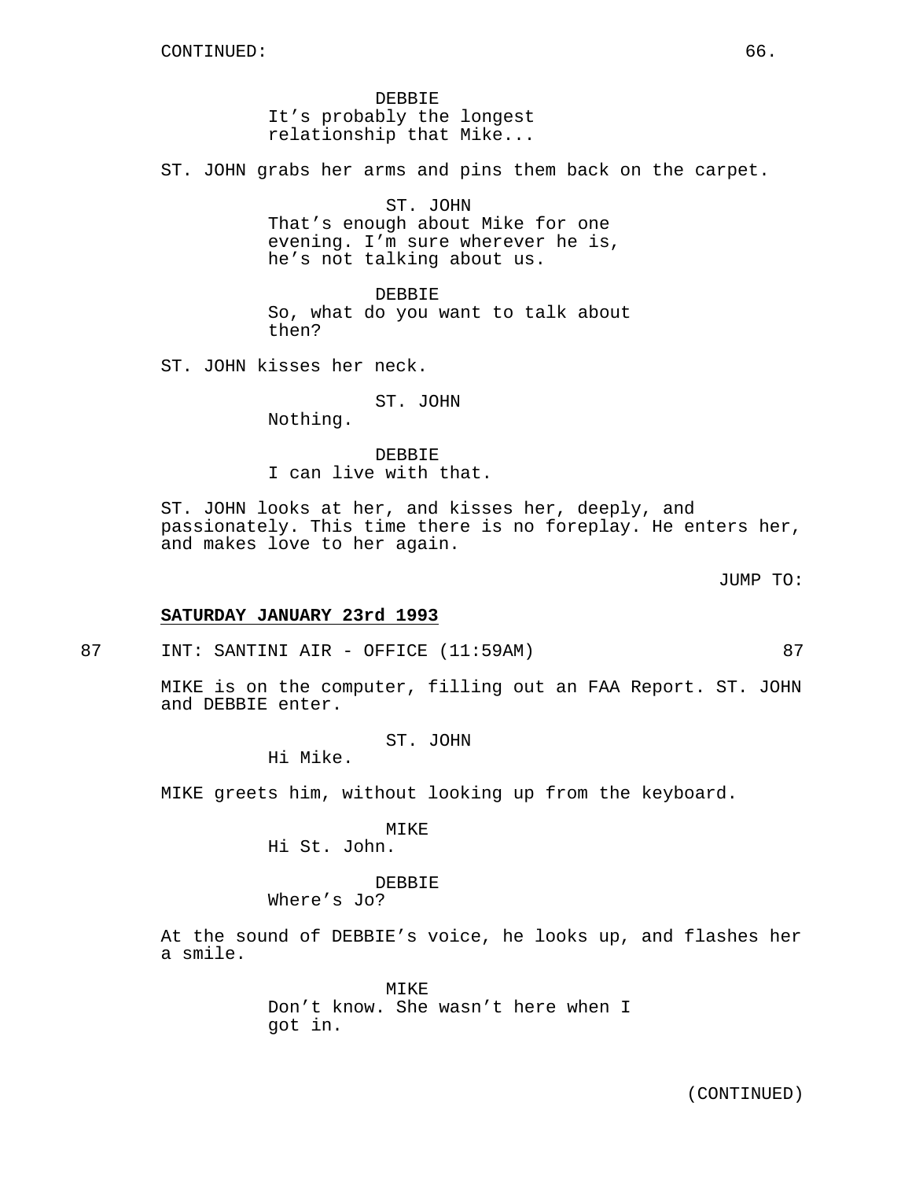DEBBIE
It's probably the longest relationship that Mike...

ST. JOHN grabs her arms and pins them back on the carpet.

ST. JOHN
That's enough about Mike for one evening. I'm sure wherever he is, he's not talking about us.

DEBBIE
So, what do you want to talk about then?

ST. JOHN kisses her neck.

ST. JOHN
Nothing.

DEBBIE
I can live with that.

ST. JOHN looks at her, and kisses her, deeply, and passionately. This time there is no foreplay. He enters her, and makes love to her again.

JUMP TO:

**SATURDAY JANUARY 23rd 1993**

87 INT: SANTINI AIR - OFFICE (11:59AM) 87

MIKE is on the computer, filling out an FAA Report. ST. JOHN and DEBBIE enter.

ST. JOHN
Hi Mike.

MIKE greets him, without looking up from the keyboard.

MIKE
Hi St. John.

DEBBIE
Where's Jo?

At the sound of DEBBIE's voice, he looks up, and flashes her a smile.

MIKE
Don't know. She wasn't here when I got in.

(CONTINUED)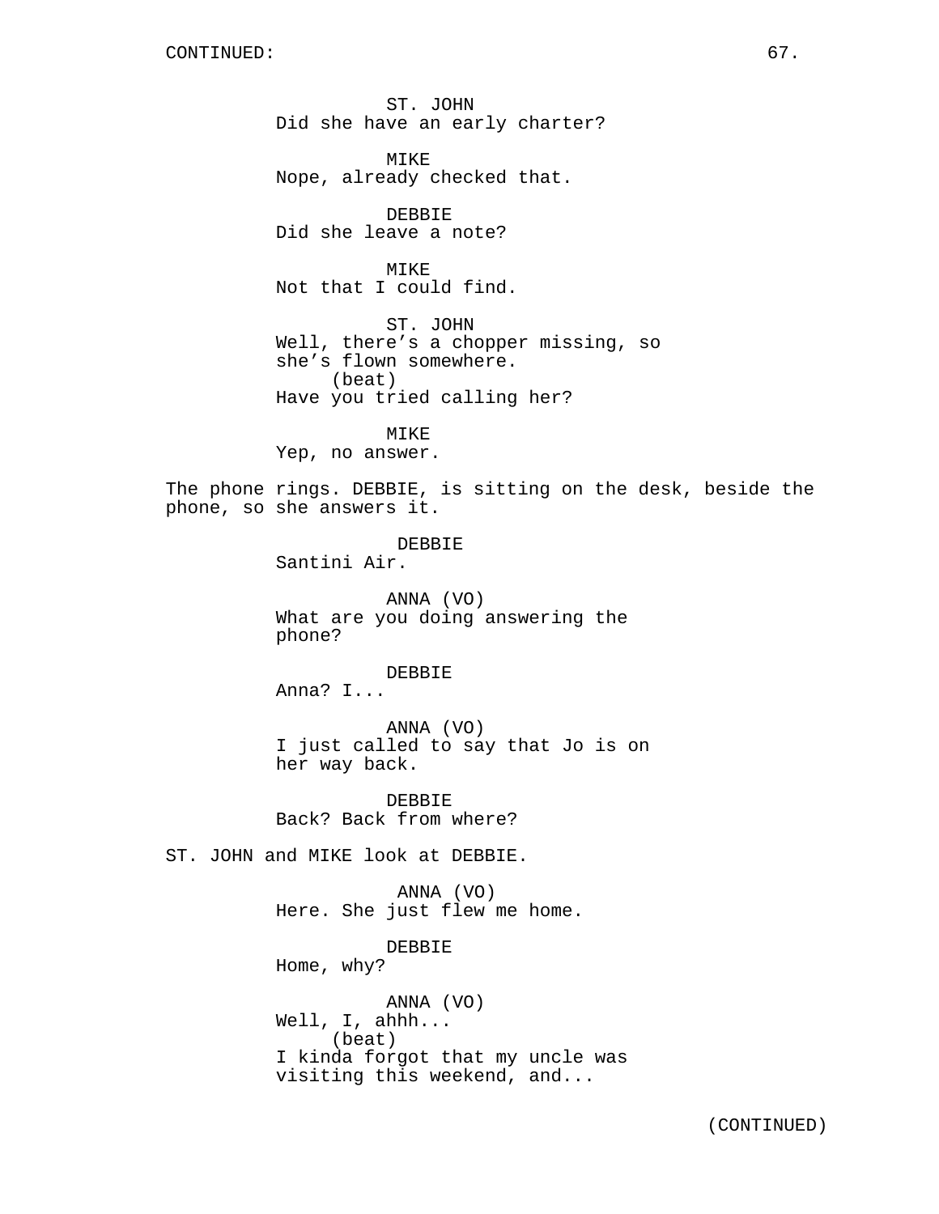CONTINUED:

ST. JOHN
Did she have an early charter?

MIKE
Nope, already checked that.

DEBBIE
Did she leave a note?

MIKE
Not that I could find.

ST. JOHN
Well, there's a chopper missing, so she's flown somewhere.
(beat)
Have you tried calling her?

MIKE
Yep, no answer.

The phone rings. DEBBIE, is sitting on the desk, beside the phone, so she answers it.

DEBBIE
Santini Air.

ANNA (VO)
What are you doing answering the phone?

DEBBIE
Anna? I...

ANNA (VO)
I just called to say that Jo is on her way back.

DEBBIE
Back? Back from where?

ST. JOHN and MIKE look at DEBBIE.

ANNA (VO)
Here. She just flew me home.

DEBBIE
Home, why?

ANNA (VO)
Well, I, ahhh...
(beat)
I kinda forgot that my uncle was visiting this weekend, and...

(CONTINUED)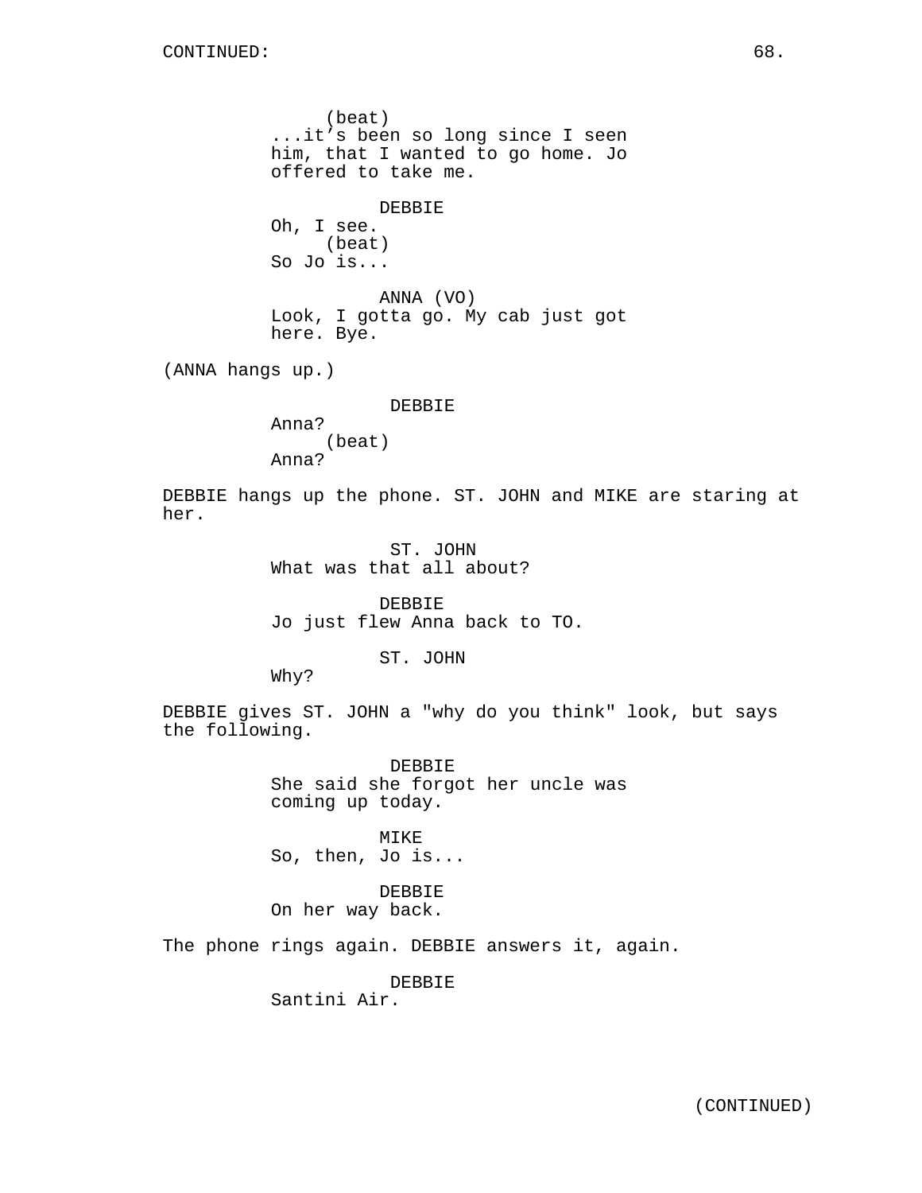(beat)
...it's been so long since I seen him, that I wanted to go home. Jo offered to take me.

DEBBIE
Oh, I see.
(beat)
So Jo is...

ANNA (VO)
Look, I gotta go. My cab just got here. Bye.

(ANNA hangs up.)

DEBBIE
Anna?
(beat)
Anna?

DEBBIE hangs up the phone. ST. JOHN and MIKE are staring at her.

ST. JOHN
What was that all about?

DEBBIE
Jo just flew Anna back to TO.

ST. JOHN
Why?

DEBBIE gives ST. JOHN a "why do you think" look, but says the following.

DEBBIE
She said she forgot her uncle was coming up today.

MIKE
So, then, Jo is...

DEBBIE
On her way back.

The phone rings again. DEBBIE answers it, again.

DEBBIE
Santini Air.

(CONTINUED)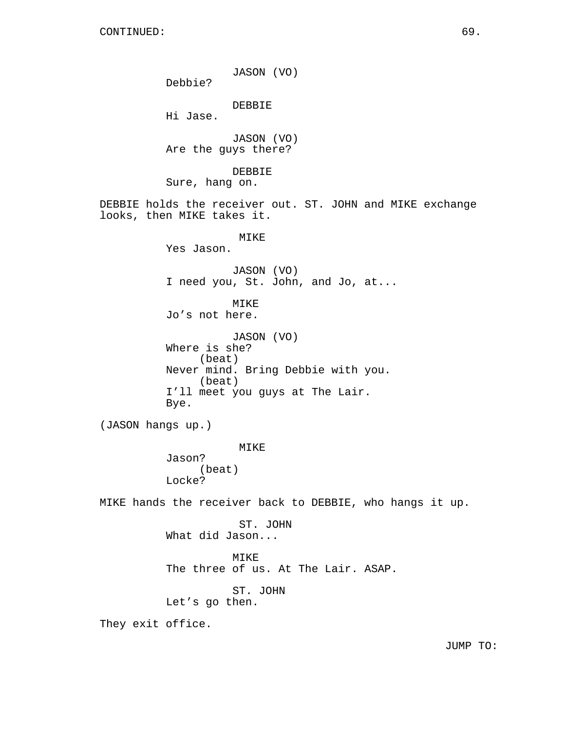CONTINUED:

JASON (VO)
Debbie?

DEBBIE
Hi Jase.

JASON (VO)
Are the guys there?

DEBBIE
Sure, hang on.

DEBBIE holds the receiver out. ST. JOHN and MIKE exchange looks, then MIKE takes it.

MIKE
Yes Jason.

JASON (VO)
I need you, St. John, and Jo, at...

MIKE
Jo's not here.

JASON (VO)
Where is she?
(beat)
Never mind. Bring Debbie with you.
(beat)
I'll meet you guys at The Lair.
Bye.

(JASON hangs up.)

MIKE
Jason?
(beat)
Locke?

MIKE hands the receiver back to DEBBIE, who hangs it up.

ST. JOHN
What did Jason...

MIKE
The three of us. At The Lair. ASAP.

ST. JOHN
Let's go then.

They exit office.

JUMP TO: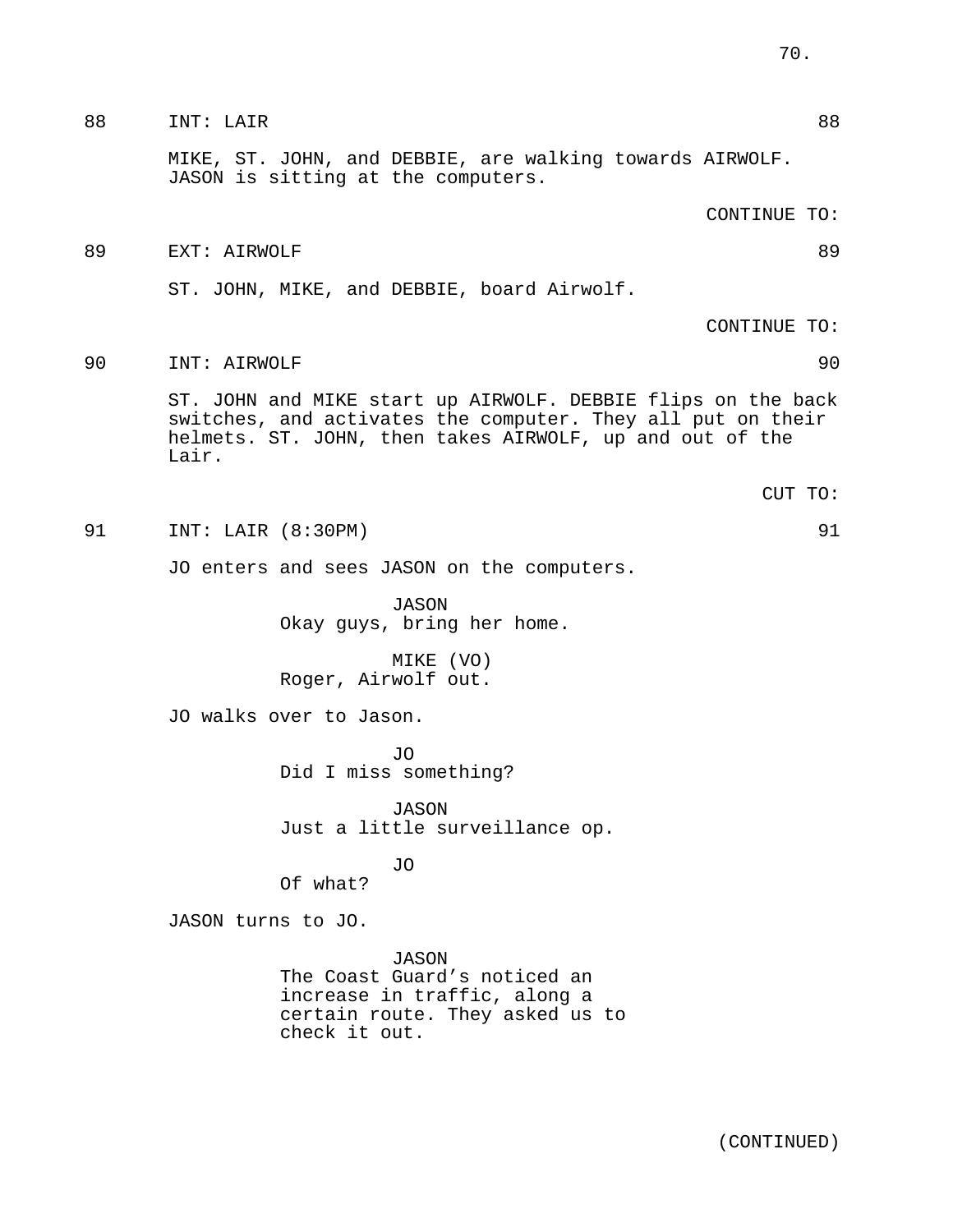88 INT: LAIR 88

MIKE, ST. JOHN, and DEBBIE, are walking towards AIRWOLF. JASON is sitting at the computers.

CONTINUE TO:

89 EXT: AIRWOLF 89

ST. JOHN, MIKE, and DEBBIE, board Airwolf.

CONTINUE TO:

90 INT: AIRWOLF 90

ST. JOHN and MIKE start up AIRWOLF. DEBBIE flips on the back switches, and activates the computer. They all put on their helmets. ST. JOHN, then takes AIRWOLF, up and out of the Lair.

CUT TO:

91 INT: LAIR (8:30PM) 91

JO enters and sees JASON on the computers.

JASON
Okay guys, bring her home.

MIKE (VO)
Roger, Airwolf out.

JO walks over to Jason.

JO
Did I miss something?

JASON
Just a little surveillance op.

JO
Of what?

JASON turns to JO.

JASON
The Coast Guard's noticed an increase in traffic, along a certain route. They asked us to check it out.

(CONTINUED)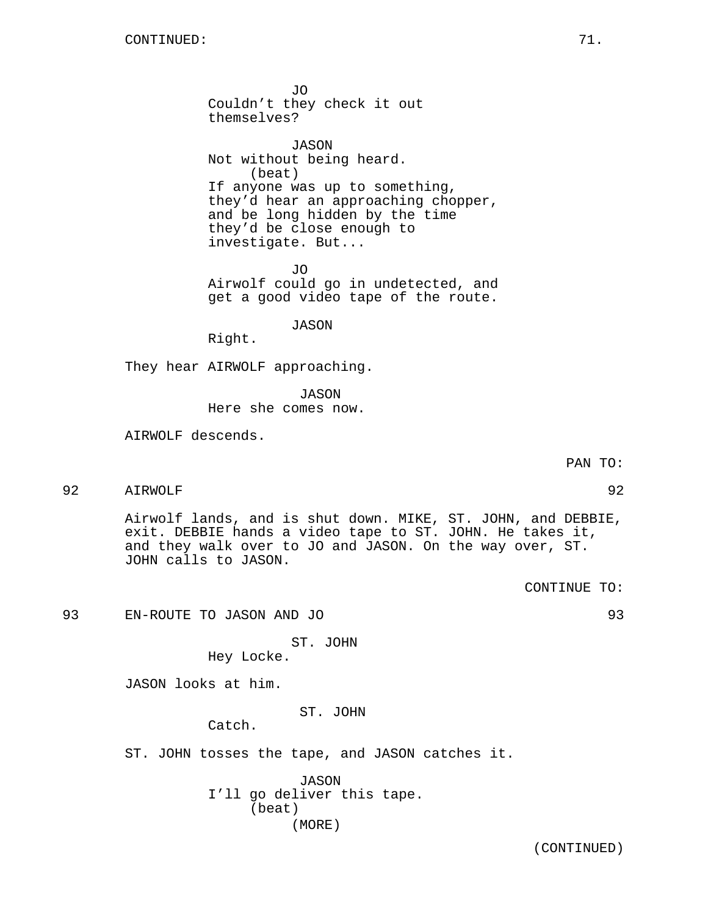CONTINUED:

JO
Couldn't they check it out themselves?

JASON
Not without being heard.
(beat)
If anyone was up to something, they'd hear an approaching chopper, and be long hidden by the time they'd be close enough to investigate. But...

JO
Airwolf could go in undetected, and get a good video tape of the route.

JASON
Right.

They hear AIRWOLF approaching.

JASON
Here she comes now.

AIRWOLF descends.

PAN TO:

92 AIRWOLF 92

Airwolf lands, and is shut down. MIKE, ST. JOHN, and DEBBIE, exit. DEBBIE hands a video tape to ST. JOHN. He takes it, and they walk over to JO and JASON. On the way over, ST. JOHN calls to JASON.

CONTINUE TO:

93 EN-ROUTE TO JASON AND JO 93

ST. JOHN
Hey Locke.

JASON looks at him.

ST. JOHN
Catch.

ST. JOHN tosses the tape, and JASON catches it.

JASON
I'll go deliver this tape.
(beat)
(MORE)

(CONTINUED)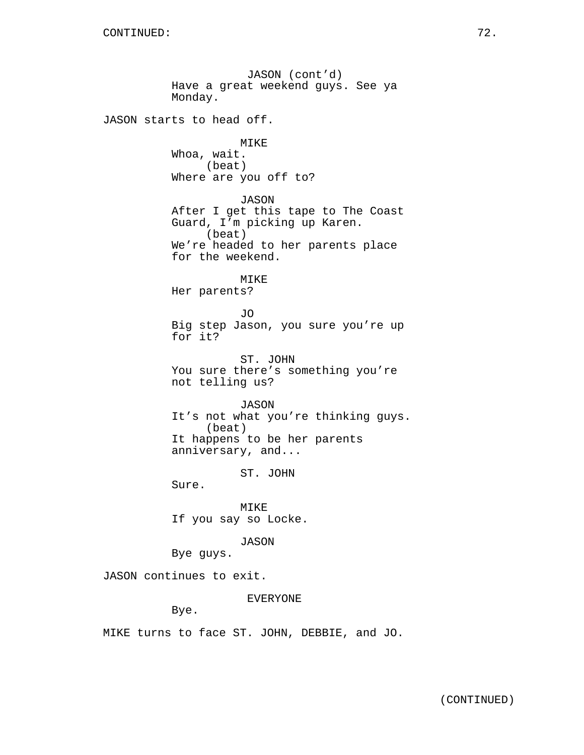CONTINUED:

JASON (cont'd)
Have a great weekend guys. See ya Monday.

JASON starts to head off.

MIKE
Whoa, wait.
(beat)
Where are you off to?

JASON
After I get this tape to The Coast Guard, I'm picking up Karen.
(beat)
We're headed to her parents place for the weekend.

MIKE
Her parents?

JO
Big step Jason, you sure you're up for it?

ST. JOHN
You sure there's something you're not telling us?

JASON
It's not what you're thinking guys.
(beat)
It happens to be her parents anniversary, and...

ST. JOHN
Sure.

MIKE
If you say so Locke.

JASON
Bye guys.

JASON continues to exit.

EVERYONE
Bye.

MIKE turns to face ST. JOHN, DEBBIE, and JO.

(CONTINUED)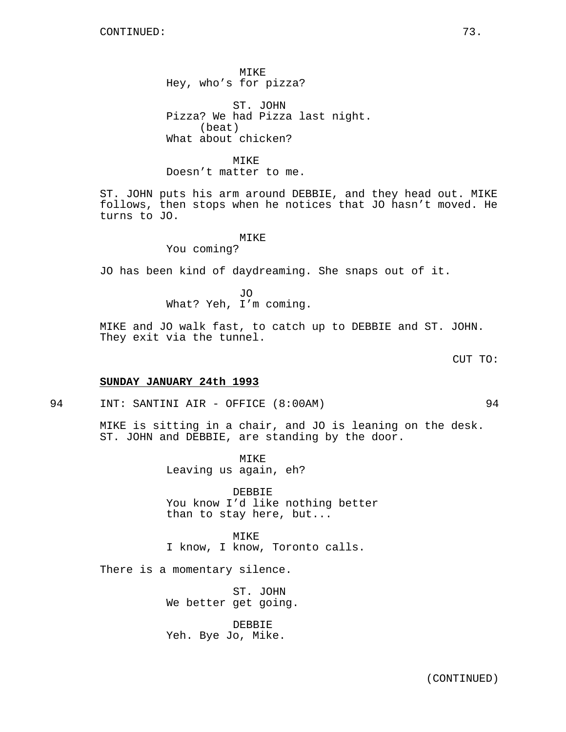CONTINUED:

MIKE
Hey, who's for pizza?

ST. JOHN
Pizza? We had Pizza last night.
(beat)
What about chicken?

MIKE
Doesn't matter to me.

ST. JOHN puts his arm around DEBBIE, and they head out. MIKE follows, then stops when he notices that JO hasn't moved. He turns to JO.

MIKE
You coming?

JO has been kind of daydreaming. She snaps out of it.

JO
What? Yeh, I'm coming.

MIKE and JO walk fast, to catch up to DEBBIE and ST. JOHN. They exit via the tunnel.

CUT TO:

**SUNDAY JANUARY 24th 1993**

94 INT: SANTINI AIR - OFFICE (8:00AM) 94

MIKE is sitting in a chair, and JO is leaning on the desk. ST. JOHN and DEBBIE, are standing by the door.

MIKE
Leaving us again, eh?

DEBBIE
You know I'd like nothing better than to stay here, but...

MIKE
I know, I know, Toronto calls.

There is a momentary silence.

ST. JOHN
We better get going.

DEBBIE
Yeh. Bye Jo, Mike.

(CONTINUED)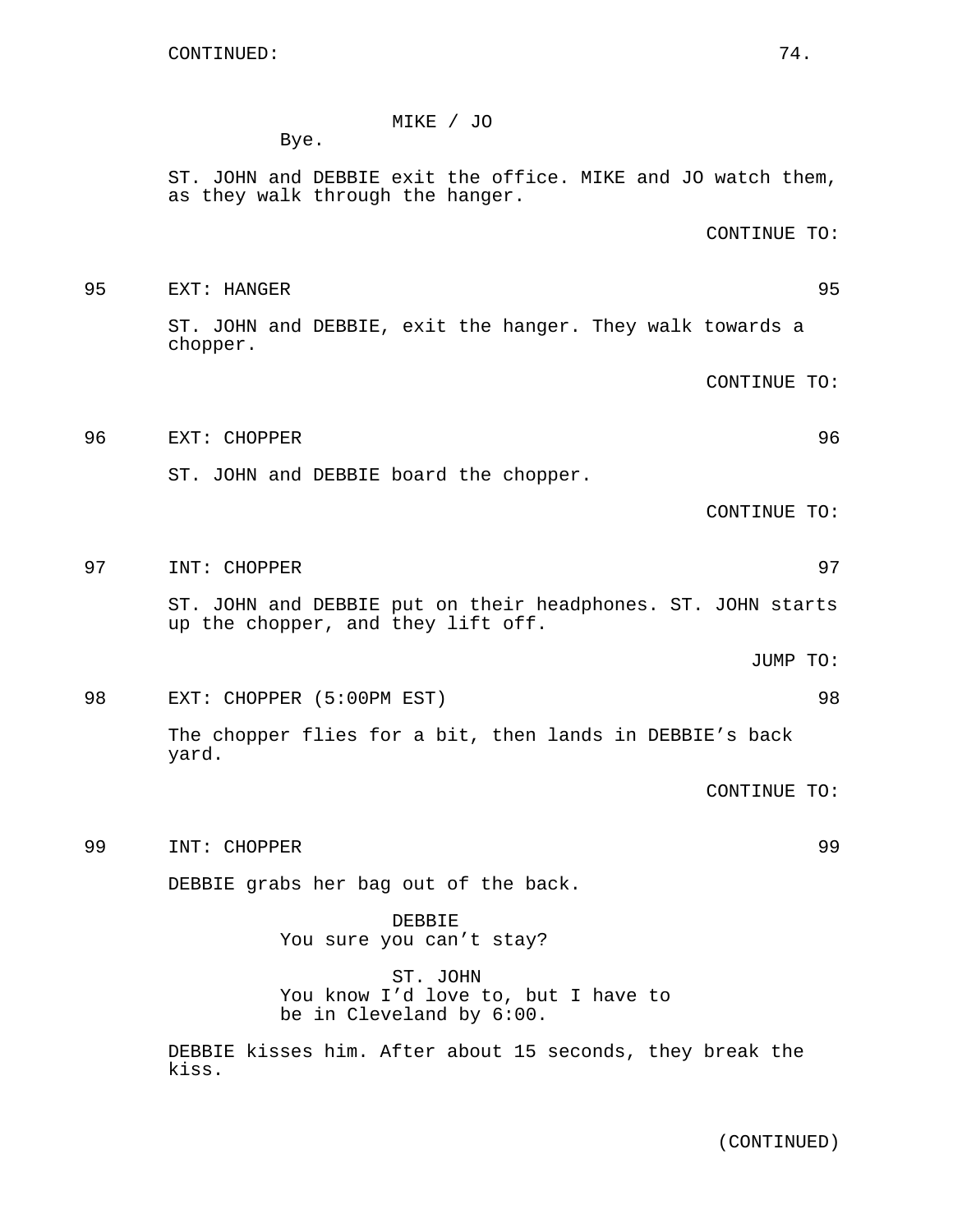CONTINUED:

MIKE / JO
Bye.

ST. JOHN and DEBBIE exit the office. MIKE and JO watch them, as they walk through the hanger.

CONTINUE TO:

95 EXT: HANGER 95

ST. JOHN and DEBBIE, exit the hanger. They walk towards a chopper.

CONTINUE TO:

96 EXT: CHOPPER 96

ST. JOHN and DEBBIE board the chopper.

CONTINUE TO:

97 INT: CHOPPER 97

ST. JOHN and DEBBIE put on their headphones. ST. JOHN starts up the chopper, and they lift off.

JUMP TO:

98 EXT: CHOPPER (5:00PM EST) 98

The chopper flies for a bit, then lands in DEBBIE's back yard.

CONTINUE TO:

99 INT: CHOPPER 99

DEBBIE grabs her bag out of the back.

DEBBIE
You sure you can't stay?

ST. JOHN
You know I'd love to, but I have to be in Cleveland by 6:00.

DEBBIE kisses him. After about 15 seconds, they break the kiss.

(CONTINUED)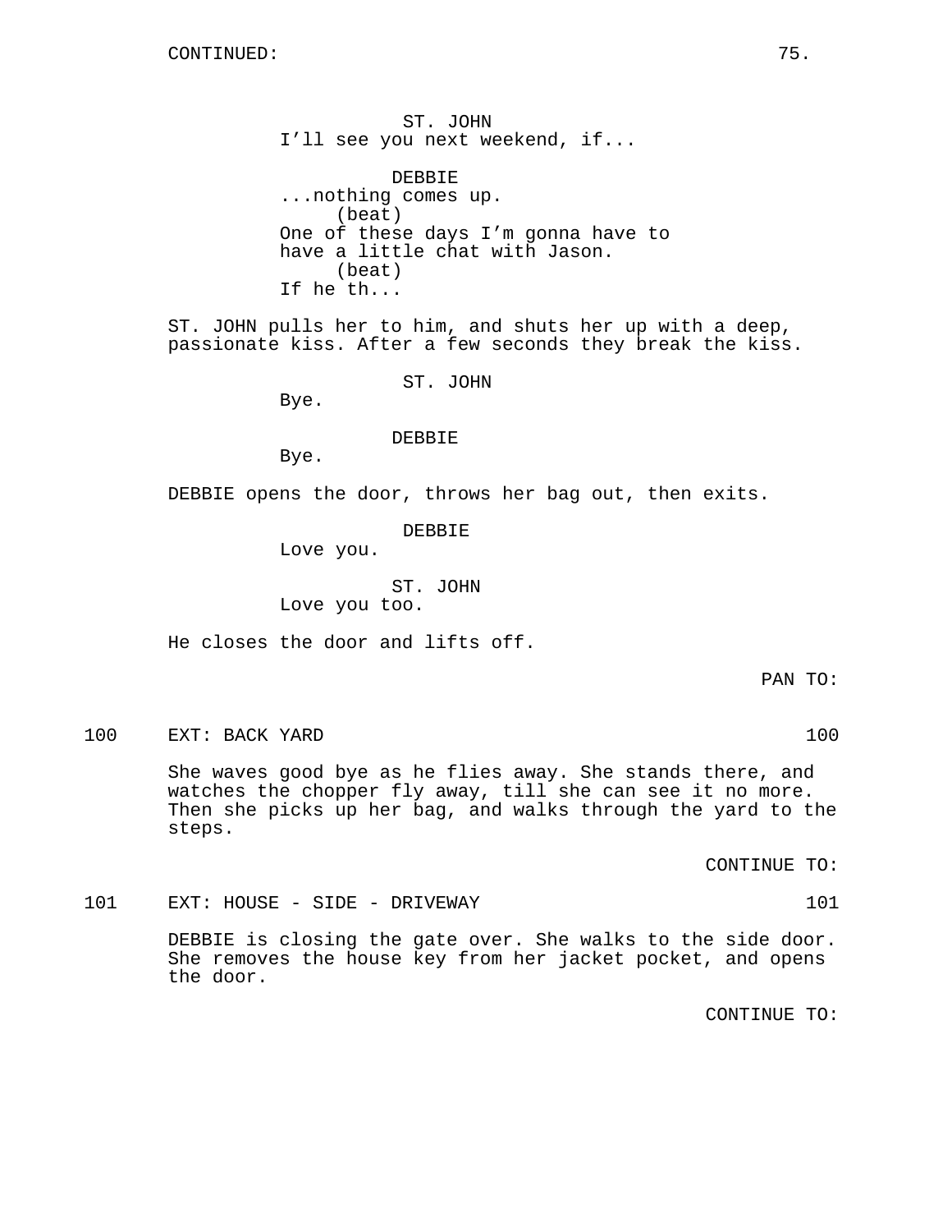CONTINUED:

ST. JOHN
I'll see you next weekend, if...

DEBBIE
...nothing comes up.
(beat)
One of these days I'm gonna have to have a little chat with Jason.
(beat)
If he th...

ST. JOHN pulls her to him, and shuts her up with a deep, passionate kiss. After a few seconds they break the kiss.

ST. JOHN
Bye.

DEBBIE
Bye.

DEBBIE opens the door, throws her bag out, then exits.

DEBBIE
Love you.

ST. JOHN
Love you too.

He closes the door and lifts off.

PAN TO:

100 EXT: BACK YARD 100

She waves good bye as he flies away. She stands there, and watches the chopper fly away, till she can see it no more. Then she picks up her bag, and walks through the yard to the steps.

CONTINUE TO:

101 EXT: HOUSE - SIDE - DRIVEWAY 101

DEBBIE is closing the gate over. She walks to the side door. She removes the house key from her jacket pocket, and opens the door.

CONTINUE TO: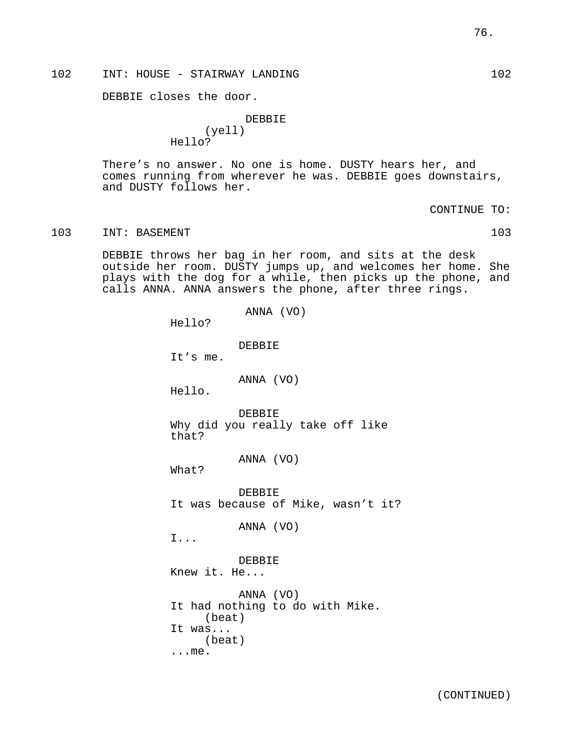102 INT: HOUSE - STAIRWAY LANDING 102

DEBBIE closes the door.

DEBBIE
(yell)
Hello?

There's no answer. No one is home. DUSTY hears her, and comes running from wherever he was. DEBBIE goes downstairs, and DUSTY follows her.

CONTINUE TO:

103 INT: BASEMENT 103

DEBBIE throws her bag in her room, and sits at the desk outside her room. DUSTY jumps up, and welcomes her home. She plays with the dog for a while, then picks up the phone, and calls ANNA. ANNA answers the phone, after three rings.

ANNA (VO)
Hello?

DEBBIE
It's me.

ANNA (VO)
Hello.

DEBBIE
Why did you really take off like that?

ANNA (VO)
What?

DEBBIE
It was because of Mike, wasn't it?

ANNA (VO)
I...

DEBBIE
Knew it. He...

ANNA (VO)
It had nothing to do with Mike.
(beat)
It was...
(beat)
...me.

(CONTINUED)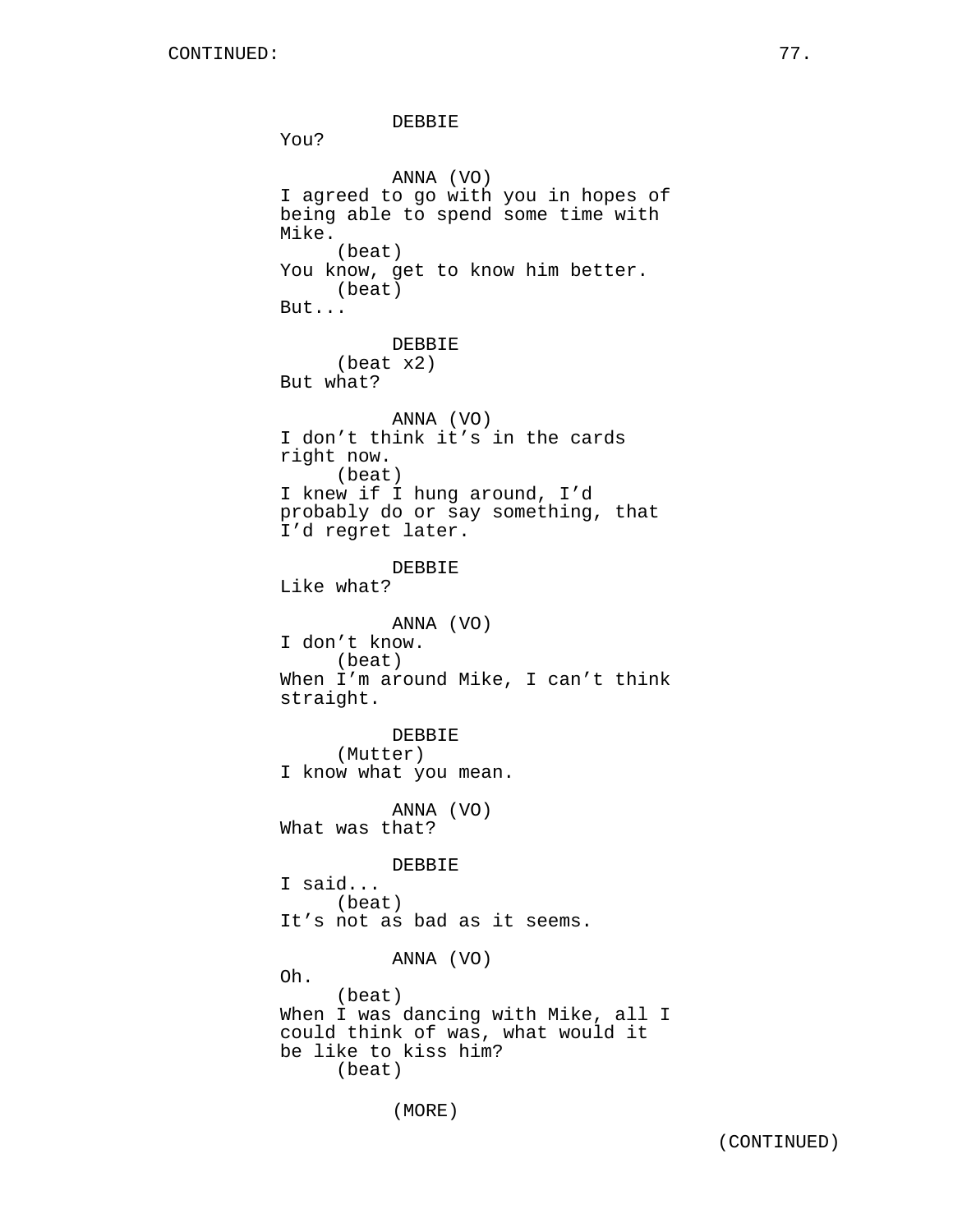DEBBIE
You?

ANNA (VO)
I agreed to go with you in hopes of being able to spend some time with Mike.
(beat)
You know, get to know him better.
(beat)
But...

DEBBIE
(beat x2)
But what?

ANNA (VO)
I don't think it's in the cards right now.
(beat)
I knew if I hung around, I'd probably do or say something, that I'd regret later.

DEBBIE
Like what?

ANNA (VO)
I don't know.
(beat)
When I'm around Mike, I can't think straight.

DEBBIE
(Mutter)
I know what you mean.

ANNA (VO)
What was that?

DEBBIE
I said...
(beat)
It's not as bad as it seems.

ANNA (VO)
Oh.
(beat)
When I was dancing with Mike, all I could think of was, what would it be like to kiss him?
(beat)

(MORE)

(CONTINUED)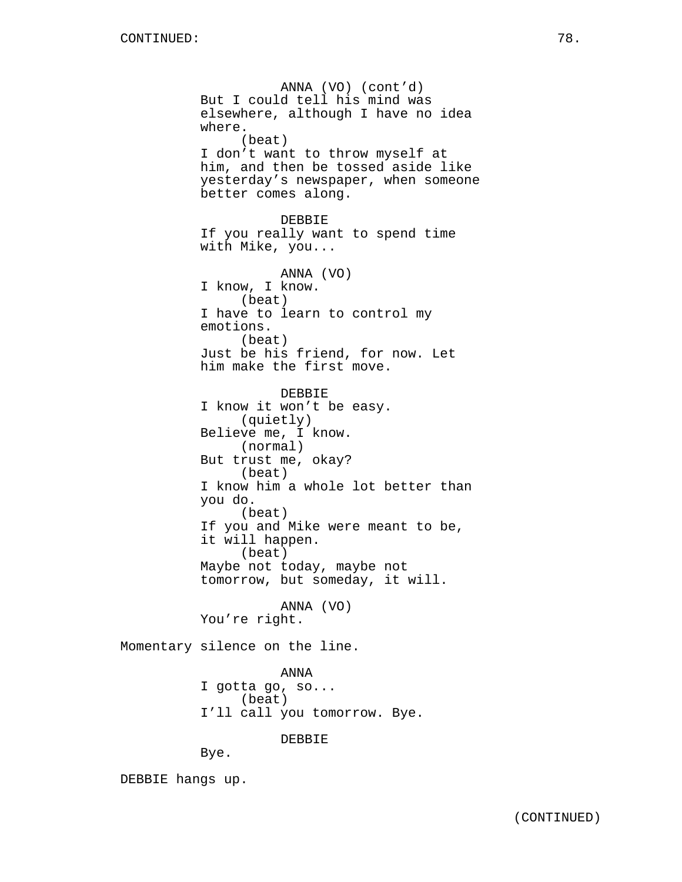CONTINUED:

ANNA (VO) (cont'd)
But I could tell his mind was elsewhere, although I have no idea where.
(beat)
I don't want to throw myself at him, and then be tossed aside like yesterday's newspaper, when someone better comes along.

DEBBIE
If you really want to spend time with Mike, you...

ANNA (VO)
I know, I know.
(beat)
I have to learn to control my emotions.
(beat)
Just be his friend, for now. Let him make the first move.

DEBBIE
I know it won't be easy.
(quietly)
Believe me, I know.
(normal)
But trust me, okay?
(beat)
I know him a whole lot better than you do.
(beat)
If you and Mike were meant to be, it will happen.
(beat)
Maybe not today, maybe not tomorrow, but someday, it will.

ANNA (VO)
You're right.

Momentary silence on the line.

ANNA
I gotta go, so...
(beat)
I'll call you tomorrow. Bye.

DEBBIE
Bye.

DEBBIE hangs up.

(CONTINUED)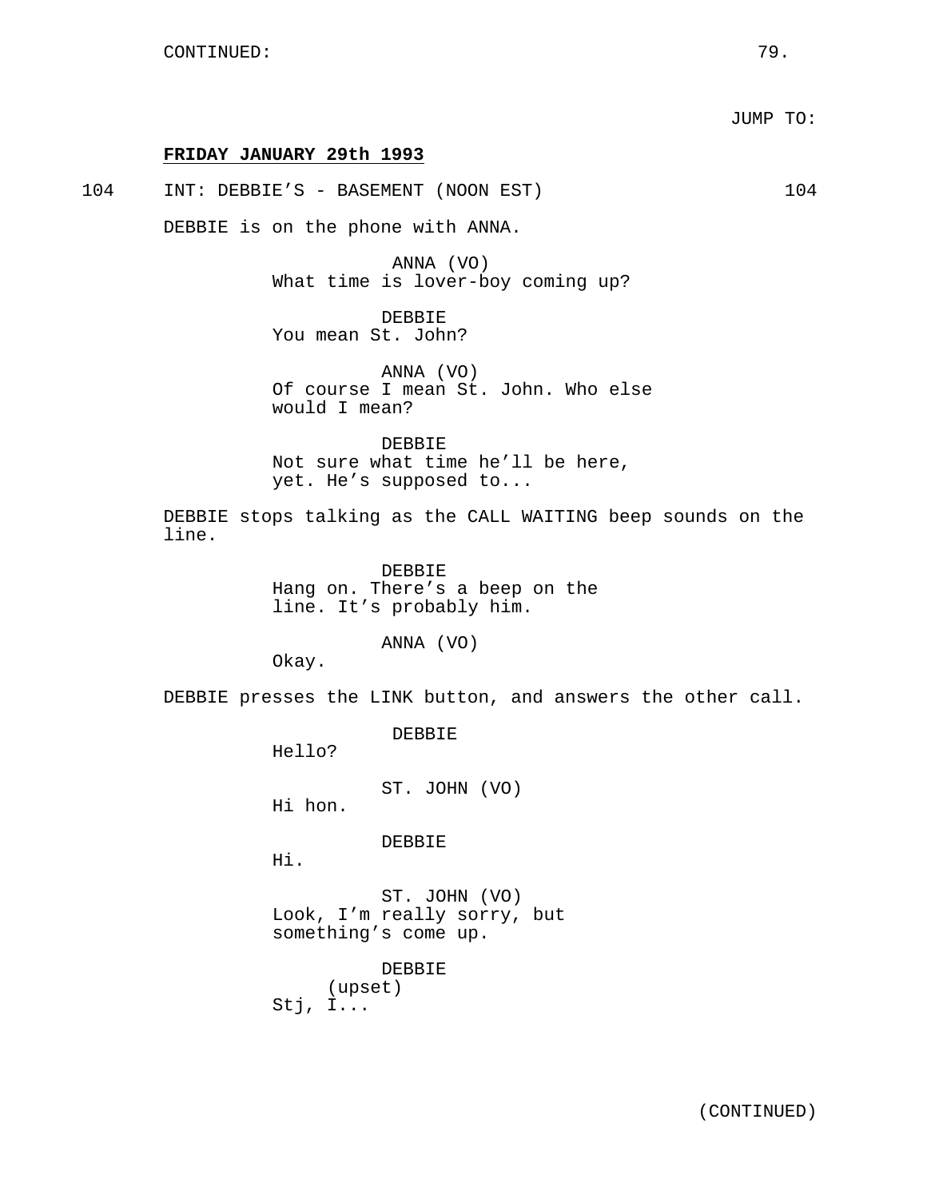CONTINUED:

JUMP TO:

**FRIDAY JANUARY 29th 1993**

104 INT: DEBBIE'S - BASEMENT (NOON EST) 104

DEBBIE is on the phone with ANNA.

ANNA (VO)
What time is lover-boy coming up?

DEBBIE
You mean St. John?

ANNA (VO)
Of course I mean St. John. Who else would I mean?

DEBBIE
Not sure what time he'll be here, yet. He's supposed to...

DEBBIE stops talking as the CALL WAITING beep sounds on the line.

DEBBIE
Hang on. There's a beep on the line. It's probably him.

ANNA (VO)
Okay.

DEBBIE presses the LINK button, and answers the other call.

DEBBIE
Hello?

ST. JOHN (VO)
Hi hon.

DEBBIE
Hi.

ST. JOHN (VO)
Look, I'm really sorry, but something's come up.

DEBBIE
(upset)
Stj, I...

(CONTINUED)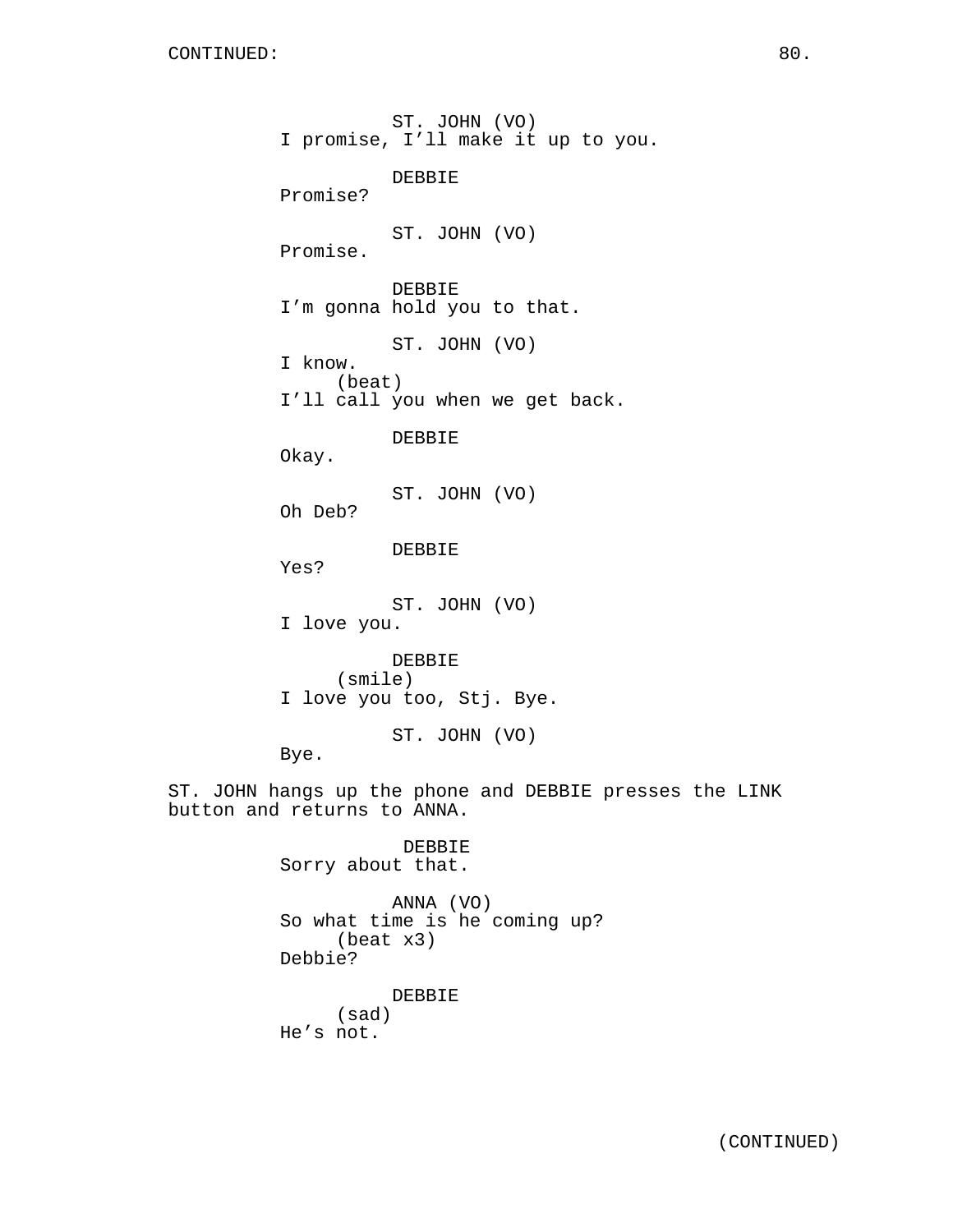CONTINUED:

ST. JOHN (VO)
I promise, I'll make it up to you.

DEBBIE
Promise?

ST. JOHN (VO)
Promise.

DEBBIE
I'm gonna hold you to that.

ST. JOHN (VO)
I know.
(beat)
I'll call you when we get back.

DEBBIE
Okay.

ST. JOHN (VO)
Oh Deb?

DEBBIE
Yes?

ST. JOHN (VO)
I love you.

DEBBIE
(smile)
I love you too, Stj. Bye.

ST. JOHN (VO)
Bye.

ST. JOHN hangs up the phone and DEBBIE presses the LINK button and returns to ANNA.

DEBBIE
Sorry about that.

ANNA (VO)
So what time is he coming up?
(beat x3)
Debbie?

DEBBIE
(sad)
He's not.

(CONTINUED)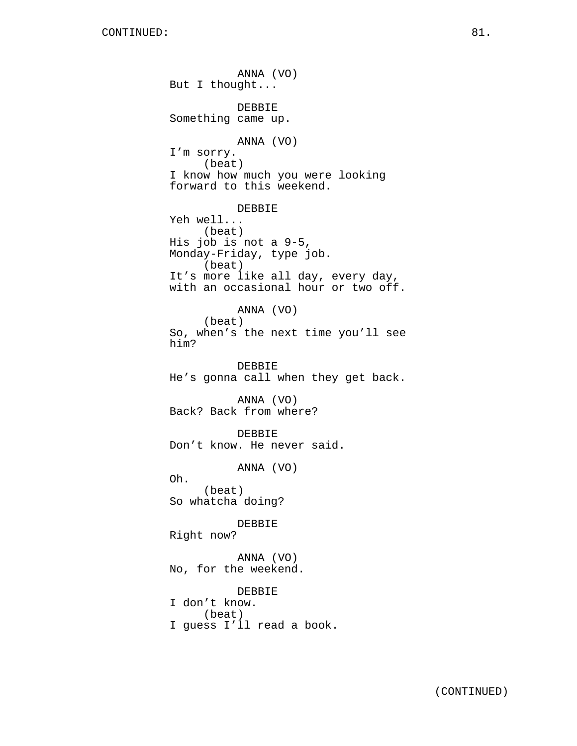ANNA (VO)
But I thought...

DEBBIE
Something came up.

ANNA (VO)
I'm sorry.
(beat)
I know how much you were looking
forward to this weekend.

DEBBIE
Yeh well...
(beat)
His job is not a 9-5,
Monday-Friday, type job.
(beat)
It's more like all day, every day,
with an occasional hour or two off.

ANNA (VO)
(beat)
So, when's the next time you'll see
him?

DEBBIE
He's gonna call when they get back.

ANNA (VO)
Back? Back from where?

DEBBIE
Don't know. He never said.

ANNA (VO)
Oh.
(beat)
So whatcha doing?

DEBBIE
Right now?

ANNA (VO)
No, for the weekend.

DEBBIE
I don't know.
(beat)
I guess I'll read a book.

(CONTINUED)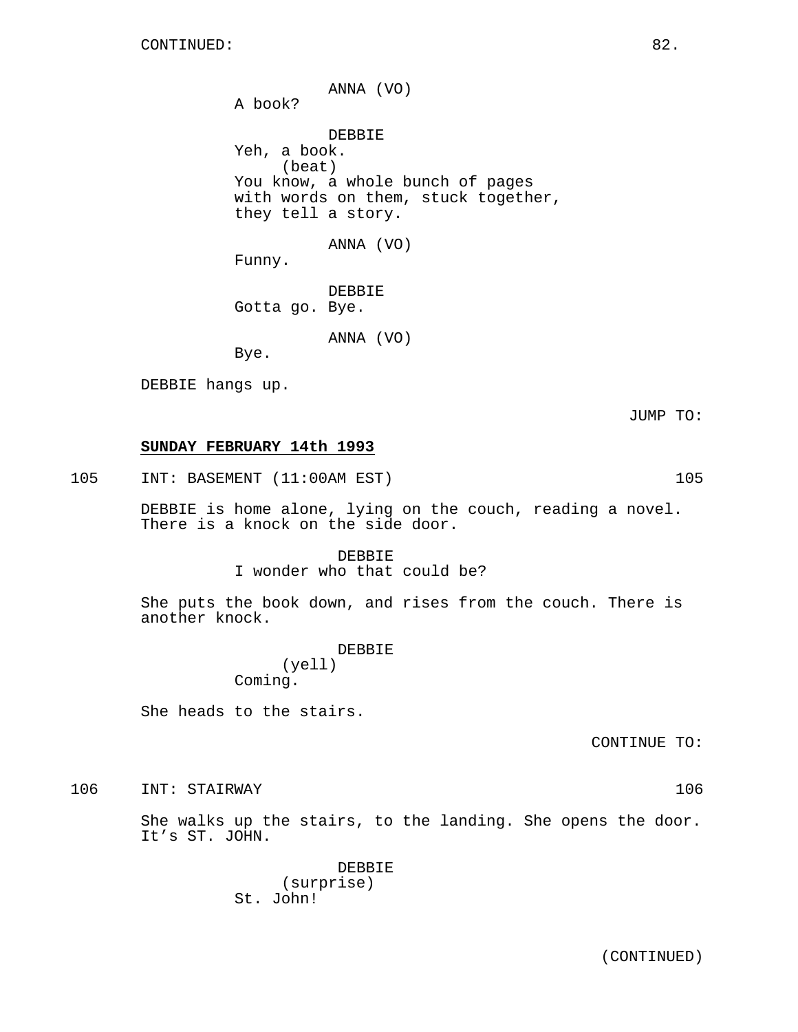CONTINUED:

ANNA (VO)
A book?

DEBBIE
Yeh, a book.
(beat)
You know, a whole bunch of pages with words on them, stuck together, they tell a story.

ANNA (VO)
Funny.

DEBBIE
Gotta go. Bye.

ANNA (VO)
Bye.

DEBBIE hangs up.

JUMP TO:

**SUNDAY FEBRUARY 14th 1993**

105 INT: BASEMENT (11:00AM EST) 105

DEBBIE is home alone, lying on the couch, reading a novel. There is a knock on the side door.

DEBBIE
I wonder who that could be?

She puts the book down, and rises from the couch. There is another knock.

DEBBIE
(yell)
Coming.

She heads to the stairs.

CONTINUE TO:

106 INT: STAIRWAY 106

She walks up the stairs, to the landing. She opens the door. It's ST. JOHN.

DEBBIE
(surprise)
St. John!

(CONTINUED)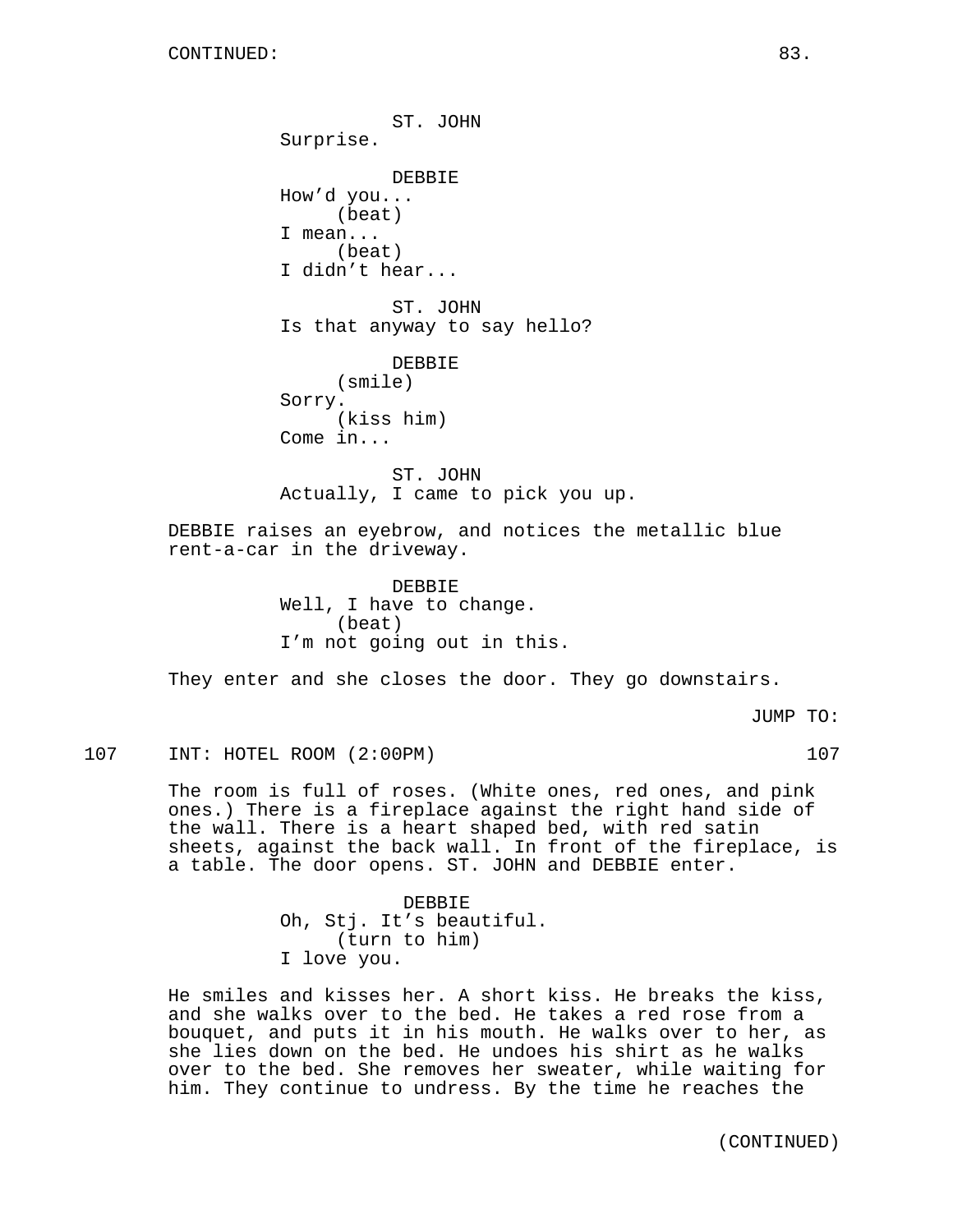ST. JOHN
Surprise.

DEBBIE
How'd you...
(beat)
I mean...
(beat)
I didn't hear...

ST. JOHN
Is that anyway to say hello?

DEBBIE
(smile)
Sorry.
(kiss him)
Come in...

ST. JOHN
Actually, I came to pick you up.

DEBBIE raises an eyebrow, and notices the metallic blue rent-a-car in the driveway.

DEBBIE
Well, I have to change.
(beat)
I'm not going out in this.

They enter and she closes the door. They go downstairs.

JUMP TO:

107 INT: HOTEL ROOM (2:00PM) 107

The room is full of roses. (White ones, red ones, and pink ones.) There is a fireplace against the right hand side of the wall. There is a heart shaped bed, with red satin sheets, against the back wall. In front of the fireplace, is a table. The door opens. ST. JOHN and DEBBIE enter.

DEBBIE
Oh, Stj. It's beautiful.
(turn to him)
I love you.

He smiles and kisses her. A short kiss. He breaks the kiss, and she walks over to the bed. He takes a red rose from a bouquet, and puts it in his mouth. He walks over to her, as she lies down on the bed. He undoes his shirt as he walks over to the bed. She removes her sweater, while waiting for him. They continue to undress. By the time he reaches the

(CONTINUED)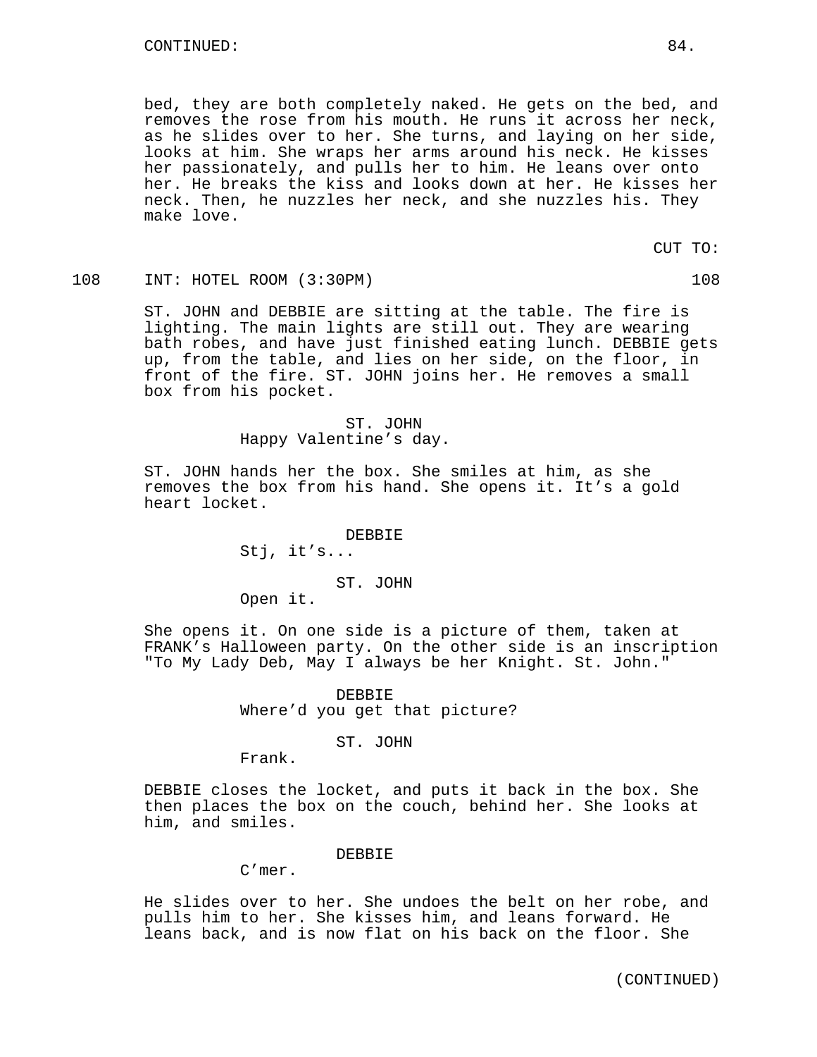CONTINUED:

bed, they are both completely naked. He gets on the bed, and removes the rose from his mouth. He runs it across her neck, as he slides over to her. She turns, and laying on her side, looks at him. She wraps her arms around his neck. He kisses her passionately, and pulls her to him. He leans over onto her. He breaks the kiss and looks down at her. He kisses her neck. Then, he nuzzles her neck, and she nuzzles his. They make love.

CUT TO:

108 INT: HOTEL ROOM (3:30PM) 108

ST. JOHN and DEBBIE are sitting at the table. The fire is lighting. The main lights are still out. They are wearing bath robes, and have just finished eating lunch. DEBBIE gets up, from the table, and lies on her side, on the floor, in front of the fire. ST. JOHN joins her. He removes a small box from his pocket.

ST. JOHN
Happy Valentine's day.

ST. JOHN hands her the box. She smiles at him, as she removes the box from his hand. She opens it. It's a gold heart locket.

DEBBIE
Stj, it's...

ST. JOHN
Open it.

She opens it. On one side is a picture of them, taken at FRANK's Halloween party. On the other side is an inscription "To My Lady Deb, May I always be her Knight. St. John."

DEBBIE
Where'd you get that picture?

ST. JOHN
Frank.

DEBBIE closes the locket, and puts it back in the box. She then places the box on the couch, behind her. She looks at him, and smiles.

DEBBIE
C'mer.

He slides over to her. She undoes the belt on her robe, and pulls him to her. She kisses him, and leans forward. He leans back, and is now flat on his back on the floor. She

(CONTINUED)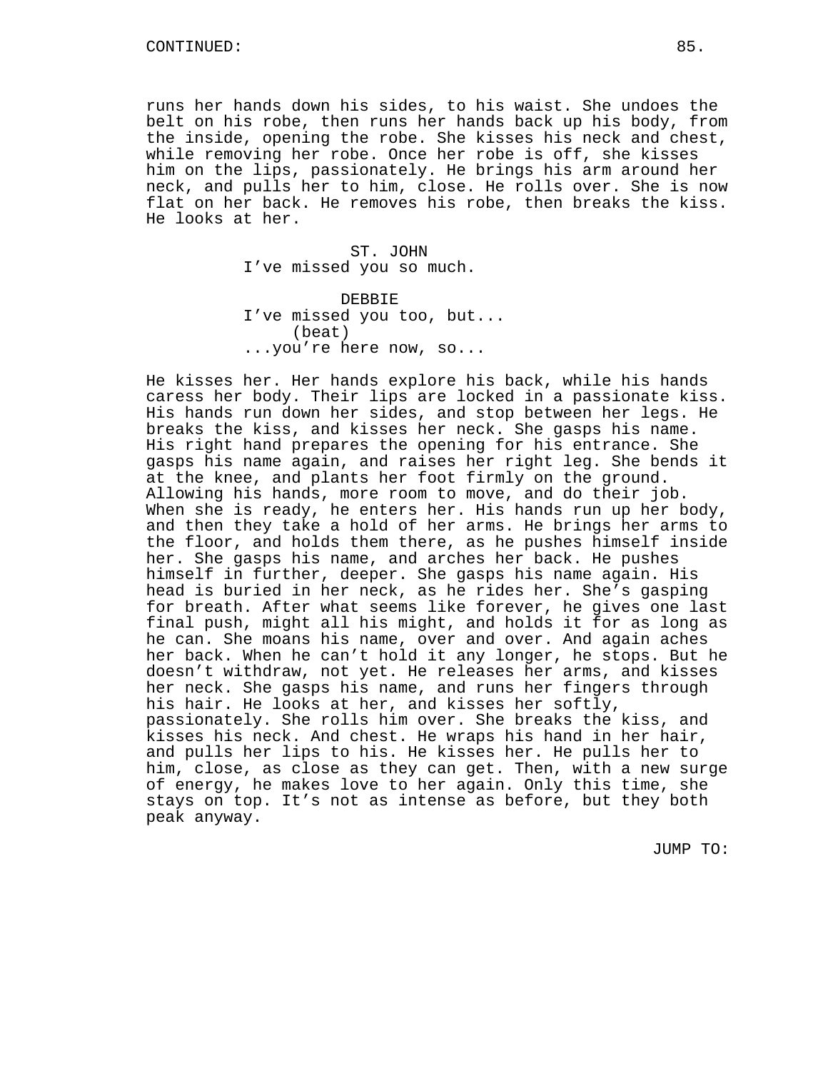runs her hands down his sides, to his waist. She undoes the belt on his robe, then runs her hands back up his body, from the inside, opening the robe. She kisses his neck and chest, while removing her robe. Once her robe is off, she kisses him on the lips, passionately. He brings his arm around her neck, and pulls her to him, close. He rolls over. She is now flat on her back. He removes his robe, then breaks the kiss. He looks at her.

ST. JOHN
I've missed you so much.

DEBBIE
I've missed you too, but...
(beat)
...you're here now, so...

He kisses her. Her hands explore his back, while his hands caress her body. Their lips are locked in a passionate kiss. His hands run down her sides, and stop between her legs. He breaks the kiss, and kisses her neck. She gasps his name. His right hand prepares the opening for his entrance. She gasps his name again, and raises her right leg. She bends it at the knee, and plants her foot firmly on the ground. Allowing his hands, more room to move, and do their job. When she is ready, he enters her. His hands run up her body, and then they take a hold of her arms. He brings her arms to the floor, and holds them there, as he pushes himself inside her. She gasps his name, and arches her back. He pushes himself in further, deeper. She gasps his name again. His head is buried in her neck, as he rides her. She's gasping for breath. After what seems like forever, he gives one last final push, might all his might, and holds it for as long as he can. She moans his name, over and over. And again aches her back. When he can't hold it any longer, he stops. But he doesn't withdraw, not yet. He releases her arms, and kisses her neck. She gasps his name, and runs her fingers through his hair. He looks at her, and kisses her softly, passionately. She rolls him over. She breaks the kiss, and kisses his neck. And chest. He wraps his hand in her hair, and pulls her lips to his. He kisses her. He pulls her to him, close, as close as they can get. Then, with a new surge of energy, he makes love to her again. Only this time, she stays on top. It's not as intense as before, but they both peak anyway.

JUMP TO: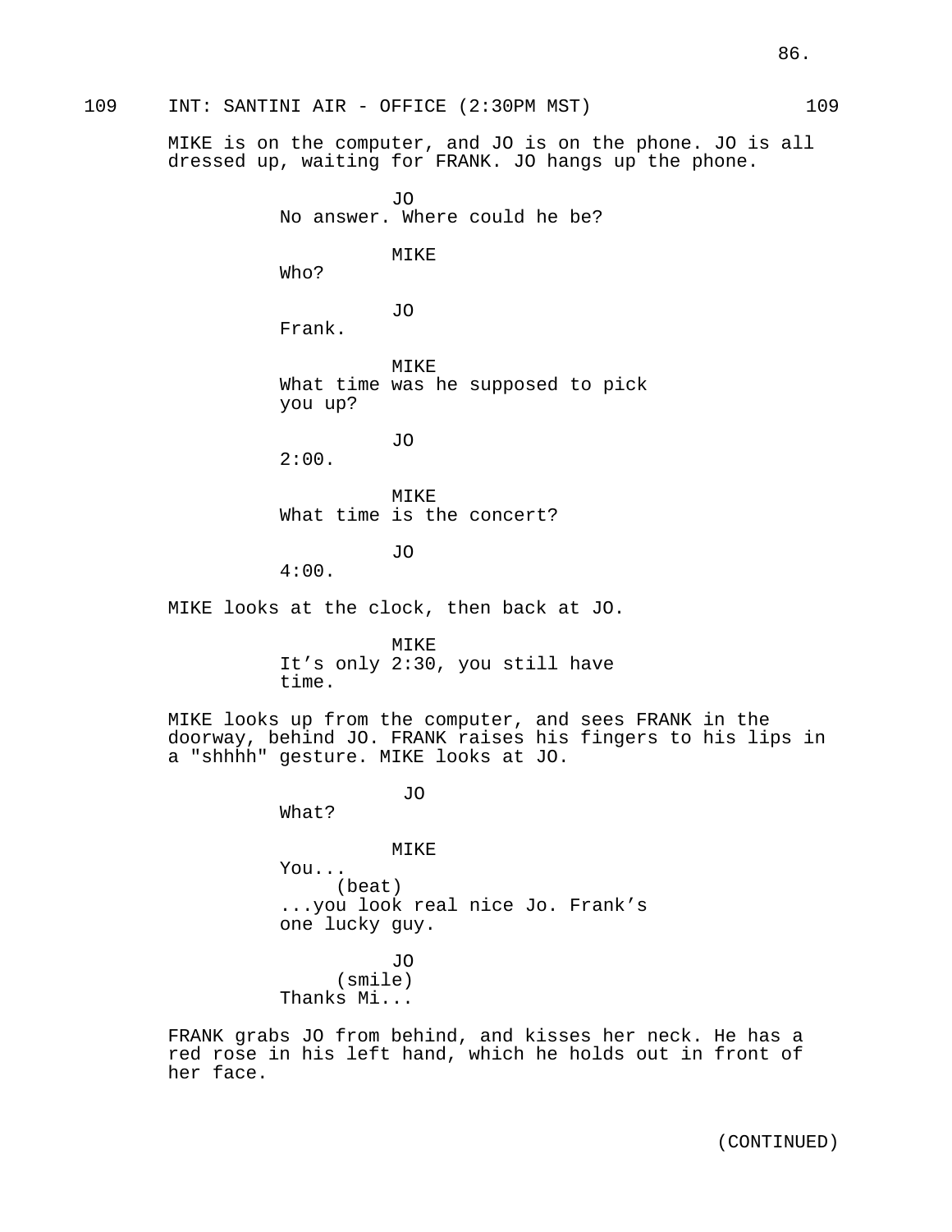109 INT: SANTINI AIR - OFFICE (2:30PM MST) 109

MIKE is on the computer, and JO is on the phone. JO is all dressed up, waiting for FRANK. JO hangs up the phone.

JO
No answer. Where could he be?

MIKE
Who?

JO
Frank.

MIKE
What time was he supposed to pick you up?

JO
2:00.

MIKE
What time is the concert?

JO
4:00.

MIKE looks at the clock, then back at JO.

MIKE
It's only 2:30, you still have time.

MIKE looks up from the computer, and sees FRANK in the doorway, behind JO. FRANK raises his fingers to his lips in a "shhhh" gesture. MIKE looks at JO.

JO
What?

MIKE
You...
(beat)
...you look real nice Jo. Frank's one lucky guy.

JO
(smile)
Thanks Mi...

FRANK grabs JO from behind, and kisses her neck. He has a red rose in his left hand, which he holds out in front of her face.

(CONTINUED)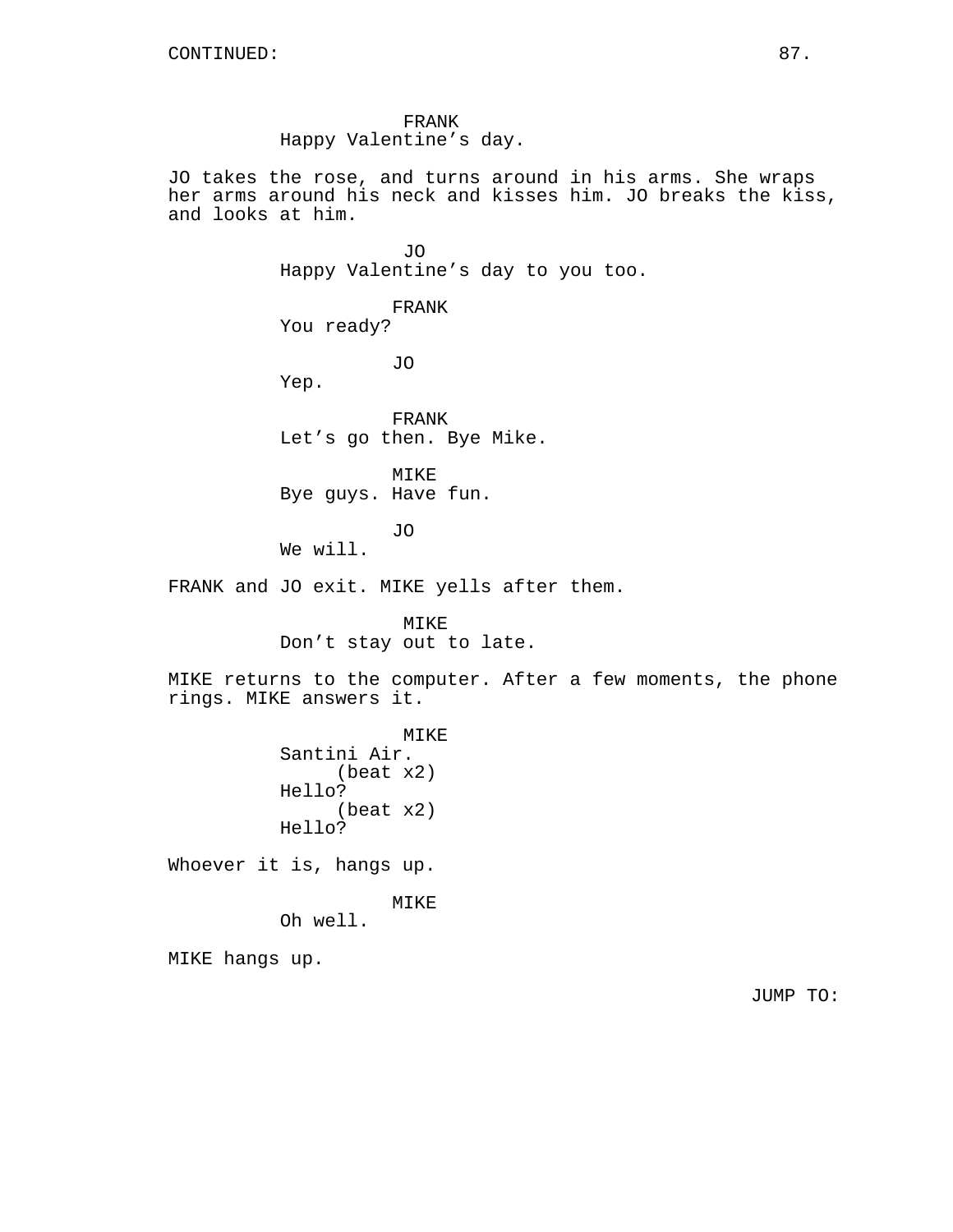CONTINUED:

FRANK
Happy Valentine's day.

JO takes the rose, and turns around in his arms. She wraps her arms around his neck and kisses him. JO breaks the kiss, and looks at him.

JO
Happy Valentine's day to you too.

FRANK
You ready?

JO
Yep.

FRANK
Let's go then. Bye Mike.

MIKE
Bye guys. Have fun.

JO
We will.

FRANK and JO exit. MIKE yells after them.

MIKE
Don't stay out to late.

MIKE returns to the computer. After a few moments, the phone rings. MIKE answers it.

MIKE
Santini Air.
(beat x2)
Hello?
(beat x2)
Hello?

Whoever it is, hangs up.

MIKE
Oh well.

MIKE hangs up.

JUMP TO: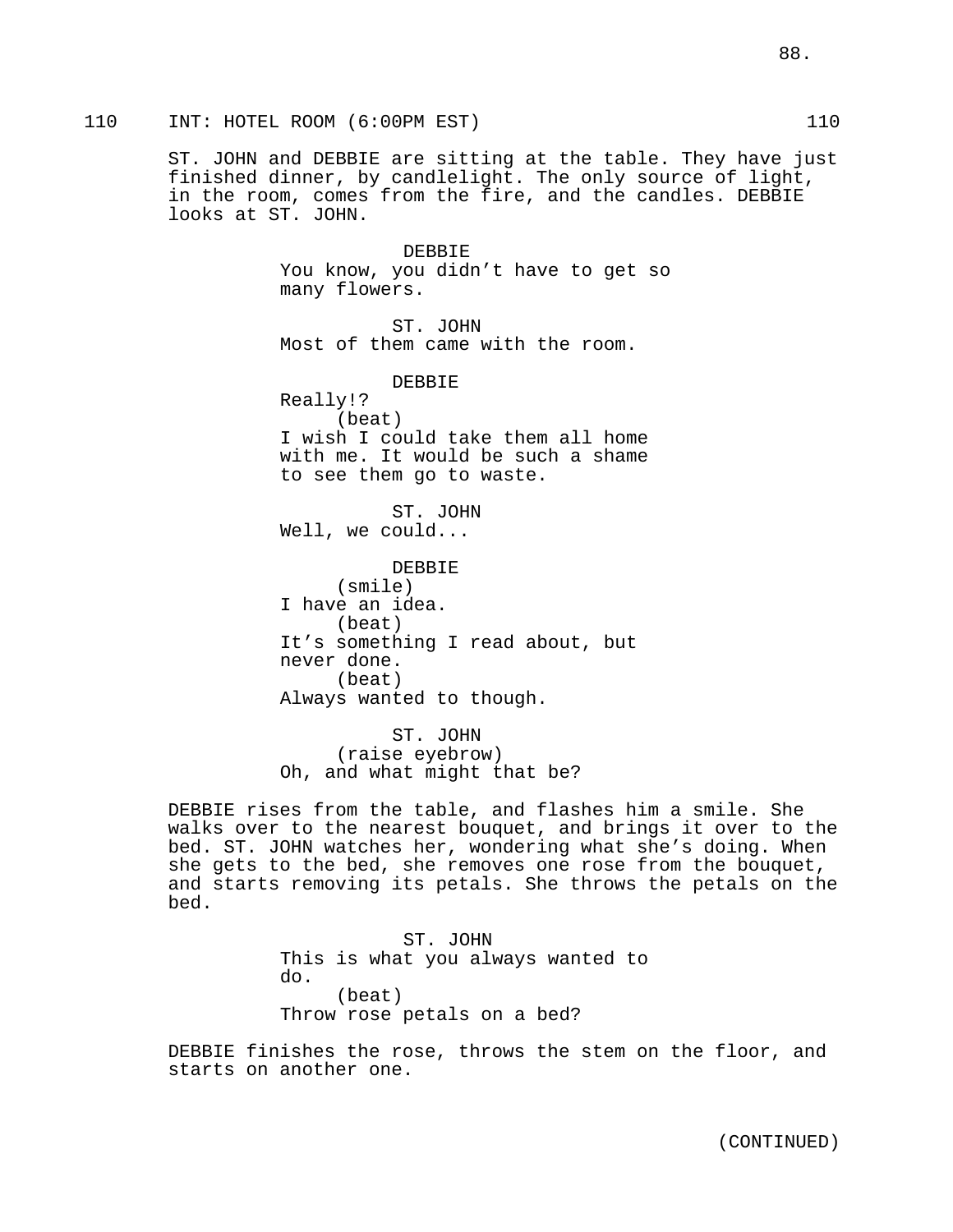110 INT: HOTEL ROOM (6:00PM EST) 110

ST. JOHN and DEBBIE are sitting at the table. They have just finished dinner, by candlelight. The only source of light, in the room, comes from the fire, and the candles. DEBBIE looks at ST. JOHN.

DEBBIE
You know, you didn't have to get so many flowers.

ST. JOHN
Most of them came with the room.

DEBBIE
Really!?
(beat)
I wish I could take them all home with me. It would be such a shame to see them go to waste.

ST. JOHN
Well, we could...

DEBBIE
(smile)
I have an idea.
(beat)
It's something I read about, but never done.
(beat)
Always wanted to though.

ST. JOHN
(raise eyebrow)
Oh, and what might that be?

DEBBIE rises from the table, and flashes him a smile. She walks over to the nearest bouquet, and brings it over to the bed. ST. JOHN watches her, wondering what she's doing. When she gets to the bed, she removes one rose from the bouquet, and starts removing its petals. She throws the petals on the bed.

ST. JOHN
This is what you always wanted to do.
(beat)
Throw rose petals on a bed?

DEBBIE finishes the rose, throws the stem on the floor, and starts on another one.

(CONTINUED)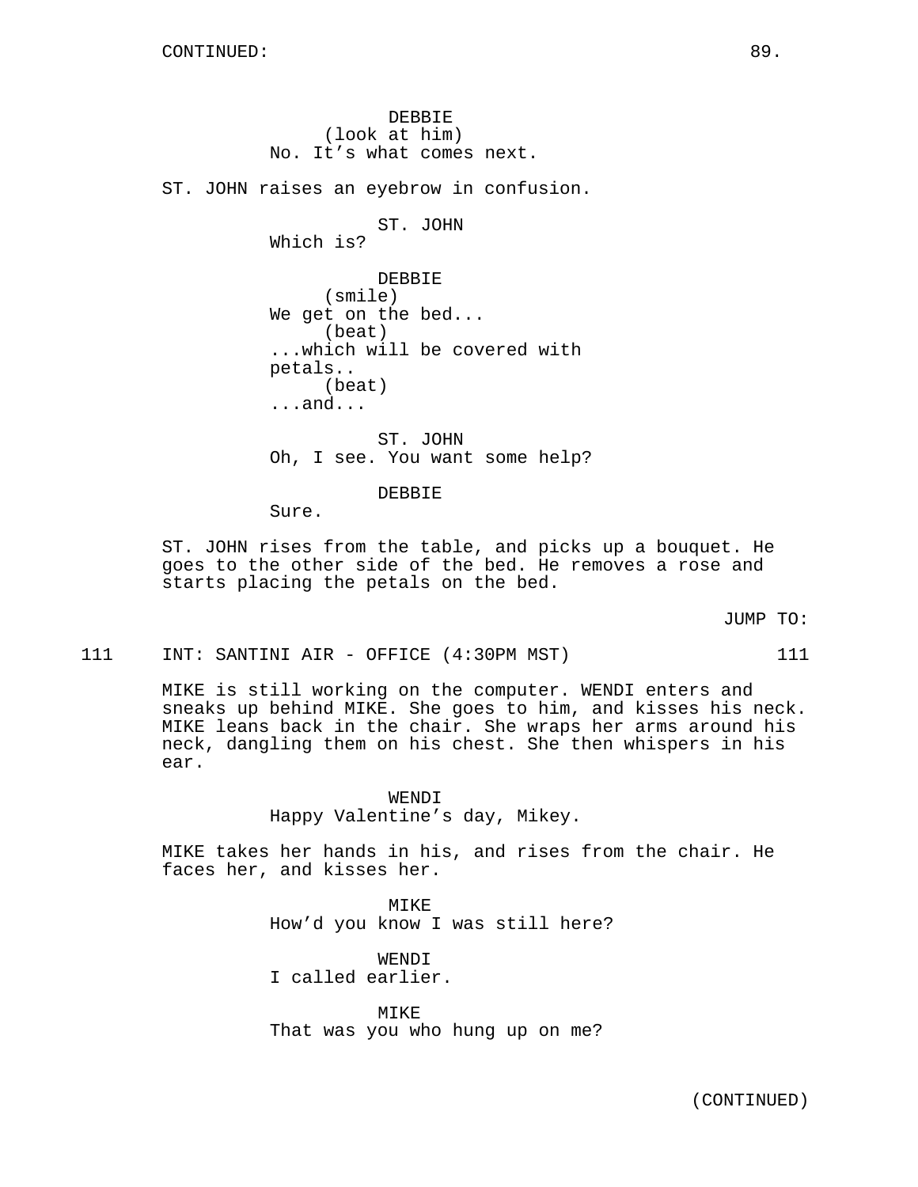CONTINUED:

DEBBIE
(look at him)
No. It’s what comes next.

ST. JOHN raises an eyebrow in confusion.

ST. JOHN
Which is?

DEBBIE
(smile)
We get on the bed...
(beat)
...which will be covered with petals..
(beat)
...and...

ST. JOHN
Oh, I see. You want some help?

DEBBIE
Sure.

ST. JOHN rises from the table, and picks up a bouquet. He goes to the other side of the bed. He removes a rose and starts placing the petals on the bed.

JUMP TO:

111 INT: SANTINI AIR - OFFICE (4:30PM MST) 111

MIKE is still working on the computer. WENDI enters and sneaks up behind MIKE. She goes to him, and kisses his neck. MIKE leans back in the chair. She wraps her arms around his neck, dangling them on his chest. She then whispers in his ear.

WENDI
Happy Valentine’s day, Mikey.

MIKE takes her hands in his, and rises from the chair. He faces her, and kisses her.

MIKE
How’d you know I was still here?

WENDI
I called earlier.

MIKE
That was you who hung up on me?

(CONTINUED)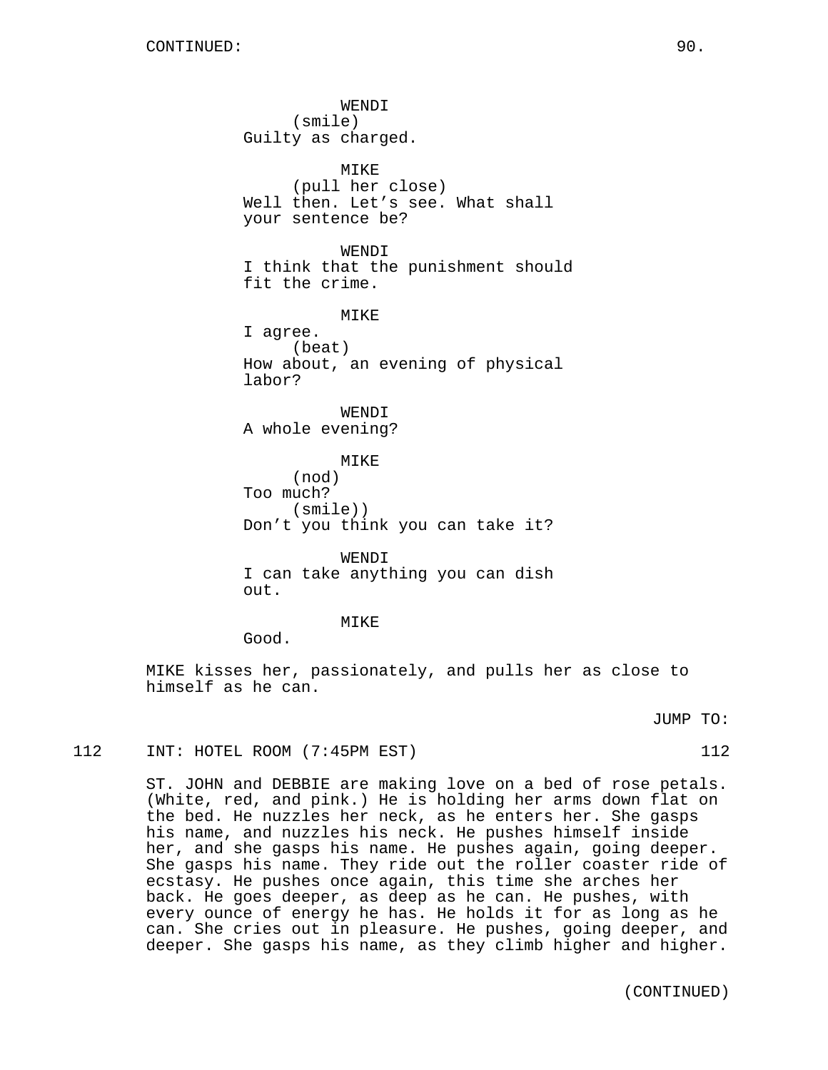CONTINUED:

WENDI
(smile)
Guilty as charged.

MIKE
(pull her close)
Well then. Let's see. What shall your sentence be?

WENDI
I think that the punishment should fit the crime.

MIKE
I agree.
(beat)
How about, an evening of physical labor?

WENDI
A whole evening?

MIKE
(nod)
Too much?
(smile))
Don't you think you can take it?

WENDI
I can take anything you can dish out.

MIKE
Good.

MIKE kisses her, passionately, and pulls her as close to himself as he can.

JUMP TO:

112 INT: HOTEL ROOM (7:45PM EST) 112

ST. JOHN and DEBBIE are making love on a bed of rose petals. (White, red, and pink.) He is holding her arms down flat on the bed. He nuzzles her neck, as he enters her. She gasps his name, and nuzzles his neck. He pushes himself inside her, and she gasps his name. He pushes again, going deeper. She gasps his name. They ride out the roller coaster ride of ecstasy. He pushes once again, this time she arches her back. He goes deeper, as deep as he can. He pushes, with every ounce of energy he has. He holds it for as long as he can. She cries out in pleasure. He pushes, going deeper, and deeper. She gasps his name, as they climb higher and higher.

(CONTINUED)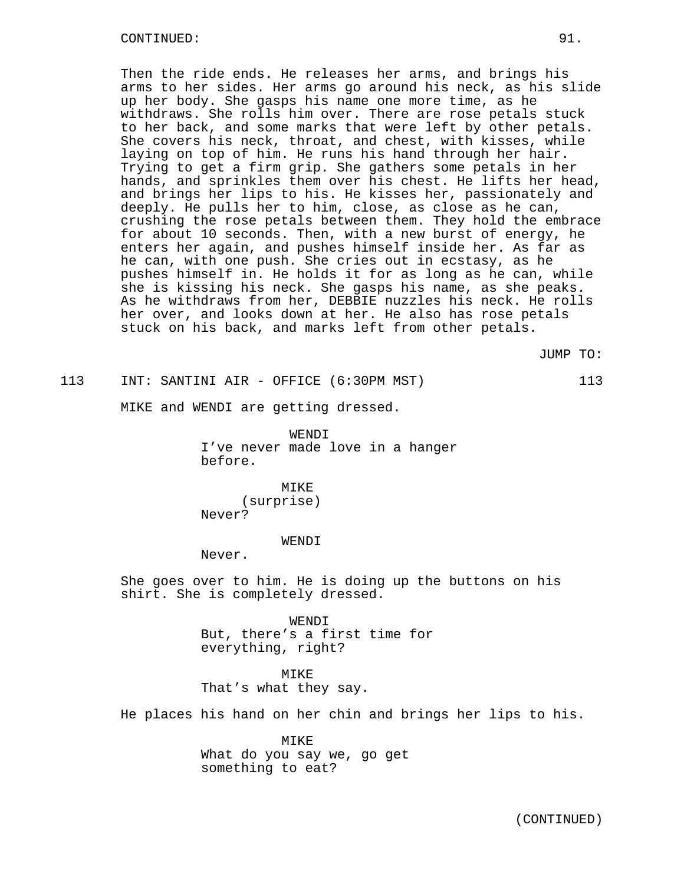Then the ride ends. He releases her arms, and brings his arms to her sides. Her arms go around his neck, as his slide up her body. She gasps his name one more time, as he withdraws. She rolls him over. There are rose petals stuck to her back, and some marks that were left by other petals. She covers his neck, throat, and chest, with kisses, while laying on top of him. He runs his hand through her hair. Trying to get a firm grip. She gathers some petals in her hands, and sprinkles them over his chest. He lifts her head, and brings her lips to his. He kisses her, passionately and deeply. He pulls her to him, close, as close as he can, crushing the rose petals between them. They hold the embrace for about 10 seconds. Then, with a new burst of energy, he enters her again, and pushes himself inside her. As far as he can, with one push. She cries out in ecstasy, as he pushes himself in. He holds it for as long as he can, while she is kissing his neck. She gasps his name, as she peaks. As he withdraws from her, DEBBIE nuzzles his neck. He rolls her over, and looks down at her. He also has rose petals stuck on his back, and marks left from other petals.

JUMP TO:

113 INT: SANTINI AIR - OFFICE (6:30PM MST) 113

MIKE and WENDI are getting dressed.

WENDI
I've never made love in a hanger before.

MIKE
(surprise)
Never?

WENDI
Never.

She goes over to him. He is doing up the buttons on his shirt. She is completely dressed.

WENDI
But, there's a first time for everything, right?

MIKE
That's what they say.

He places his hand on her chin and brings her lips to his.

MIKE
What do you say we, go get something to eat?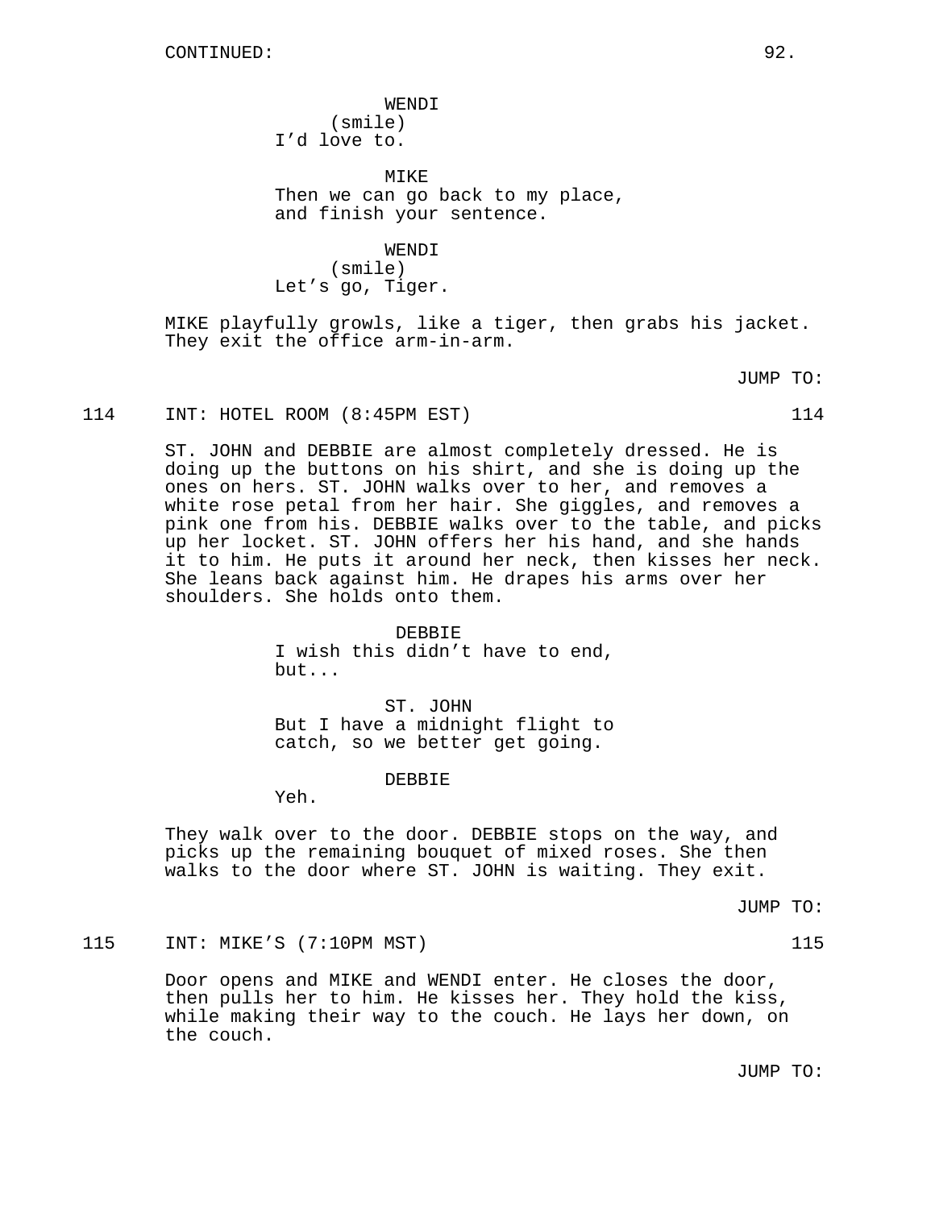CONTINUED:

WENDI
(smile)
I'd love to.

MIKE
Then we can go back to my place, and finish your sentence.

WENDI
(smile)
Let's go, Tiger.

MIKE playfully growls, like a tiger, then grabs his jacket. They exit the office arm-in-arm.

JUMP TO:

114 INT: HOTEL ROOM (8:45PM EST) 114

ST. JOHN and DEBBIE are almost completely dressed. He is doing up the buttons on his shirt, and she is doing up the ones on hers. ST. JOHN walks over to her, and removes a white rose petal from her hair. She giggles, and removes a pink one from his. DEBBIE walks over to the table, and picks up her locket. ST. JOHN offers her his hand, and she hands it to him. He puts it around her neck, then kisses her neck. She leans back against him. He drapes his arms over her shoulders. She holds onto them.

DEBBIE
I wish this didn't have to end, but...

ST. JOHN
But I have a midnight flight to catch, so we better get going.

DEBBIE
Yeh.

They walk over to the door. DEBBIE stops on the way, and picks up the remaining bouquet of mixed roses. She then walks to the door where ST. JOHN is waiting. They exit.

JUMP TO:

115 INT: MIKE'S (7:10PM MST) 115

Door opens and MIKE and WENDI enter. He closes the door, then pulls her to him. He kisses her. They hold the kiss, while making their way to the couch. He lays her down, on the couch.

JUMP TO: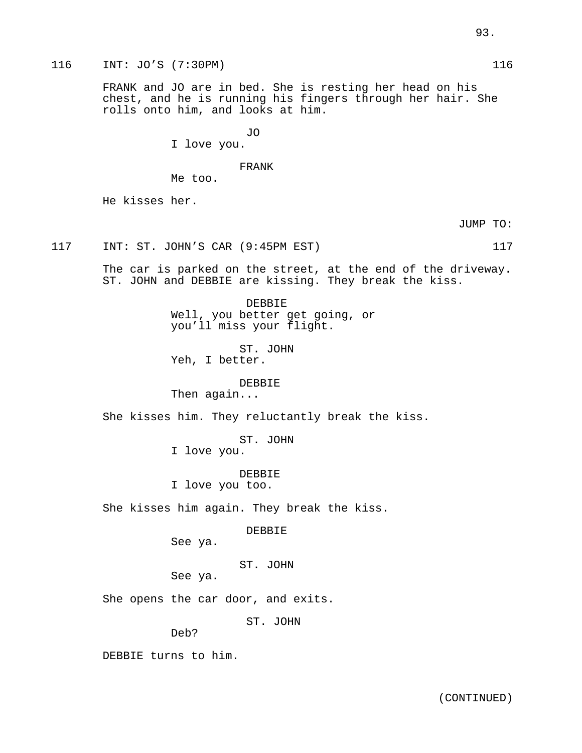116 INT: JO'S (7:30PM) 116

FRANK and JO are in bed. She is resting her head on his chest, and he is running his fingers through her hair. She rolls onto him, and looks at him.

JO
I love you.

FRANK
Me too.

He kisses her.

JUMP TO:

117 INT: ST. JOHN'S CAR (9:45PM EST) 117

The car is parked on the street, at the end of the driveway. ST. JOHN and DEBBIE are kissing. They break the kiss.

DEBBIE
Well, you better get going, or you'll miss your flight.

ST. JOHN
Yeh, I better.

DEBBIE
Then again...

She kisses him. They reluctantly break the kiss.

ST. JOHN
I love you.

DEBBIE
I love you too.

She kisses him again. They break the kiss.

DEBBIE
See ya.

ST. JOHN
See ya.

She opens the car door, and exits.

ST. JOHN
Deb?

DEBBIE turns to him.

(CONTINUED)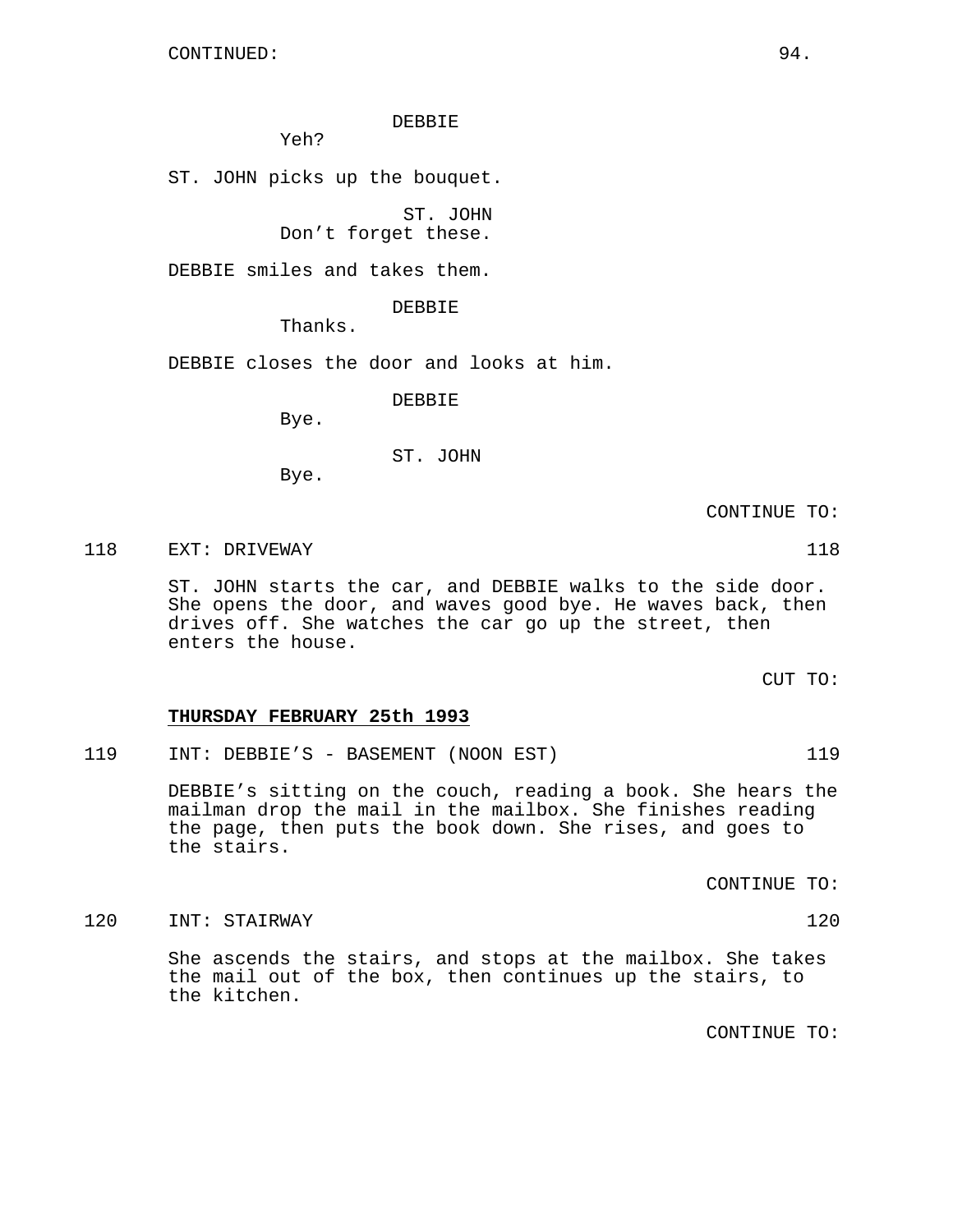CONTINUED:

DEBBIE
Yeh?

ST. JOHN picks up the bouquet.

ST. JOHN
Don't forget these.

DEBBIE smiles and takes them.

DEBBIE
Thanks.

DEBBIE closes the door and looks at him.

DEBBIE
Bye.

ST. JOHN
Bye.

CONTINUE TO:

118 EXT: DRIVEWAY 118

ST. JOHN starts the car, and DEBBIE walks to the side door. She opens the door, and waves good bye. He waves back, then drives off. She watches the car go up the street, then enters the house.

CUT TO:

**THURSDAY FEBRUARY 25th 1993**

119 INT: DEBBIE'S - BASEMENT (NOON EST) 119

DEBBIE's sitting on the couch, reading a book. She hears the mailman drop the mail in the mailbox. She finishes reading the page, then puts the book down. She rises, and goes to the stairs.

CONTINUE TO:

120 INT: STAIRWAY 120

She ascends the stairs, and stops at the mailbox. She takes the mail out of the box, then continues up the stairs, to the kitchen.

CONTINUE TO: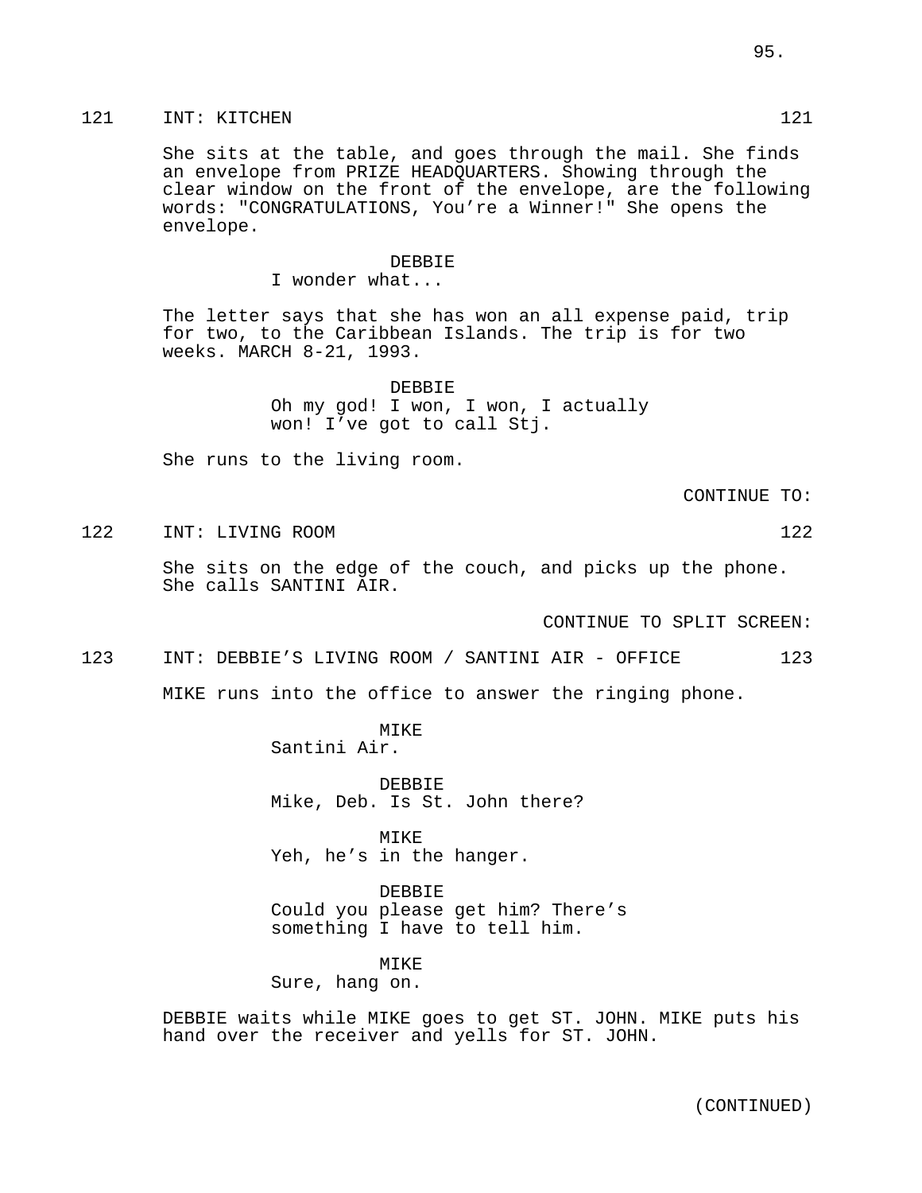121 INT: KITCHEN 121

She sits at the table, and goes through the mail. She finds an envelope from PRIZE HEADQUARTERS. Showing through the clear window on the front of the envelope, are the following words: "CONGRATULATIONS, You're a Winner!" She opens the envelope.

DEBBIE
I wonder what...

The letter says that she has won an all expense paid, trip for two, to the Caribbean Islands. The trip is for two weeks. MARCH 8-21, 1993.

DEBBIE
Oh my god! I won, I won, I actually won! I've got to call Stj.

She runs to the living room.

CONTINUE TO:

122 INT: LIVING ROOM 122

She sits on the edge of the couch, and picks up the phone. She calls SANTINI AIR.

CONTINUE TO SPLIT SCREEN:

123 INT: DEBBIE'S LIVING ROOM / SANTINI AIR - OFFICE 123

MIKE runs into the office to answer the ringing phone.

MIKE
Santini Air.

DEBBIE
Mike, Deb. Is St. John there?

MIKE
Yeh, he's in the hanger.

DEBBIE
Could you please get him? There's something I have to tell him.

MIKE
Sure, hang on.

DEBBIE waits while MIKE goes to get ST. JOHN. MIKE puts his hand over the receiver and yells for ST. JOHN.

(CONTINUED)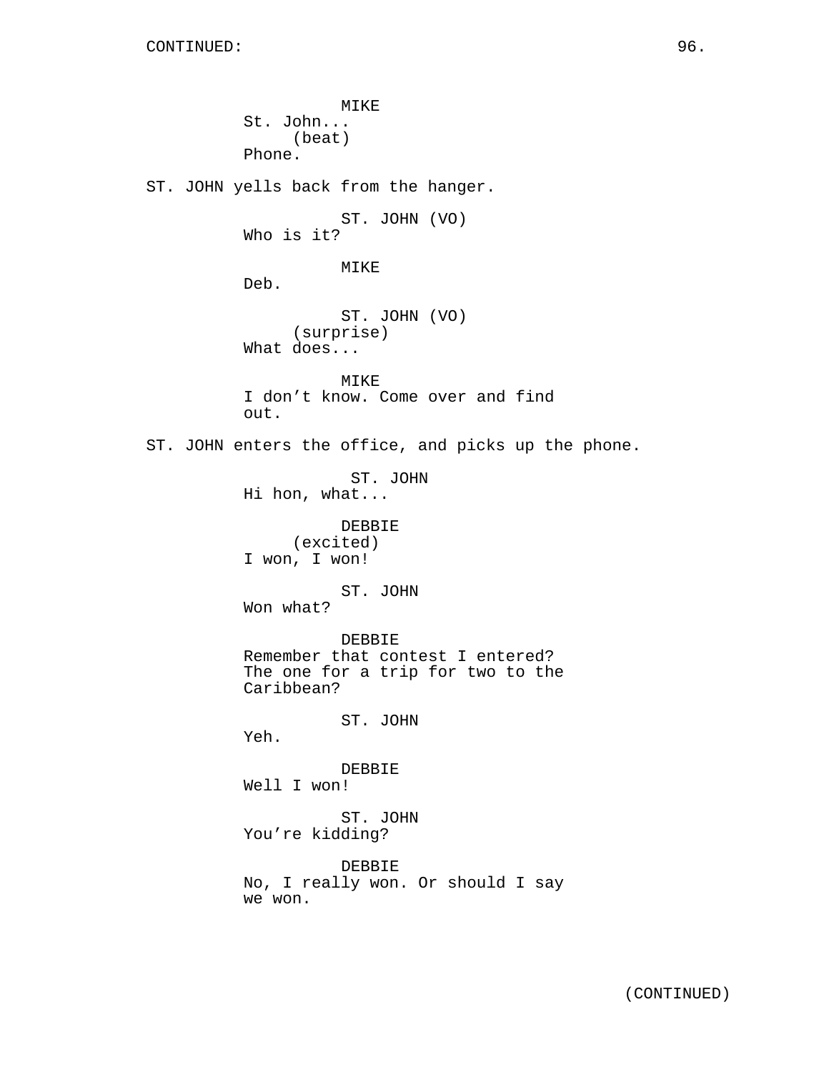MIKE
St. John...
(beat)
Phone.

ST. JOHN yells back from the hanger.

ST. JOHN (VO)
Who is it?

MIKE
Deb.

ST. JOHN (VO)
(surprise)
What does...

MIKE
I don't know. Come over and find out.

ST. JOHN enters the office, and picks up the phone.

ST. JOHN
Hi hon, what...

DEBBIE
(excited)
I won, I won!

ST. JOHN
Won what?

DEBBIE
Remember that contest I entered? The one for a trip for two to the Caribbean?

ST. JOHN
Yeh.

DEBBIE
Well I won!

ST. JOHN
You're kidding?

DEBBIE
No, I really won. Or should I say we won.

(CONTINUED)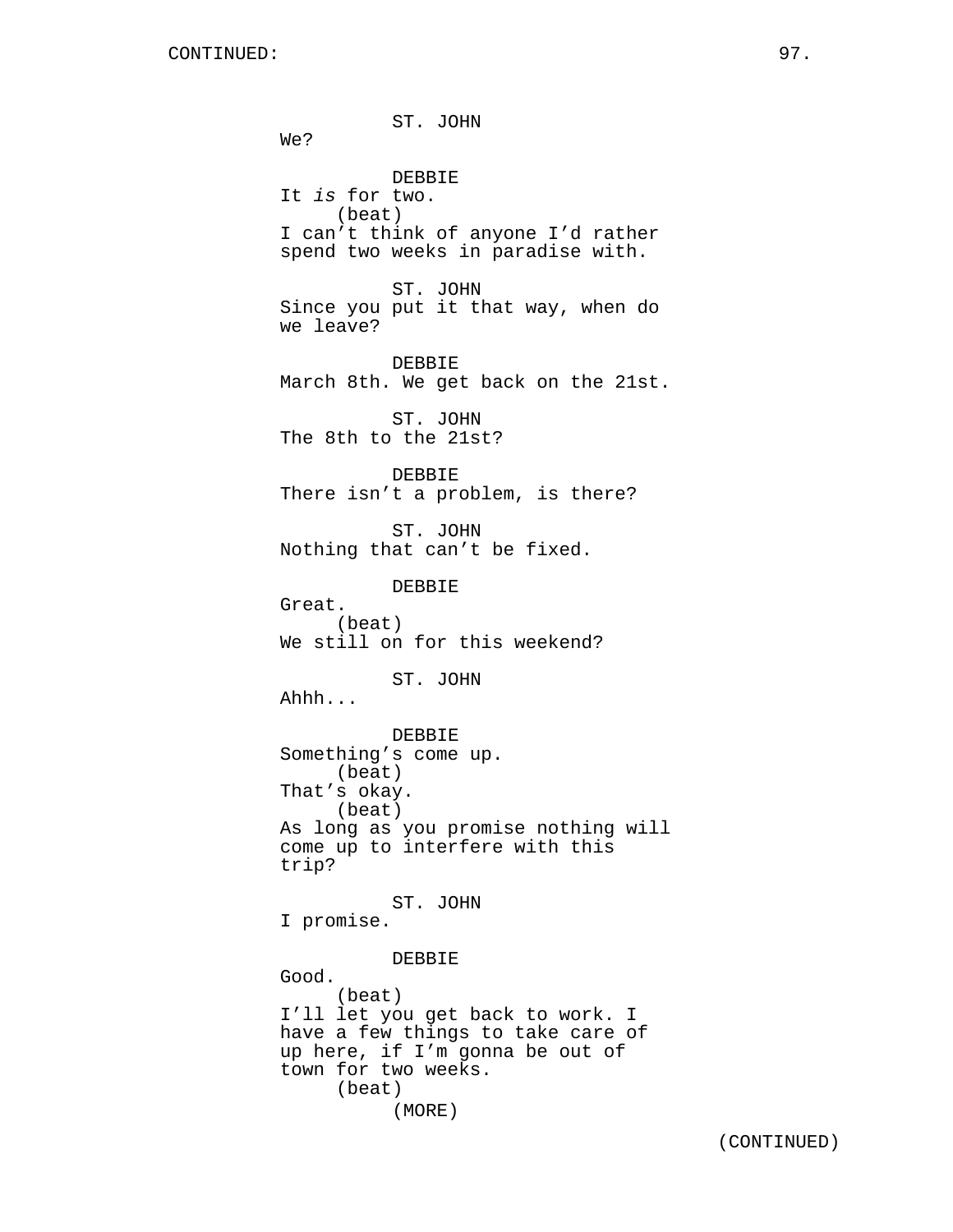ST. JOHN
We?

DEBBIE
It *is* for two.
(beat)
I can't think of anyone I'd rather spend two weeks in paradise with.

ST. JOHN
Since you put it that way, when do we leave?

DEBBIE
March 8th. We get back on the 21st.

ST. JOHN
The 8th to the 21st?

DEBBIE
There isn't a problem, is there?

ST. JOHN
Nothing that can't be fixed.

DEBBIE
Great.
(beat)
We still on for this weekend?

ST. JOHN
Ahhh...

DEBBIE
Something's come up.
(beat)
That's okay.
(beat)
As long as you promise nothing will come up to interfere with this trip?

ST. JOHN
I promise.

DEBBIE
Good.
(beat)
I'll let you get back to work. I have a few things to take care of up here, if I'm gonna be out of town for two weeks.
(beat)
(MORE)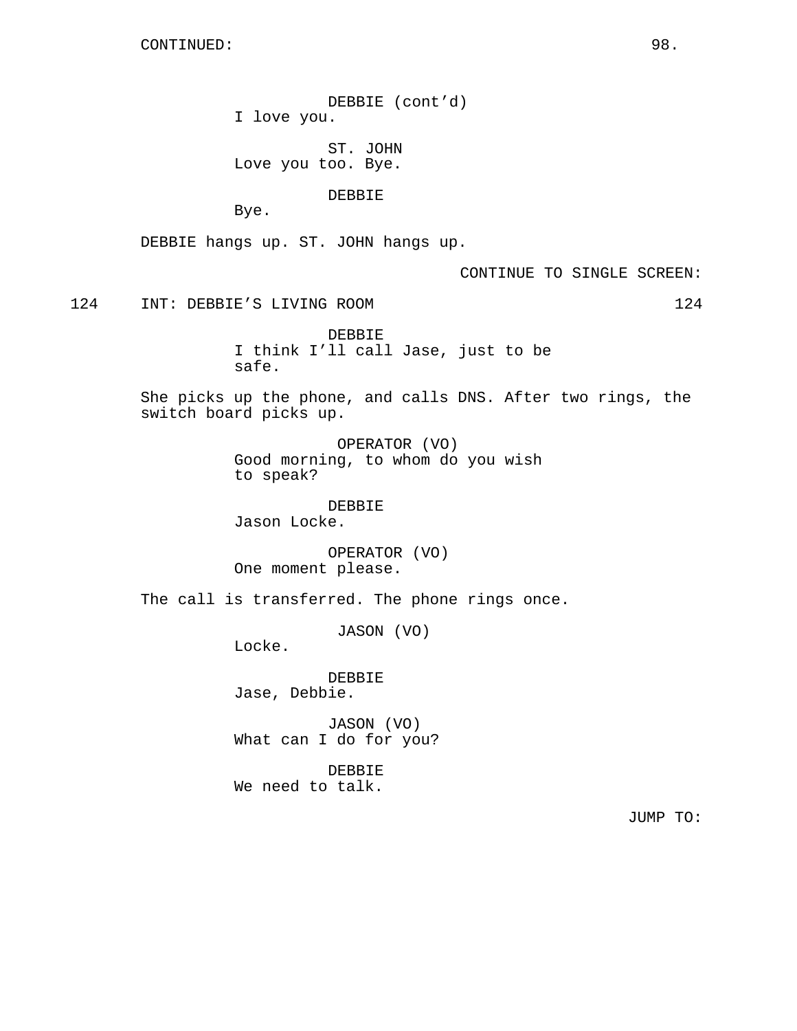DEBBIE (cont'd)
I love you.

ST. JOHN
Love you too. Bye.

DEBBIE
Bye.

DEBBIE hangs up. ST. JOHN hangs up.

CONTINUE TO SINGLE SCREEN:

124 INT: DEBBIE'S LIVING ROOM 124

DEBBIE
I think I'll call Jase, just to be safe.

She picks up the phone, and calls DNS. After two rings, the switch board picks up.

OPERATOR (VO)
Good morning, to whom do you wish to speak?

DEBBIE
Jason Locke.

OPERATOR (VO)
One moment please.

The call is transferred. The phone rings once.

JASON (VO)
Locke.

DEBBIE
Jase, Debbie.

JASON (VO)
What can I do for you?

DEBBIE
We need to talk.

JUMP TO: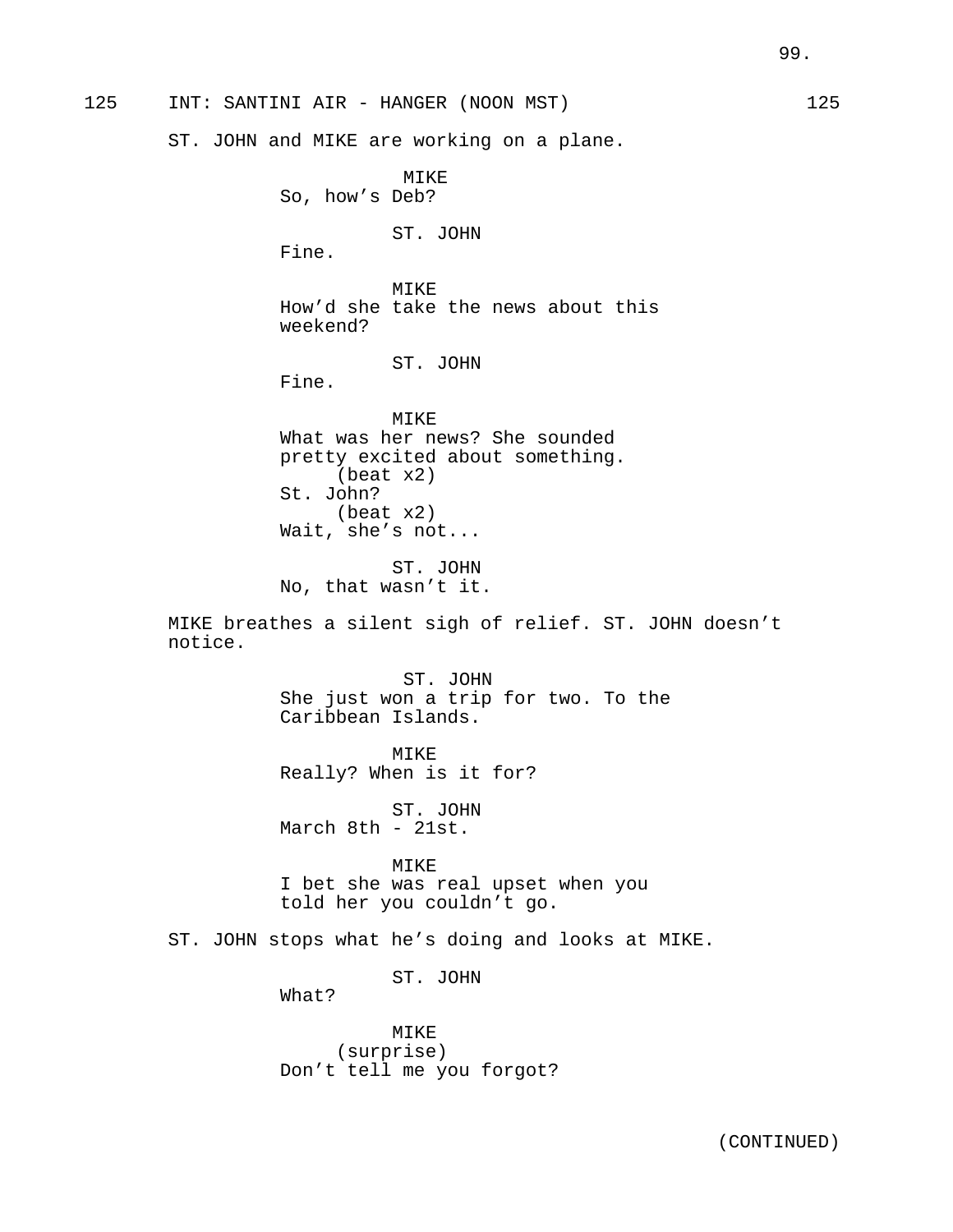125 INT: SANTINI AIR - HANGER (NOON MST) 125

ST. JOHN and MIKE are working on a plane.

MIKE
So, how's Deb?

ST. JOHN
Fine.

MIKE
How'd she take the news about this weekend?

ST. JOHN
Fine.

MIKE
What was her news? She sounded pretty excited about something.
(beat x2)
St. John?
(beat x2)
Wait, she's not...

ST. JOHN
No, that wasn't it.

MIKE breathes a silent sigh of relief. ST. JOHN doesn't notice.

ST. JOHN
She just won a trip for two. To the Caribbean Islands.

MIKE
Really? When is it for?

ST. JOHN
March 8th - 21st.

MIKE
I bet she was real upset when you told her you couldn't go.

ST. JOHN stops what he's doing and looks at MIKE.

ST. JOHN
What?

MIKE
(surprise)
Don't tell me you forgot?

(CONTINUED)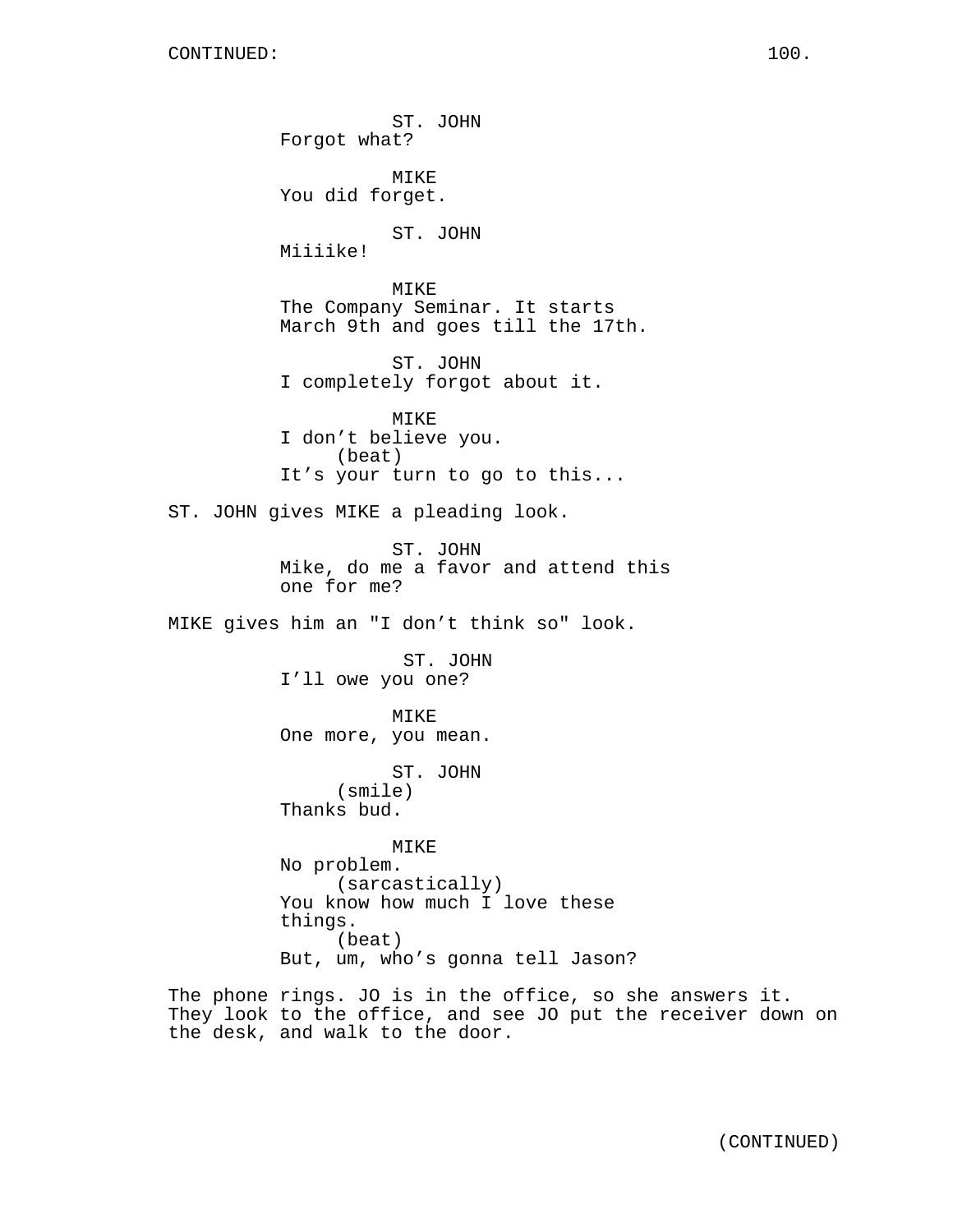ST. JOHN
Forgot what?

MIKE
You did forget.

ST. JOHN
Miiiike!

MIKE
The Company Seminar. It starts March 9th and goes till the 17th.

ST. JOHN
I completely forgot about it.

MIKE
I don't believe you.
(beat)
It's your turn to go to this...

ST. JOHN gives MIKE a pleading look.

ST. JOHN
Mike, do me a favor and attend this one for me?

MIKE gives him an "I don't think so" look.

ST. JOHN
I'll owe you one?

MIKE
One more, you mean.

ST. JOHN
(smile)
Thanks bud.

MIKE
No problem.
(sarcastically)
You know how much I love these things.
(beat)
But, um, who's gonna tell Jason?

The phone rings. JO is in the office, so she answers it. They look to the office, and see JO put the receiver down on the desk, and walk to the door.

(CONTINUED)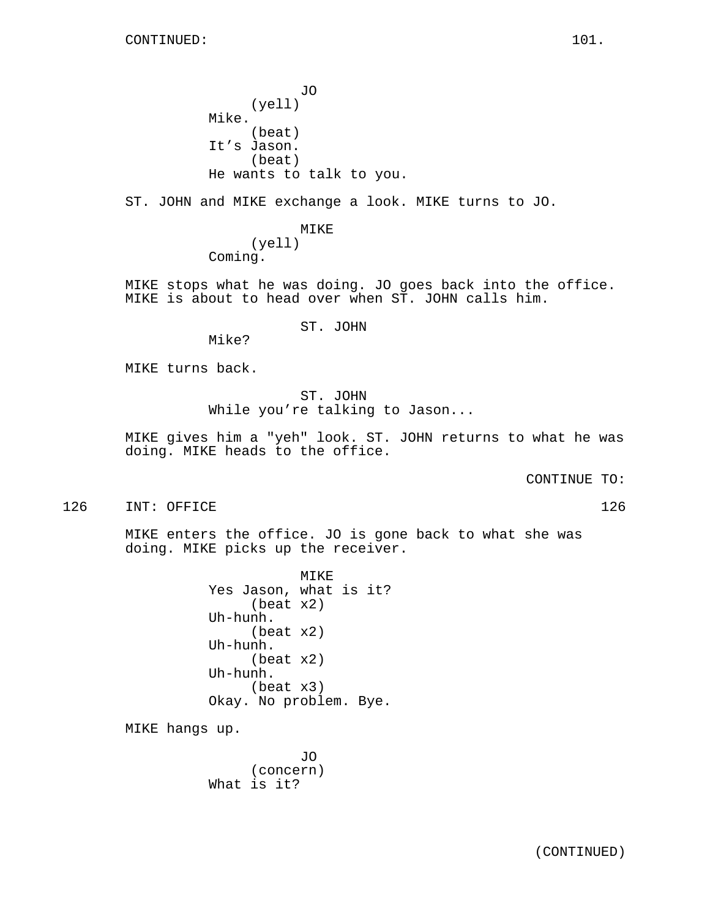CONTINUED:

JO
(yell)
Mike.
(beat)
It's Jason.
(beat)
He wants to talk to you.

ST. JOHN and MIKE exchange a look. MIKE turns to JO.

MIKE
(yell)
Coming.

MIKE stops what he was doing. JO goes back into the office. MIKE is about to head over when ST. JOHN calls him.

ST. JOHN
Mike?

MIKE turns back.

ST. JOHN
While you're talking to Jason...

MIKE gives him a "yeh" look. ST. JOHN returns to what he was doing. MIKE heads to the office.

CONTINUE TO:

126 INT: OFFICE 126

MIKE enters the office. JO is gone back to what she was doing. MIKE picks up the receiver.

MIKE
Yes Jason, what is it?
(beat x2)
Uh-hunh.
(beat x2)
Uh-hunh.
(beat x2)
Uh-hunh.
(beat x3)
Okay. No problem. Bye.

MIKE hangs up.

JO
(concern)
What is it?

(CONTINUED)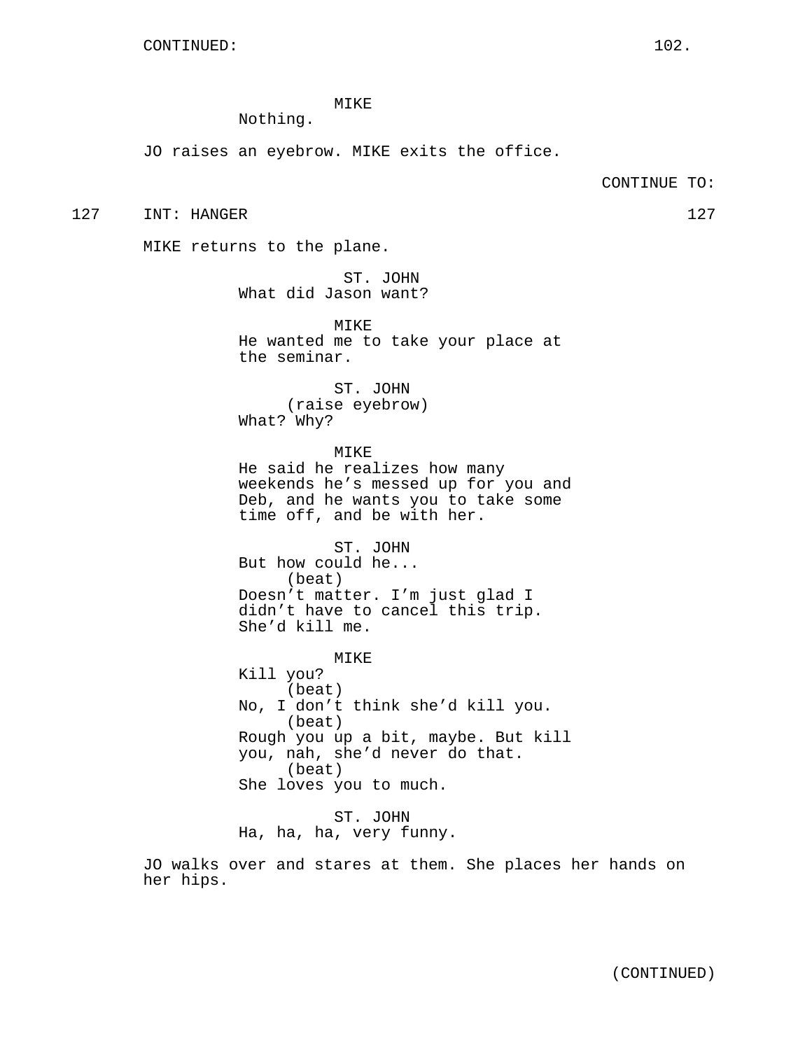CONTINUED:

MIKE
Nothing.

JO raises an eyebrow. MIKE exits the office.

CONTINUE TO:

127 INT: HANGER 127

MIKE returns to the plane.

ST. JOHN
What did Jason want?

MIKE
He wanted me to take your place at the seminar.

ST. JOHN
(raise eyebrow)
What? Why?

MIKE
He said he realizes how many weekends he's messed up for you and Deb, and he wants you to take some time off, and be with her.

ST. JOHN
But how could he...
(beat)
Doesn't matter. I'm just glad I didn't have to cancel this trip. She'd kill me.

MIKE
Kill you?
(beat)
No, I don't think she'd kill you.
(beat)
Rough you up a bit, maybe. But kill you, nah, she'd never do that.
(beat)
She loves you to much.

ST. JOHN
Ha, ha, ha, very funny.

JO walks over and stares at them. She places her hands on her hips.

(CONTINUED)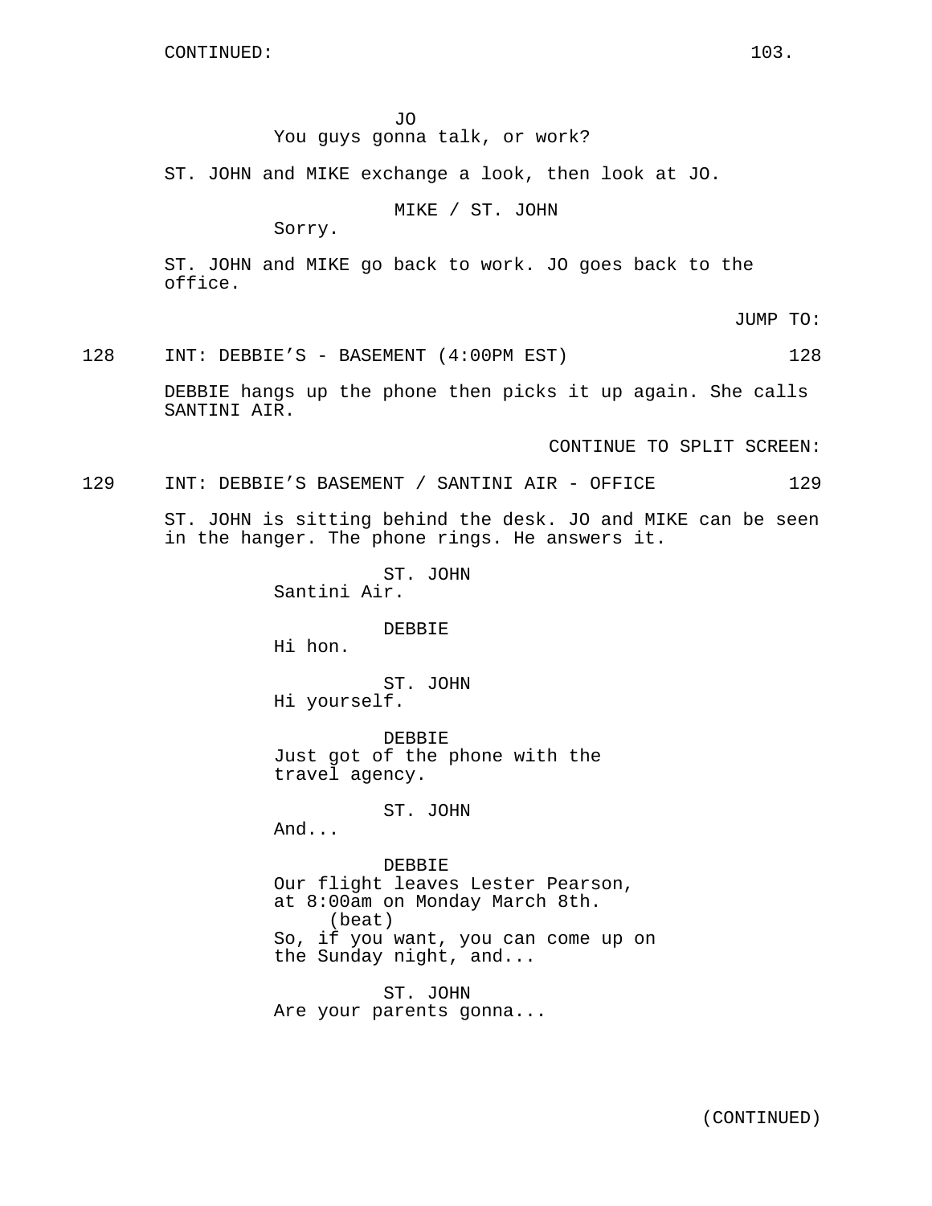CONTINUED:

JO
You guys gonna talk, or work?

ST. JOHN and MIKE exchange a look, then look at JO.

MIKE / ST. JOHN
Sorry.

ST. JOHN and MIKE go back to work. JO goes back to the office.

JUMP TO:

128 INT: DEBBIE'S - BASEMENT (4:00PM EST) 128

DEBBIE hangs up the phone then picks it up again. She calls SANTINI AIR.

CONTINUE TO SPLIT SCREEN:

129 INT: DEBBIE'S BASEMENT / SANTINI AIR - OFFICE 129

ST. JOHN is sitting behind the desk. JO and MIKE can be seen in the hanger. The phone rings. He answers it.

ST. JOHN
Santini Air.

DEBBIE
Hi hon.

ST. JOHN
Hi yourself.

DEBBIE
Just got of the phone with the travel agency.

ST. JOHN
And...

DEBBIE
Our flight leaves Lester Pearson, at 8:00am on Monday March 8th.
(beat)
So, if you want, you can come up on the Sunday night, and...

ST. JOHN
Are your parents gonna...

(CONTINUED)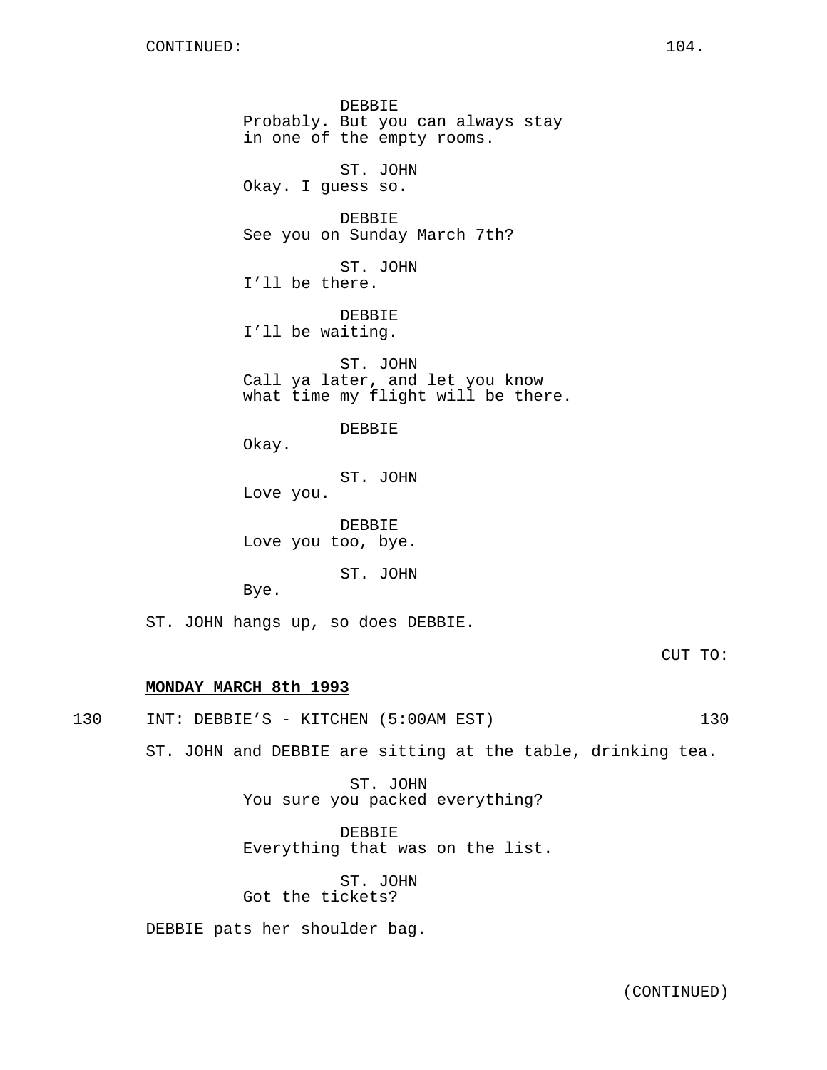DEBBIE
Probably. But you can always stay in one of the empty rooms.

ST. JOHN
Okay. I guess so.

DEBBIE
See you on Sunday March 7th?

ST. JOHN
I'll be there.

DEBBIE
I'll be waiting.

ST. JOHN
Call ya later, and let you know what time my flight will be there.

DEBBIE
Okay.

ST. JOHN
Love you.

DEBBIE
Love you too, bye.

ST. JOHN
Bye.

ST. JOHN hangs up, so does DEBBIE.

CUT TO:

**MONDAY MARCH 8th 1993**

130 INT: DEBBIE'S - KITCHEN (5:00AM EST) 130

ST. JOHN and DEBBIE are sitting at the table, drinking tea.

ST. JOHN
You sure you packed everything?

DEBBIE
Everything that was on the list.

ST. JOHN
Got the tickets?

DEBBIE pats her shoulder bag.

(CONTINUED)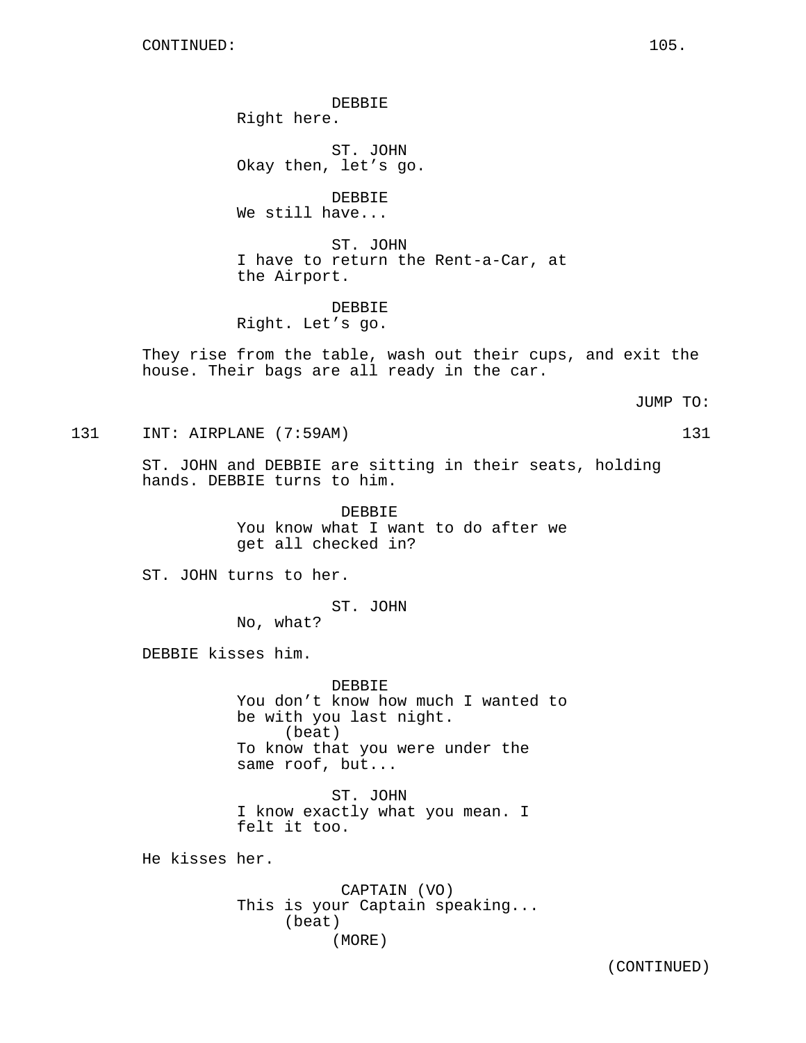DEBBIE
Right here.

ST. JOHN
Okay then, let's go.

DEBBIE
We still have...

ST. JOHN
I have to return the Rent-a-Car, at the Airport.

DEBBIE
Right. Let's go.

They rise from the table, wash out their cups, and exit the house. Their bags are all ready in the car.

JUMP TO:

131 INT: AIRPLANE (7:59AM) 131

ST. JOHN and DEBBIE are sitting in their seats, holding hands. DEBBIE turns to him.

DEBBIE
You know what I want to do after we get all checked in?

ST. JOHN turns to her.

ST. JOHN
No, what?

DEBBIE kisses him.

DEBBIE
You don't know how much I wanted to be with you last night.
(beat)
To know that you were under the same roof, but...

ST. JOHN
I know exactly what you mean. I felt it too.

He kisses her.

CAPTAIN (VO)
This is your Captain speaking...
(beat)
(MORE)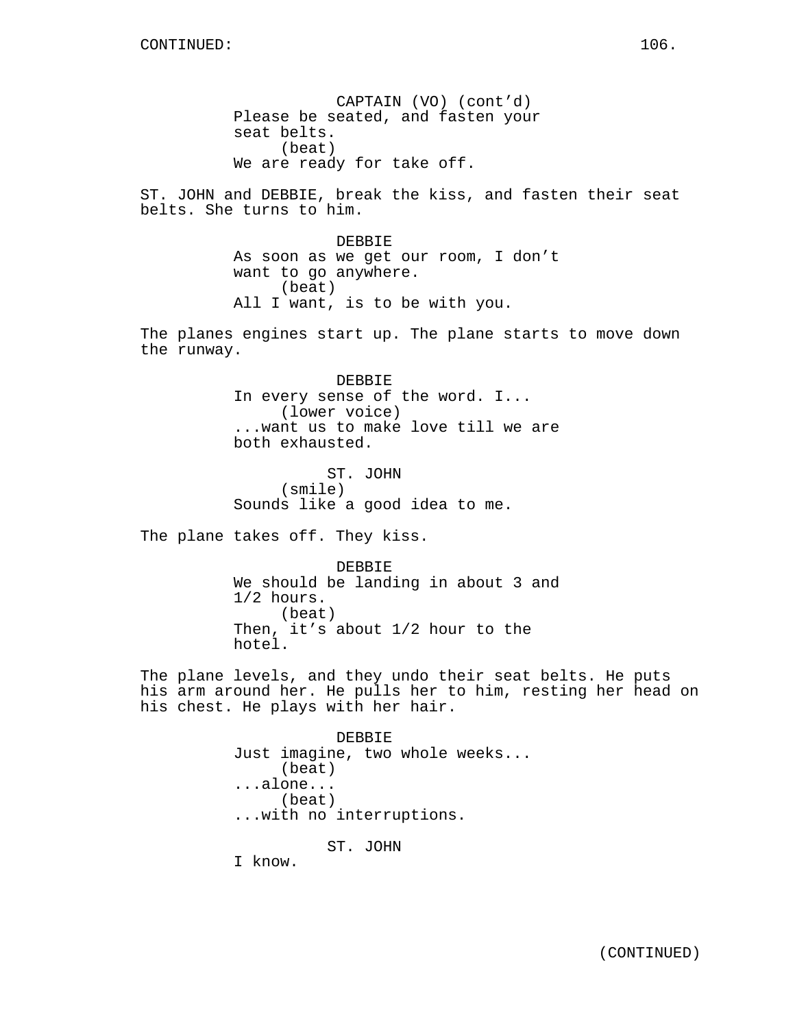CONTINUED:

CAPTAIN (VO) (cont'd)
Please be seated, and fasten your seat belts.
(beat)
We are ready for take off.

ST. JOHN and DEBBIE, break the kiss, and fasten their seat belts. She turns to him.

DEBBIE
As soon as we get our room, I don't want to go anywhere.
(beat)
All I want, is to be with you.

The planes engines start up. The plane starts to move down the runway.

DEBBIE
In every sense of the word. I...
(lower voice)
...want us to make love till we are both exhausted.

ST. JOHN
(smile)
Sounds like a good idea to me.

The plane takes off. They kiss.

DEBBIE
We should be landing in about 3 and 1/2 hours.
(beat)
Then, it's about 1/2 hour to the hotel.

The plane levels, and they undo their seat belts. He puts his arm around her. He pulls her to him, resting her head on his chest. He plays with her hair.

DEBBIE
Just imagine, two whole weeks...
(beat)
...alone...
(beat)
...with no interruptions.

ST. JOHN
I know.

(CONTINUED)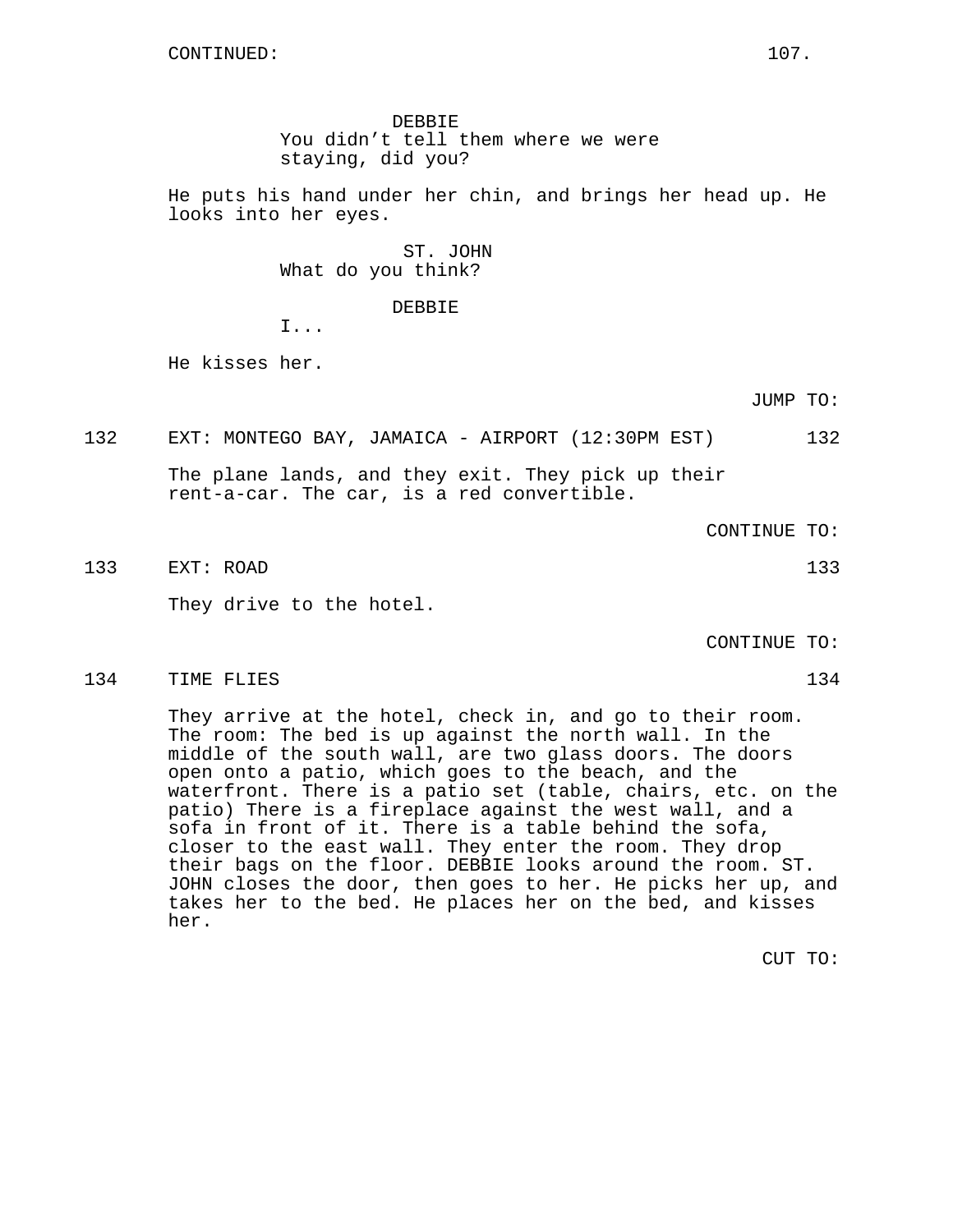CONTINUED:

DEBBIE
You didn’t tell them where we were staying, did you?

He puts his hand under her chin, and brings her head up. He looks into her eyes.

ST. JOHN
What do you think?

DEBBIE
I...

He kisses her.

JUMP TO:

132 EXT: MONTEGO BAY, JAMAICA - AIRPORT (12:30PM EST) 132

The plane lands, and they exit. They pick up their rent-a-car. The car, is a red convertible.

CONTINUE TO:

133 EXT: ROAD 133

They drive to the hotel.

CONTINUE TO:

134 TIME FLIES 134

They arrive at the hotel, check in, and go to their room. The room: The bed is up against the north wall. In the middle of the south wall, are two glass doors. The doors open onto a patio, which goes to the beach, and the waterfront. There is a patio set (table, chairs, etc. on the patio) There is a fireplace against the west wall, and a sofa in front of it. There is a table behind the sofa, closer to the east wall. They enter the room. They drop their bags on the floor. DEBBIE looks around the room. ST. JOHN closes the door, then goes to her. He picks her up, and takes her to the bed. He places her on the bed, and kisses her.

CUT TO: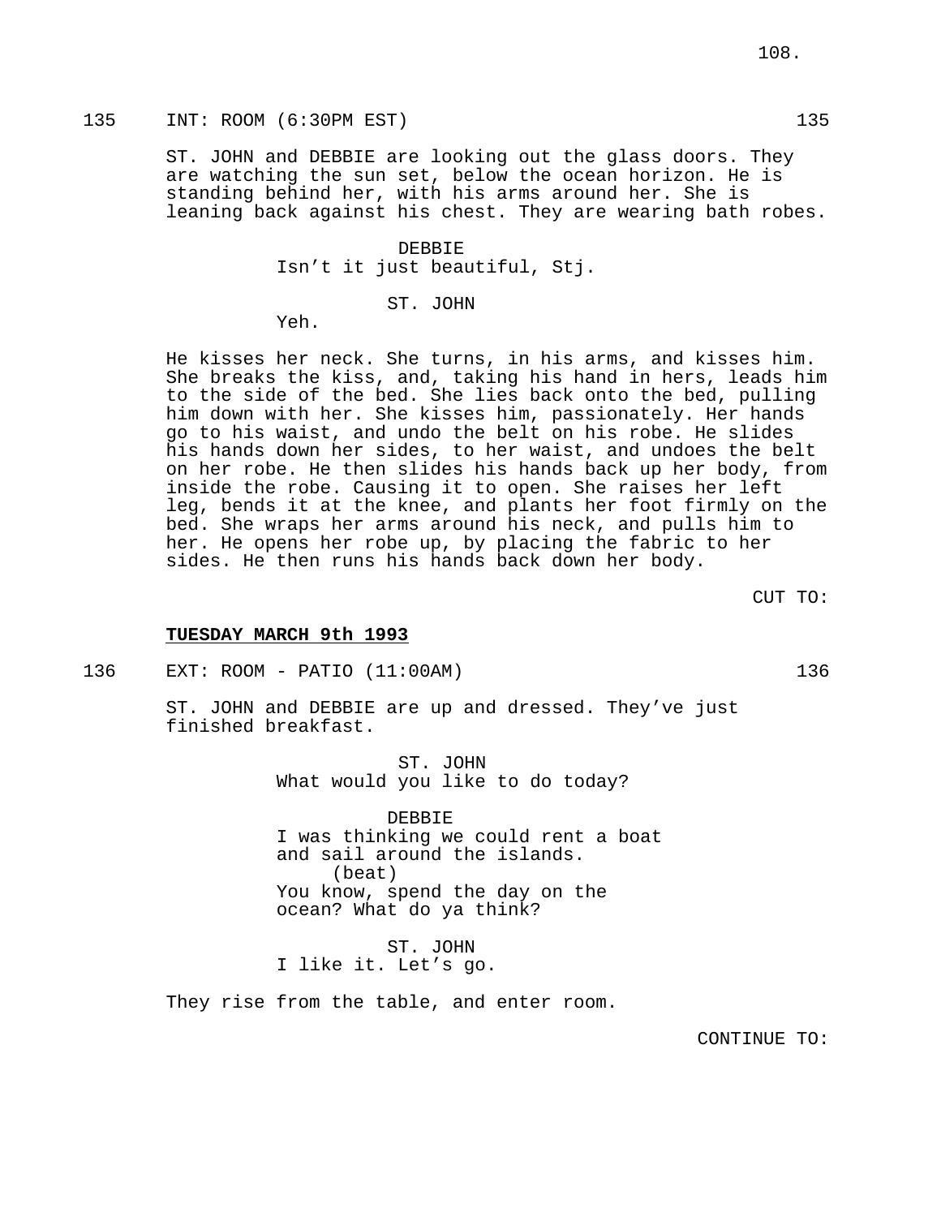135 INT: ROOM (6:30PM EST) 135

ST. JOHN and DEBBIE are looking out the glass doors. They are watching the sun set, below the ocean horizon. He is standing behind her, with his arms around her. She is leaning back against his chest. They are wearing bath robes.

DEBBIE
Isn't it just beautiful, Stj.

ST. JOHN
Yeh.

He kisses her neck. She turns, in his arms, and kisses him. She breaks the kiss, and, taking his hand in hers, leads him to the side of the bed. She lies back onto the bed, pulling him down with her. She kisses him, passionately. Her hands go to his waist, and undo the belt on his robe. He slides his hands down her sides, to her waist, and undoes the belt on her robe. He then slides his hands back up her body, from inside the robe. Causing it to open. She raises her left leg, bends it at the knee, and plants her foot firmly on the bed. She wraps her arms around his neck, and pulls him to her. He opens her robe up, by placing the fabric to her sides. He then runs his hands back down her body.

CUT TO:

**TUESDAY MARCH 9th 1993**

136 EXT: ROOM - PATIO (11:00AM) 136

ST. JOHN and DEBBIE are up and dressed. They've just finished breakfast.

ST. JOHN
What would you like to do today?

DEBBIE
I was thinking we could rent a boat and sail around the islands.
(beat)
You know, spend the day on the ocean? What do ya think?

ST. JOHN
I like it. Let's go.

They rise from the table, and enter room.

CONTINUE TO: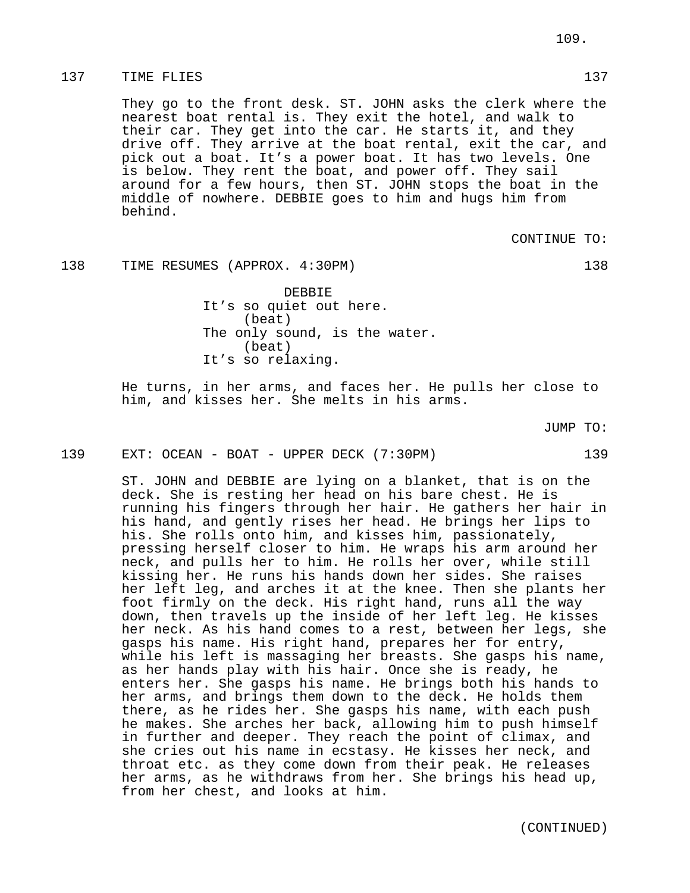137 TIME FLIES 137

They go to the front desk. ST. JOHN asks the clerk where the nearest boat rental is. They exit the hotel, and walk to their car. They get into the car. He starts it, and they drive off. They arrive at the boat rental, exit the car, and pick out a boat. It's a power boat. It has two levels. One is below. They rent the boat, and power off. They sail around for a few hours, then ST. JOHN stops the boat in the middle of nowhere. DEBBIE goes to him and hugs him from behind.

CONTINUE TO:

138 TIME RESUMES (APPROX. 4:30PM) 138

DEBBIE
It's so quiet out here.
(beat)
The only sound, is the water.
(beat)
It's so relaxing.

He turns, in her arms, and faces her. He pulls her close to him, and kisses her. She melts in his arms.

JUMP TO:

139 EXT: OCEAN - BOAT - UPPER DECK (7:30PM) 139

ST. JOHN and DEBBIE are lying on a blanket, that is on the deck. She is resting her head on his bare chest. He is running his fingers through her hair. He gathers her hair in his hand, and gently rises her head. He brings her lips to his. She rolls onto him, and kisses him, passionately, pressing herself closer to him. He wraps his arm around her neck, and pulls her to him. He rolls her over, while still kissing her. He runs his hands down her sides. She raises her left leg, and arches it at the knee. Then she plants her foot firmly on the deck. His right hand, runs all the way down, then travels up the inside of her left leg. He kisses her neck. As his hand comes to a rest, between her legs, she gasps his name. His right hand, prepares her for entry, while his left is massaging her breasts. She gasps his name, as her hands play with his hair. Once she is ready, he enters her. She gasps his name. He brings both his hands to her arms, and brings them down to the deck. He holds them there, as he rides her. She gasps his name, with each push he makes. She arches her back, allowing him to push himself in further and deeper. They reach the point of climax, and she cries out his name in ecstasy. He kisses her neck, and throat etc. as they come down from their peak. He releases her arms, as he withdraws from her. She brings his head up, from her chest, and looks at him.

(CONTINUED)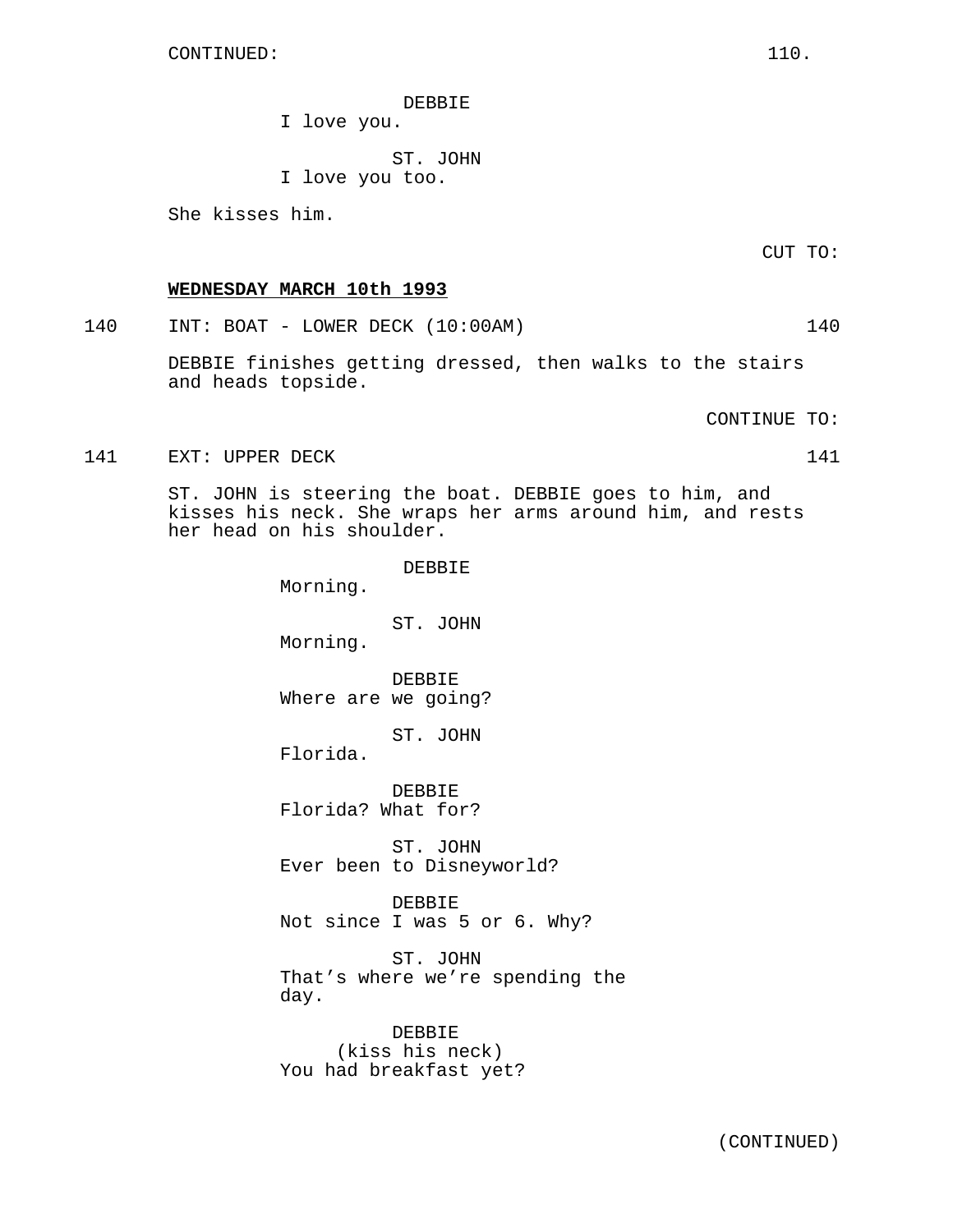CONTINUED:

DEBBIE
I love you.

ST. JOHN
I love you too.

She kisses him.

CUT TO:

**WEDNESDAY MARCH 10th 1993**

140 INT: BOAT - LOWER DECK (10:00AM) 140

DEBBIE finishes getting dressed, then walks to the stairs and heads topside.

CONTINUE TO:

141 EXT: UPPER DECK 141

ST. JOHN is steering the boat. DEBBIE goes to him, and kisses his neck. She wraps her arms around him, and rests her head on his shoulder.

DEBBIE
Morning.

ST. JOHN
Morning.

DEBBIE
Where are we going?

ST. JOHN
Florida.

DEBBIE
Florida? What for?

ST. JOHN
Ever been to Disneyworld?

DEBBIE
Not since I was 5 or 6. Why?

ST. JOHN
That's where we're spending the day.

DEBBIE
(kiss his neck)
You had breakfast yet?

(CONTINUED)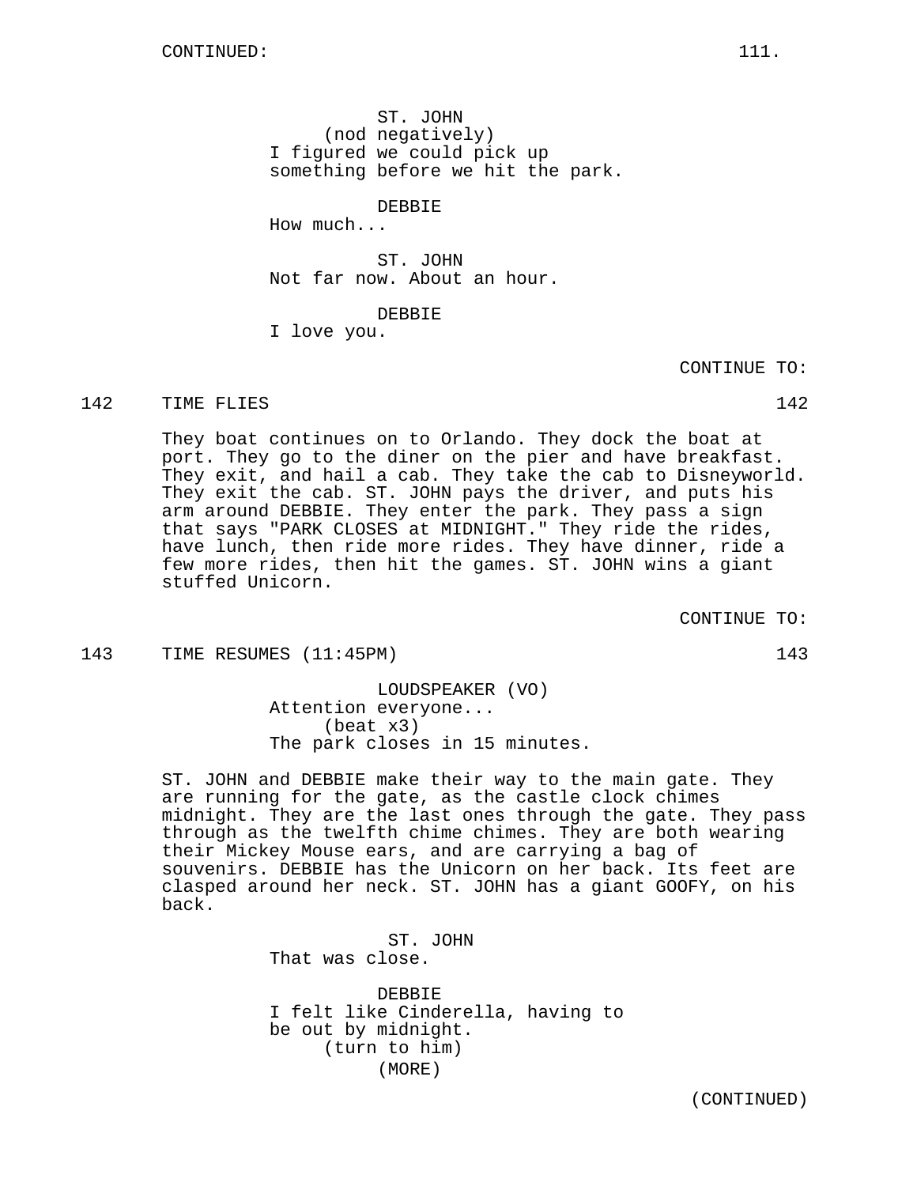ST. JOHN
(nod negatively)
I figured we could pick up something before we hit the park.

DEBBIE
How much...

ST. JOHN
Not far now. About an hour.

DEBBIE
I love you.

CONTINUE TO:

142 TIME FLIES 142

They boat continues on to Orlando. They dock the boat at port. They go to the diner on the pier and have breakfast. They exit, and hail a cab. They take the cab to Disneyworld. They exit the cab. ST. JOHN pays the driver, and puts his arm around DEBBIE. They enter the park. They pass a sign that says "PARK CLOSES at MIDNIGHT." They ride the rides, have lunch, then ride more rides. They have dinner, ride a few more rides, then hit the games. ST. JOHN wins a giant stuffed Unicorn.

CONTINUE TO:

143 TIME RESUMES (11:45PM) 143

LOUDSPEAKER (VO)
Attention everyone...
(beat x3)
The park closes in 15 minutes.

ST. JOHN and DEBBIE make their way to the main gate. They are running for the gate, as the castle clock chimes midnight. They are the last ones through the gate. They pass through as the twelfth chime chimes. They are both wearing their Mickey Mouse ears, and are carrying a bag of souvenirs. DEBBIE has the Unicorn on her back. Its feet are clasped around her neck. ST. JOHN has a giant GOOFY, on his back.

ST. JOHN
That was close.

DEBBIE
I felt like Cinderella, having to be out by midnight.
(turn to him)
(MORE)

(CONTINUED)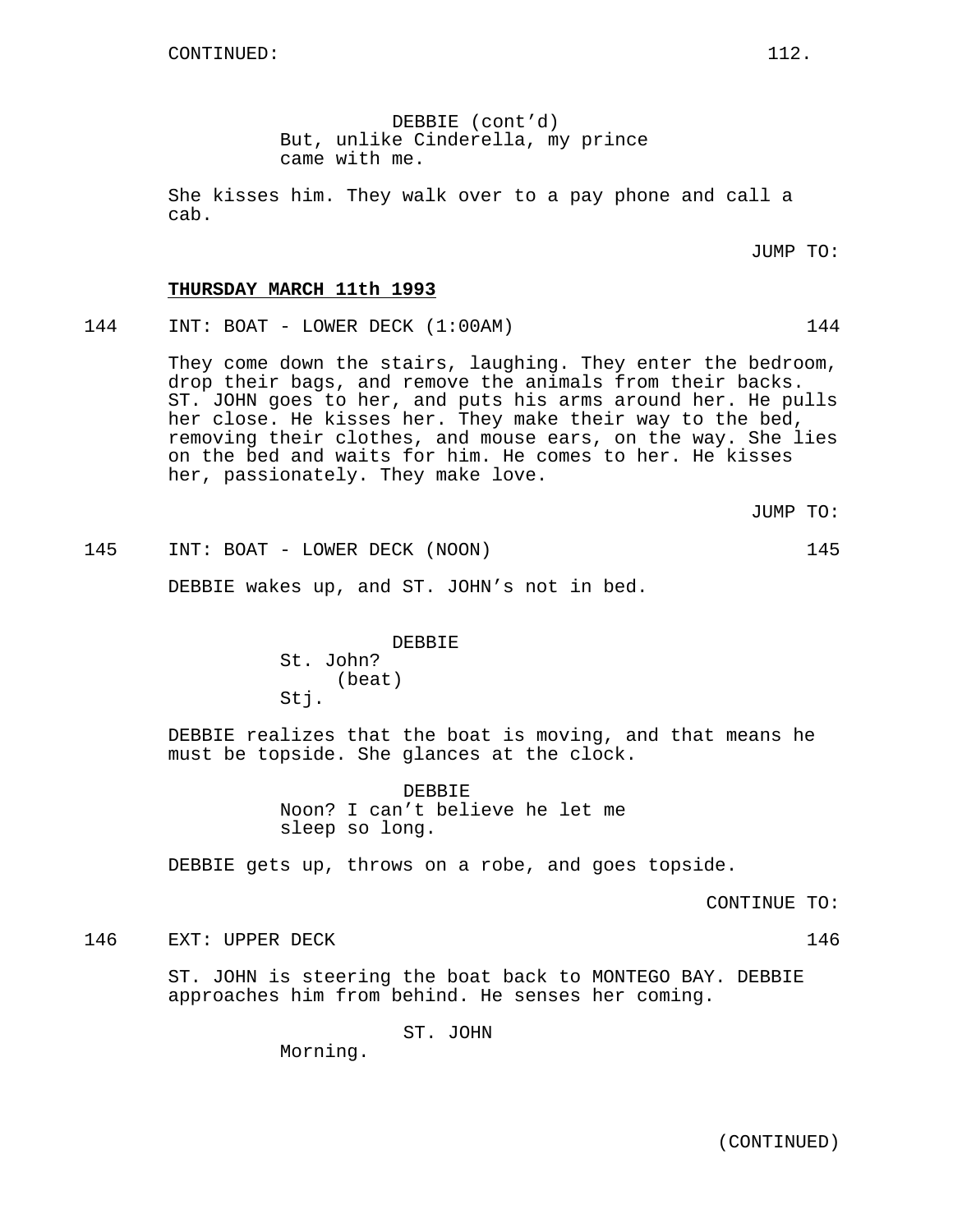DEBBIE (cont'd)
But, unlike Cinderella, my prince came with me.

She kisses him. They walk over to a pay phone and call a cab.

JUMP TO:

**THURSDAY MARCH 11th 1993**

144 INT: BOAT - LOWER DECK (1:00AM) 144

They come down the stairs, laughing. They enter the bedroom, drop their bags, and remove the animals from their backs. ST. JOHN goes to her, and puts his arms around her. He pulls her close. He kisses her. They make their way to the bed, removing their clothes, and mouse ears, on the way. She lies on the bed and waits for him. He comes to her. He kisses her, passionately. They make love.

JUMP TO:

145 INT: BOAT - LOWER DECK (NOON) 145

DEBBIE wakes up, and ST. JOHN's not in bed.

DEBBIE
St. John?
(beat)
Stj.

DEBBIE realizes that the boat is moving, and that means he must be topside. She glances at the clock.

DEBBIE
Noon? I can't believe he let me sleep so long.

DEBBIE gets up, throws on a robe, and goes topside.

CONTINUE TO:

146 EXT: UPPER DECK 146

ST. JOHN is steering the boat back to MONTEGO BAY. DEBBIE approaches him from behind. He senses her coming.

ST. JOHN
Morning.

(CONTINUED)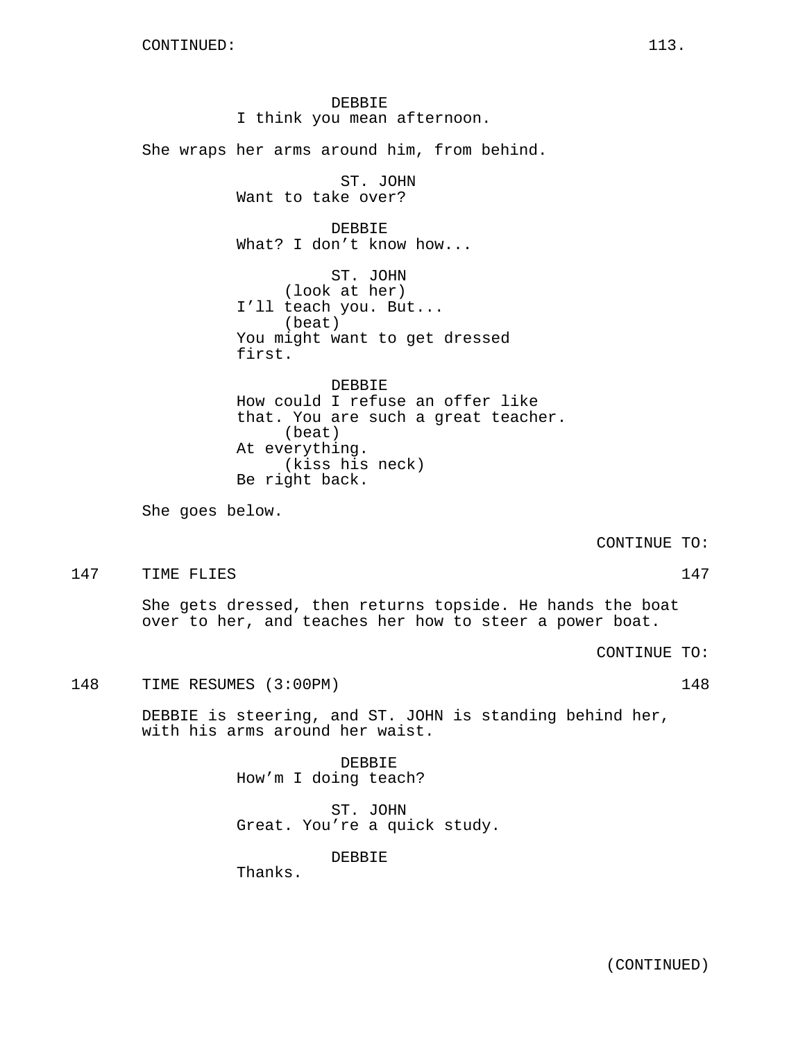DEBBIE
I think you mean afternoon.

She wraps her arms around him, from behind.

ST. JOHN
Want to take over?

DEBBIE
What? I don't know how...

ST. JOHN
(look at her)
I'll teach you. But...
(beat)
You might want to get dressed first.

DEBBIE
How could I refuse an offer like that. You are such a great teacher.
(beat)
At everything.
(kiss his neck)
Be right back.

She goes below.

CONTINUE TO:

147 TIME FLIES 147

She gets dressed, then returns topside. He hands the boat over to her, and teaches her how to steer a power boat.

CONTINUE TO:

148 TIME RESUMES (3:00PM) 148

DEBBIE is steering, and ST. JOHN is standing behind her, with his arms around her waist.

DEBBIE
How'm I doing teach?

ST. JOHN
Great. You're a quick study.

DEBBIE
Thanks.

(CONTINUED)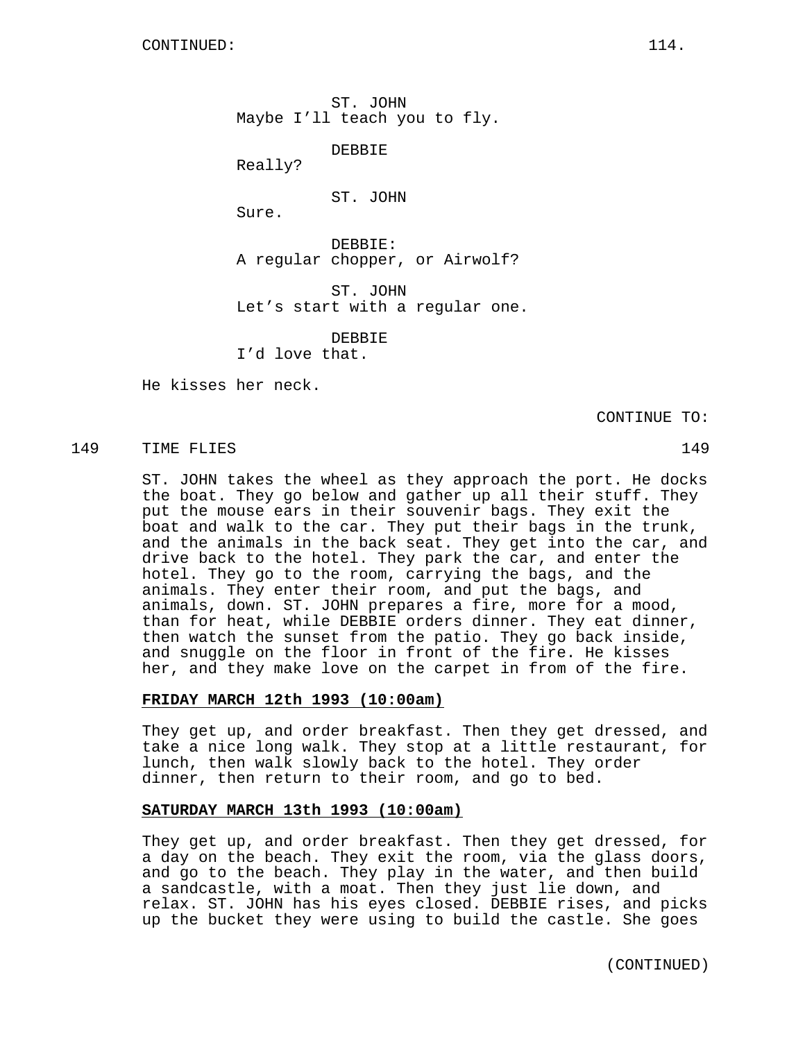CONTINUED:

ST. JOHN
Maybe I'll teach you to fly.

DEBBIE
Really?

ST. JOHN
Sure.

DEBBIE:
A regular chopper, or Airwolf?

ST. JOHN
Let's start with a regular one.

DEBBIE
I'd love that.

He kisses her neck.

CONTINUE TO:

149 TIME FLIES 149

ST. JOHN takes the wheel as they approach the port. He docks the boat. They go below and gather up all their stuff. They put the mouse ears in their souvenir bags. They exit the boat and walk to the car. They put their bags in the trunk, and the animals in the back seat. They get into the car, and drive back to the hotel. They park the car, and enter the hotel. They go to the room, carrying the bags, and the animals. They enter their room, and put the bags, and animals, down. ST. JOHN prepares a fire, more for a mood, than for heat, while DEBBIE orders dinner. They eat dinner, then watch the sunset from the patio. They go back inside, and snuggle on the floor in front of the fire. He kisses her, and they make love on the carpet in from of the fire.

**FRIDAY MARCH 12th 1993 (10:00am)**

They get up, and order breakfast. Then they get dressed, and take a nice long walk. They stop at a little restaurant, for lunch, then walk slowly back to the hotel. They order dinner, then return to their room, and go to bed.

**SATURDAY MARCH 13th 1993 (10:00am)**

They get up, and order breakfast. Then they get dressed, for a day on the beach. They exit the room, via the glass doors, and go to the beach. They play in the water, and then build a sandcastle, with a moat. Then they just lie down, and relax. ST. JOHN has his eyes closed. DEBBIE rises, and picks up the bucket they were using to build the castle. She goes

(CONTINUED)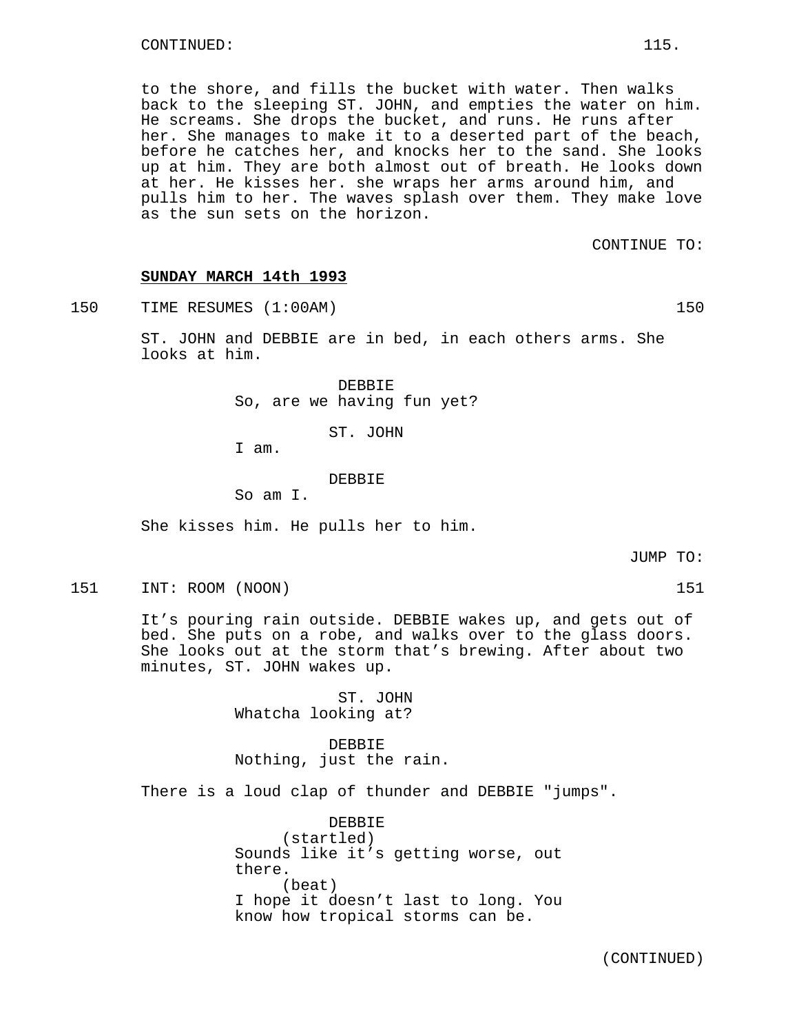to the shore, and fills the bucket with water. Then walks back to the sleeping ST. JOHN, and empties the water on him. He screams. She drops the bucket, and runs. He runs after her. She manages to make it to a deserted part of the beach, before he catches her, and knocks her to the sand. She looks up at him. They are both almost out of breath. He looks down at her. He kisses her. she wraps her arms around him, and pulls him to her. The waves splash over them. They make love as the sun sets on the horizon.

CONTINUE TO:

**SUNDAY MARCH 14th 1993**

150 TIME RESUMES (1:00AM) 150

ST. JOHN and DEBBIE are in bed, in each others arms. She looks at him.

DEBBIE
So, are we having fun yet?

ST. JOHN
I am.

DEBBIE
So am I.

She kisses him. He pulls her to him.

JUMP TO:

151 INT: ROOM (NOON) 151

It's pouring rain outside. DEBBIE wakes up, and gets out of bed. She puts on a robe, and walks over to the glass doors. She looks out at the storm that's brewing. After about two minutes, ST. JOHN wakes up.

ST. JOHN
Whatcha looking at?

DEBBIE
Nothing, just the rain.

There is a loud clap of thunder and DEBBIE "jumps".

DEBBIE
(startled)
Sounds like it's getting worse, out there.
(beat)
I hope it doesn't last to long. You know how tropical storms can be.

(CONTINUED)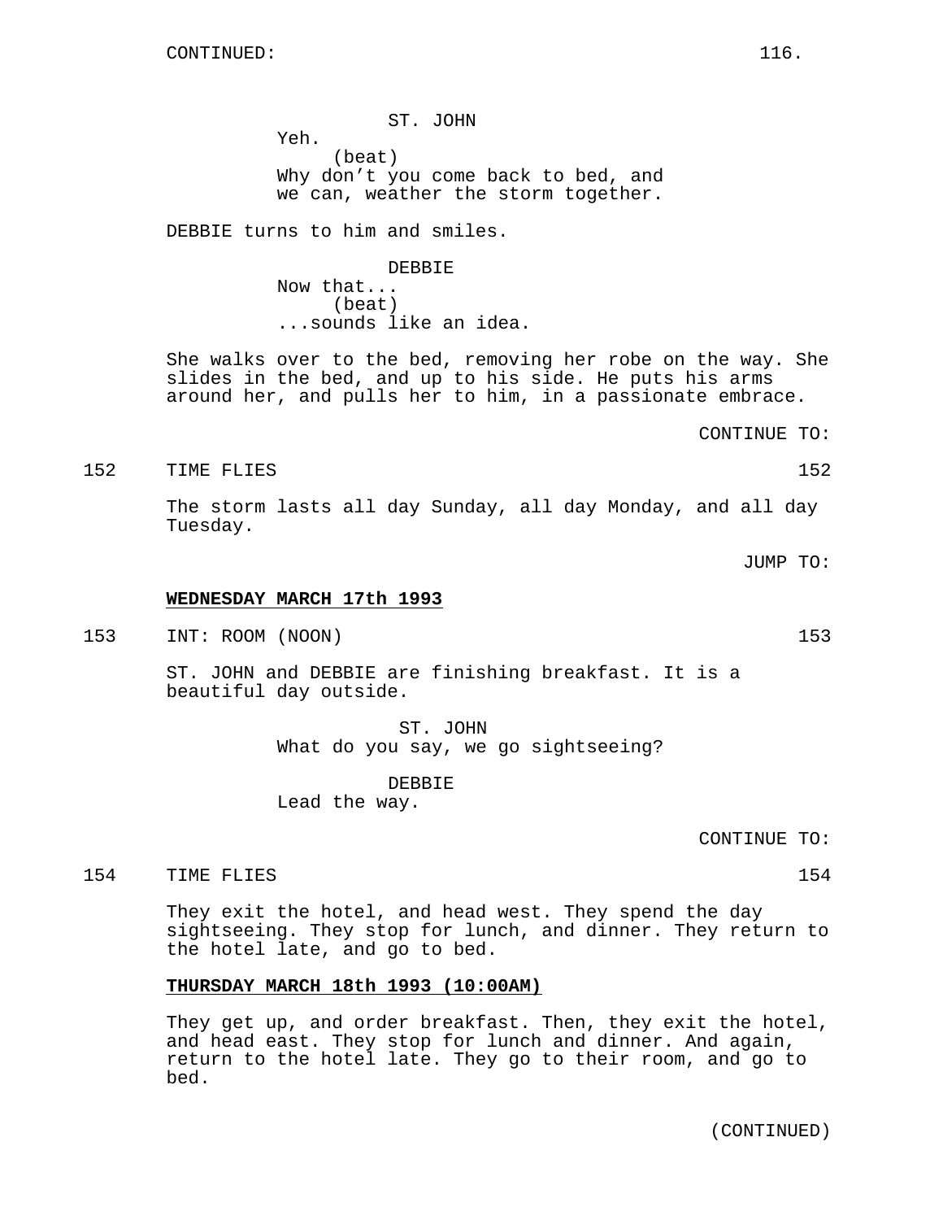CONTINUED:

ST. JOHN
Yeh.
(beat)
Why don't you come back to bed, and we can, weather the storm together.

DEBBIE turns to him and smiles.

DEBBIE
Now that...
(beat)
...sounds like an idea.

She walks over to the bed, removing her robe on the way. She slides in the bed, and up to his side. He puts his arms around her, and pulls her to him, in a passionate embrace.

CONTINUE TO:

152 TIME FLIES 152

The storm lasts all day Sunday, all day Monday, and all day Tuesday.

JUMP TO:

**WEDNESDAY MARCH 17th 1993**

153 INT: ROOM (NOON) 153

ST. JOHN and DEBBIE are finishing breakfast. It is a beautiful day outside.

ST. JOHN
What do you say, we go sightseeing?

DEBBIE
Lead the way.

CONTINUE TO:

154 TIME FLIES 154

They exit the hotel, and head west. They spend the day sightseeing. They stop for lunch, and dinner. They return to the hotel late, and go to bed.

**THURSDAY MARCH 18th 1993 (10:00AM)**

They get up, and order breakfast. Then, they exit the hotel, and head east. They stop for lunch and dinner. And again, return to the hotel late. They go to their room, and go to bed.

(CONTINUED)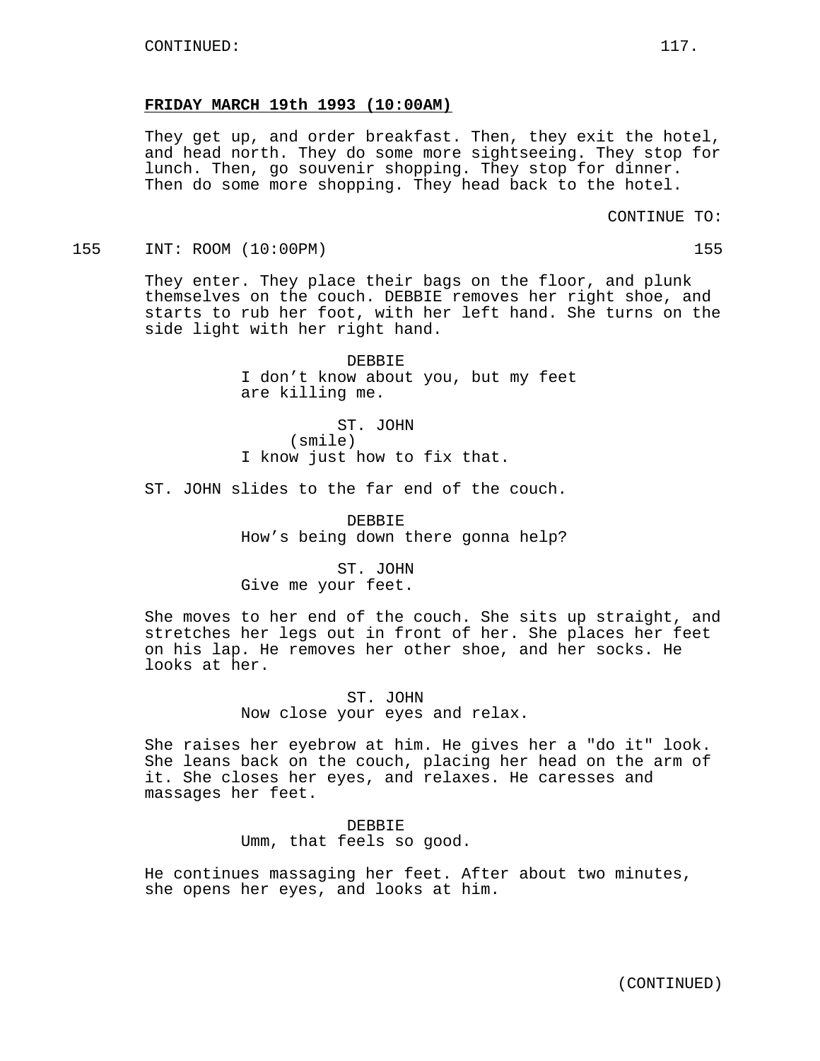**FRIDAY MARCH 19th 1993 (10:00AM)**

They get up, and order breakfast. Then, they exit the hotel, and head north. They do some more sightseeing. They stop for lunch. Then, go souvenir shopping. They stop for dinner. Then do some more shopping. They head back to the hotel.

CONTINUE TO:

155 INT: ROOM (10:00PM) 155

They enter. They place their bags on the floor, and plunk themselves on the couch. DEBBIE removes her right shoe, and starts to rub her foot, with her left hand. She turns on the side light with her right hand.

DEBBIE
I don't know about you, but my feet are killing me.

ST. JOHN
(smile)
I know just how to fix that.

ST. JOHN slides to the far end of the couch.

DEBBIE
How's being down there gonna help?

ST. JOHN
Give me your feet.

She moves to her end of the couch. She sits up straight, and stretches her legs out in front of her. She places her feet on his lap. He removes her other shoe, and her socks. He looks at her.

ST. JOHN
Now close your eyes and relax.

She raises her eyebrow at him. He gives her a "do it" look. She leans back on the couch, placing her head on the arm of it. She closes her eyes, and relaxes. He caresses and massages her feet.

DEBBIE
Umm, that feels so good.

He continues massaging her feet. After about two minutes, she opens her eyes, and looks at him.

(CONTINUED)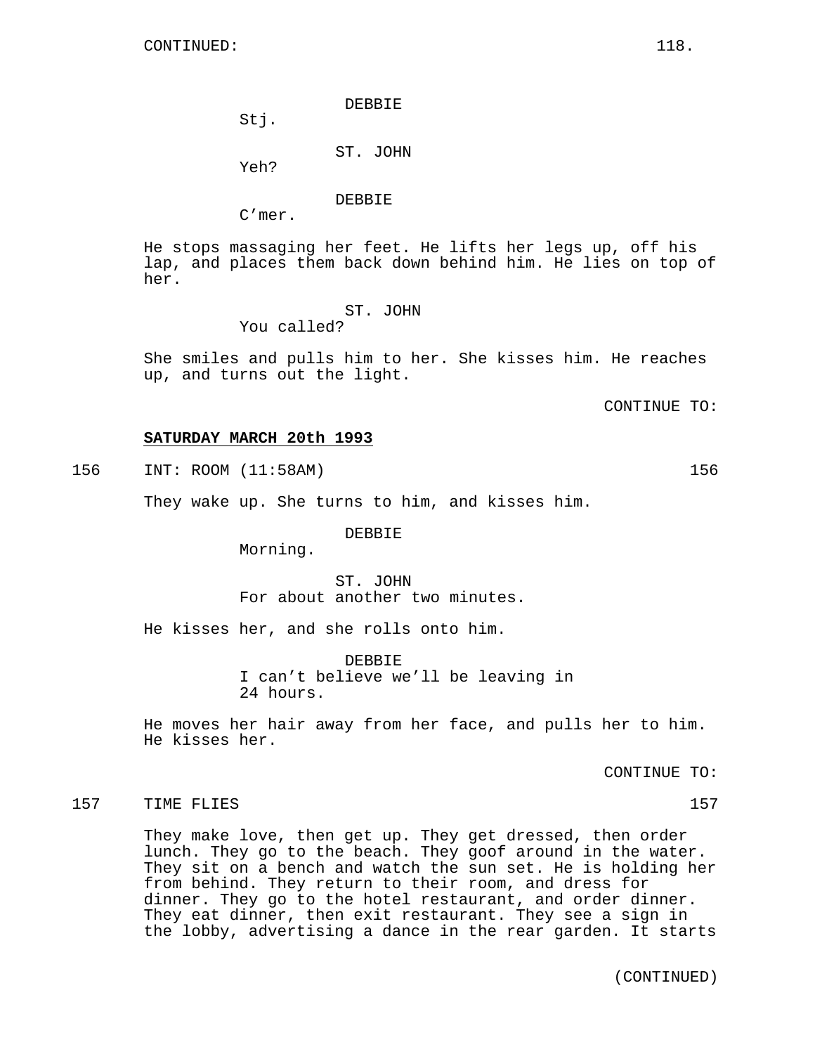DEBBIE
Stj.

ST. JOHN
Yeh?

DEBBIE
C'mer.

He stops massaging her feet. He lifts her legs up, off his lap, and places them back down behind him. He lies on top of her.

ST. JOHN
You called?

She smiles and pulls him to her. She kisses him. He reaches up, and turns out the light.

CONTINUE TO:

**SATURDAY MARCH 20th 1993**

156 INT: ROOM (11:58AM) 156

They wake up. She turns to him, and kisses him.

DEBBIE
Morning.

ST. JOHN
For about another two minutes.

He kisses her, and she rolls onto him.

DEBBIE
I can't believe we'll be leaving in 24 hours.

He moves her hair away from her face, and pulls her to him. He kisses her.

CONTINUE TO:

157 TIME FLIES 157

They make love, then get up. They get dressed, then order lunch. They go to the beach. They goof around in the water. They sit on a bench and watch the sun set. He is holding her from behind. They return to their room, and dress for dinner. They go to the hotel restaurant, and order dinner. They eat dinner, then exit restaurant. They see a sign in the lobby, advertising a dance in the rear garden. It starts

(CONTINUED)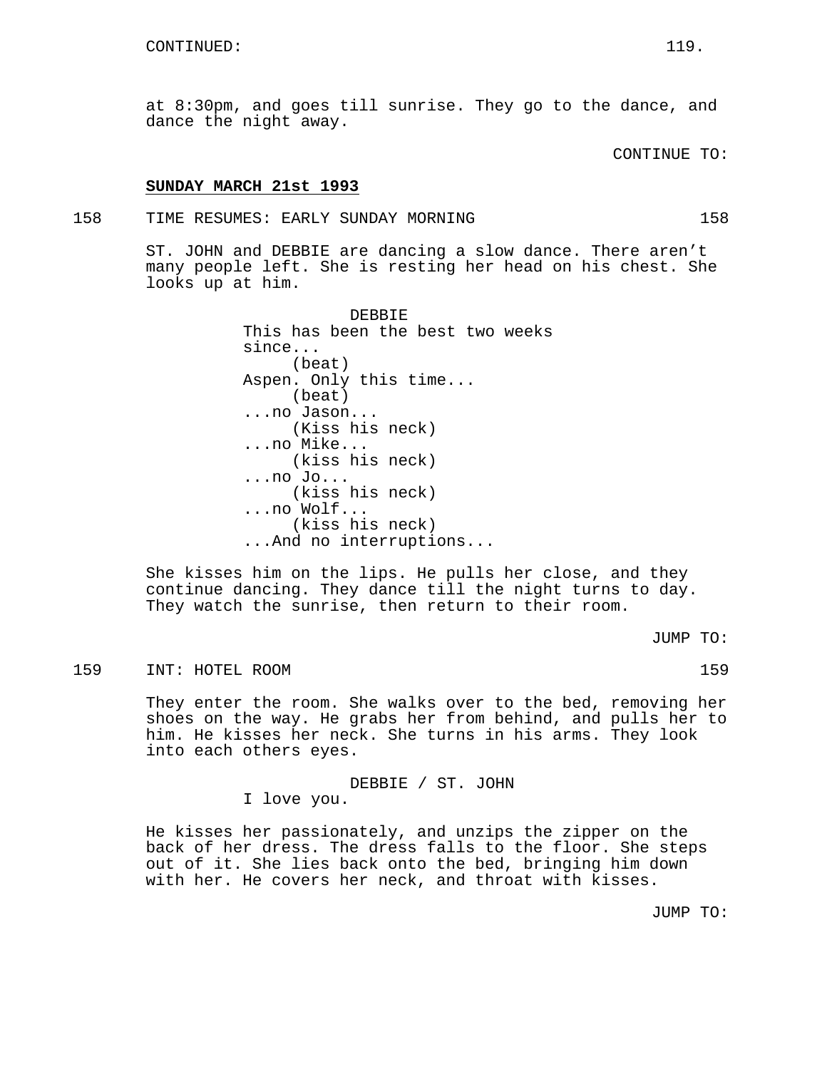at 8:30pm, and goes till sunrise. They go to the dance, and dance the night away.

CONTINUE TO:

**SUNDAY MARCH 21st 1993**

158 TIME RESUMES: EARLY SUNDAY MORNING 158

ST. JOHN and DEBBIE are dancing a slow dance. There aren't many people left. She is resting her head on his chest. She looks up at him.

DEBBIE
This has been the best two weeks since...
(beat)
Aspen. Only this time...
(beat)
...no Jason...
(Kiss his neck)
...no Mike...
(kiss his neck)
...no Jo...
(kiss his neck)
...no Wolf...
(kiss his neck)
...And no interruptions...

She kisses him on the lips. He pulls her close, and they continue dancing. They dance till the night turns to day. They watch the sunrise, then return to their room.

JUMP TO:

159 INT: HOTEL ROOM 159

They enter the room. She walks over to the bed, removing her shoes on the way. He grabs her from behind, and pulls her to him. He kisses her neck. She turns in his arms. They look into each others eyes.

DEBBIE / ST. JOHN
I love you.

He kisses her passionately, and unzips the zipper on the back of her dress. The dress falls to the floor. She steps out of it. She lies back onto the bed, bringing him down with her. He covers her neck, and throat with kisses.

JUMP TO: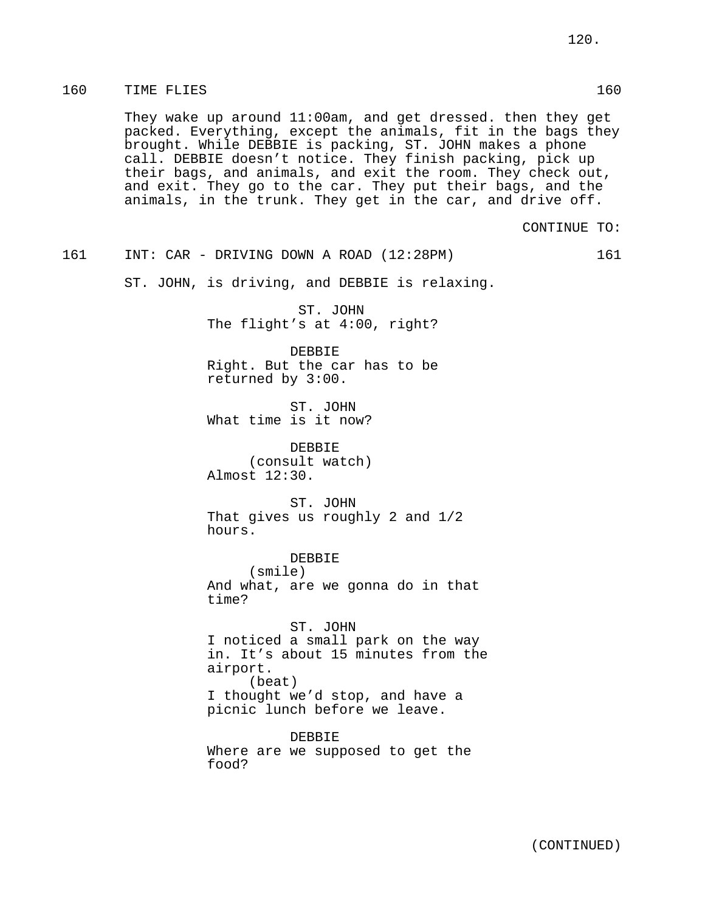160 TIME FLIES 160

They wake up around 11:00am, and get dressed. then they get packed. Everything, except the animals, fit in the bags they brought. While DEBBIE is packing, ST. JOHN makes a phone call. DEBBIE doesn't notice. They finish packing, pick up their bags, and animals, and exit the room. They check out, and exit. They go to the car. They put their bags, and the animals, in the trunk. They get in the car, and drive off.

CONTINUE TO:

161 INT: CAR - DRIVING DOWN A ROAD (12:28PM) 161

ST. JOHN, is driving, and DEBBIE is relaxing.

ST. JOHN
The flight's at 4:00, right?

DEBBIE
Right. But the car has to be returned by 3:00.

ST. JOHN
What time is it now?

DEBBIE
(consult watch)
Almost 12:30.

ST. JOHN
That gives us roughly 2 and 1/2 hours.

DEBBIE
(smile)
And what, are we gonna do in that time?

ST. JOHN
I noticed a small park on the way in. It's about 15 minutes from the airport.
(beat)
I thought we'd stop, and have a picnic lunch before we leave.

DEBBIE
Where are we supposed to get the food?

(CONTINUED)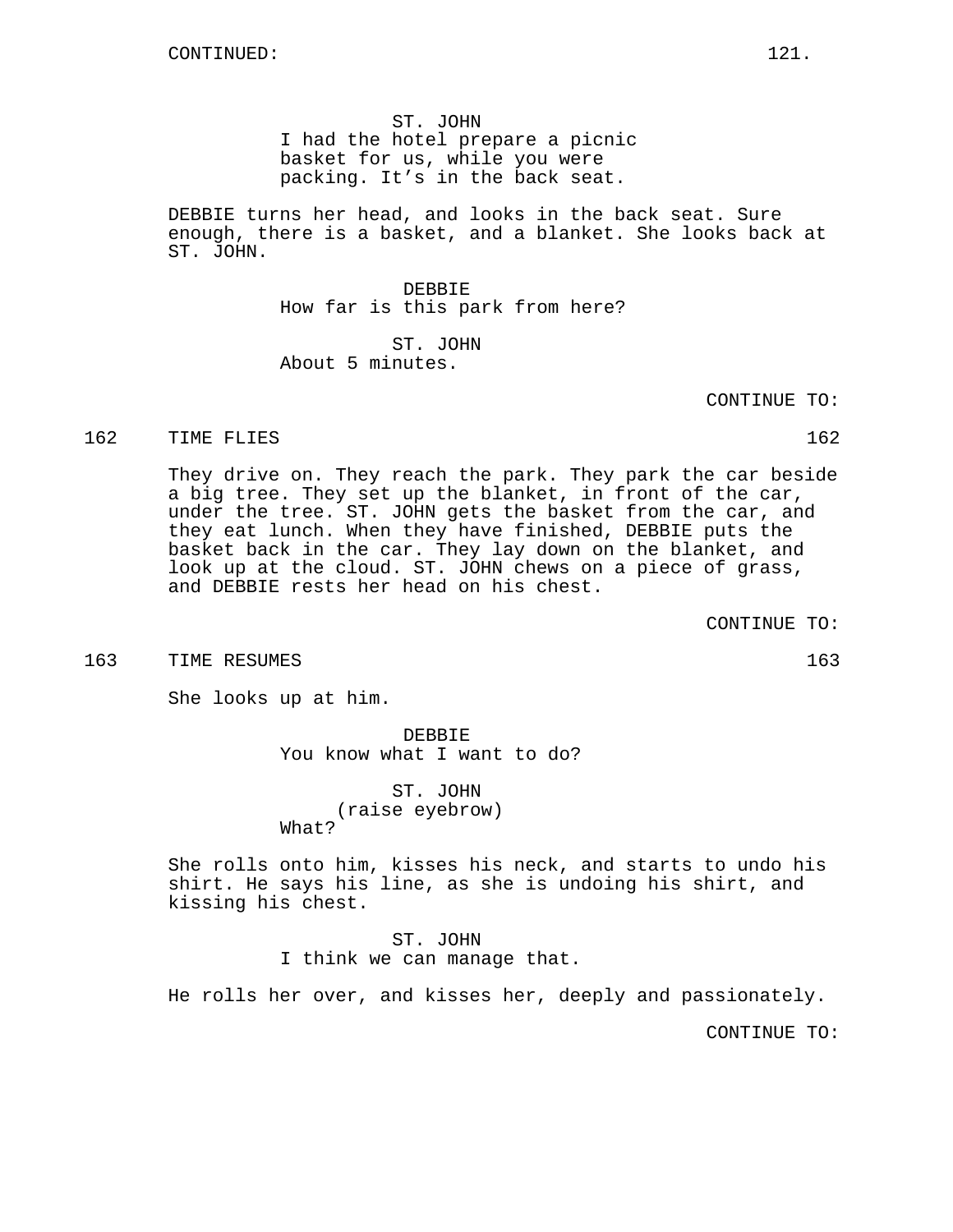CONTINUED:

ST. JOHN
I had the hotel prepare a picnic basket for us, while you were packing. It's in the back seat.

DEBBIE turns her head, and looks in the back seat. Sure enough, there is a basket, and a blanket. She looks back at ST. JOHN.

DEBBIE
How far is this park from here?

ST. JOHN
About 5 minutes.

CONTINUE TO:

162 TIME FLIES 162

They drive on. They reach the park. They park the car beside a big tree. They set up the blanket, in front of the car, under the tree. ST. JOHN gets the basket from the car, and they eat lunch. When they have finished, DEBBIE puts the basket back in the car. They lay down on the blanket, and look up at the cloud. ST. JOHN chews on a piece of grass, and DEBBIE rests her head on his chest.

CONTINUE TO:

163 TIME RESUMES 163

She looks up at him.

DEBBIE
You know what I want to do?

ST. JOHN
(raise eyebrow)
What?

She rolls onto him, kisses his neck, and starts to undo his shirt. He says his line, as she is undoing his shirt, and kissing his chest.

ST. JOHN
I think we can manage that.

He rolls her over, and kisses her, deeply and passionately.

CONTINUE TO: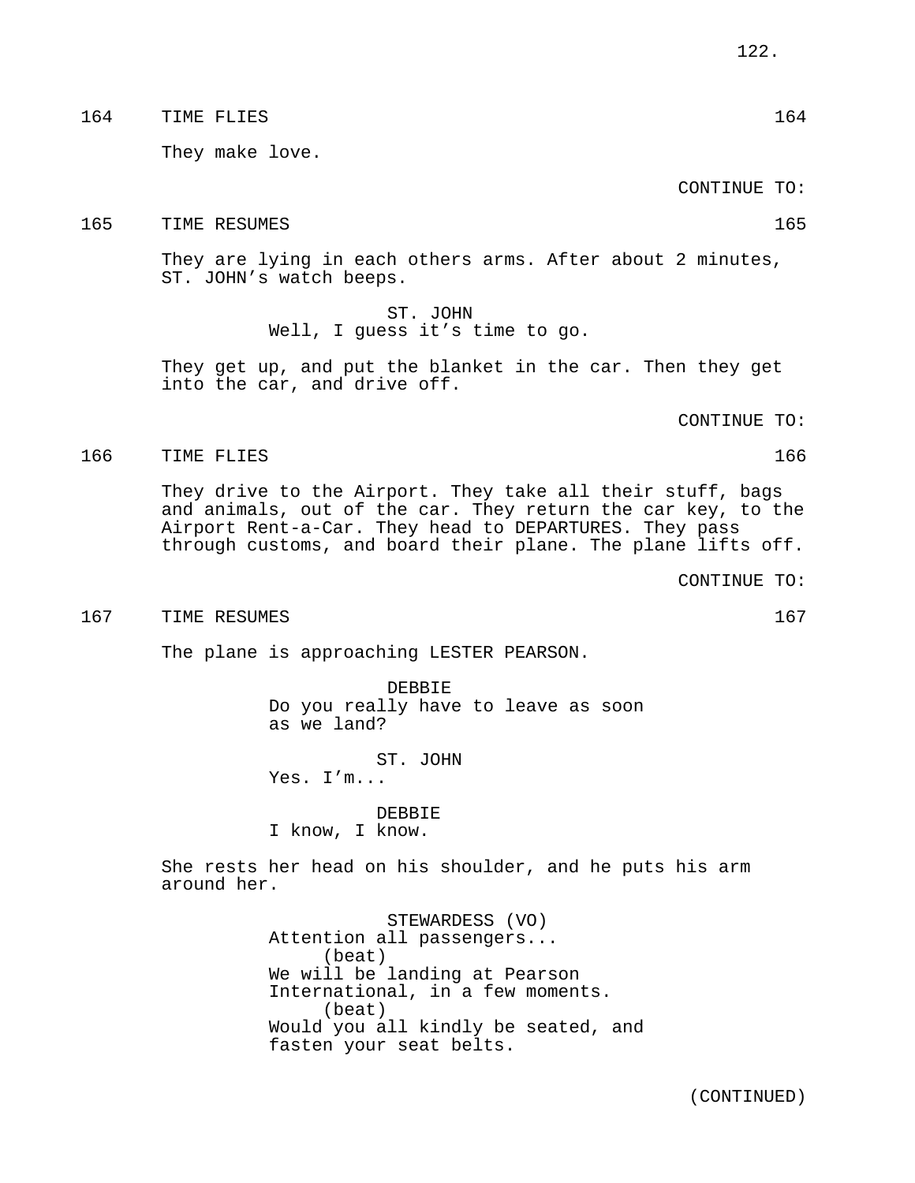164 TIME FLIES 164

They make love.

CONTINUE TO:

165 TIME RESUMES 165

They are lying in each others arms. After about 2 minutes, ST. JOHN’s watch beeps.

ST. JOHN
Well, I guess it’s time to go.

They get up, and put the blanket in the car. Then they get into the car, and drive off.

CONTINUE TO:

166 TIME FLIES 166

They drive to the Airport. They take all their stuff, bags and animals, out of the car. They return the car key, to the Airport Rent-a-Car. They head to DEPARTURES. They pass through customs, and board their plane. The plane lifts off.

CONTINUE TO:

167 TIME RESUMES 167

The plane is approaching LESTER PEARSON.

DEBBIE
Do you really have to leave as soon as we land?

ST. JOHN
Yes. I’m...

DEBBIE
I know, I know.

She rests her head on his shoulder, and he puts his arm around her.

STEWARDESS (VO)
Attention all passengers...
(beat)
We will be landing at Pearson International, in a few moments.
(beat)
Would you all kindly be seated, and fasten your seat belts.

(CONTINUED)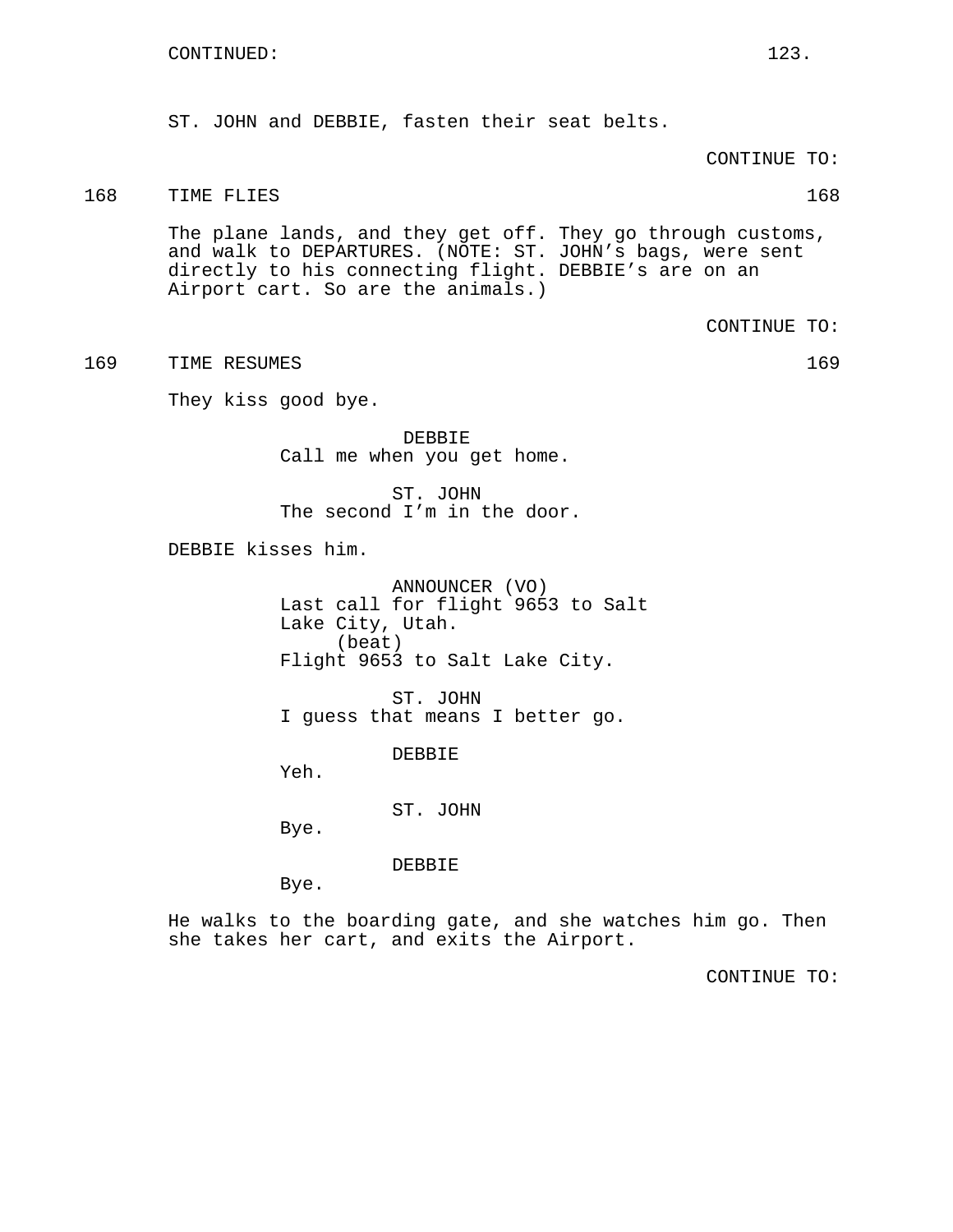CONTINUED:

ST. JOHN and DEBBIE, fasten their seat belts.

CONTINUE TO:

168 TIME FLIES 168

The plane lands, and they get off. They go through customs, and walk to DEPARTURES. (NOTE: ST. JOHN's bags, were sent directly to his connecting flight. DEBBIE's are on an Airport cart. So are the animals.)

CONTINUE TO:

169 TIME RESUMES 169

They kiss good bye.

DEBBIE
Call me when you get home.

ST. JOHN
The second I'm in the door.

DEBBIE kisses him.

ANNOUNCER (VO)
Last call for flight 9653 to Salt Lake City, Utah.
(beat)
Flight 9653 to Salt Lake City.

ST. JOHN
I guess that means I better go.

DEBBIE
Yeh.

ST. JOHN
Bye.

DEBBIE
Bye.

He walks to the boarding gate, and she watches him go. Then she takes her cart, and exits the Airport.

CONTINUE TO: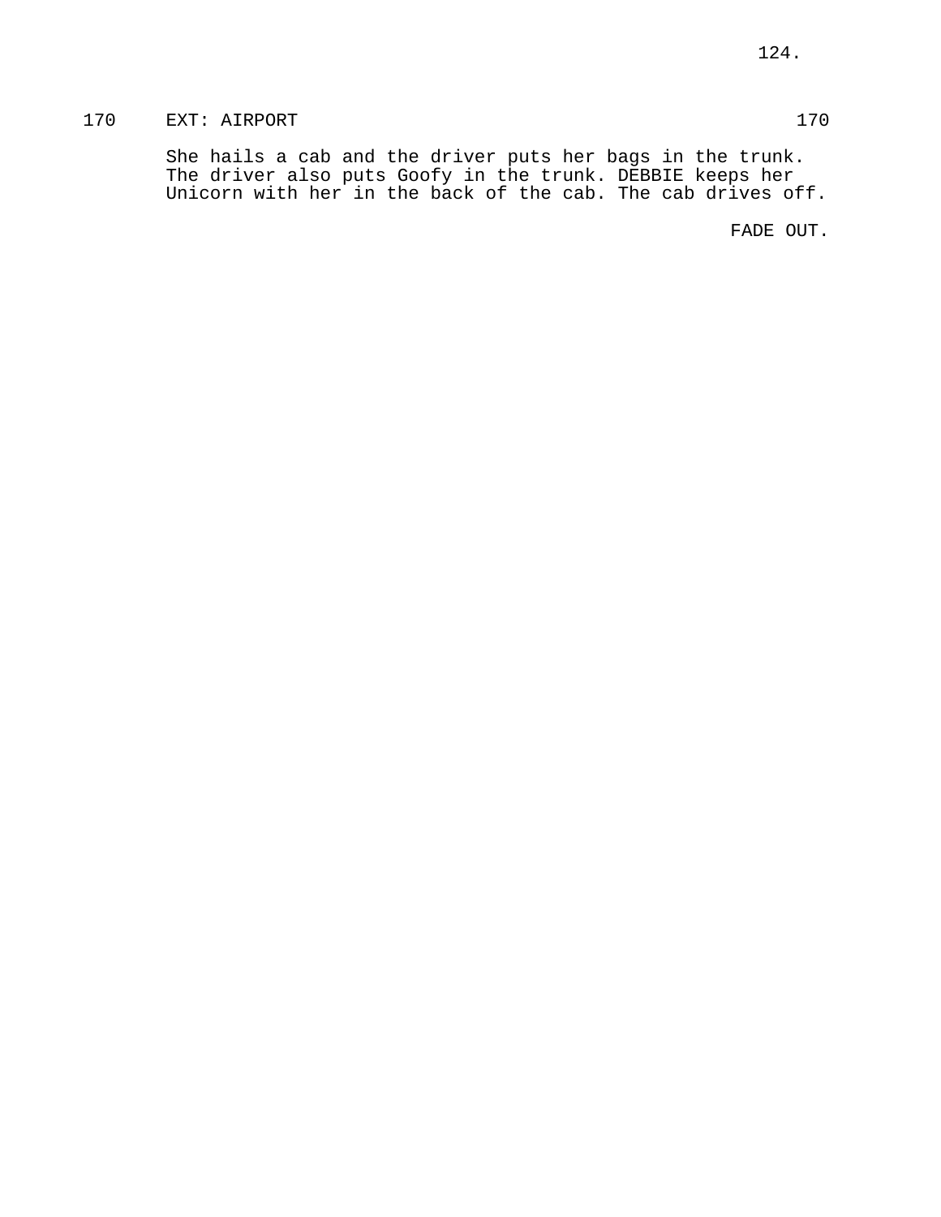170 EXT: AIRPORT 170

She hails a cab and the driver puts her bags in the trunk. The driver also puts Goofy in the trunk. DEBBIE keeps her Unicorn with her in the back of the cab. The cab drives off.

FADE OUT.